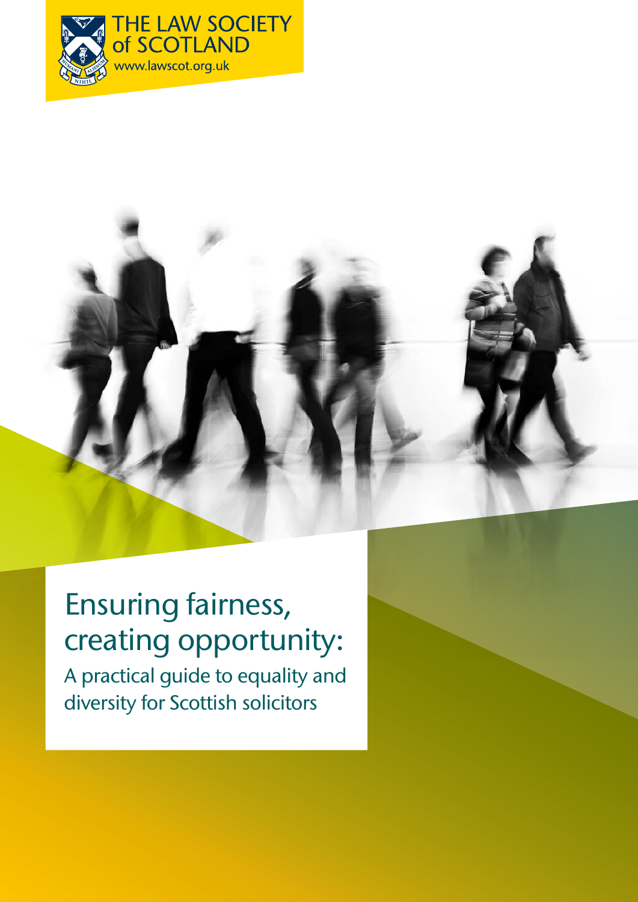THE LAW SOCIETY of SCOTLAND

www.lawscot.org.uk

# Ensuring fairness, creating opportunity:

## A practical guide to equality and diversity for Scottish solicitors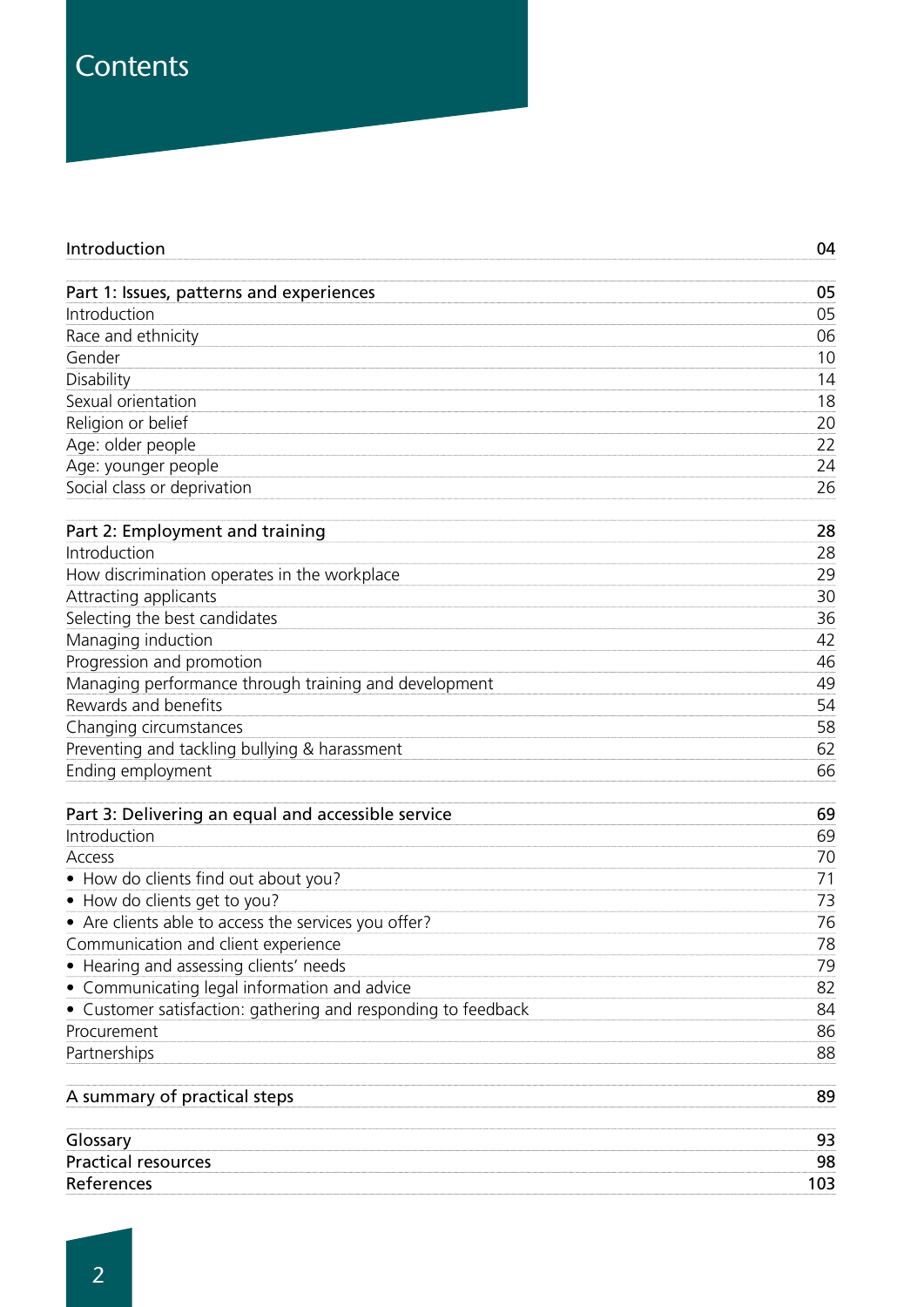# Contents

| | |
|---|---|
| **Introduction** | **04** |
| **Part 1: Issues, patterns and experiences** | **05** |
| Introduction | 05 |
| Race and ethnicity | 06 |
| Gender | 10 |
| Disability | 14 |
| Sexual orientation | 18 |
| Religion or belief | 20 |
| Age: older people | 22 |
| Age: younger people | 24 |
| Social class or deprivation | 26 |
| **Part 2: Employment and training** | **28** |
| Introduction | 28 |
| How discrimination operates in the workplace | 29 |
| Attracting applicants | 30 |
| Selecting the best candidates | 36 |
| Managing induction | 42 |
| Progression and promotion | 46 |
| Managing performance through training and development | 49 |
| Rewards and benefits | 54 |
| Changing circumstances | 58 |
| Preventing and tackling bullying & harassment | 62 |
| Ending employment | 66 |
| **Part 3: Delivering an equal and accessible service** | **69** |
| Introduction | 69 |
| Access | 70 |
| • How do clients find out about you? | 71 |
| • How do clients get to you? | 73 |
| • Are clients able to access the services you offer? | 76 |
| Communication and client experience | 78 |
| • Hearing and assessing clients' needs | 79 |
| • Communicating legal information and advice | 82 |
| • Customer satisfaction: gathering and responding to feedback | 84 |
| Procurement | 86 |
| Partnerships | 88 |
| **A summary of practical steps** | **89** |
| **Glossary** | **93** |
| **Practical resources** | **98** |
| **References** | **103** |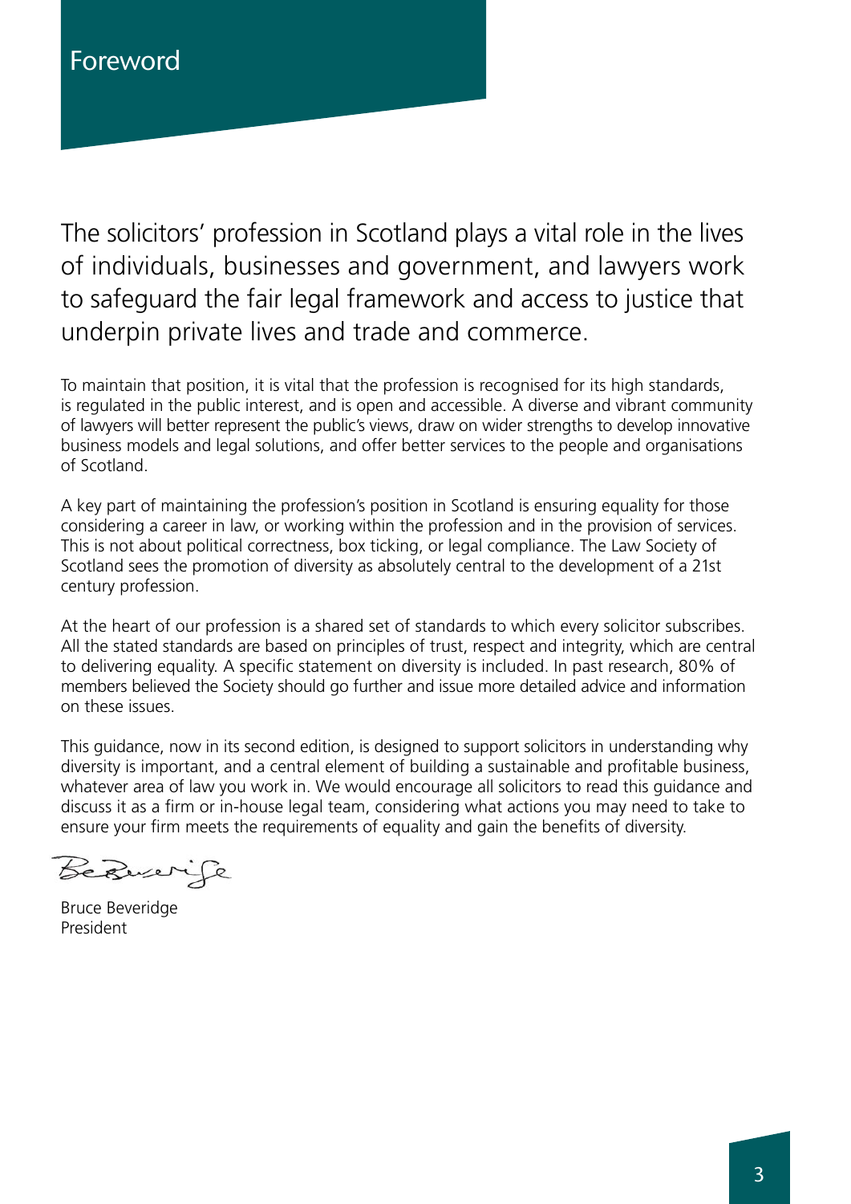# Foreword

The solicitors' profession in Scotland plays a vital role in the lives of individuals, businesses and government, and lawyers work to safeguard the fair legal framework and access to justice that underpin private lives and trade and commerce.

To maintain that position, it is vital that the profession is recognised for its high standards, is regulated in the public interest, and is open and accessible. A diverse and vibrant community of lawyers will better represent the public's views, draw on wider strengths to develop innovative business models and legal solutions, and offer better services to the people and organisations of Scotland.

A key part of maintaining the profession's position in Scotland is ensuring equality for those considering a career in law, or working within the profession and in the provision of services. This is not about political correctness, box ticking, or legal compliance. The Law Society of Scotland sees the promotion of diversity as absolutely central to the development of a 21st century profession.

At the heart of our profession is a shared set of standards to which every solicitor subscribes. All the stated standards are based on principles of trust, respect and integrity, which are central to delivering equality. A specific statement on diversity is included. In past research, 80% of members believed the Society should go further and issue more detailed advice and information on these issues.

This guidance, now in its second edition, is designed to support solicitors in understanding why diversity is important, and a central element of building a sustainable and profitable business, whatever area of law you work in. We would encourage all solicitors to read this guidance and discuss it as a firm or in-house legal team, considering what actions you may need to take to ensure your firm meets the requirements of equality and gain the benefits of diversity.

Bruce Beveridge
President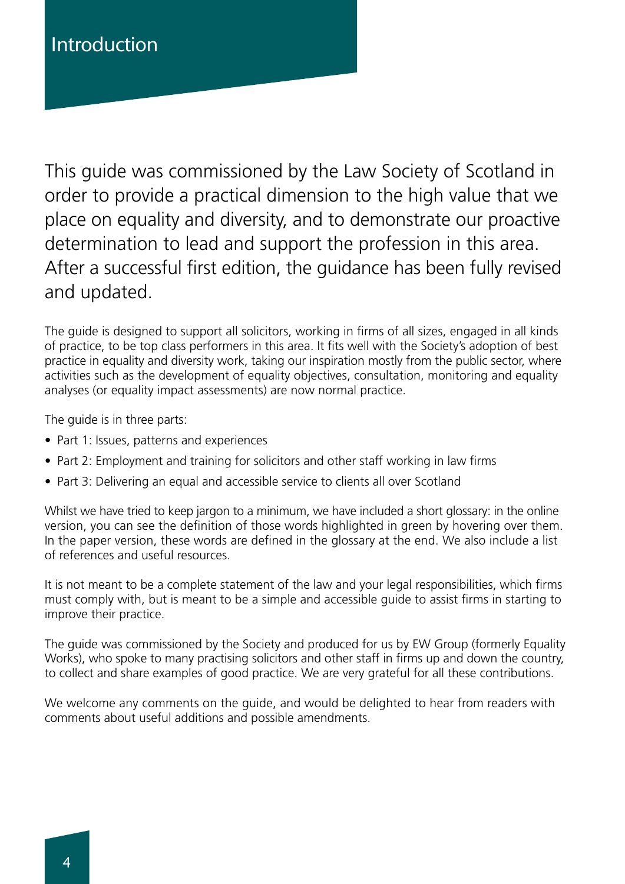# Introduction

This guide was commissioned by the Law Society of Scotland in order to provide a practical dimension to the high value that we place on equality and diversity, and to demonstrate our proactive determination to lead and support the profession in this area. After a successful first edition, the guidance has been fully revised and updated.

The guide is designed to support all solicitors, working in firms of all sizes, engaged in all kinds of practice, to be top class performers in this area. It fits well with the Society's adoption of best practice in equality and diversity work, taking our inspiration mostly from the public sector, where activities such as the development of equality objectives, consultation, monitoring and equality analyses (or equality impact assessments) are now normal practice.

The guide is in three parts:

- Part 1: Issues, patterns and experiences
- Part 2: Employment and training for solicitors and other staff working in law firms
- Part 3: Delivering an equal and accessible service to clients all over Scotland

Whilst we have tried to keep jargon to a minimum, we have included a short glossary: in the online version, you can see the definition of those words highlighted in green by hovering over them. In the paper version, these words are defined in the glossary at the end. We also include a list of references and useful resources.

It is not meant to be a complete statement of the law and your legal responsibilities, which firms must comply with, but is meant to be a simple and accessible guide to assist firms in starting to improve their practice.

The guide was commissioned by the Society and produced for us by EW Group (formerly Equality Works), who spoke to many practising solicitors and other staff in firms up and down the country, to collect and share examples of good practice. We are very grateful for all these contributions.

We welcome any comments on the guide, and would be delighted to hear from readers with comments about useful additions and possible amendments.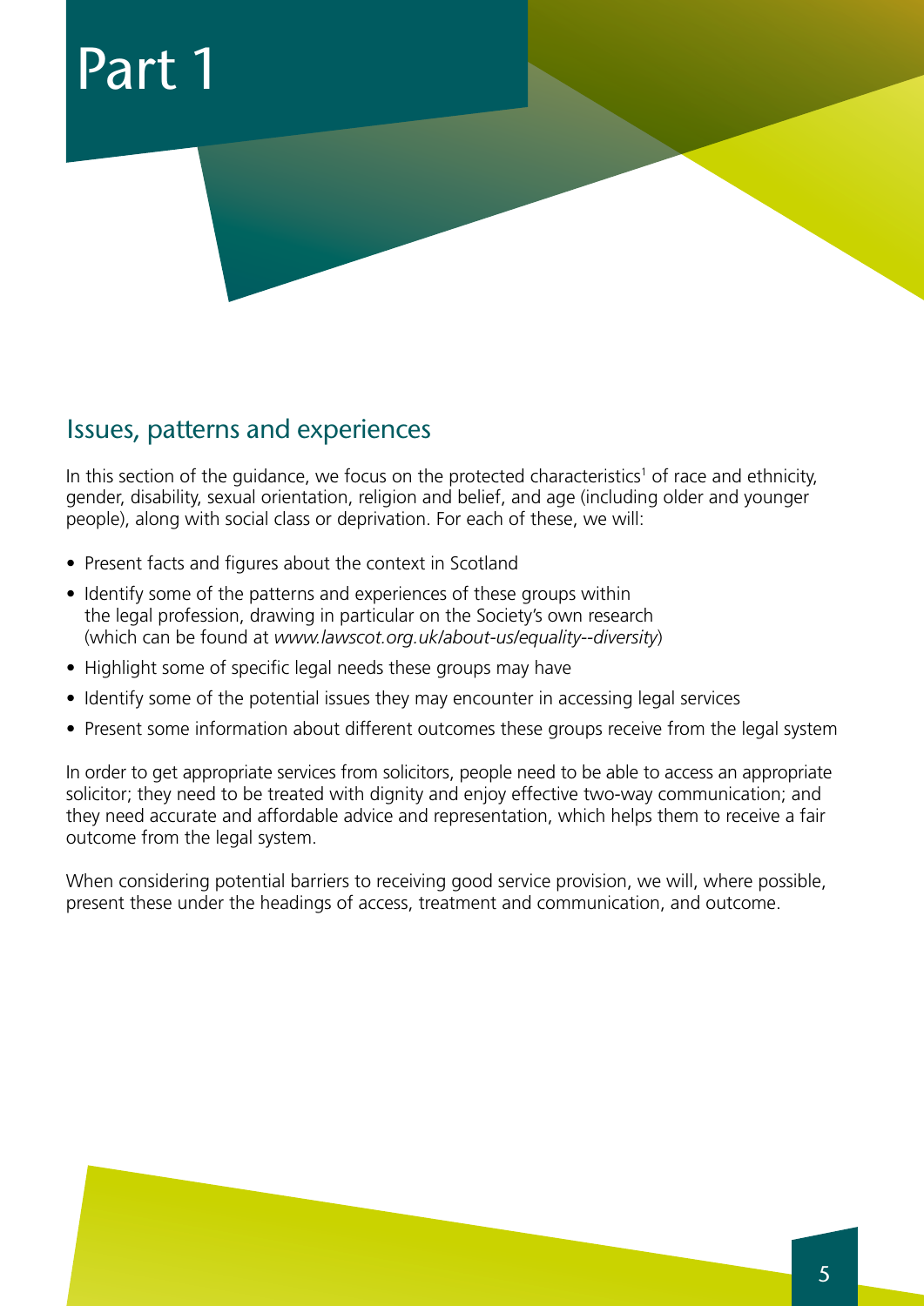# Part 1

## Issues, patterns and experiences

In this section of the guidance, we focus on the protected characteristics[1] of race and ethnicity, gender, disability, sexual orientation, religion and belief, and age (including older and younger people), along with social class or deprivation. For each of these, we will:

- Present facts and figures about the context in Scotland
- Identify some of the patterns and experiences of these groups within the legal profession, drawing in particular on the Society's own research (which can be found at *www.lawscot.org.uk/about-us/equality--diversity*)
- Highlight some of specific legal needs these groups may have
- Identify some of the potential issues they may encounter in accessing legal services
- Present some information about different outcomes these groups receive from the legal system

In order to get appropriate services from solicitors, people need to be able to access an appropriate solicitor; they need to be treated with dignity and enjoy effective two-way communication; and they need accurate and affordable advice and representation, which helps them to receive a fair outcome from the legal system.

When considering potential barriers to receiving good service provision, we will, where possible, present these under the headings of access, treatment and communication, and outcome.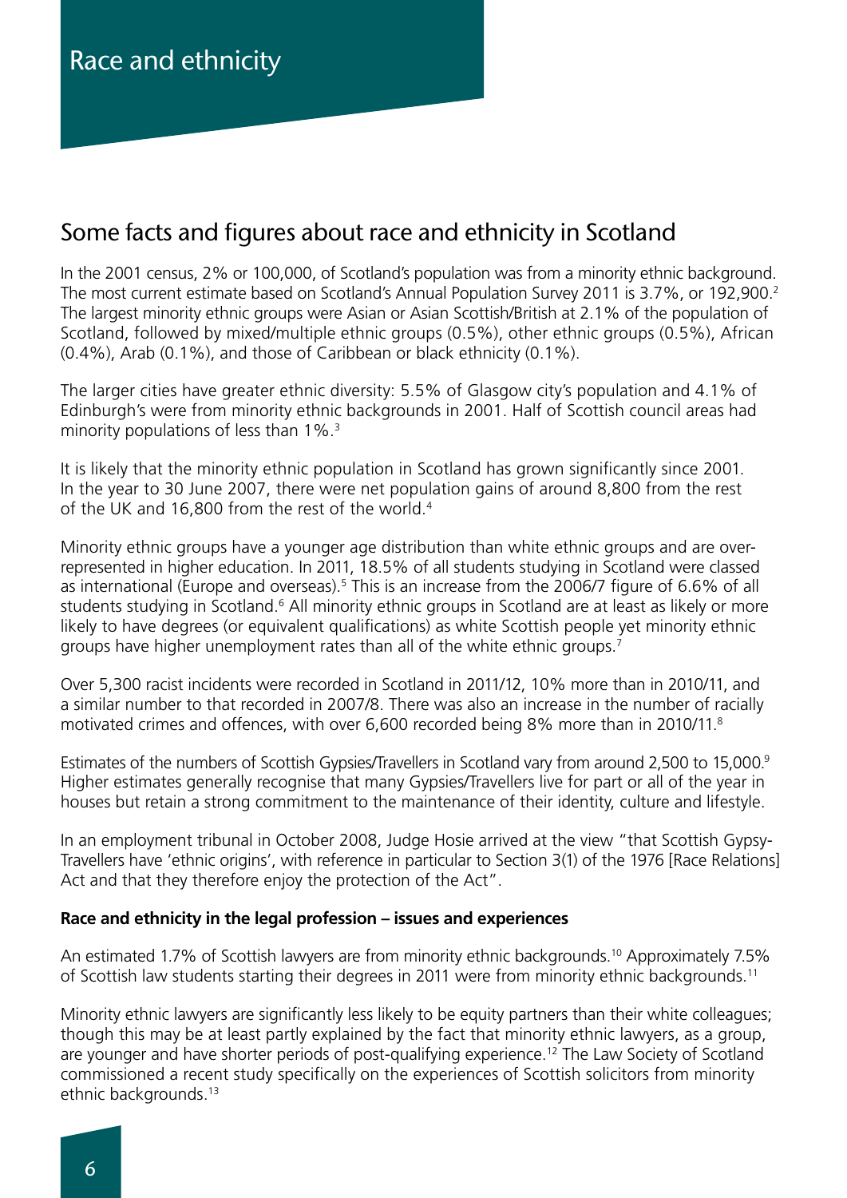# Race and ethnicity

## Some facts and figures about race and ethnicity in Scotland

In the 2001 census, 2% or 100,000, of Scotland's population was from a minority ethnic background. The most current estimate based on Scotland's Annual Population Survey 2011 is 3.7%, or 192,900.[2] The largest minority ethnic groups were Asian or Asian Scottish/British at 2.1% of the population of Scotland, followed by mixed/multiple ethnic groups (0.5%), other ethnic groups (0.5%), African (0.4%), Arab (0.1%), and those of Caribbean or black ethnicity (0.1%).

The larger cities have greater ethnic diversity: 5.5% of Glasgow city's population and 4.1% of Edinburgh's were from minority ethnic backgrounds in 2001. Half of Scottish council areas had minority populations of less than 1%.[3]

It is likely that the minority ethnic population in Scotland has grown significantly since 2001. In the year to 30 June 2007, there were net population gains of around 8,800 from the rest of the UK and 16,800 from the rest of the world.[4]

Minority ethnic groups have a younger age distribution than white ethnic groups and are over-represented in higher education. In 2011, 18.5% of all students studying in Scotland were classed as international (Europe and overseas).[5] This is an increase from the 2006/7 figure of 6.6% of all students studying in Scotland.[6] All minority ethnic groups in Scotland are at least as likely or more likely to have degrees (or equivalent qualifications) as white Scottish people yet minority ethnic groups have higher unemployment rates than all of the white ethnic groups.[7]

Over 5,300 racist incidents were recorded in Scotland in 2011/12, 10% more than in 2010/11, and a similar number to that recorded in 2007/8. There was also an increase in the number of racially motivated crimes and offences, with over 6,600 recorded being 8% more than in 2010/11.[8]

Estimates of the numbers of Scottish Gypsies/Travellers in Scotland vary from around 2,500 to 15,000.[9] Higher estimates generally recognise that many Gypsies/Travellers live for part or all of the year in houses but retain a strong commitment to the maintenance of their identity, culture and lifestyle.

In an employment tribunal in October 2008, Judge Hosie arrived at the view "that Scottish Gypsy-Travellers have 'ethnic origins', with reference in particular to Section 3(1) of the 1976 [Race Relations] Act and that they therefore enjoy the protection of the Act".

**Race and ethnicity in the legal profession – issues and experiences**

An estimated 1.7% of Scottish lawyers are from minority ethnic backgrounds.[10] Approximately 7.5% of Scottish law students starting their degrees in 2011 were from minority ethnic backgrounds.[11]

Minority ethnic lawyers are significantly less likely to be equity partners than their white colleagues; though this may be at least partly explained by the fact that minority ethnic lawyers, as a group, are younger and have shorter periods of post-qualifying experience.[12] The Law Society of Scotland commissioned a recent study specifically on the experiences of Scottish solicitors from minority ethnic backgrounds.[13]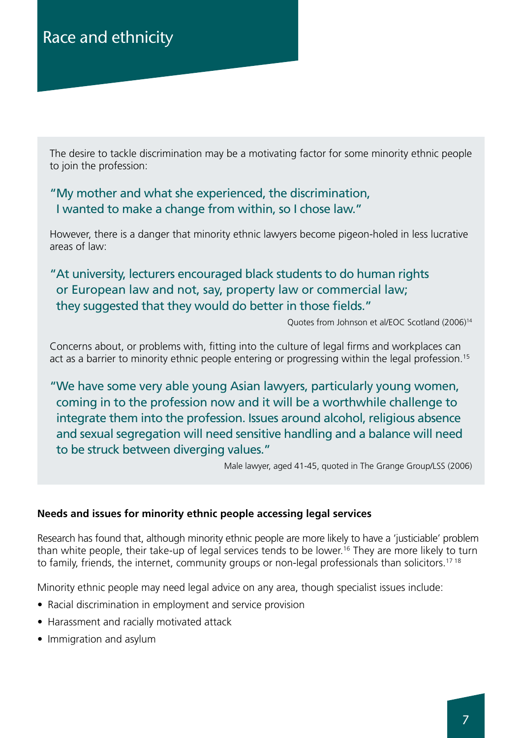# Race and ethnicity

The desire to tackle discrimination may be a motivating factor for some minority ethnic people to join the profession:

> "My mother and what she experienced, the discrimination, I wanted to make a change from within, so I chose law."

However, there is a danger that minority ethnic lawyers become pigeon-holed in less lucrative areas of law:

> "At university, lecturers encouraged black students to do human rights or European law and not, say, property law or commercial law; they suggested that they would do better in those fields."

Quotes from Johnson et al/EOC Scotland (2006)[14]

Concerns about, or problems with, fitting into the culture of legal firms and workplaces can act as a barrier to minority ethnic people entering or progressing within the legal profession.[15]

> "We have some very able young Asian lawyers, particularly young women, coming in to the profession now and it will be a worthwhile challenge to integrate them into the profession. Issues around alcohol, religious absence and sexual segregation will need sensitive handling and a balance will need to be struck between diverging values."

Male lawyer, aged 41-45, quoted in The Grange Group/LSS (2006)

**Needs and issues for minority ethnic people accessing legal services**

Research has found that, although minority ethnic people are more likely to have a 'justiciable' problem than white people, their take-up of legal services tends to be lower.[16] They are more likely to turn to family, friends, the internet, community groups or non-legal professionals than solicitors.[17] [18]

Minority ethnic people may need legal advice on any area, though specialist issues include:

- Racial discrimination in employment and service provision
- Harassment and racially motivated attack
- Immigration and asylum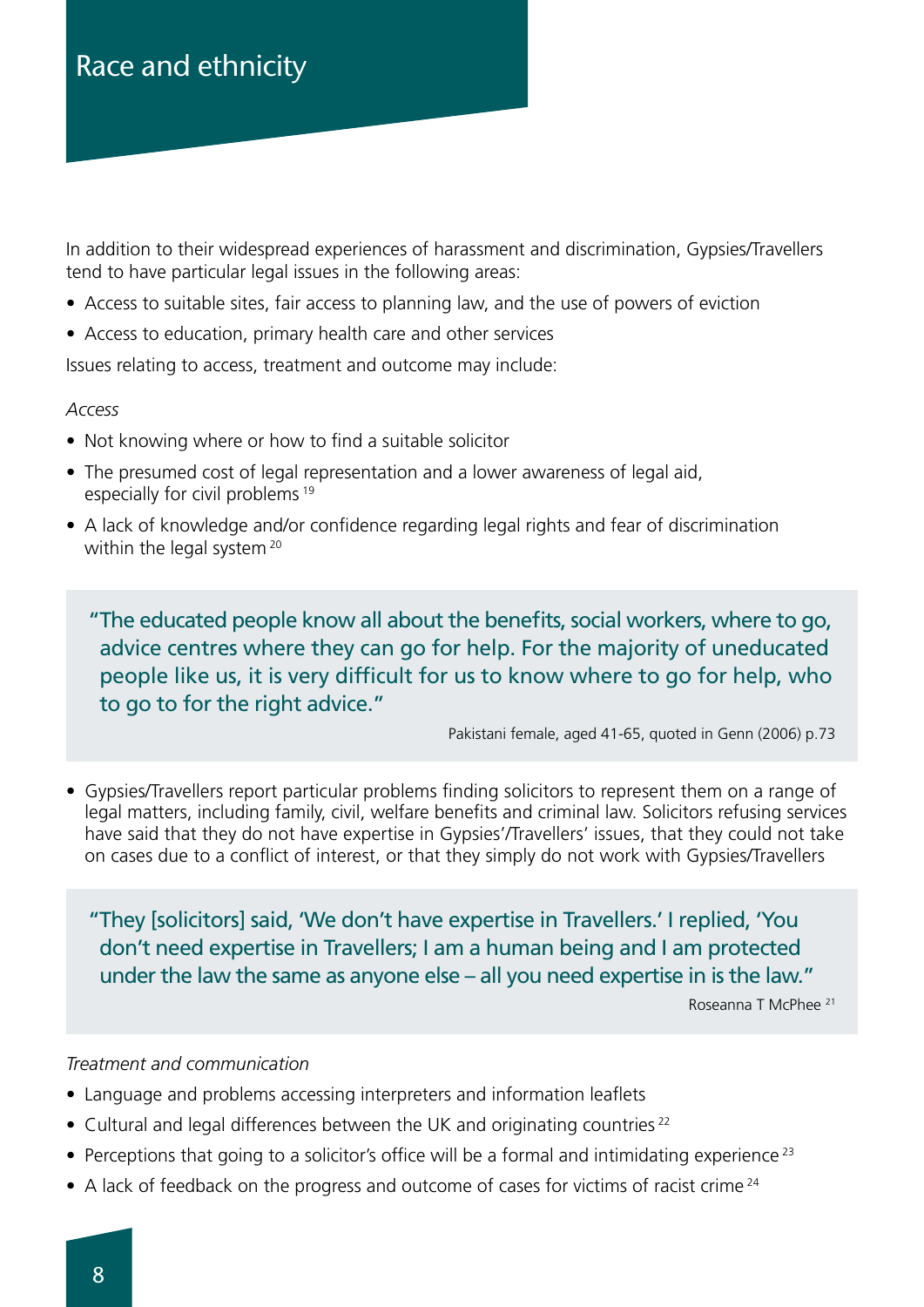# Race and ethnicity

In addition to their widespread experiences of harassment and discrimination, Gypsies/Travellers tend to have particular legal issues in the following areas:

- Access to suitable sites, fair access to planning law, and the use of powers of eviction
- Access to education, primary health care and other services

Issues relating to access, treatment and outcome may include:

*Access*

- Not knowing where or how to find a suitable solicitor
- The presumed cost of legal representation and a lower awareness of legal aid, especially for civil problems [19]
- A lack of knowledge and/or confidence regarding legal rights and fear of discrimination within the legal system [20]

> "The educated people know all about the benefits, social workers, where to go, advice centres where they can go for help. For the majority of uneducated people like us, it is very difficult for us to know where to go for help, who to go to for the right advice."
>
> Pakistani female, aged 41-65, quoted in Genn (2006) p.73

- Gypsies/Travellers report particular problems finding solicitors to represent them on a range of legal matters, including family, civil, welfare benefits and criminal law. Solicitors refusing services have said that they do not have expertise in Gypsies'/Travellers' issues, that they could not take on cases due to a conflict of interest, or that they simply do not work with Gypsies/Travellers

> "They [solicitors] said, 'We don't have expertise in Travellers.' I replied, 'You don't need expertise in Travellers; I am a human being and I am protected under the law the same as anyone else – all you need expertise in is the law."
>
> Roseanna T McPhee [21]

*Treatment and communication*

- Language and problems accessing interpreters and information leaflets
- Cultural and legal differences between the UK and originating countries [22]
- Perceptions that going to a solicitor's office will be a formal and intimidating experience [23]
- A lack of feedback on the progress and outcome of cases for victims of racist crime [24]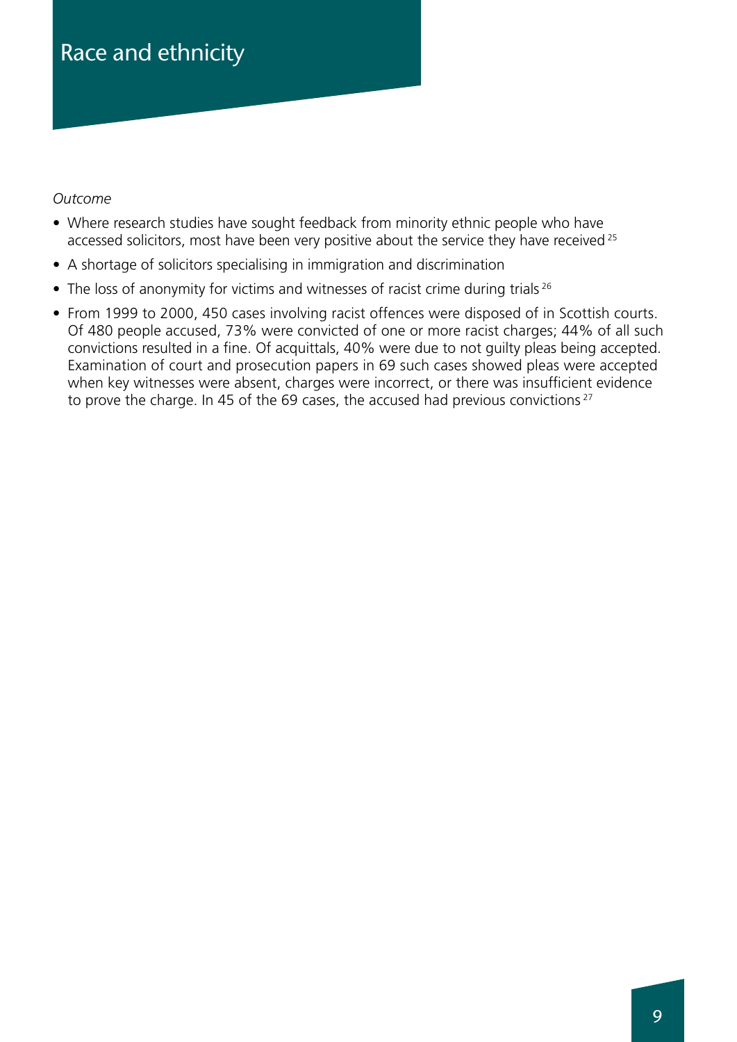# Race and ethnicity

*Outcome*

- Where research studies have sought feedback from minority ethnic people who have accessed solicitors, most have been very positive about the service they have received [25]
- A shortage of solicitors specialising in immigration and discrimination
- The loss of anonymity for victims and witnesses of racist crime during trials [26]
- From 1999 to 2000, 450 cases involving racist offences were disposed of in Scottish courts. Of 480 people accused, 73% were convicted of one or more racist charges; 44% of all such convictions resulted in a fine. Of acquittals, 40% were due to not guilty pleas being accepted. Examination of court and prosecution papers in 69 such cases showed pleas were accepted when key witnesses were absent, charges were incorrect, or there was insufficient evidence to prove the charge. In 45 of the 69 cases, the accused had previous convictions [27]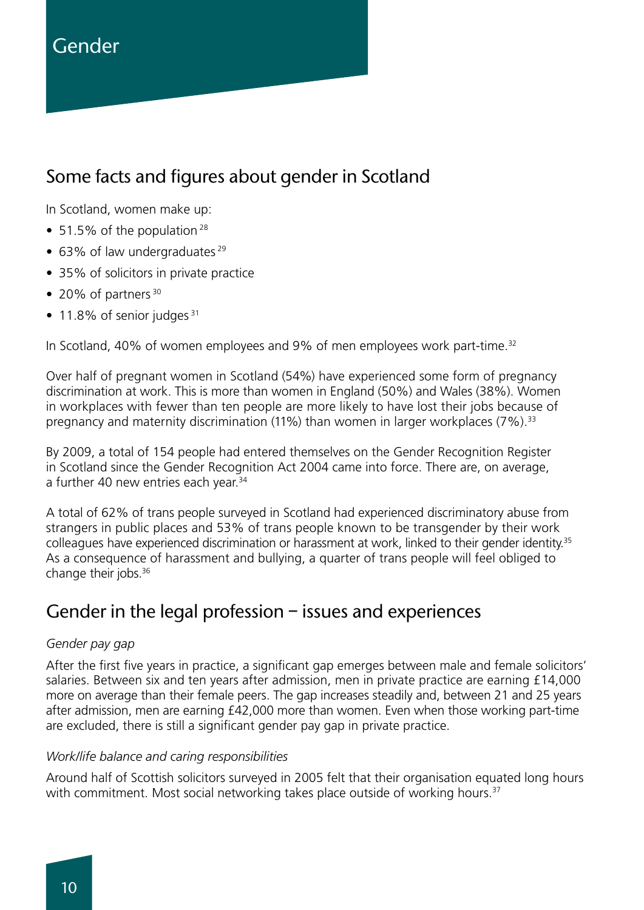# Gender

## Some facts and figures about gender in Scotland

In Scotland, women make up:

- 51.5% of the population [28]
- 63% of law undergraduates [29]
- 35% of solicitors in private practice
- 20% of partners [30]
- 11.8% of senior judges [31]

In Scotland, 40% of women employees and 9% of men employees work part-time.[32]

Over half of pregnant women in Scotland (54%) have experienced some form of pregnancy discrimination at work. This is more than women in England (50%) and Wales (38%). Women in workplaces with fewer than ten people are more likely to have lost their jobs because of pregnancy and maternity discrimination (11%) than women in larger workplaces (7%).[33]

By 2009, a total of 154 people had entered themselves on the Gender Recognition Register in Scotland since the Gender Recognition Act 2004 came into force. There are, on average, a further 40 new entries each year.[34]

A total of 62% of trans people surveyed in Scotland had experienced discriminatory abuse from strangers in public places and 53% of trans people known to be transgender by their work colleagues have experienced discrimination or harassment at work, linked to their gender identity.[35] As a consequence of harassment and bullying, a quarter of trans people will feel obliged to change their jobs.[36]

## Gender in the legal profession – issues and experiences

*Gender pay gap*

After the first five years in practice, a significant gap emerges between male and female solicitors' salaries. Between six and ten years after admission, men in private practice are earning £14,000 more on average than their female peers. The gap increases steadily and, between 21 and 25 years after admission, men are earning £42,000 more than women. Even when those working part-time are excluded, there is still a significant gender pay gap in private practice.

*Work/life balance and caring responsibilities*

Around half of Scottish solicitors surveyed in 2005 felt that their organisation equated long hours with commitment. Most social networking takes place outside of working hours.[37]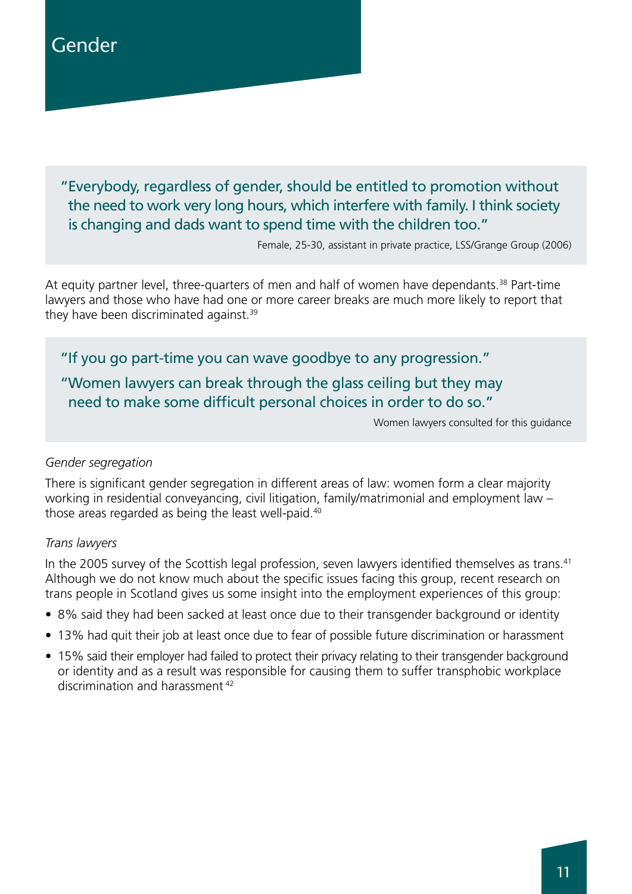# Gender

> "Everybody, regardless of gender, should be entitled to promotion without the need to work very long hours, which interfere with family. I think society is changing and dads want to spend time with the children too."
>
> Female, 25-30, assistant in private practice, LSS/Grange Group (2006)

At equity partner level, three-quarters of men and half of women have dependants.[38] Part-time lawyers and those who have had one or more career breaks are much more likely to report that they have been discriminated against.[39]

> "If you go part-time you can wave goodbye to any progression."
>
> "Women lawyers can break through the glass ceiling but they may need to make some difficult personal choices in order to do so."
>
> Women lawyers consulted for this guidance

*Gender segregation*

There is significant gender segregation in different areas of law: women form a clear majority working in residential conveyancing, civil litigation, family/matrimonial and employment law – those areas regarded as being the least well-paid.[40]

*Trans lawyers*

In the 2005 survey of the Scottish legal profession, seven lawyers identified themselves as trans.[41] Although we do not know much about the specific issues facing this group, recent research on trans people in Scotland gives us some insight into the employment experiences of this group:

- 8% said they had been sacked at least once due to their transgender background or identity
- 13% had quit their job at least once due to fear of possible future discrimination or harassment
- 15% said their employer had failed to protect their privacy relating to their transgender background or identity and as a result was responsible for causing them to suffer transphobic workplace discrimination and harassment[42]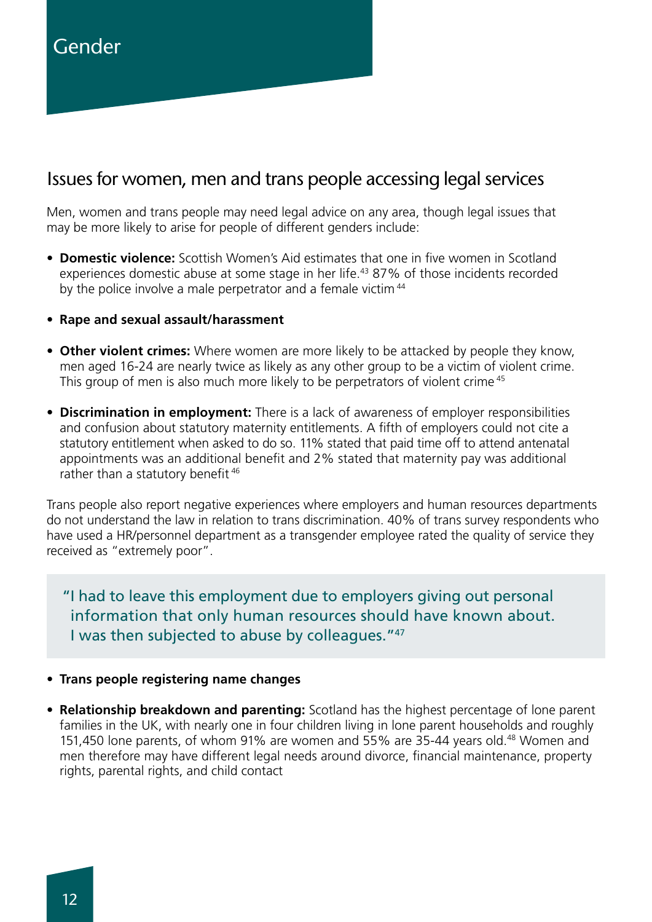# Gender

## Issues for women, men and trans people accessing legal services

Men, women and trans people may need legal advice on any area, though legal issues that may be more likely to arise for people of different genders include:

- **Domestic violence:** Scottish Women's Aid estimates that one in five women in Scotland experiences domestic abuse at some stage in her life.[43] 87% of those incidents recorded by the police involve a male perpetrator and a female victim[44]
- **Rape and sexual assault/harassment**
- **Other violent crimes:** Where women are more likely to be attacked by people they know, men aged 16-24 are nearly twice as likely as any other group to be a victim of violent crime. This group of men is also much more likely to be perpetrators of violent crime[45]
- **Discrimination in employment:** There is a lack of awareness of employer responsibilities and confusion about statutory maternity entitlements. A fifth of employers could not cite a statutory entitlement when asked to do so. 11% stated that paid time off to attend antenatal appointments was an additional benefit and 2% stated that maternity pay was additional rather than a statutory benefit[46]

Trans people also report negative experiences where employers and human resources departments do not understand the law in relation to trans discrimination. 40% of trans survey respondents who have used a HR/personnel department as a transgender employee rated the quality of service they received as "extremely poor".

> "I had to leave this employment due to employers giving out personal information that only human resources should have known about. I was then subjected to abuse by colleagues."[47]

- **Trans people registering name changes**
- **Relationship breakdown and parenting:** Scotland has the highest percentage of lone parent families in the UK, with nearly one in four children living in lone parent households and roughly 151,450 lone parents, of whom 91% are women and 55% are 35-44 years old.[48] Women and men therefore may have different legal needs around divorce, financial maintenance, property rights, parental rights, and child contact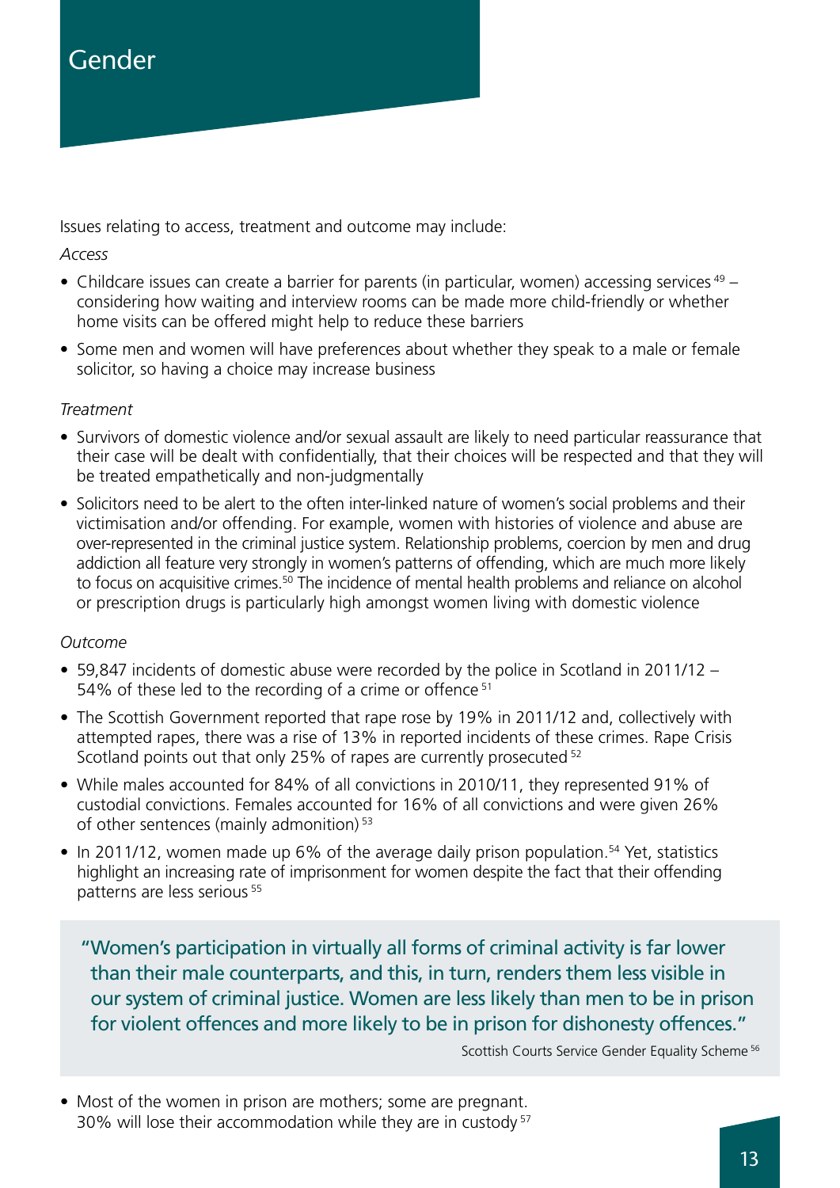# Gender

Issues relating to access, treatment and outcome may include:

*Access*

- Childcare issues can create a barrier for parents (in particular, women) accessing services [49] – considering how waiting and interview rooms can be made more child-friendly or whether home visits can be offered might help to reduce these barriers
- Some men and women will have preferences about whether they speak to a male or female solicitor, so having a choice may increase business

*Treatment*

- Survivors of domestic violence and/or sexual assault are likely to need particular reassurance that their case will be dealt with confidentially, that their choices will be respected and that they will be treated empathetically and non-judgmentally
- Solicitors need to be alert to the often inter-linked nature of women's social problems and their victimisation and/or offending. For example, women with histories of violence and abuse are over-represented in the criminal justice system. Relationship problems, coercion by men and drug addiction all feature very strongly in women's patterns of offending, which are much more likely to focus on acquisitive crimes.[50] The incidence of mental health problems and reliance on alcohol or prescription drugs is particularly high amongst women living with domestic violence

*Outcome*

- 59,847 incidents of domestic abuse were recorded by the police in Scotland in 2011/12 – 54% of these led to the recording of a crime or offence [51]
- The Scottish Government reported that rape rose by 19% in 2011/12 and, collectively with attempted rapes, there was a rise of 13% in reported incidents of these crimes. Rape Crisis Scotland points out that only 25% of rapes are currently prosecuted [52]
- While males accounted for 84% of all convictions in 2010/11, they represented 91% of custodial convictions. Females accounted for 16% of all convictions and were given 26% of other sentences (mainly admonition) [53]
- In 2011/12, women made up 6% of the average daily prison population.[54] Yet, statistics highlight an increasing rate of imprisonment for women despite the fact that their offending patterns are less serious [55]

> "Women's participation in virtually all forms of criminal activity is far lower than their male counterparts, and this, in turn, renders them less visible in our system of criminal justice. Women are less likely than men to be in prison for violent offences and more likely to be in prison for dishonesty offences."
>
> Scottish Courts Service Gender Equality Scheme [56]

- Most of the women in prison are mothers; some are pregnant. 30% will lose their accommodation while they are in custody [57]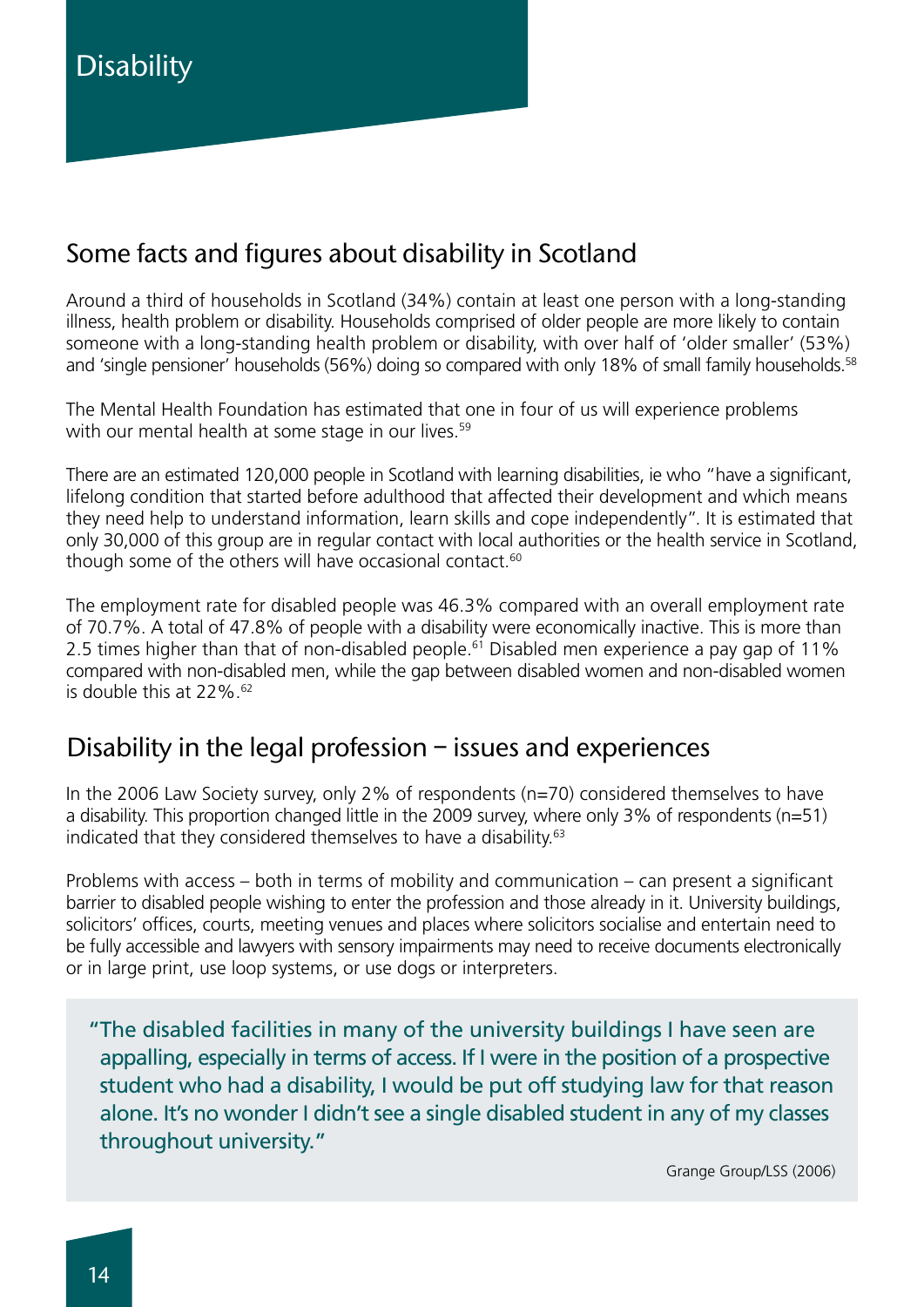# Disability

## Some facts and figures about disability in Scotland

Around a third of households in Scotland (34%) contain at least one person with a long-standing illness, health problem or disability. Households comprised of older people are more likely to contain someone with a long-standing health problem or disability, with over half of 'older smaller' (53%) and 'single pensioner' households (56%) doing so compared with only 18% of small family households.[58]

The Mental Health Foundation has estimated that one in four of us will experience problems with our mental health at some stage in our lives.[59]

There are an estimated 120,000 people in Scotland with learning disabilities, ie who "have a significant, lifelong condition that started before adulthood that affected their development and which means they need help to understand information, learn skills and cope independently". It is estimated that only 30,000 of this group are in regular contact with local authorities or the health service in Scotland, though some of the others will have occasional contact.[60]

The employment rate for disabled people was 46.3% compared with an overall employment rate of 70.7%. A total of 47.8% of people with a disability were economically inactive. This is more than 2.5 times higher than that of non-disabled people.[61] Disabled men experience a pay gap of 11% compared with non-disabled men, while the gap between disabled women and non-disabled women is double this at 22%.[62]

## Disability in the legal profession – issues and experiences

In the 2006 Law Society survey, only 2% of respondents (n=70) considered themselves to have a disability. This proportion changed little in the 2009 survey, where only 3% of respondents (n=51) indicated that they considered themselves to have a disability.[63]

Problems with access – both in terms of mobility and communication – can present a significant barrier to disabled people wishing to enter the profession and those already in it. University buildings, solicitors' offices, courts, meeting venues and places where solicitors socialise and entertain need to be fully accessible and lawyers with sensory impairments may need to receive documents electronically or in large print, use loop systems, or use dogs or interpreters.

> "The disabled facilities in many of the university buildings I have seen are appalling, especially in terms of access. If I were in the position of a prospective student who had a disability, I would be put off studying law for that reason alone. It's no wonder I didn't see a single disabled student in any of my classes throughout university."
>
> Grange Group/LSS (2006)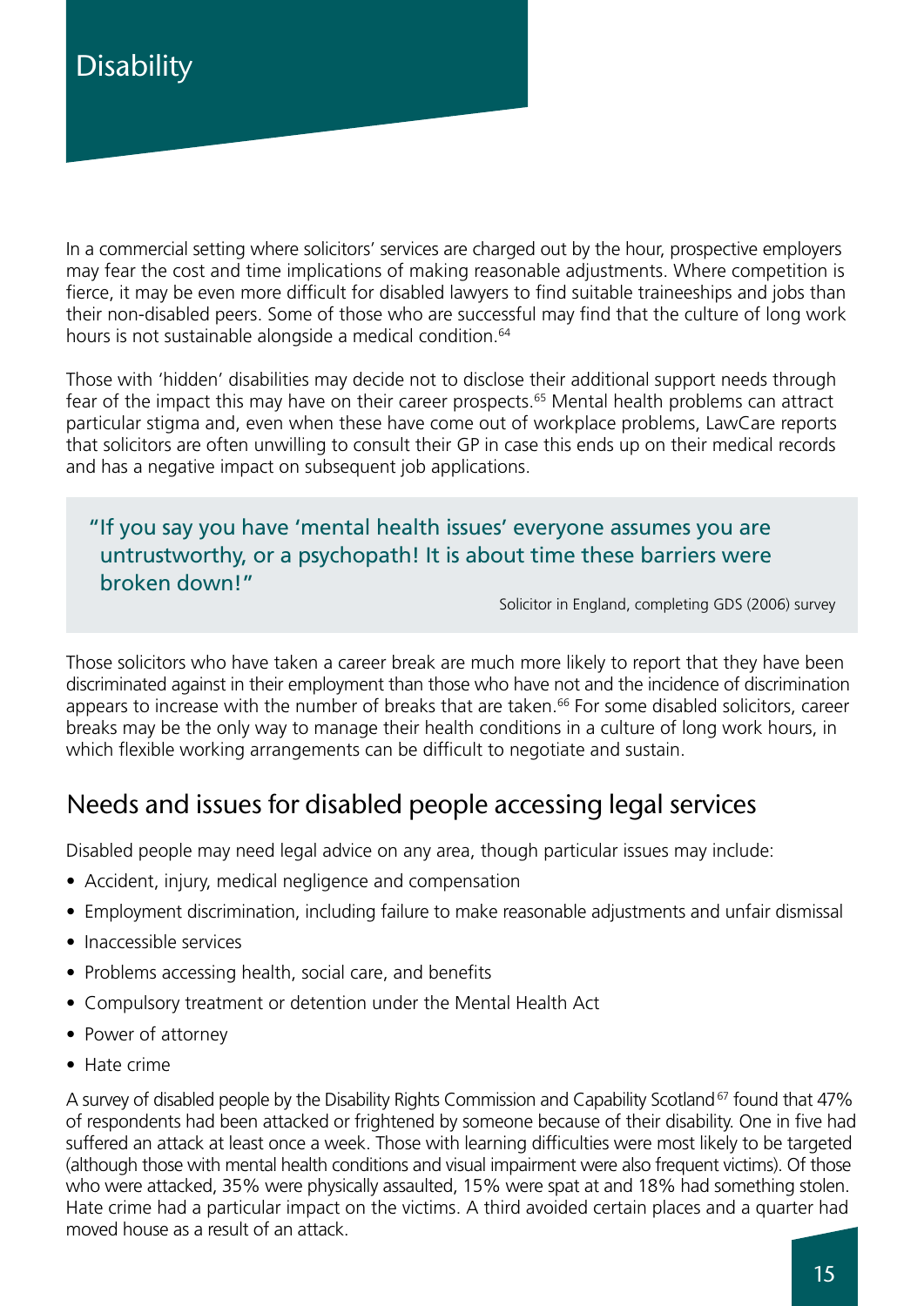# Disability

In a commercial setting where solicitors' services are charged out by the hour, prospective employers may fear the cost and time implications of making reasonable adjustments. Where competition is fierce, it may be even more difficult for disabled lawyers to find suitable traineeships and jobs than their non-disabled peers. Some of those who are successful may find that the culture of long work hours is not sustainable alongside a medical condition.[64]

Those with 'hidden' disabilities may decide not to disclose their additional support needs through fear of the impact this may have on their career prospects.[65] Mental health problems can attract particular stigma and, even when these have come out of workplace problems, LawCare reports that solicitors are often unwilling to consult their GP in case this ends up on their medical records and has a negative impact on subsequent job applications.

> "If you say you have 'mental health issues' everyone assumes you are untrustworthy, or a psychopath! It is about time these barriers were broken down!"
>
> Solicitor in England, completing GDS (2006) survey

Those solicitors who have taken a career break are much more likely to report that they have been discriminated against in their employment than those who have not and the incidence of discrimination appears to increase with the number of breaks that are taken.[66] For some disabled solicitors, career breaks may be the only way to manage their health conditions in a culture of long work hours, in which flexible working arrangements can be difficult to negotiate and sustain.

## Needs and issues for disabled people accessing legal services

Disabled people may need legal advice on any area, though particular issues may include:

- Accident, injury, medical negligence and compensation
- Employment discrimination, including failure to make reasonable adjustments and unfair dismissal
- Inaccessible services
- Problems accessing health, social care, and benefits
- Compulsory treatment or detention under the Mental Health Act
- Power of attorney
- Hate crime

A survey of disabled people by the Disability Rights Commission and Capability Scotland[67] found that 47% of respondents had been attacked or frightened by someone because of their disability. One in five had suffered an attack at least once a week. Those with learning difficulties were most likely to be targeted (although those with mental health conditions and visual impairment were also frequent victims). Of those who were attacked, 35% were physically assaulted, 15% were spat at and 18% had something stolen. Hate crime had a particular impact on the victims. A third avoided certain places and a quarter had moved house as a result of an attack.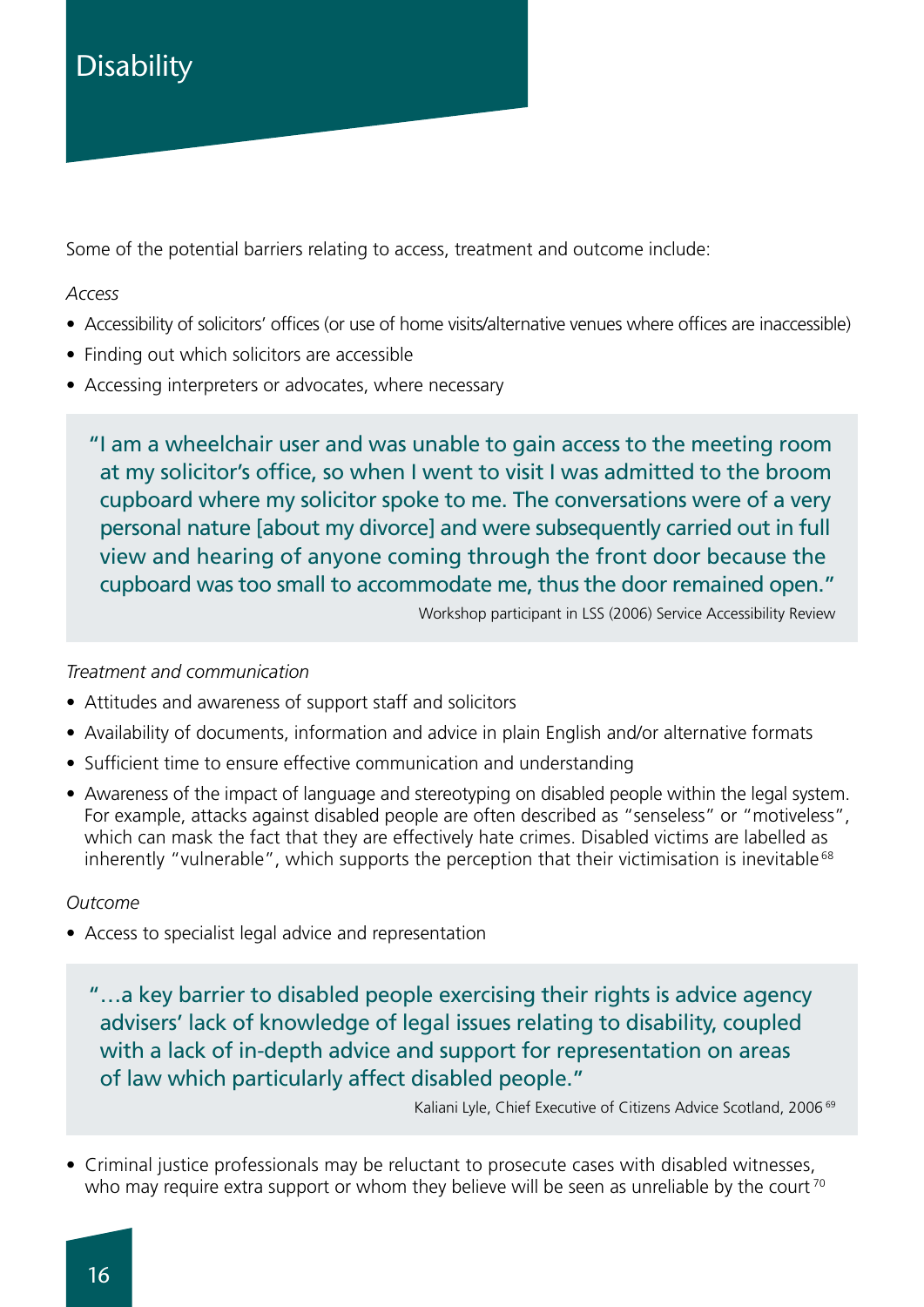# Disability

Some of the potential barriers relating to access, treatment and outcome include:

*Access*

- Accessibility of solicitors' offices (or use of home visits/alternative venues where offices are inaccessible)
- Finding out which solicitors are accessible
- Accessing interpreters or advocates, where necessary

> "I am a wheelchair user and was unable to gain access to the meeting room at my solicitor's office, so when I went to visit I was admitted to the broom cupboard where my solicitor spoke to me. The conversations were of a very personal nature [about my divorce] and were subsequently carried out in full view and hearing of anyone coming through the front door because the cupboard was too small to accommodate me, thus the door remained open."
>
> Workshop participant in LSS (2006) Service Accessibility Review

*Treatment and communication*

- Attitudes and awareness of support staff and solicitors
- Availability of documents, information and advice in plain English and/or alternative formats
- Sufficient time to ensure effective communication and understanding
- Awareness of the impact of language and stereotyping on disabled people within the legal system. For example, attacks against disabled people are often described as "senseless" or "motiveless", which can mask the fact that they are effectively hate crimes. Disabled victims are labelled as inherently "vulnerable", which supports the perception that their victimisation is inevitable[68]

*Outcome*

- Access to specialist legal advice and representation

> "…a key barrier to disabled people exercising their rights is advice agency advisers' lack of knowledge of legal issues relating to disability, coupled with a lack of in-depth advice and support for representation on areas of law which particularly affect disabled people."
>
> Kaliani Lyle, Chief Executive of Citizens Advice Scotland, 2006[69]

- Criminal justice professionals may be reluctant to prosecute cases with disabled witnesses, who may require extra support or whom they believe will be seen as unreliable by the court[70]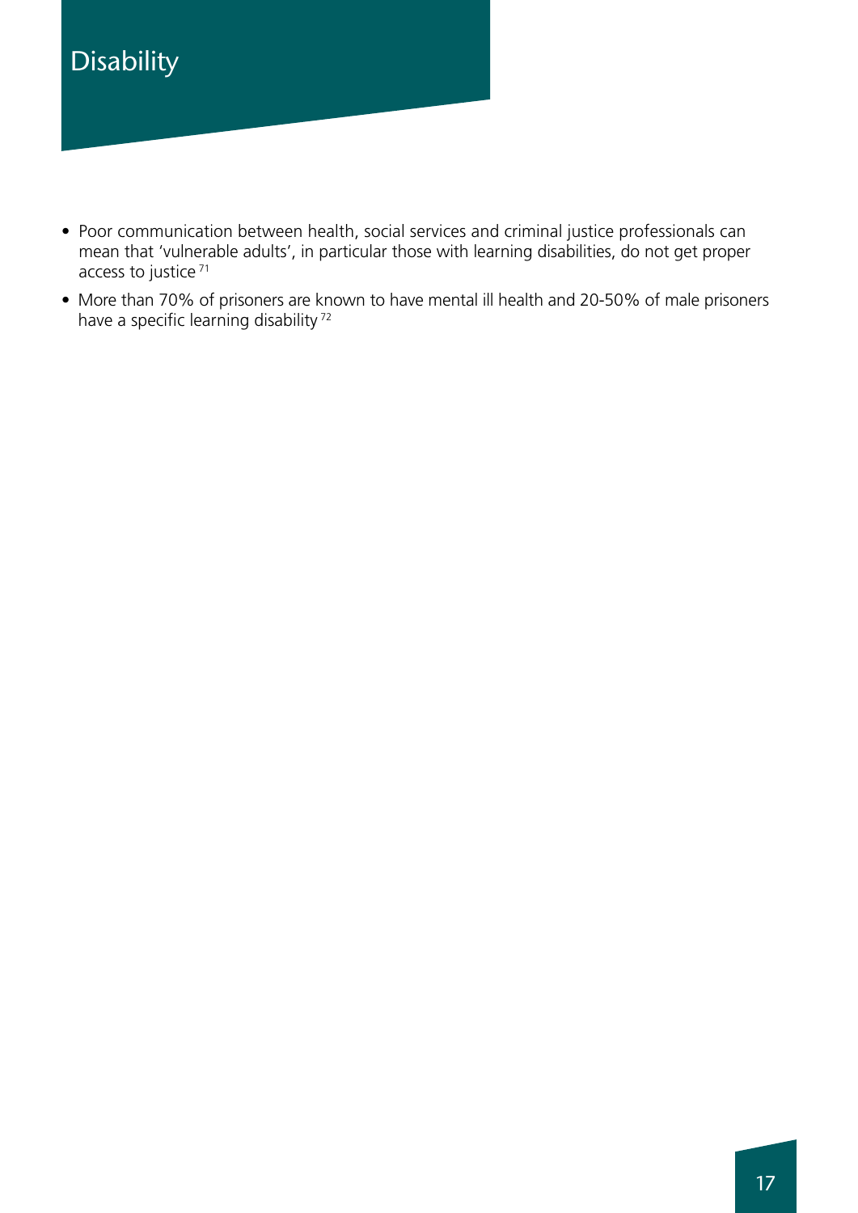# Disability

- Poor communication between health, social services and criminal justice professionals can mean that 'vulnerable adults', in particular those with learning disabilities, do not get proper access to justice [71]
- More than 70% of prisoners are known to have mental ill health and 20-50% of male prisoners have a specific learning disability [72]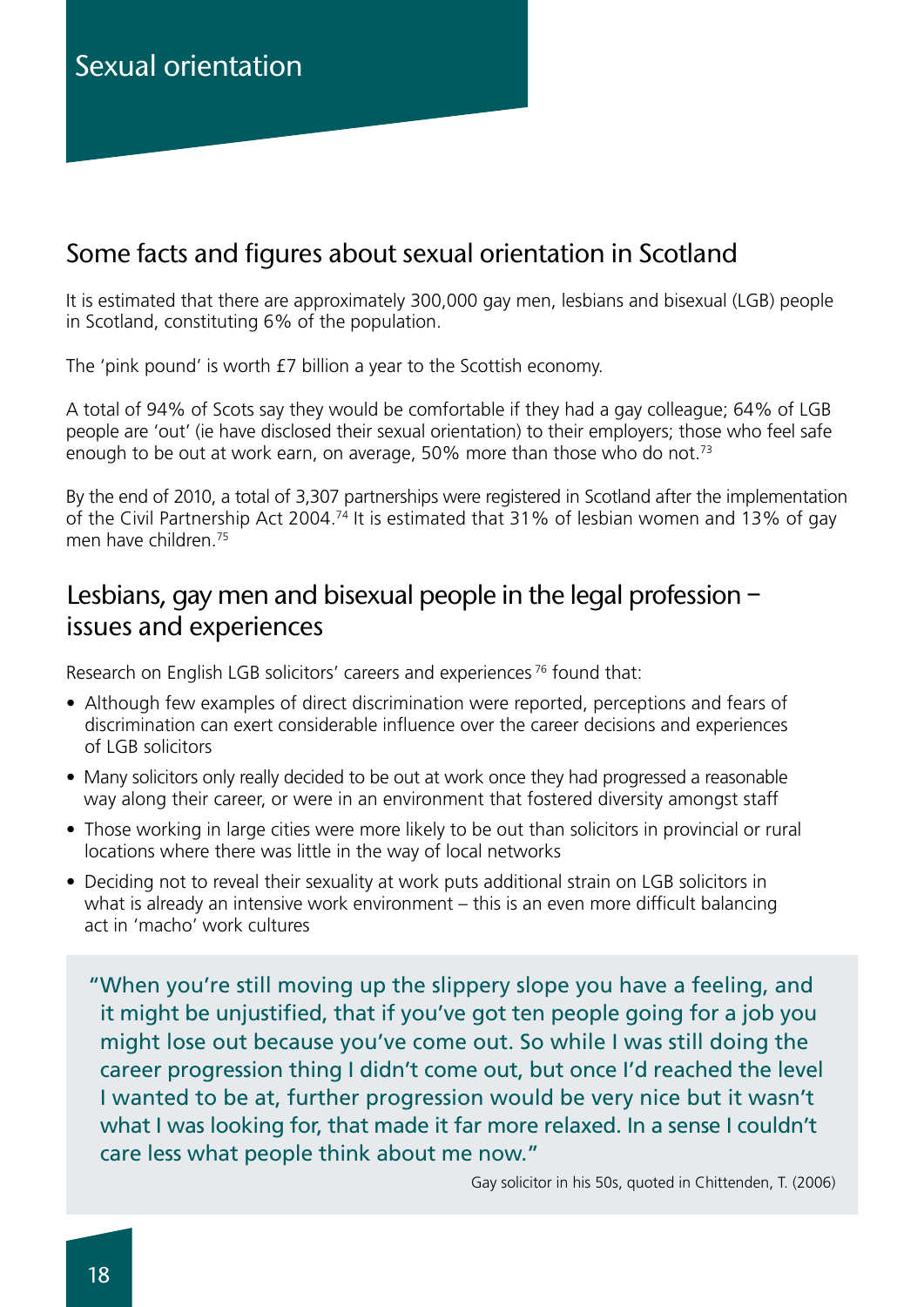# Sexual orientation

## Some facts and figures about sexual orientation in Scotland

It is estimated that there are approximately 300,000 gay men, lesbians and bisexual (LGB) people in Scotland, constituting 6% of the population.

The 'pink pound' is worth £7 billion a year to the Scottish economy.

A total of 94% of Scots say they would be comfortable if they had a gay colleague; 64% of LGB people are 'out' (ie have disclosed their sexual orientation) to their employers; those who feel safe enough to be out at work earn, on average, 50% more than those who do not.[73]

By the end of 2010, a total of 3,307 partnerships were registered in Scotland after the implementation of the Civil Partnership Act 2004.[74] It is estimated that 31% of lesbian women and 13% of gay men have children.[75]

## Lesbians, gay men and bisexual people in the legal profession – issues and experiences

Research on English LGB solicitors' careers and experiences[76] found that:

- Although few examples of direct discrimination were reported, perceptions and fears of discrimination can exert considerable influence over the career decisions and experiences of LGB solicitors
- Many solicitors only really decided to be out at work once they had progressed a reasonable way along their career, or were in an environment that fostered diversity amongst staff
- Those working in large cities were more likely to be out than solicitors in provincial or rural locations where there was little in the way of local networks
- Deciding not to reveal their sexuality at work puts additional strain on LGB solicitors in what is already an intensive work environment – this is an even more difficult balancing act in 'macho' work cultures

> "When you're still moving up the slippery slope you have a feeling, and it might be unjustified, that if you've got ten people going for a job you might lose out because you've come out. So while I was still doing the career progression thing I didn't come out, but once I'd reached the level I wanted to be at, further progression would be very nice but it wasn't what I was looking for, that made it far more relaxed. In a sense I couldn't care less what people think about me now."
>
> Gay solicitor in his 50s, quoted in Chittenden, T. (2006)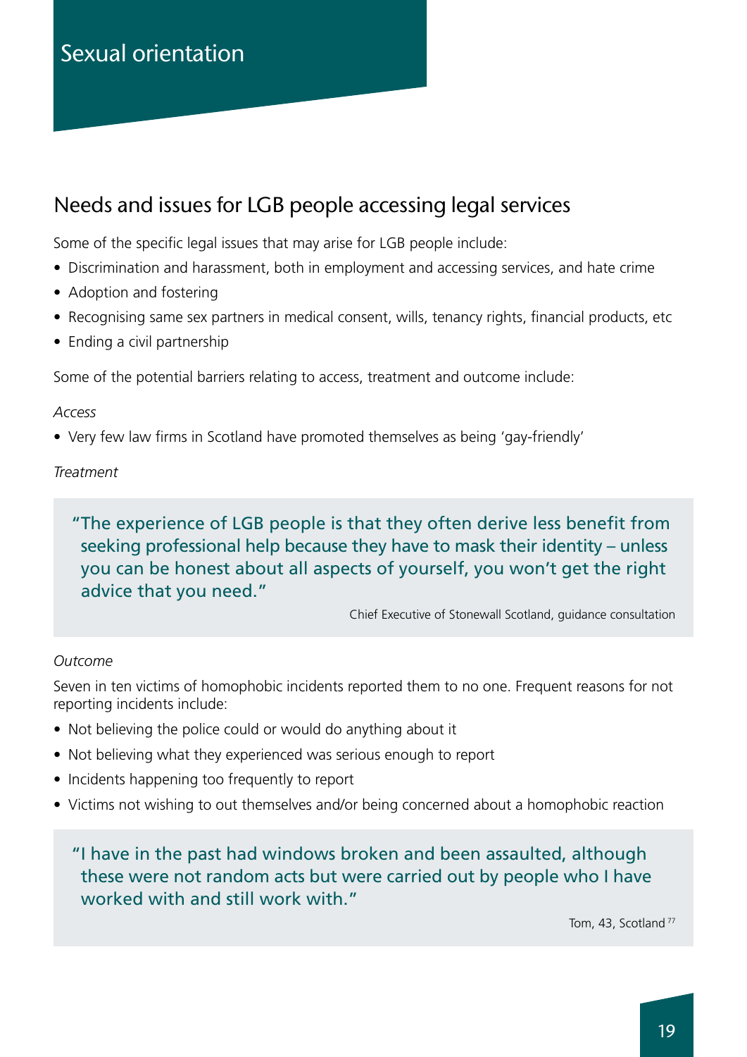# Sexual orientation

## Needs and issues for LGB people accessing legal services

Some of the specific legal issues that may arise for LGB people include:

- Discrimination and harassment, both in employment and accessing services, and hate crime
- Adoption and fostering
- Recognising same sex partners in medical consent, wills, tenancy rights, financial products, etc
- Ending a civil partnership

Some of the potential barriers relating to access, treatment and outcome include:

*Access*

- Very few law firms in Scotland have promoted themselves as being 'gay-friendly'

*Treatment*

> "The experience of LGB people is that they often derive less benefit from seeking professional help because they have to mask their identity – unless you can be honest about all aspects of yourself, you won't get the right advice that you need."
>
> Chief Executive of Stonewall Scotland, guidance consultation

*Outcome*

Seven in ten victims of homophobic incidents reported them to no one. Frequent reasons for not reporting incidents include:

- Not believing the police could or would do anything about it
- Not believing what they experienced was serious enough to report
- Incidents happening too frequently to report
- Victims not wishing to out themselves and/or being concerned about a homophobic reaction

> "I have in the past had windows broken and been assaulted, although these were not random acts but were carried out by people who I have worked with and still work with."
>
> Tom, 43, Scotland [77]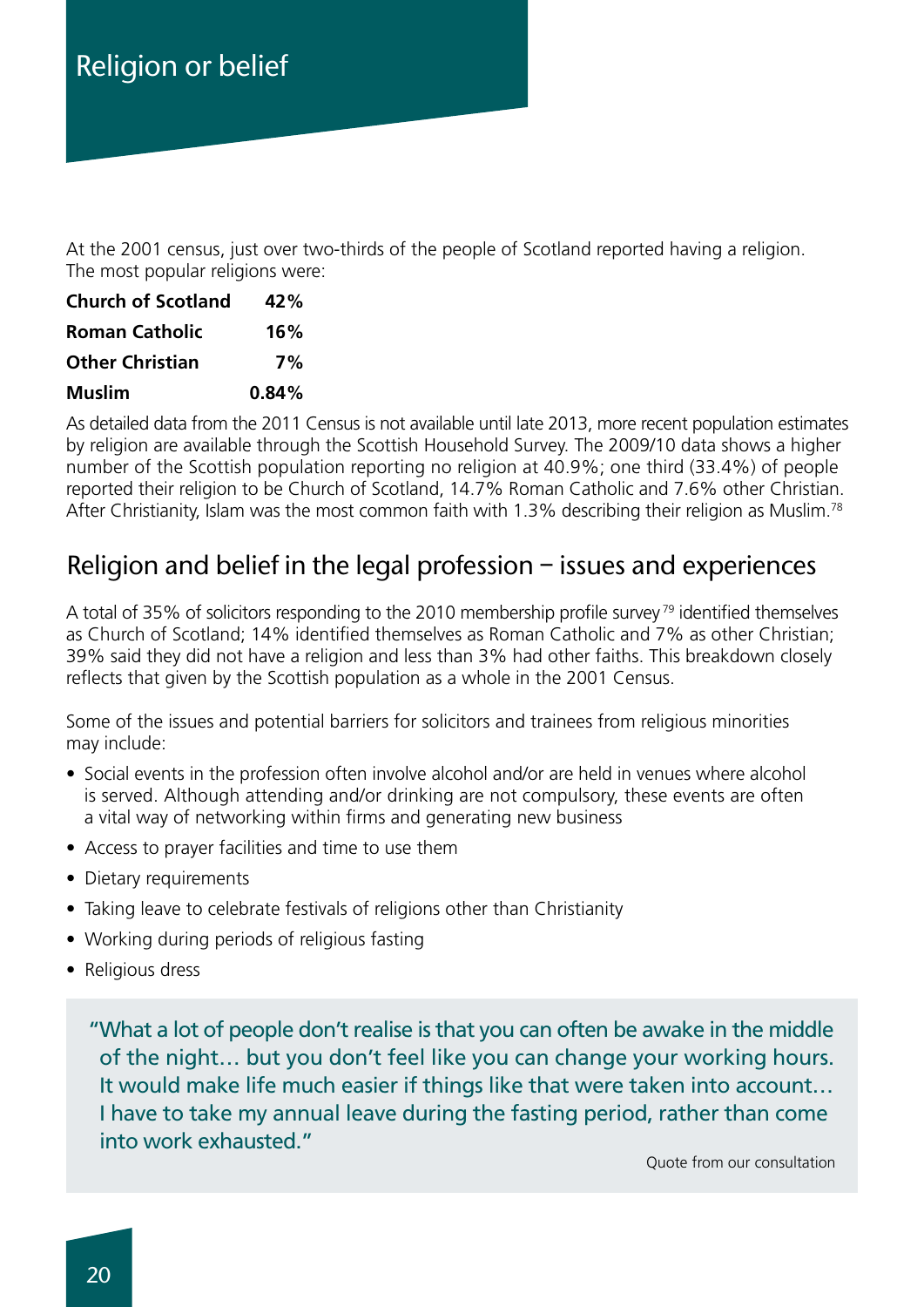# Religion or belief

At the 2001 census, just over two-thirds of the people of Scotland reported having a religion. The most popular religions were:

| | |
|---|---|
| **Church of Scotland** | **42%** |
| **Roman Catholic** | **16%** |
| **Other Christian** | **7%** |
| **Muslim** | **0.84%** |

As detailed data from the 2011 Census is not available until late 2013, more recent population estimates by religion are available through the Scottish Household Survey. The 2009/10 data shows a higher number of the Scottish population reporting no religion at 40.9%; one third (33.4%) of people reported their religion to be Church of Scotland, 14.7% Roman Catholic and 7.6% other Christian. After Christianity, Islam was the most common faith with 1.3% describing their religion as Muslim.[78]

## Religion and belief in the legal profession – issues and experiences

A total of 35% of solicitors responding to the 2010 membership profile survey[79] identified themselves as Church of Scotland; 14% identified themselves as Roman Catholic and 7% as other Christian; 39% said they did not have a religion and less than 3% had other faiths. This breakdown closely reflects that given by the Scottish population as a whole in the 2001 Census.

Some of the issues and potential barriers for solicitors and trainees from religious minorities may include:

- Social events in the profession often involve alcohol and/or are held in venues where alcohol is served. Although attending and/or drinking are not compulsory, these events are often a vital way of networking within firms and generating new business
- Access to prayer facilities and time to use them
- Dietary requirements
- Taking leave to celebrate festivals of religions other than Christianity
- Working during periods of religious fasting
- Religious dress

> "What a lot of people don't realise is that you can often be awake in the middle of the night… but you don't feel like you can change your working hours. It would make life much easier if things like that were taken into account… I have to take my annual leave during the fasting period, rather than come into work exhausted."
>
> Quote from our consultation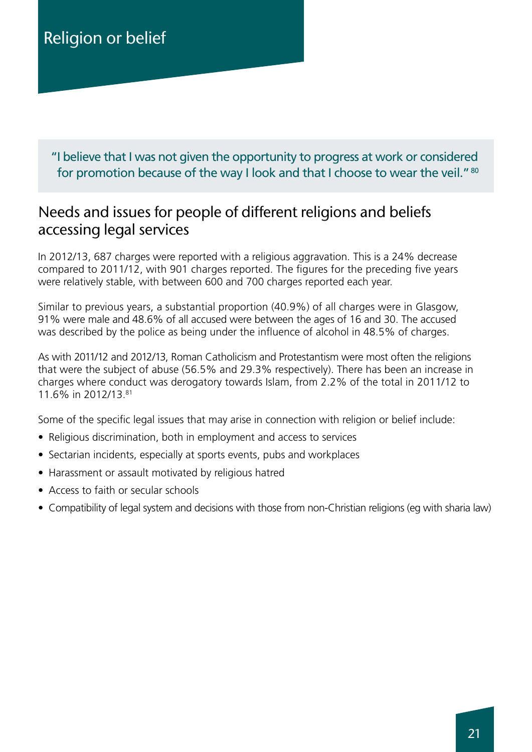# Religion or belief

> "I believe that I was not given the opportunity to progress at work or considered for promotion because of the way I look and that I choose to wear the veil." [80]

## Needs and issues for people of different religions and beliefs accessing legal services

In 2012/13, 687 charges were reported with a religious aggravation. This is a 24% decrease compared to 2011/12, with 901 charges reported. The figures for the preceding five years were relatively stable, with between 600 and 700 charges reported each year.

Similar to previous years, a substantial proportion (40.9%) of all charges were in Glasgow, 91% were male and 48.6% of all accused were between the ages of 16 and 30. The accused was described by the police as being under the influence of alcohol in 48.5% of charges.

As with 2011/12 and 2012/13, Roman Catholicism and Protestantism were most often the religions that were the subject of abuse (56.5% and 29.3% respectively). There has been an increase in charges where conduct was derogatory towards Islam, from 2.2% of the total in 2011/12 to 11.6% in 2012/13.[81]

Some of the specific legal issues that may arise in connection with religion or belief include:

- Religious discrimination, both in employment and access to services
- Sectarian incidents, especially at sports events, pubs and workplaces
- Harassment or assault motivated by religious hatred
- Access to faith or secular schools
- Compatibility of legal system and decisions with those from non-Christian religions (eg with sharia law)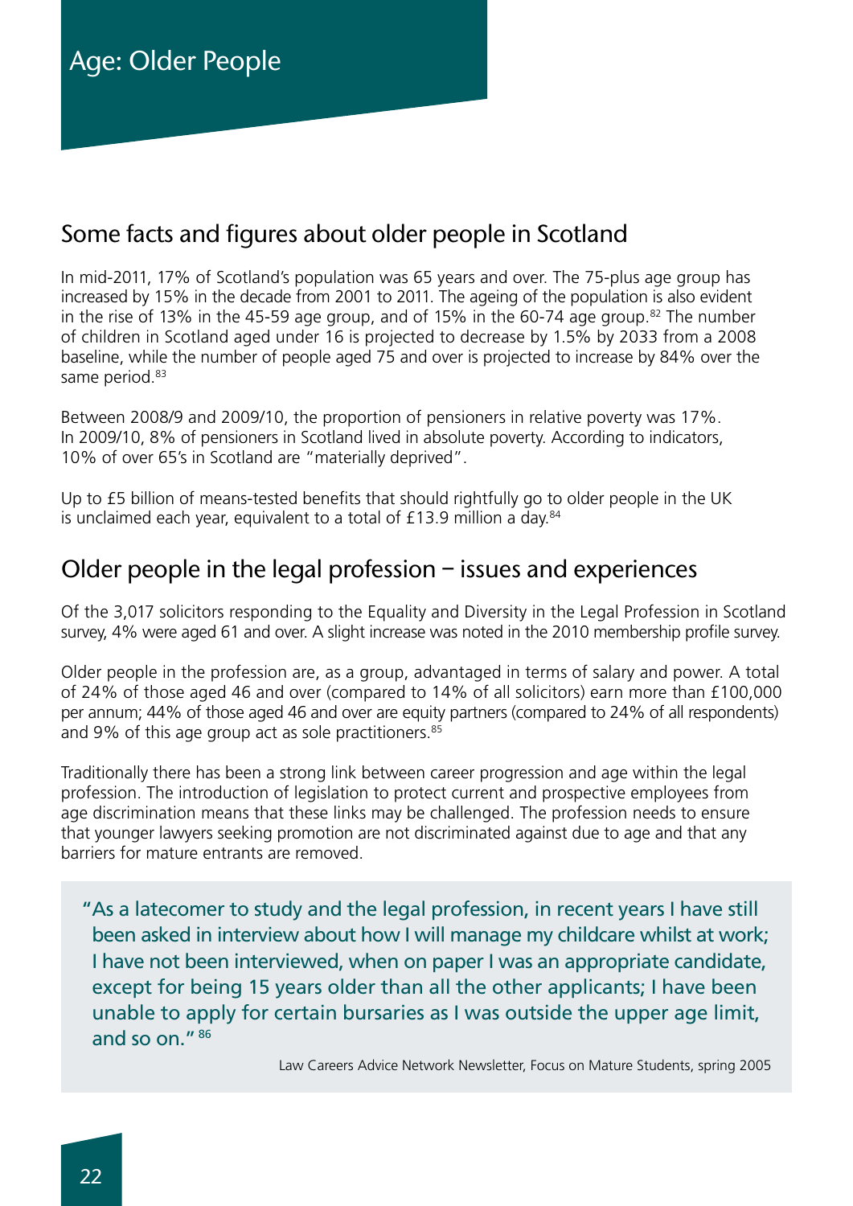# Age: Older People

## Some facts and figures about older people in Scotland

In mid-2011, 17% of Scotland's population was 65 years and over. The 75-plus age group has increased by 15% in the decade from 2001 to 2011. The ageing of the population is also evident in the rise of 13% in the 45-59 age group, and of 15% in the 60-74 age group.[82] The number of children in Scotland aged under 16 is projected to decrease by 1.5% by 2033 from a 2008 baseline, while the number of people aged 75 and over is projected to increase by 84% over the same period.[83]

Between 2008/9 and 2009/10, the proportion of pensioners in relative poverty was 17%. In 2009/10, 8% of pensioners in Scotland lived in absolute poverty. According to indicators, 10% of over 65's in Scotland are "materially deprived".

Up to £5 billion of means-tested benefits that should rightfully go to older people in the UK is unclaimed each year, equivalent to a total of £13.9 million a day.[84]

## Older people in the legal profession – issues and experiences

Of the 3,017 solicitors responding to the Equality and Diversity in the Legal Profession in Scotland survey, 4% were aged 61 and over. A slight increase was noted in the 2010 membership profile survey.

Older people in the profession are, as a group, advantaged in terms of salary and power. A total of 24% of those aged 46 and over (compared to 14% of all solicitors) earn more than £100,000 per annum; 44% of those aged 46 and over are equity partners (compared to 24% of all respondents) and 9% of this age group act as sole practitioners.[85]

Traditionally there has been a strong link between career progression and age within the legal profession. The introduction of legislation to protect current and prospective employees from age discrimination means that these links may be challenged. The profession needs to ensure that younger lawyers seeking promotion are not discriminated against due to age and that any barriers for mature entrants are removed.

> "As a latecomer to study and the legal profession, in recent years I have still been asked in interview about how I will manage my childcare whilst at work; I have not been interviewed, when on paper I was an appropriate candidate, except for being 15 years older than all the other applicants; I have been unable to apply for certain bursaries as I was outside the upper age limit, and so on." [86]
>
> Law Careers Advice Network Newsletter, Focus on Mature Students, spring 2005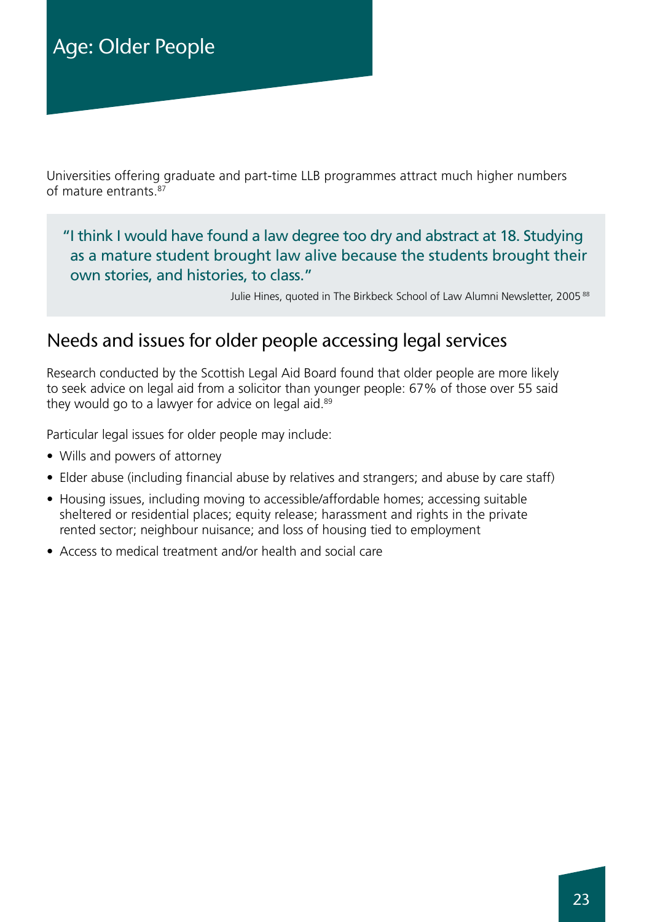# Age: Older People

Universities offering graduate and part-time LLB programmes attract much higher numbers of mature entrants.[87]

> "I think I would have found a law degree too dry and abstract at 18. Studying as a mature student brought law alive because the students brought their own stories, and histories, to class."
>
> Julie Hines, quoted in The Birkbeck School of Law Alumni Newsletter, 2005 [88]

## Needs and issues for older people accessing legal services

Research conducted by the Scottish Legal Aid Board found that older people are more likely to seek advice on legal aid from a solicitor than younger people: 67% of those over 55 said they would go to a lawyer for advice on legal aid.[89]

Particular legal issues for older people may include:

- Wills and powers of attorney
- Elder abuse (including financial abuse by relatives and strangers; and abuse by care staff)
- Housing issues, including moving to accessible/affordable homes; accessing suitable sheltered or residential places; equity release; harassment and rights in the private rented sector; neighbour nuisance; and loss of housing tied to employment
- Access to medical treatment and/or health and social care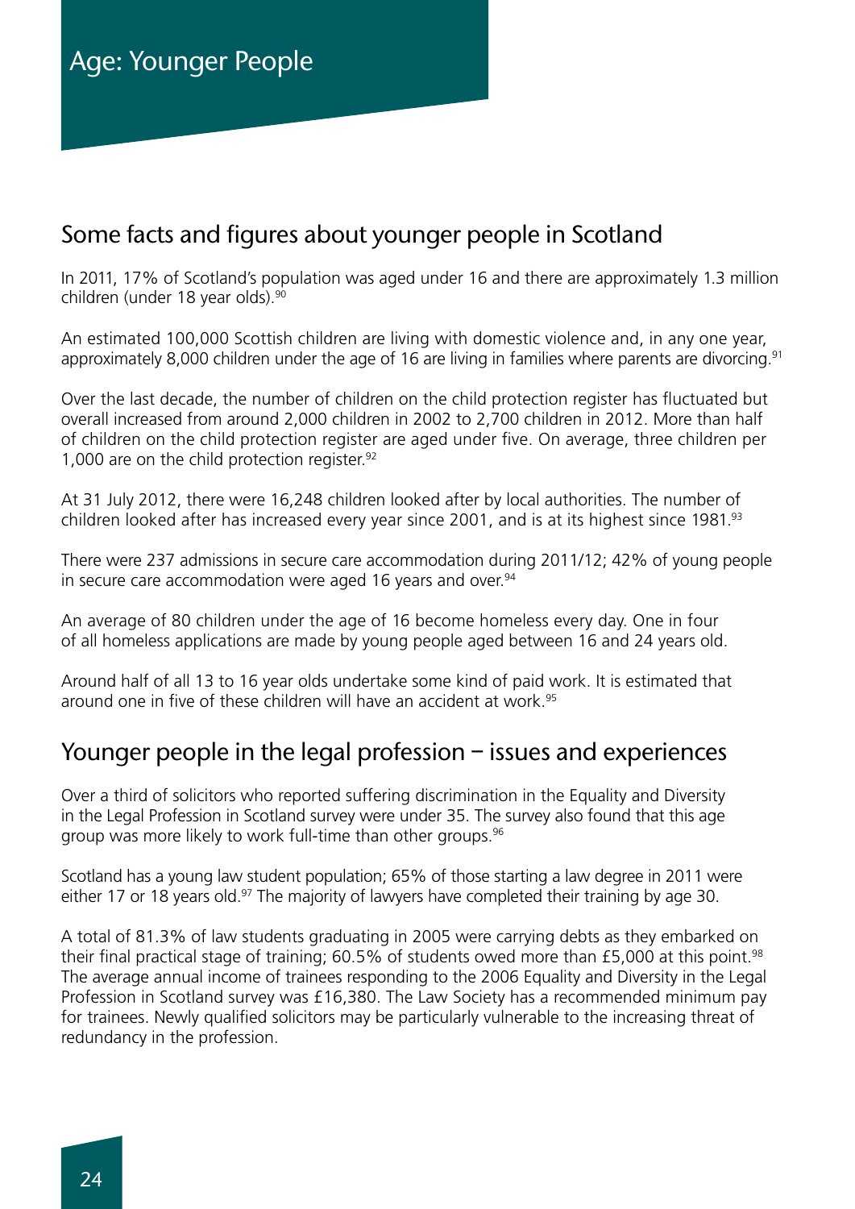# Age: Younger People

## Some facts and figures about younger people in Scotland

In 2011, 17% of Scotland's population was aged under 16 and there are approximately 1.3 million children (under 18 year olds).[90]

An estimated 100,000 Scottish children are living with domestic violence and, in any one year, approximately 8,000 children under the age of 16 are living in families where parents are divorcing.[91]

Over the last decade, the number of children on the child protection register has fluctuated but overall increased from around 2,000 children in 2002 to 2,700 children in 2012. More than half of children on the child protection register are aged under five. On average, three children per 1,000 are on the child protection register.[92]

At 31 July 2012, there were 16,248 children looked after by local authorities. The number of children looked after has increased every year since 2001, and is at its highest since 1981.[93]

There were 237 admissions in secure care accommodation during 2011/12; 42% of young people in secure care accommodation were aged 16 years and over.[94]

An average of 80 children under the age of 16 become homeless every day. One in four of all homeless applications are made by young people aged between 16 and 24 years old.

Around half of all 13 to 16 year olds undertake some kind of paid work. It is estimated that around one in five of these children will have an accident at work.[95]

## Younger people in the legal profession – issues and experiences

Over a third of solicitors who reported suffering discrimination in the Equality and Diversity in the Legal Profession in Scotland survey were under 35. The survey also found that this age group was more likely to work full-time than other groups.[96]

Scotland has a young law student population; 65% of those starting a law degree in 2011 were either 17 or 18 years old.[97] The majority of lawyers have completed their training by age 30.

A total of 81.3% of law students graduating in 2005 were carrying debts as they embarked on their final practical stage of training; 60.5% of students owed more than £5,000 at this point.[98] The average annual income of trainees responding to the 2006 Equality and Diversity in the Legal Profession in Scotland survey was £16,380. The Law Society has a recommended minimum pay for trainees. Newly qualified solicitors may be particularly vulnerable to the increasing threat of redundancy in the profession.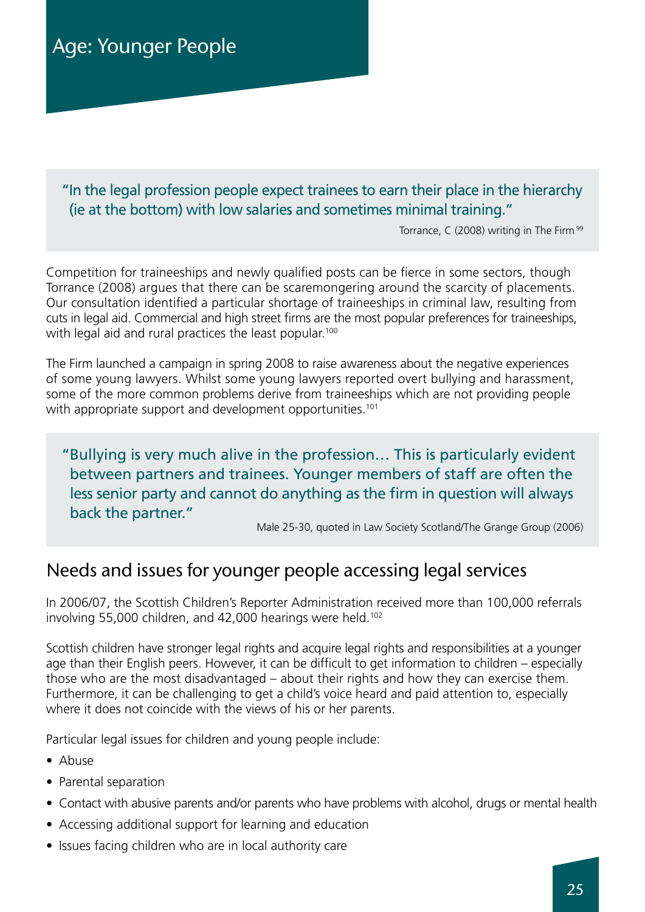# Age: Younger People

> "In the legal profession people expect trainees to earn their place in the hierarchy (ie at the bottom) with low salaries and sometimes minimal training."
>
> Torrance, C (2008) writing in The Firm [99]

Competition for traineeships and newly qualified posts can be fierce in some sectors, though Torrance (2008) argues that there can be scaremongering around the scarcity of placements. Our consultation identified a particular shortage of traineeships in criminal law, resulting from cuts in legal aid. Commercial and high street firms are the most popular preferences for traineeships, with legal aid and rural practices the least popular.[100]

The Firm launched a campaign in spring 2008 to raise awareness about the negative experiences of some young lawyers. Whilst some young lawyers reported overt bullying and harassment, some of the more common problems derive from traineeships which are not providing people with appropriate support and development opportunities.[101]

> "Bullying is very much alive in the profession… This is particularly evident between partners and trainees. Younger members of staff are often the less senior party and cannot do anything as the firm in question will always back the partner."
>
> Male 25-30, quoted in Law Society Scotland/The Grange Group (2006)

## Needs and issues for younger people accessing legal services

In 2006/07, the Scottish Children's Reporter Administration received more than 100,000 referrals involving 55,000 children, and 42,000 hearings were held.[102]

Scottish children have stronger legal rights and acquire legal rights and responsibilities at a younger age than their English peers. However, it can be difficult to get information to children – especially those who are the most disadvantaged – about their rights and how they can exercise them. Furthermore, it can be challenging to get a child's voice heard and paid attention to, especially where it does not coincide with the views of his or her parents.

Particular legal issues for children and young people include:

- Abuse
- Parental separation
- Contact with abusive parents and/or parents who have problems with alcohol, drugs or mental health
- Accessing additional support for learning and education
- Issues facing children who are in local authority care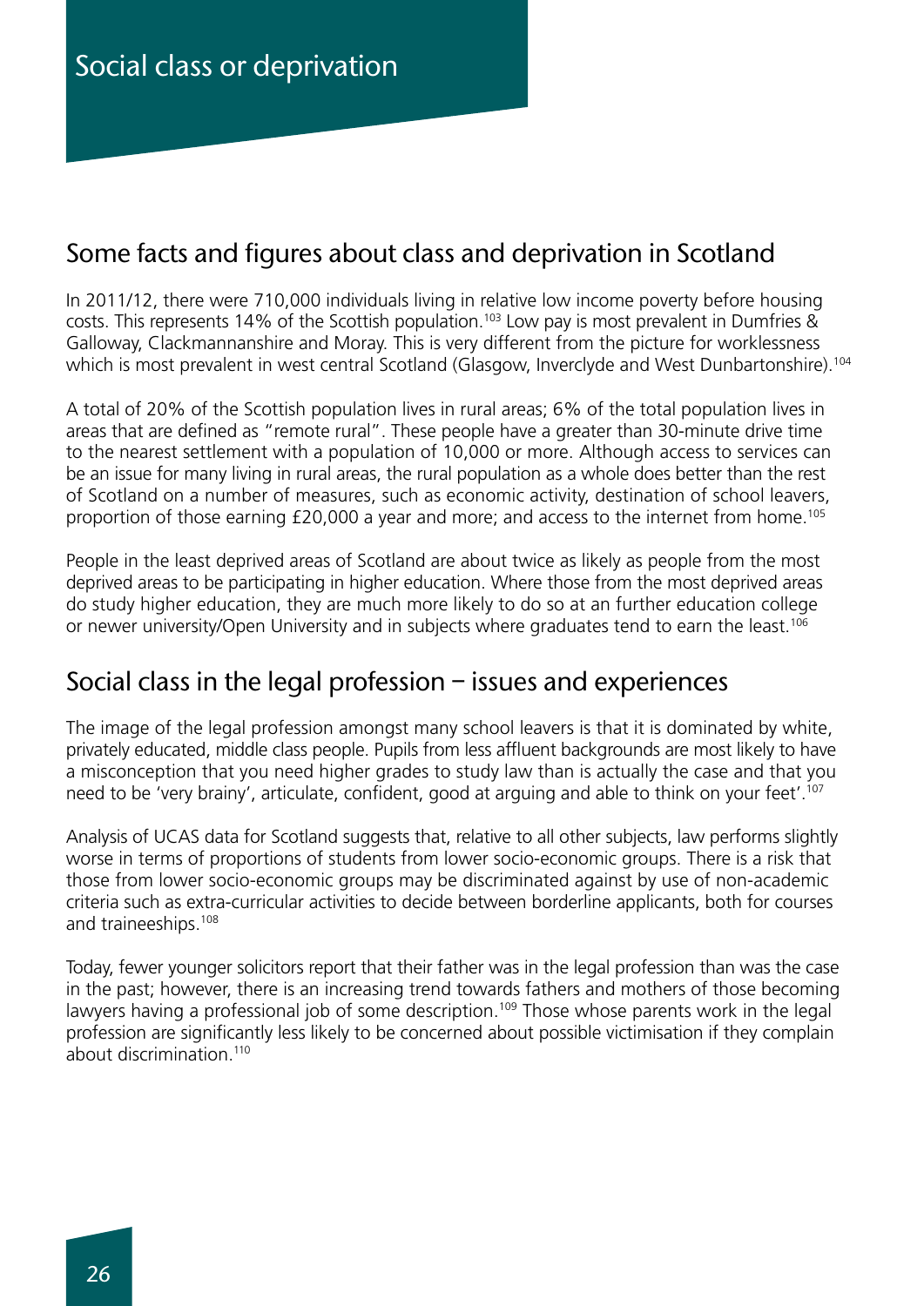# Social class or deprivation

## Some facts and figures about class and deprivation in Scotland

In 2011/12, there were 710,000 individuals living in relative low income poverty before housing costs. This represents 14% of the Scottish population.[103] Low pay is most prevalent in Dumfries & Galloway, Clackmannanshire and Moray. This is very different from the picture for worklessness which is most prevalent in west central Scotland (Glasgow, Inverclyde and West Dunbartonshire).[104]

A total of 20% of the Scottish population lives in rural areas; 6% of the total population lives in areas that are defined as "remote rural". These people have a greater than 30-minute drive time to the nearest settlement with a population of 10,000 or more. Although access to services can be an issue for many living in rural areas, the rural population as a whole does better than the rest of Scotland on a number of measures, such as economic activity, destination of school leavers, proportion of those earning £20,000 a year and more; and access to the internet from home.[105]

People in the least deprived areas of Scotland are about twice as likely as people from the most deprived areas to be participating in higher education. Where those from the most deprived areas do study higher education, they are much more likely to do so at an further education college or newer university/Open University and in subjects where graduates tend to earn the least.[106]

## Social class in the legal profession – issues and experiences

The image of the legal profession amongst many school leavers is that it is dominated by white, privately educated, middle class people. Pupils from less affluent backgrounds are most likely to have a misconception that you need higher grades to study law than is actually the case and that you need to be 'very brainy', articulate, confident, good at arguing and able to think on your feet'.[107]

Analysis of UCAS data for Scotland suggests that, relative to all other subjects, law performs slightly worse in terms of proportions of students from lower socio-economic groups. There is a risk that those from lower socio-economic groups may be discriminated against by use of non-academic criteria such as extra-curricular activities to decide between borderline applicants, both for courses and traineeships.[108]

Today, fewer younger solicitors report that their father was in the legal profession than was the case in the past; however, there is an increasing trend towards fathers and mothers of those becoming lawyers having a professional job of some description.[109] Those whose parents work in the legal profession are significantly less likely to be concerned about possible victimisation if they complain about discrimination.[110]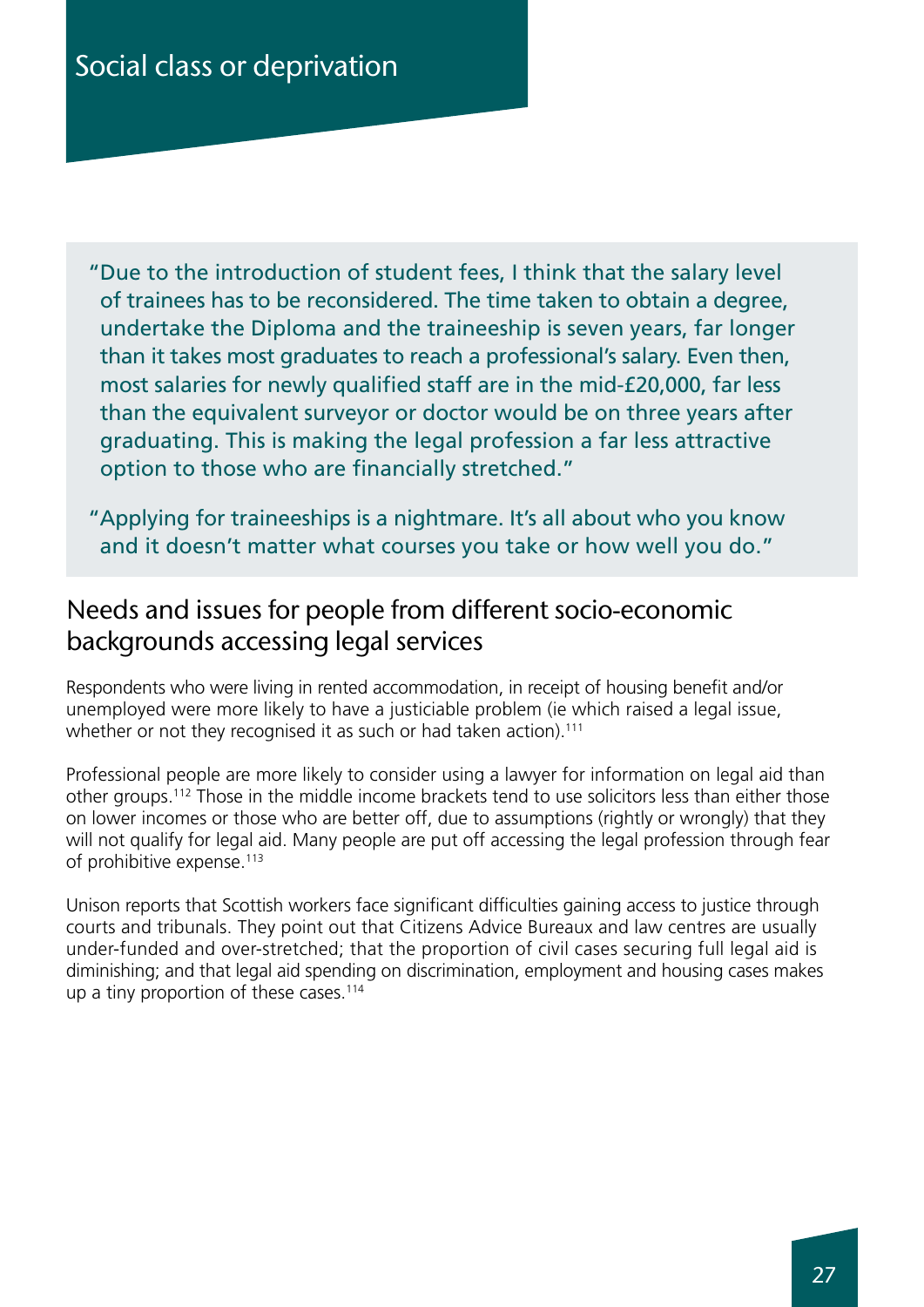# Social class or deprivation

> "Due to the introduction of student fees, I think that the salary level of trainees has to be reconsidered. The time taken to obtain a degree, undertake the Diploma and the traineeship is seven years, far longer than it takes most graduates to reach a professional's salary. Even then, most salaries for newly qualified staff are in the mid-£20,000, far less than the equivalent surveyor or doctor would be on three years after graduating. This is making the legal profession a far less attractive option to those who are financially stretched."

> "Applying for traineeships is a nightmare. It's all about who you know and it doesn't matter what courses you take or how well you do."

## Needs and issues for people from different socio-economic backgrounds accessing legal services

Respondents who were living in rented accommodation, in receipt of housing benefit and/or unemployed were more likely to have a justiciable problem (ie which raised a legal issue, whether or not they recognised it as such or had taken action).[111]

Professional people are more likely to consider using a lawyer for information on legal aid than other groups.[112] Those in the middle income brackets tend to use solicitors less than either those on lower incomes or those who are better off, due to assumptions (rightly or wrongly) that they will not qualify for legal aid. Many people are put off accessing the legal profession through fear of prohibitive expense.[113]

Unison reports that Scottish workers face significant difficulties gaining access to justice through courts and tribunals. They point out that Citizens Advice Bureaux and law centres are usually under-funded and over-stretched; that the proportion of civil cases securing full legal aid is diminishing; and that legal aid spending on discrimination, employment and housing cases makes up a tiny proportion of these cases.[114]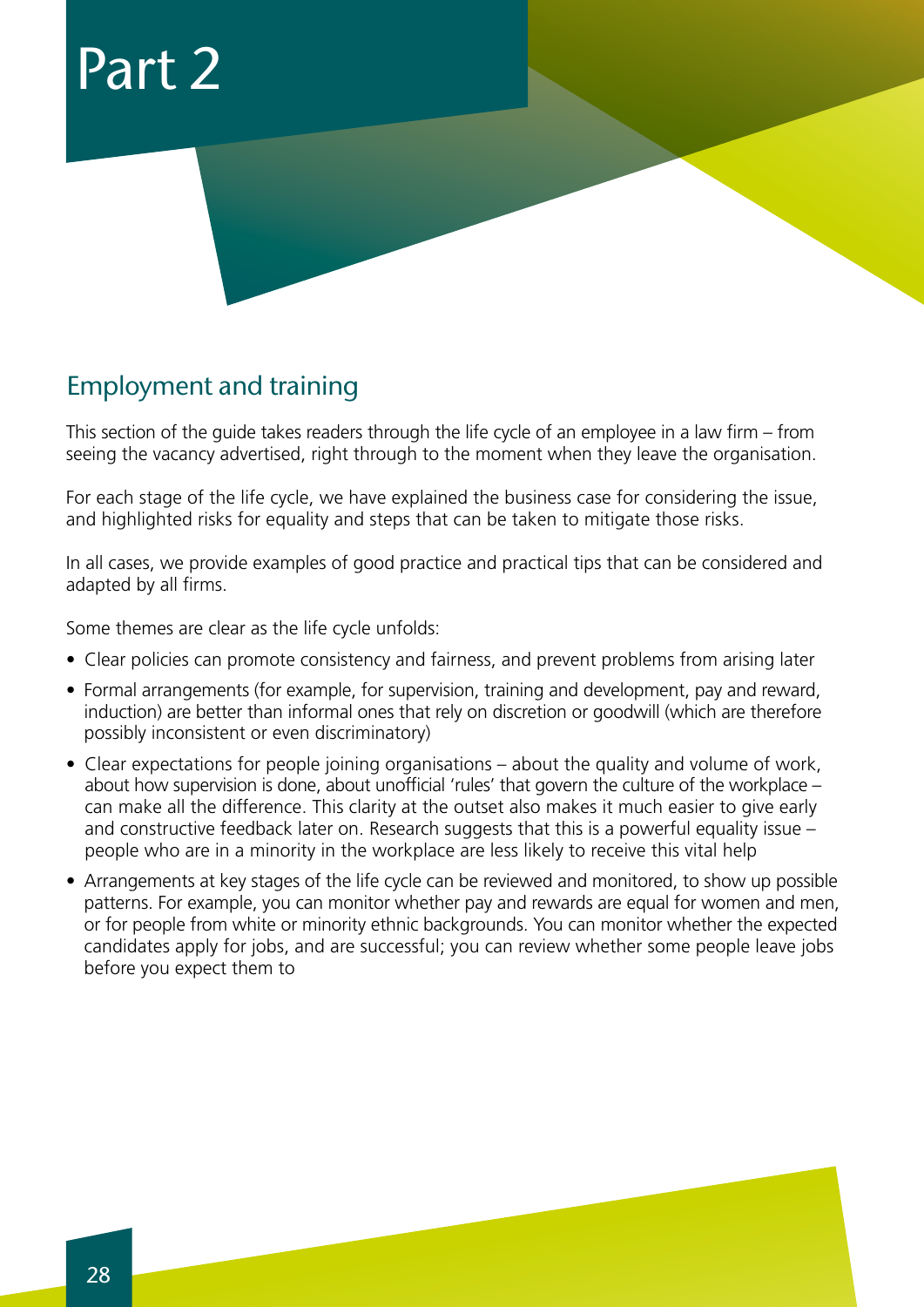# Part 2

## Employment and training

This section of the guide takes readers through the life cycle of an employee in a law firm – from seeing the vacancy advertised, right through to the moment when they leave the organisation.

For each stage of the life cycle, we have explained the business case for considering the issue, and highlighted risks for equality and steps that can be taken to mitigate those risks.

In all cases, we provide examples of good practice and practical tips that can be considered and adapted by all firms.

Some themes are clear as the life cycle unfolds:

- Clear policies can promote consistency and fairness, and prevent problems from arising later
- Formal arrangements (for example, for supervision, training and development, pay and reward, induction) are better than informal ones that rely on discretion or goodwill (which are therefore possibly inconsistent or even discriminatory)
- Clear expectations for people joining organisations – about the quality and volume of work, about how supervision is done, about unofficial 'rules' that govern the culture of the workplace – can make all the difference. This clarity at the outset also makes it much easier to give early and constructive feedback later on. Research suggests that this is a powerful equality issue – people who are in a minority in the workplace are less likely to receive this vital help
- Arrangements at key stages of the life cycle can be reviewed and monitored, to show up possible patterns. For example, you can monitor whether pay and rewards are equal for women and men, or for people from white or minority ethnic backgrounds. You can monitor whether the expected candidates apply for jobs, and are successful; you can review whether some people leave jobs before you expect them to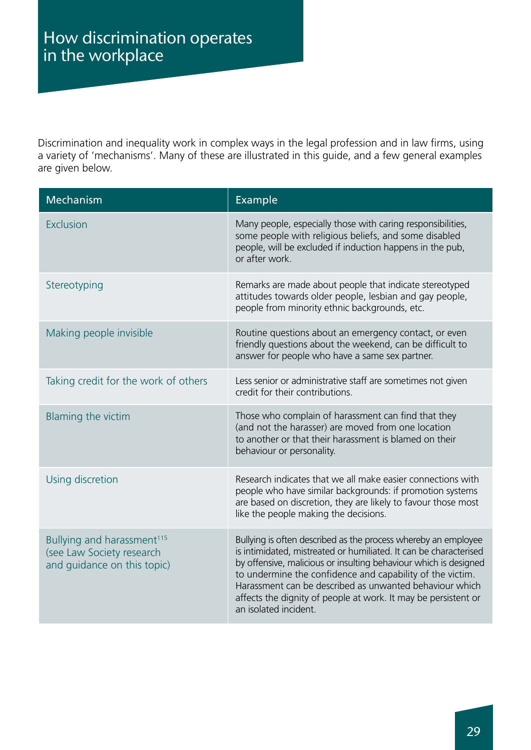# How discrimination operates in the workplace

Discrimination and inequality work in complex ways in the legal profession and in law firms, using a variety of 'mechanisms'. Many of these are illustrated in this guide, and a few general examples are given below.

| Mechanism | Example |
|---|---|
| Exclusion | Many people, especially those with caring responsibilities, some people with religious beliefs, and some disabled people, will be excluded if induction happens in the pub, or after work. |
| Stereotyping | Remarks are made about people that indicate stereotyped attitudes towards older people, lesbian and gay people, people from minority ethnic backgrounds, etc. |
| Making people invisible | Routine questions about an emergency contact, or even friendly questions about the weekend, can be difficult to answer for people who have a same sex partner. |
| Taking credit for the work of others | Less senior or administrative staff are sometimes not given credit for their contributions. |
| Blaming the victim | Those who complain of harassment can find that they (and not the harasser) are moved from one location to another or that their harassment is blamed on their behaviour or personality. |
| Using discretion | Research indicates that we all make easier connections with people who have similar backgrounds: if promotion systems are based on discretion, they are likely to favour those most like the people making the decisions. |
| Bullying and harassment[115] (see Law Society research and guidance on this topic) | Bullying is often described as the process whereby an employee is intimidated, mistreated or humiliated. It can be characterised by offensive, malicious or insulting behaviour which is designed to undermine the confidence and capability of the victim. Harassment can be described as unwanted behaviour which affects the dignity of people at work. It may be persistent or an isolated incident. |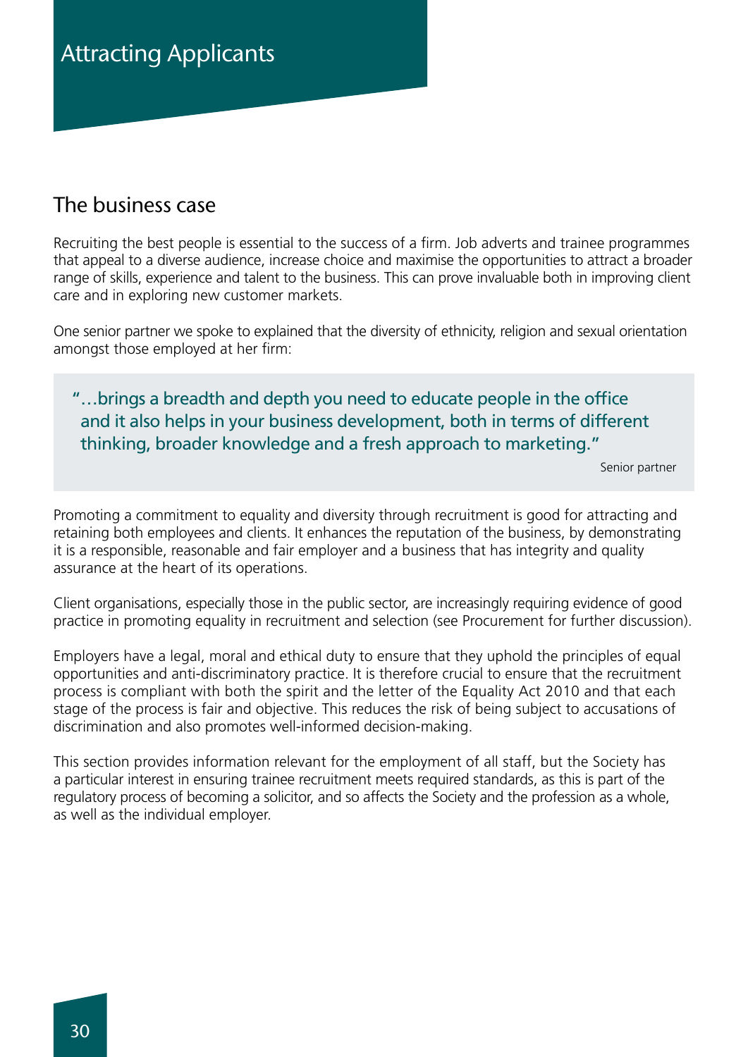# Attracting Applicants

## The business case

Recruiting the best people is essential to the success of a firm. Job adverts and trainee programmes that appeal to a diverse audience, increase choice and maximise the opportunities to attract a broader range of skills, experience and talent to the business. This can prove invaluable both in improving client care and in exploring new customer markets.

One senior partner we spoke to explained that the diversity of ethnicity, religion and sexual orientation amongst those employed at her firm:

> "…brings a breadth and depth you need to educate people in the office and it also helps in your business development, both in terms of different thinking, broader knowledge and a fresh approach to marketing."
>
> Senior partner

Promoting a commitment to equality and diversity through recruitment is good for attracting and retaining both employees and clients. It enhances the reputation of the business, by demonstrating it is a responsible, reasonable and fair employer and a business that has integrity and quality assurance at the heart of its operations.

Client organisations, especially those in the public sector, are increasingly requiring evidence of good practice in promoting equality in recruitment and selection (see Procurement for further discussion).

Employers have a legal, moral and ethical duty to ensure that they uphold the principles of equal opportunities and anti-discriminatory practice. It is therefore crucial to ensure that the recruitment process is compliant with both the spirit and the letter of the Equality Act 2010 and that each stage of the process is fair and objective. This reduces the risk of being subject to accusations of discrimination and also promotes well-informed decision-making.

This section provides information relevant for the employment of all staff, but the Society has a particular interest in ensuring trainee recruitment meets required standards, as this is part of the regulatory process of becoming a solicitor, and so affects the Society and the profession as a whole, as well as the individual employer.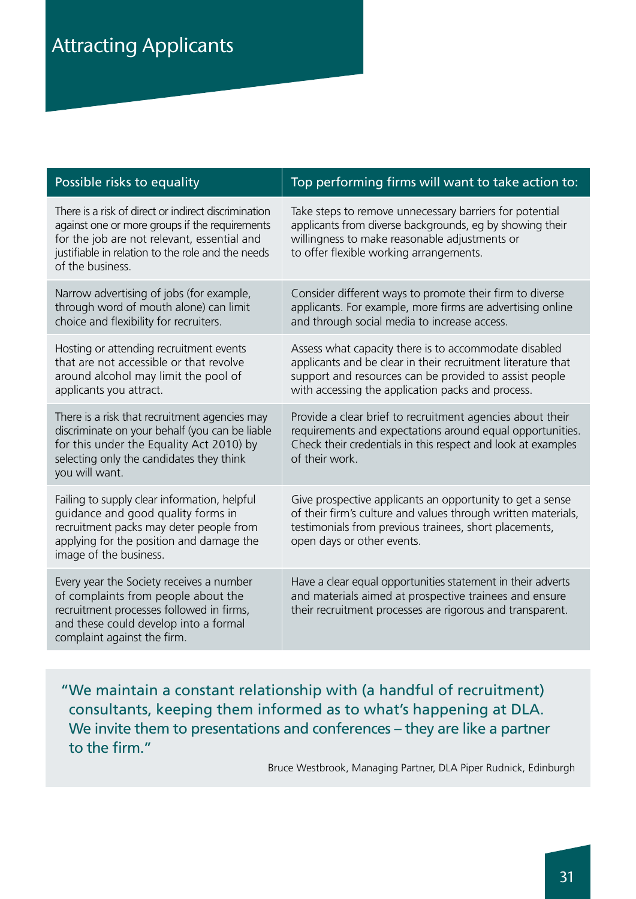# Attracting Applicants

| Possible risks to equality | Top performing firms will want to take action to: |
|---|---|
| There is a risk of direct or indirect discrimination against one or more groups if the requirements for the job are not relevant, essential and justifiable in relation to the role and the needs of the business. | Take steps to remove unnecessary barriers for potential applicants from diverse backgrounds, eg by showing their willingness to make reasonable adjustments or to offer flexible working arrangements. |
| Narrow advertising of jobs (for example, through word of mouth alone) can limit choice and flexibility for recruiters. | Consider different ways to promote their firm to diverse applicants. For example, more firms are advertising online and through social media to increase access. |
| Hosting or attending recruitment events that are not accessible or that revolve around alcohol may limit the pool of applicants you attract. | Assess what capacity there is to accommodate disabled applicants and be clear in their recruitment literature that support and resources can be provided to assist people with accessing the application packs and process. |
| There is a risk that recruitment agencies may discriminate on your behalf (you can be liable for this under the Equality Act 2010) by selecting only the candidates they think you will want. | Provide a clear brief to recruitment agencies about their requirements and expectations around equal opportunities. Check their credentials in this respect and look at examples of their work. |
| Failing to supply clear information, helpful guidance and good quality forms in recruitment packs may deter people from applying for the position and damage the image of the business. | Give prospective applicants an opportunity to get a sense of their firm's culture and values through written materials, testimonials from previous trainees, short placements, open days or other events. |
| Every year the Society receives a number of complaints from people about the recruitment processes followed in firms, and these could develop into a formal complaint against the firm. | Have a clear equal opportunities statement in their adverts and materials aimed at prospective trainees and ensure their recruitment processes are rigorous and transparent. |

> "We maintain a constant relationship with (a handful of recruitment) consultants, keeping them informed as to what's happening at DLA. We invite them to presentations and conferences – they are like a partner to the firm."
>
> Bruce Westbrook, Managing Partner, DLA Piper Rudnick, Edinburgh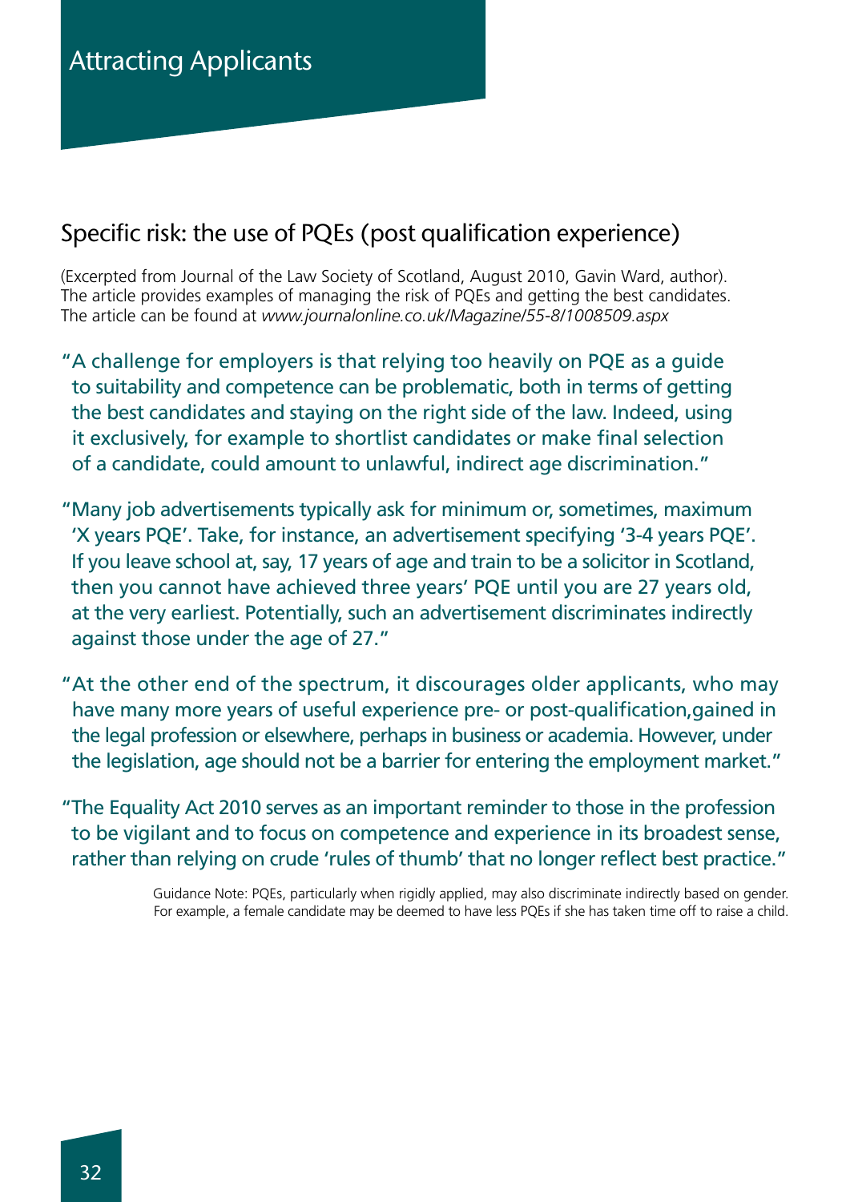# Attracting Applicants

## Specific risk: the use of PQEs (post qualification experience)

(Excerpted from Journal of the Law Society of Scotland, August 2010, Gavin Ward, author). The article provides examples of managing the risk of PQEs and getting the best candidates. The article can be found at *www.journalonline.co.uk/Magazine/55-8/1008509.aspx*

"A challenge for employers is that relying too heavily on PQE as a guide to suitability and competence can be problematic, both in terms of getting the best candidates and staying on the right side of the law. Indeed, using it exclusively, for example to shortlist candidates or make final selection of a candidate, could amount to unlawful, indirect age discrimination."

"Many job advertisements typically ask for minimum or, sometimes, maximum 'X years PQE'. Take, for instance, an advertisement specifying '3-4 years PQE'. If you leave school at, say, 17 years of age and train to be a solicitor in Scotland, then you cannot have achieved three years' PQE until you are 27 years old, at the very earliest. Potentially, such an advertisement discriminates indirectly against those under the age of 27."

"At the other end of the spectrum, it discourages older applicants, who may have many more years of useful experience pre- or post-qualification,gained in the legal profession or elsewhere, perhaps in business or academia. However, under the legislation, age should not be a barrier for entering the employment market."

"The Equality Act 2010 serves as an important reminder to those in the profession to be vigilant and to focus on competence and experience in its broadest sense, rather than relying on crude 'rules of thumb' that no longer reflect best practice."

Guidance Note: PQEs, particularly when rigidly applied, may also discriminate indirectly based on gender. For example, a female candidate may be deemed to have less PQEs if she has taken time off to raise a child.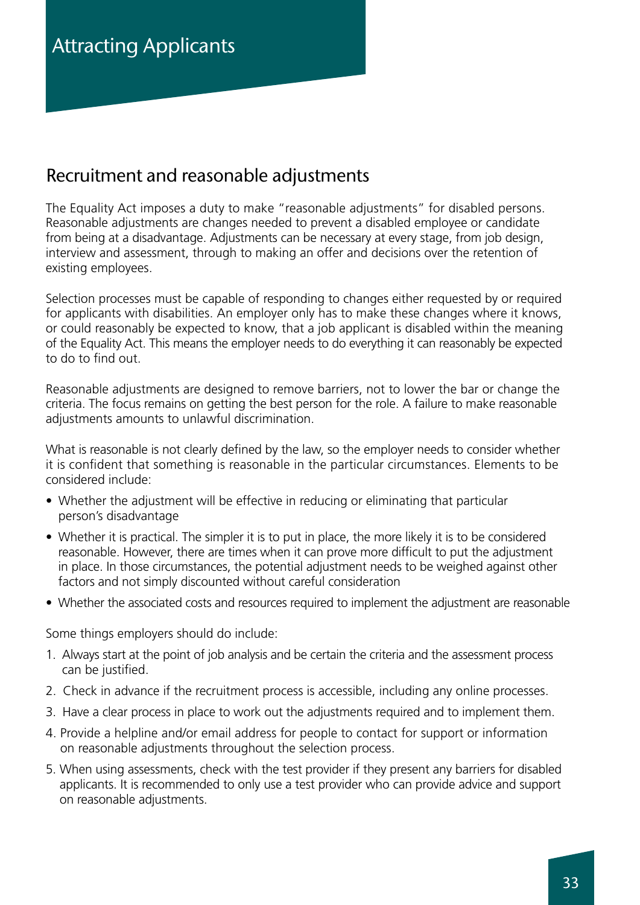## Attracting Applicants

### Recruitment and reasonable adjustments

The Equality Act imposes a duty to make "reasonable adjustments" for disabled persons. Reasonable adjustments are changes needed to prevent a disabled employee or candidate from being at a disadvantage. Adjustments can be necessary at every stage, from job design, interview and assessment, through to making an offer and decisions over the retention of existing employees.

Selection processes must be capable of responding to changes either requested by or required for applicants with disabilities. An employer only has to make these changes where it knows, or could reasonably be expected to know, that a job applicant is disabled within the meaning of the Equality Act. This means the employer needs to do everything it can reasonably be expected to do to find out.

Reasonable adjustments are designed to remove barriers, not to lower the bar or change the criteria. The focus remains on getting the best person for the role. A failure to make reasonable adjustments amounts to unlawful discrimination.

What is reasonable is not clearly defined by the law, so the employer needs to consider whether it is confident that something is reasonable in the particular circumstances. Elements to be considered include:

- Whether the adjustment will be effective in reducing or eliminating that particular person's disadvantage
- Whether it is practical. The simpler it is to put in place, the more likely it is to be considered reasonable. However, there are times when it can prove more difficult to put the adjustment in place. In those circumstances, the potential adjustment needs to be weighed against other factors and not simply discounted without careful consideration
- Whether the associated costs and resources required to implement the adjustment are reasonable

Some things employers should do include:

1. Always start at the point of job analysis and be certain the criteria and the assessment process can be justified.
2. Check in advance if the recruitment process is accessible, including any online processes.
3. Have a clear process in place to work out the adjustments required and to implement them.
4. Provide a helpline and/or email address for people to contact for support or information on reasonable adjustments throughout the selection process.
5. When using assessments, check with the test provider if they present any barriers for disabled applicants. It is recommended to only use a test provider who can provide advice and support on reasonable adjustments.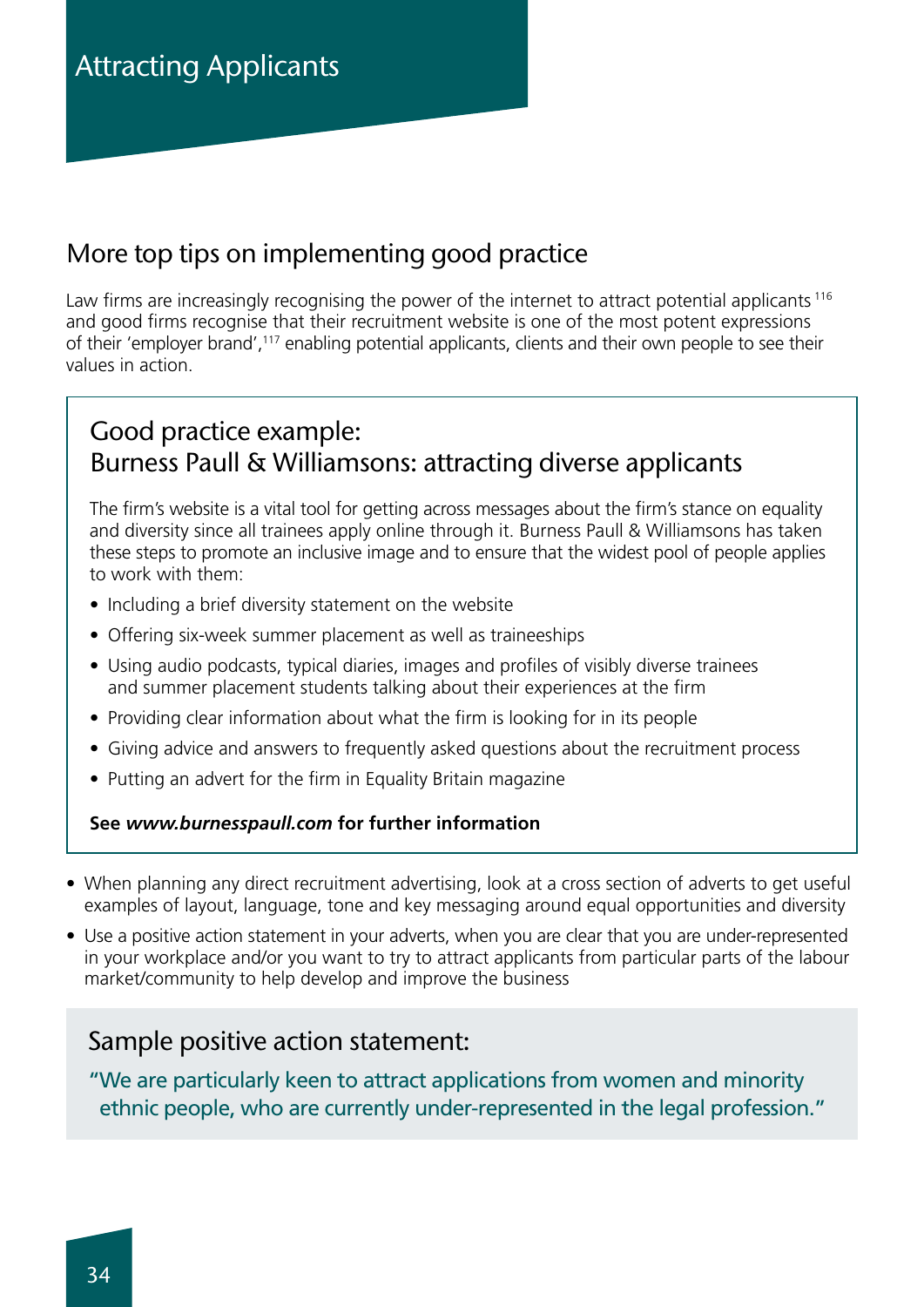# Attracting Applicants

## More top tips on implementing good practice

Law firms are increasingly recognising the power of the internet to attract potential applicants [116] and good firms recognise that their recruitment website is one of the most potent expressions of their 'employer brand',[117] enabling potential applicants, clients and their own people to see their values in action.

### Good practice example: Burness Paull & Williamsons: attracting diverse applicants

The firm's website is a vital tool for getting across messages about the firm's stance on equality and diversity since all trainees apply online through it. Burness Paull & Williamsons has taken these steps to promote an inclusive image and to ensure that the widest pool of people applies to work with them:

- Including a brief diversity statement on the website
- Offering six-week summer placement as well as traineeships
- Using audio podcasts, typical diaries, images and profiles of visibly diverse trainees and summer placement students talking about their experiences at the firm
- Providing clear information about what the firm is looking for in its people
- Giving advice and answers to frequently asked questions about the recruitment process
- Putting an advert for the firm in Equality Britain magazine

**See *www.burnesspaull.com* for further information**

- When planning any direct recruitment advertising, look at a cross section of adverts to get useful examples of layout, language, tone and key messaging around equal opportunities and diversity
- Use a positive action statement in your adverts, when you are clear that you are under-represented in your workplace and/or you want to try to attract applicants from particular parts of the labour market/community to help develop and improve the business

### Sample positive action statement:

"We are particularly keen to attract applications from women and minority ethnic people, who are currently under-represented in the legal profession."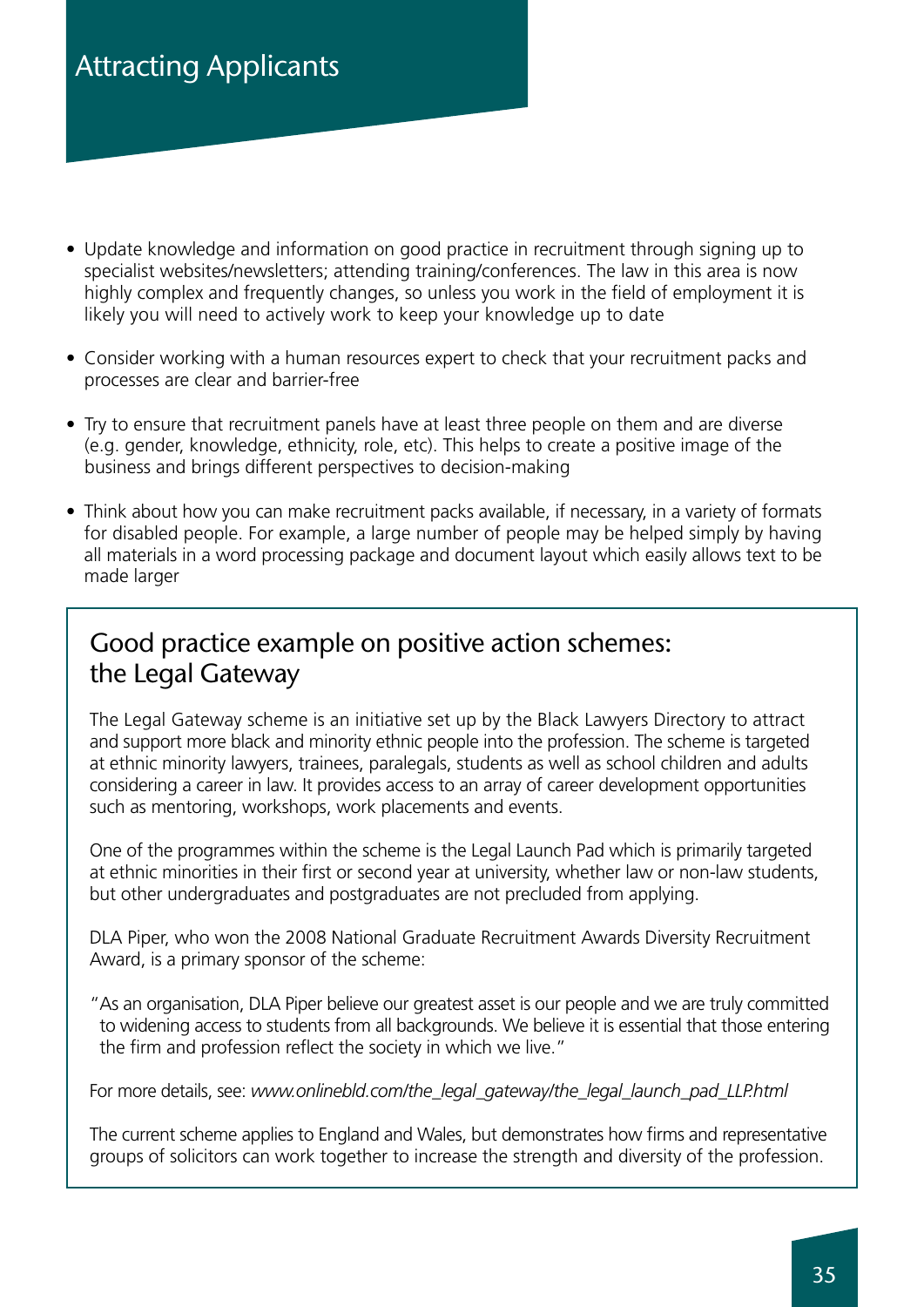# Attracting Applicants

- Update knowledge and information on good practice in recruitment through signing up to specialist websites/newsletters; attending training/conferences. The law in this area is now highly complex and frequently changes, so unless you work in the field of employment it is likely you will need to actively work to keep your knowledge up to date

- Consider working with a human resources expert to check that your recruitment packs and processes are clear and barrier-free

- Try to ensure that recruitment panels have at least three people on them and are diverse (e.g. gender, knowledge, ethnicity, role, etc). This helps to create a positive image of the business and brings different perspectives to decision-making

- Think about how you can make recruitment packs available, if necessary, in a variety of formats for disabled people. For example, a large number of people may be helped simply by having all materials in a word processing package and document layout which easily allows text to be made larger

## Good practice example on positive action schemes: the Legal Gateway

The Legal Gateway scheme is an initiative set up by the Black Lawyers Directory to attract and support more black and minority ethnic people into the profession. The scheme is targeted at ethnic minority lawyers, trainees, paralegals, students as well as school children and adults considering a career in law. It provides access to an array of career development opportunities such as mentoring, workshops, work placements and events.

One of the programmes within the scheme is the Legal Launch Pad which is primarily targeted at ethnic minorities in their first or second year at university, whether law or non-law students, but other undergraduates and postgraduates are not precluded from applying.

DLA Piper, who won the 2008 National Graduate Recruitment Awards Diversity Recruitment Award, is a primary sponsor of the scheme:

"As an organisation, DLA Piper believe our greatest asset is our people and we are truly committed to widening access to students from all backgrounds. We believe it is essential that those entering the firm and profession reflect the society in which we live."

For more details, see: *www.onlinebld.com/the_legal_gateway/the_legal_launch_pad_LLP.html*

The current scheme applies to England and Wales, but demonstrates how firms and representative groups of solicitors can work together to increase the strength and diversity of the profession.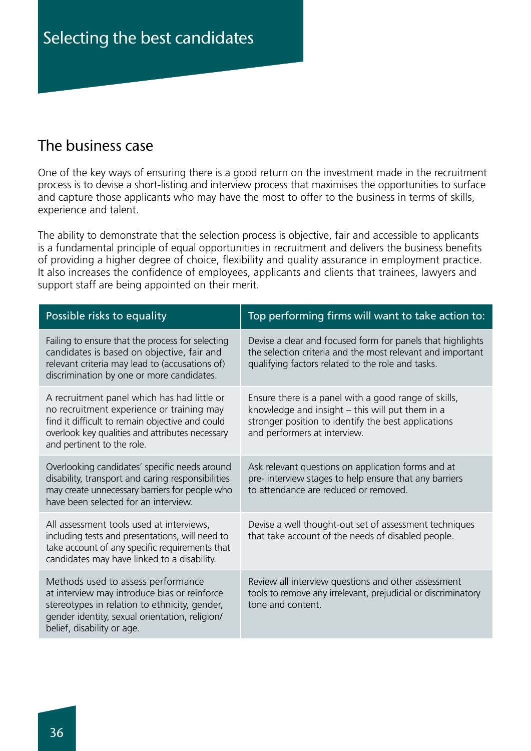# Selecting the best candidates

## The business case

One of the key ways of ensuring there is a good return on the investment made in the recruitment process is to devise a short-listing and interview process that maximises the opportunities to surface and capture those applicants who may have the most to offer to the business in terms of skills, experience and talent.

The ability to demonstrate that the selection process is objective, fair and accessible to applicants is a fundamental principle of equal opportunities in recruitment and delivers the business benefits of providing a higher degree of choice, flexibility and quality assurance in employment practice. It also increases the confidence of employees, applicants and clients that trainees, lawyers and support staff are being appointed on their merit.

| Possible risks to equality | Top performing firms will want to take action to: |
|---|---|
| Failing to ensure that the process for selecting candidates is based on objective, fair and relevant criteria may lead to (accusations of) discrimination by one or more candidates. | Devise a clear and focused form for panels that highlights the selection criteria and the most relevant and important qualifying factors related to the role and tasks. |
| A recruitment panel which has had little or no recruitment experience or training may find it difficult to remain objective and could overlook key qualities and attributes necessary and pertinent to the role. | Ensure there is a panel with a good range of skills, knowledge and insight – this will put them in a stronger position to identify the best applications and performers at interview. |
| Overlooking candidates' specific needs around disability, transport and caring responsibilities may create unnecessary barriers for people who have been selected for an interview. | Ask relevant questions on application forms and at pre- interview stages to help ensure that any barriers to attendance are reduced or removed. |
| All assessment tools used at interviews, including tests and presentations, will need to take account of any specific requirements that candidates may have linked to a disability. | Devise a well thought-out set of assessment techniques that take account of the needs of disabled people. |
| Methods used to assess performance at interview may introduce bias or reinforce stereotypes in relation to ethnicity, gender, gender identity, sexual orientation, religion/belief, disability or age. | Review all interview questions and other assessment tools to remove any irrelevant, prejudicial or discriminatory tone and content. |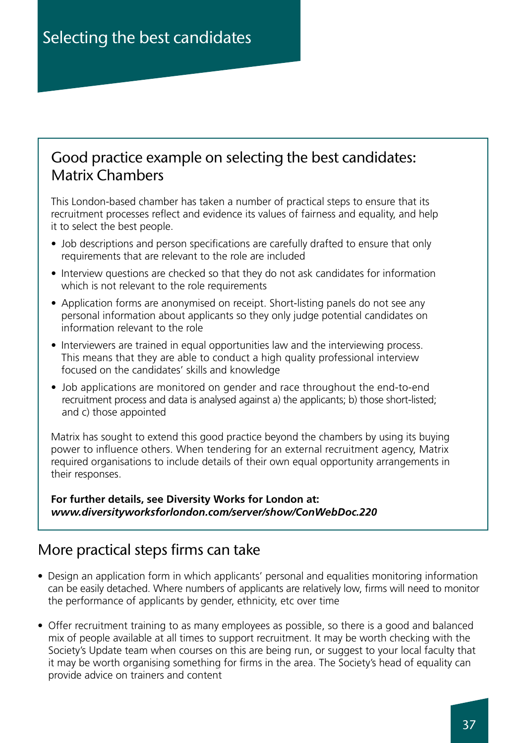# Selecting the best candidates

## Good practice example on selecting the best candidates: Matrix Chambers

This London-based chamber has taken a number of practical steps to ensure that its recruitment processes reflect and evidence its values of fairness and equality, and help it to select the best people.

- Job descriptions and person specifications are carefully drafted to ensure that only requirements that are relevant to the role are included
- Interview questions are checked so that they do not ask candidates for information which is not relevant to the role requirements
- Application forms are anonymised on receipt. Short-listing panels do not see any personal information about applicants so they only judge potential candidates on information relevant to the role
- Interviewers are trained in equal opportunities law and the interviewing process. This means that they are able to conduct a high quality professional interview focused on the candidates' skills and knowledge
- Job applications are monitored on gender and race throughout the end-to-end recruitment process and data is analysed against a) the applicants; b) those short-listed; and c) those appointed

Matrix has sought to extend this good practice beyond the chambers by using its buying power to influence others. When tendering for an external recruitment agency, Matrix required organisations to include details of their own equal opportunity arrangements in their responses.

**For further details, see Diversity Works for London at:**
***www.diversityworksforlondon.com/server/show/ConWebDoc.220***

## More practical steps firms can take

- Design an application form in which applicants' personal and equalities monitoring information can be easily detached. Where numbers of applicants are relatively low, firms will need to monitor the performance of applicants by gender, ethnicity, etc over time
- Offer recruitment training to as many employees as possible, so there is a good and balanced mix of people available at all times to support recruitment. It may be worth checking with the Society's Update team when courses on this are being run, or suggest to your local faculty that it may be worth organising something for firms in the area. The Society's head of equality can provide advice on trainers and content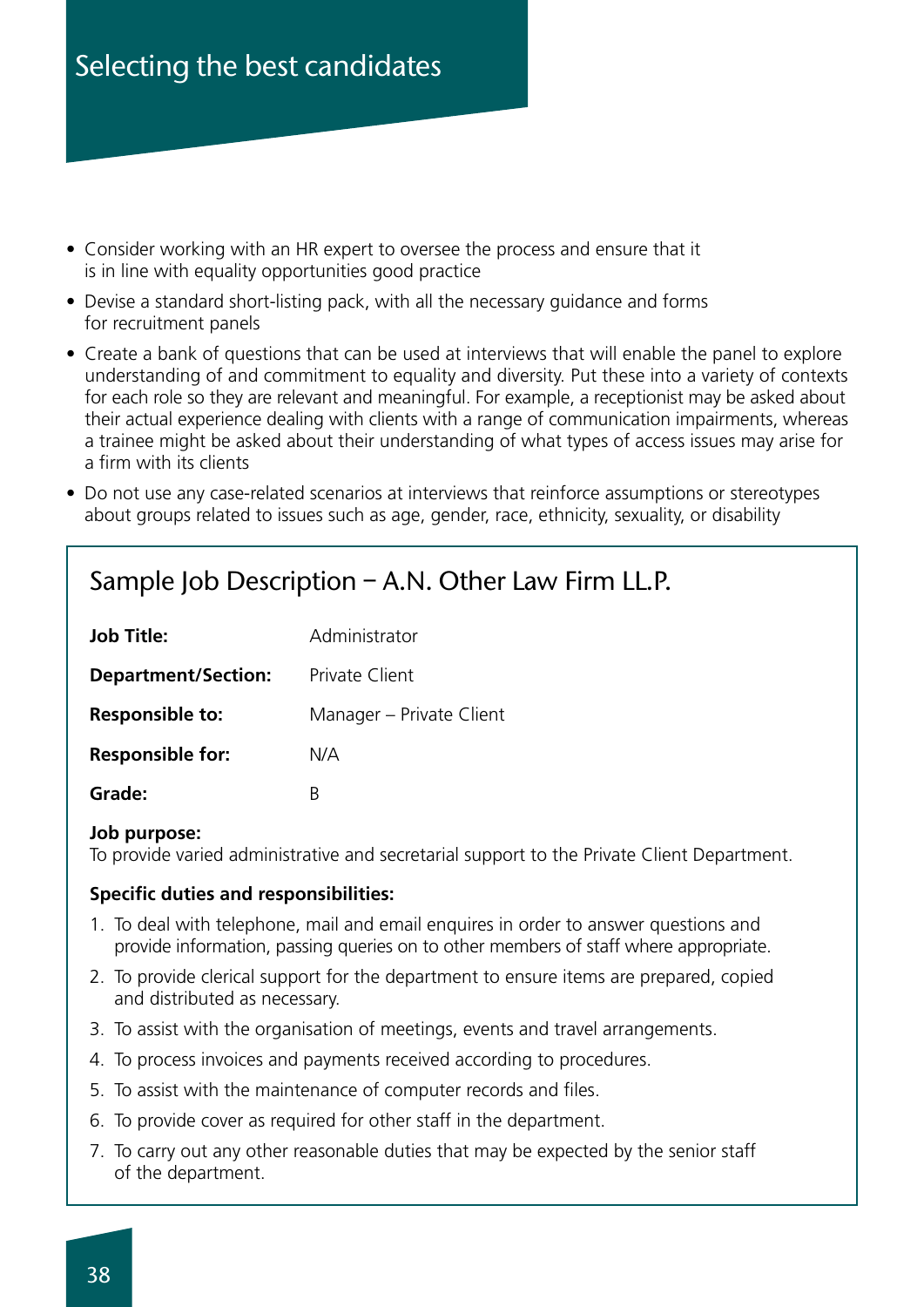# Selecting the best candidates

- Consider working with an HR expert to oversee the process and ensure that it is in line with equality opportunities good practice
- Devise a standard short-listing pack, with all the necessary guidance and forms for recruitment panels
- Create a bank of questions that can be used at interviews that will enable the panel to explore understanding of and commitment to equality and diversity. Put these into a variety of contexts for each role so they are relevant and meaningful. For example, a receptionist may be asked about their actual experience dealing with clients with a range of communication impairments, whereas a trainee might be asked about their understanding of what types of access issues may arise for a firm with its clients
- Do not use any case-related scenarios at interviews that reinforce assumptions or stereotypes about groups related to issues such as age, gender, race, ethnicity, sexuality, or disability

## Sample Job Description – A.N. Other Law Firm LL.P.

| | |
|---|---|
| **Job Title:** | Administrator |
| **Department/Section:** | Private Client |
| **Responsible to:** | Manager – Private Client |
| **Responsible for:** | N/A |
| **Grade:** | B |

**Job purpose:**
To provide varied administrative and secretarial support to the Private Client Department.

**Specific duties and responsibilities:**

1. To deal with telephone, mail and email enquires in order to answer questions and provide information, passing queries on to other members of staff where appropriate.
2. To provide clerical support for the department to ensure items are prepared, copied and distributed as necessary.
3. To assist with the organisation of meetings, events and travel arrangements.
4. To process invoices and payments received according to procedures.
5. To assist with the maintenance of computer records and files.
6. To provide cover as required for other staff in the department.
7. To carry out any other reasonable duties that may be expected by the senior staff of the department.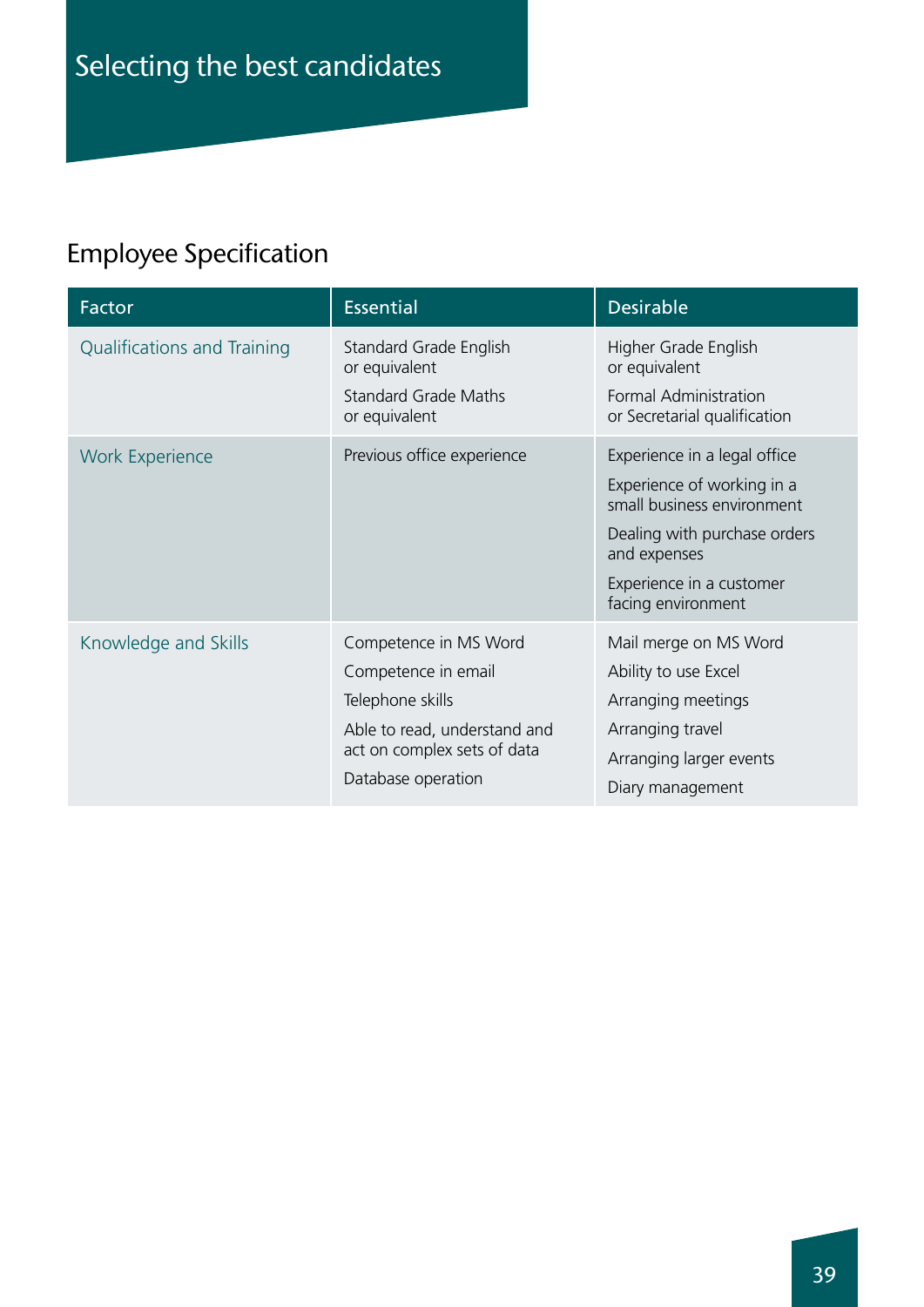# Selecting the best candidates

## Employee Specification

| Factor | Essential | Desirable |
|---|---|---|
| Qualifications and Training | Standard Grade English or equivalent<br>Standard Grade Maths or equivalent | Higher Grade English or equivalent<br>Formal Administration or Secretarial qualification |
| Work Experience | Previous office experience | Experience in a legal office<br>Experience of working in a small business environment<br>Dealing with purchase orders and expenses<br>Experience in a customer facing environment |
| Knowledge and Skills | Competence in MS Word<br>Competence in email<br>Telephone skills<br>Able to read, understand and act on complex sets of data<br>Database operation | Mail merge on MS Word<br>Ability to use Excel<br>Arranging meetings<br>Arranging travel<br>Arranging larger events<br>Diary management |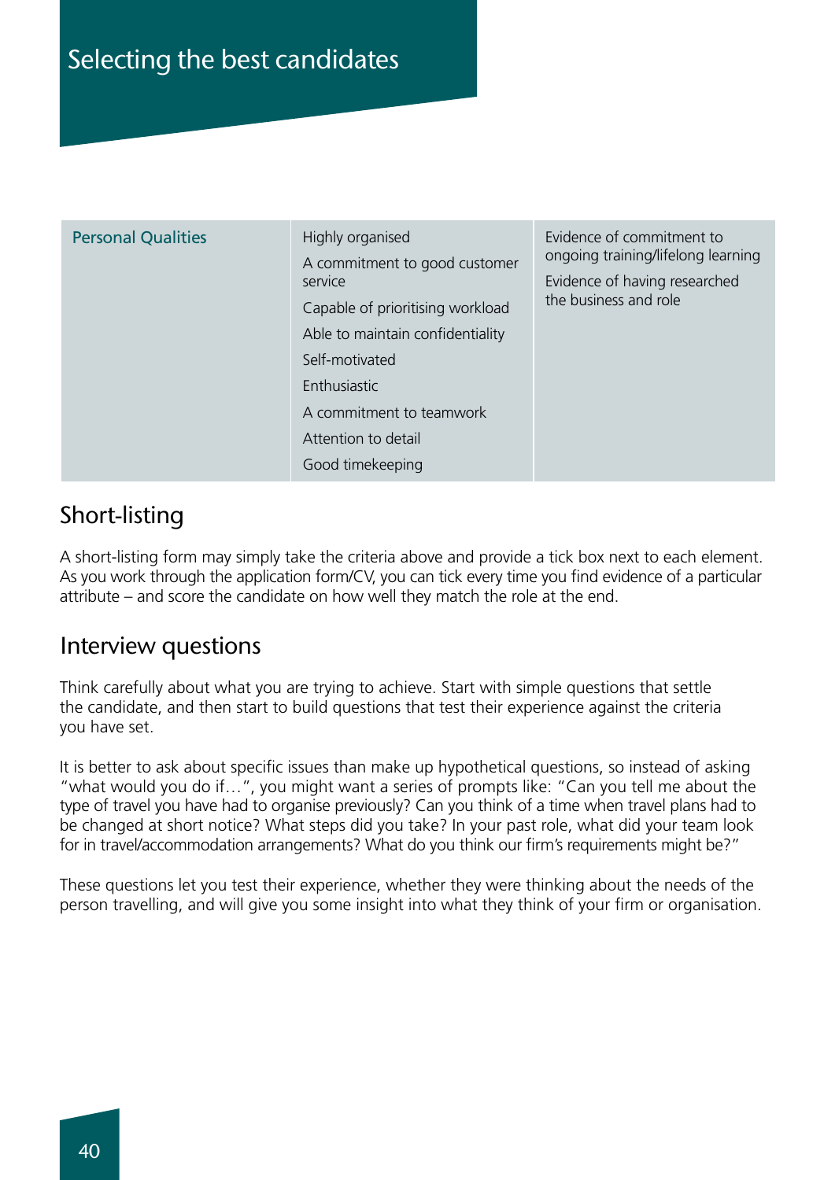# Selecting the best candidates

| Personal Qualities | Highly organised<br>A commitment to good customer service<br>Capable of prioritising workload<br>Able to maintain confidentiality<br>Self-motivated<br>Enthusiastic<br>A commitment to teamwork<br>Attention to detail<br>Good timekeeping | Evidence of commitment to ongoing training/lifelong learning<br>Evidence of having researched the business and role |
|---|---|---|

## Short-listing

A short-listing form may simply take the criteria above and provide a tick box next to each element. As you work through the application form/CV, you can tick every time you find evidence of a particular attribute – and score the candidate on how well they match the role at the end.

## Interview questions

Think carefully about what you are trying to achieve. Start with simple questions that settle the candidate, and then start to build questions that test their experience against the criteria you have set.

It is better to ask about specific issues than make up hypothetical questions, so instead of asking "what would you do if…", you might want a series of prompts like: "Can you tell me about the type of travel you have had to organise previously? Can you think of a time when travel plans had to be changed at short notice? What steps did you take? In your past role, what did your team look for in travel/accommodation arrangements? What do you think our firm's requirements might be?"

These questions let you test their experience, whether they were thinking about the needs of the person travelling, and will give you some insight into what they think of your firm or organisation.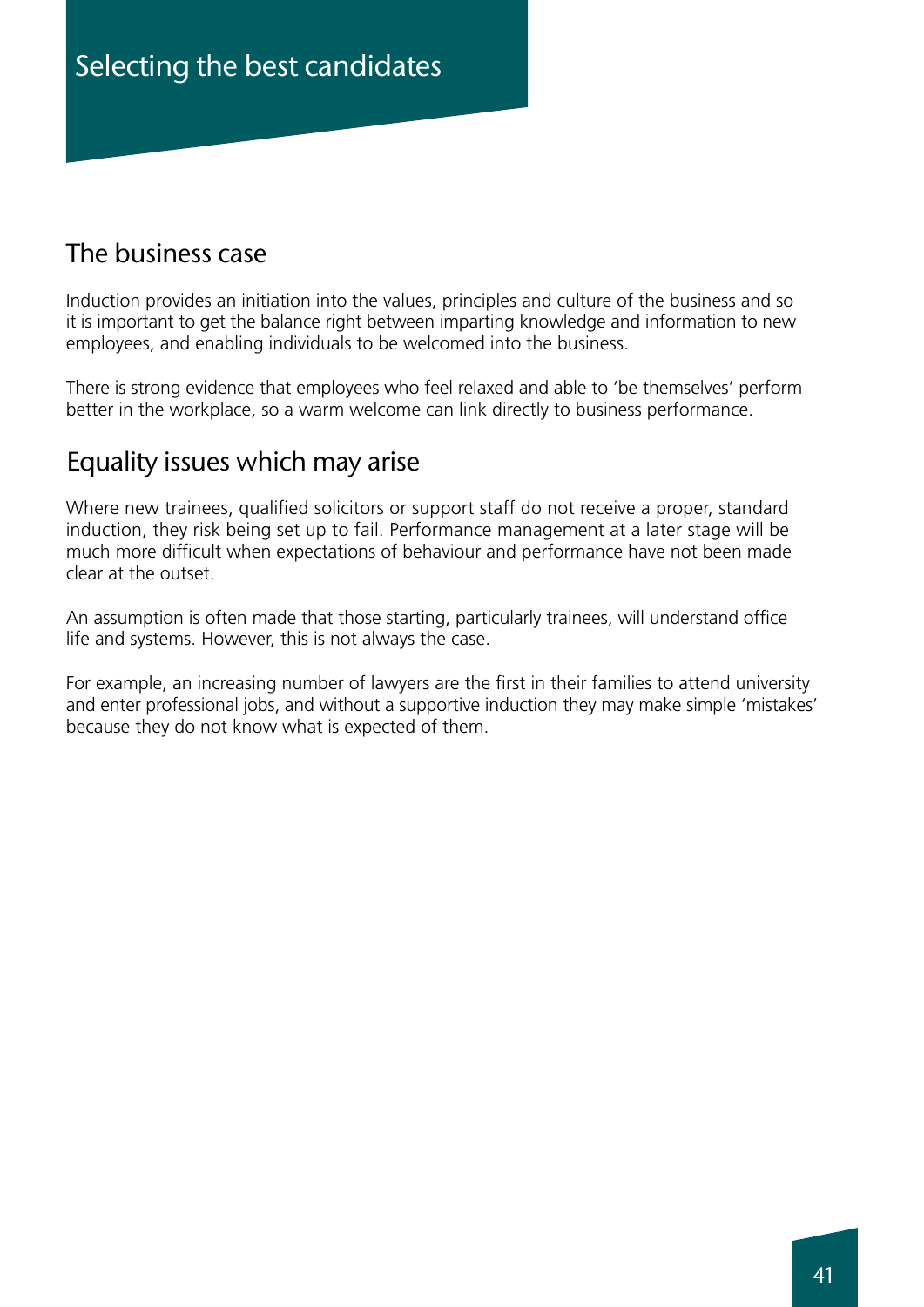# Selecting the best candidates

## The business case

Induction provides an initiation into the values, principles and culture of the business and so it is important to get the balance right between imparting knowledge and information to new employees, and enabling individuals to be welcomed into the business.

There is strong evidence that employees who feel relaxed and able to 'be themselves' perform better in the workplace, so a warm welcome can link directly to business performance.

## Equality issues which may arise

Where new trainees, qualified solicitors or support staff do not receive a proper, standard induction, they risk being set up to fail. Performance management at a later stage will be much more difficult when expectations of behaviour and performance have not been made clear at the outset.

An assumption is often made that those starting, particularly trainees, will understand office life and systems. However, this is not always the case.

For example, an increasing number of lawyers are the first in their families to attend university and enter professional jobs, and without a supportive induction they may make simple 'mistakes' because they do not know what is expected of them.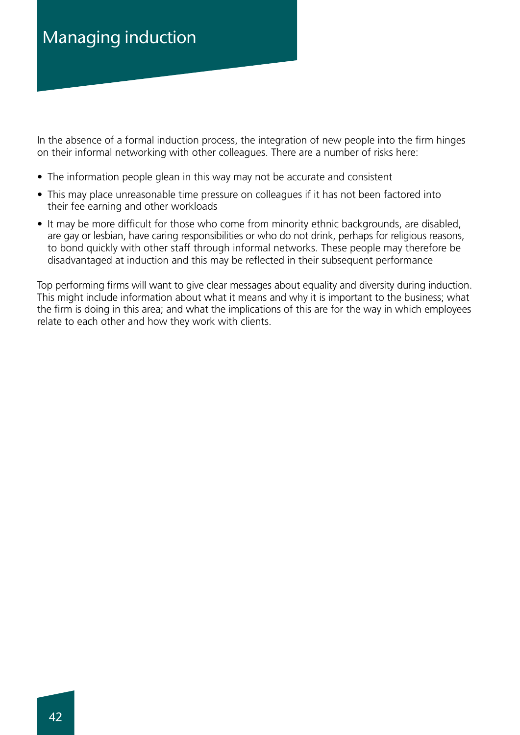# Managing induction

In the absence of a formal induction process, the integration of new people into the firm hinges on their informal networking with other colleagues. There are a number of risks here:

- The information people glean in this way may not be accurate and consistent
- This may place unreasonable time pressure on colleagues if it has not been factored into their fee earning and other workloads
- It may be more difficult for those who come from minority ethnic backgrounds, are disabled, are gay or lesbian, have caring responsibilities or who do not drink, perhaps for religious reasons, to bond quickly with other staff through informal networks. These people may therefore be disadvantaged at induction and this may be reflected in their subsequent performance

Top performing firms will want to give clear messages about equality and diversity during induction. This might include information about what it means and why it is important to the business; what the firm is doing in this area; and what the implications of this are for the way in which employees relate to each other and how they work with clients.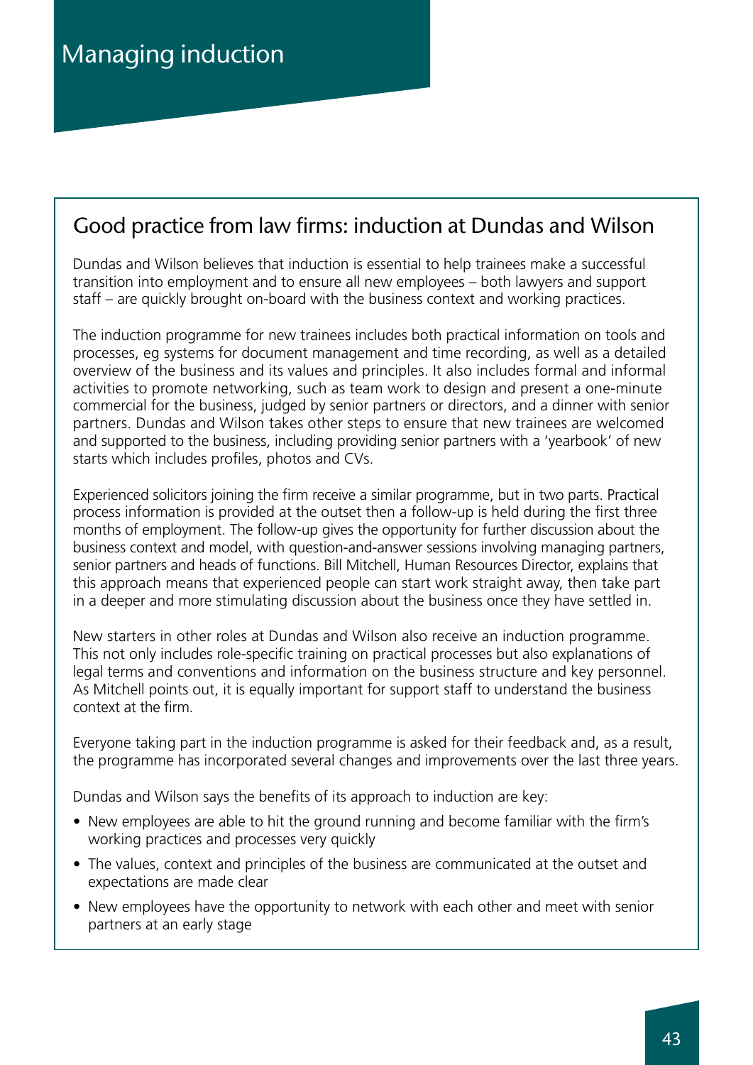# Managing induction

## Good practice from law firms: induction at Dundas and Wilson

Dundas and Wilson believes that induction is essential to help trainees make a successful transition into employment and to ensure all new employees – both lawyers and support staff – are quickly brought on-board with the business context and working practices.

The induction programme for new trainees includes both practical information on tools and processes, eg systems for document management and time recording, as well as a detailed overview of the business and its values and principles. It also includes formal and informal activities to promote networking, such as team work to design and present a one-minute commercial for the business, judged by senior partners or directors, and a dinner with senior partners. Dundas and Wilson takes other steps to ensure that new trainees are welcomed and supported to the business, including providing senior partners with a 'yearbook' of new starts which includes profiles, photos and CVs.

Experienced solicitors joining the firm receive a similar programme, but in two parts. Practical process information is provided at the outset then a follow-up is held during the first three months of employment. The follow-up gives the opportunity for further discussion about the business context and model, with question-and-answer sessions involving managing partners, senior partners and heads of functions. Bill Mitchell, Human Resources Director, explains that this approach means that experienced people can start work straight away, then take part in a deeper and more stimulating discussion about the business once they have settled in.

New starters in other roles at Dundas and Wilson also receive an induction programme. This not only includes role-specific training on practical processes but also explanations of legal terms and conventions and information on the business structure and key personnel. As Mitchell points out, it is equally important for support staff to understand the business context at the firm.

Everyone taking part in the induction programme is asked for their feedback and, as a result, the programme has incorporated several changes and improvements over the last three years.

Dundas and Wilson says the benefits of its approach to induction are key:

- New employees are able to hit the ground running and become familiar with the firm's working practices and processes very quickly
- The values, context and principles of the business are communicated at the outset and expectations are made clear
- New employees have the opportunity to network with each other and meet with senior partners at an early stage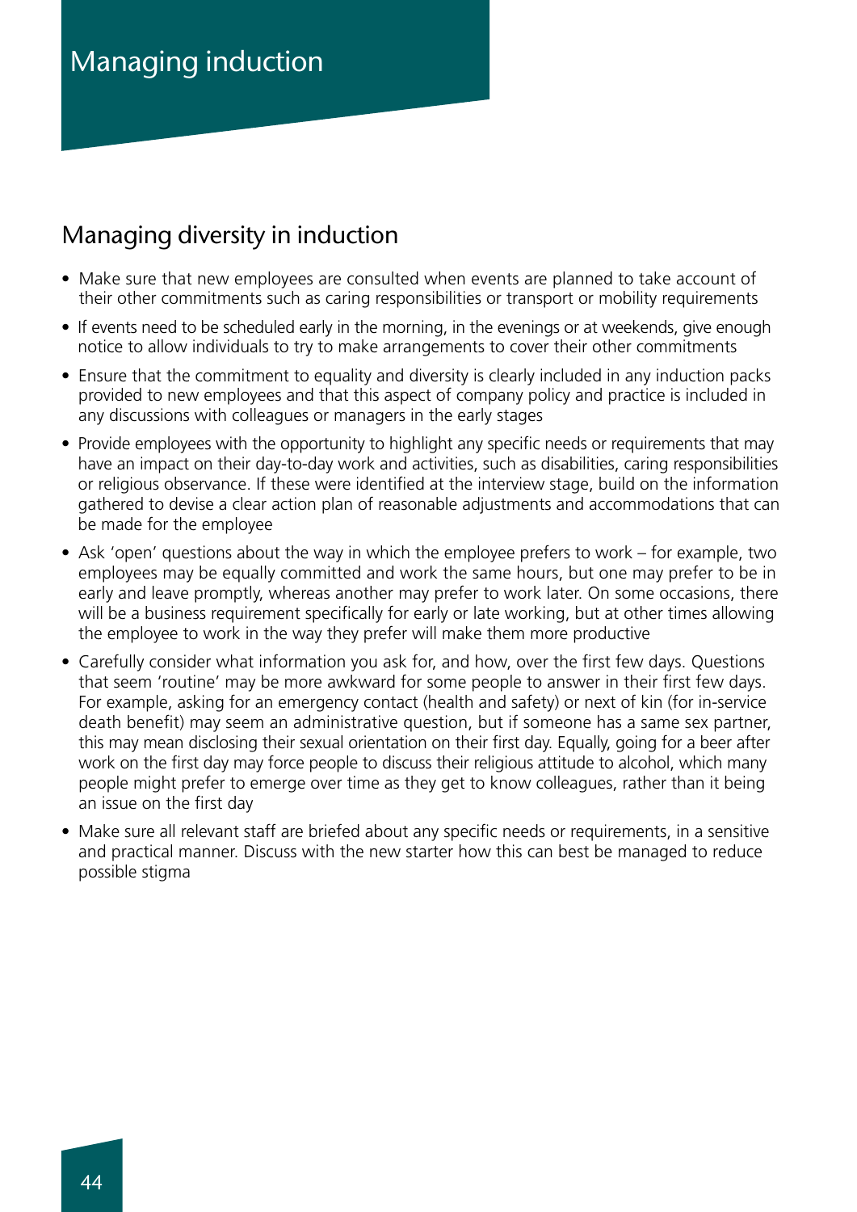# Managing induction

## Managing diversity in induction

- Make sure that new employees are consulted when events are planned to take account of their other commitments such as caring responsibilities or transport or mobility requirements
- If events need to be scheduled early in the morning, in the evenings or at weekends, give enough notice to allow individuals to try to make arrangements to cover their other commitments
- Ensure that the commitment to equality and diversity is clearly included in any induction packs provided to new employees and that this aspect of company policy and practice is included in any discussions with colleagues or managers in the early stages
- Provide employees with the opportunity to highlight any specific needs or requirements that may have an impact on their day-to-day work and activities, such as disabilities, caring responsibilities or religious observance. If these were identified at the interview stage, build on the information gathered to devise a clear action plan of reasonable adjustments and accommodations that can be made for the employee
- Ask 'open' questions about the way in which the employee prefers to work – for example, two employees may be equally committed and work the same hours, but one may prefer to be in early and leave promptly, whereas another may prefer to work later. On some occasions, there will be a business requirement specifically for early or late working, but at other times allowing the employee to work in the way they prefer will make them more productive
- Carefully consider what information you ask for, and how, over the first few days. Questions that seem 'routine' may be more awkward for some people to answer in their first few days. For example, asking for an emergency contact (health and safety) or next of kin (for in-service death benefit) may seem an administrative question, but if someone has a same sex partner, this may mean disclosing their sexual orientation on their first day. Equally, going for a beer after work on the first day may force people to discuss their religious attitude to alcohol, which many people might prefer to emerge over time as they get to know colleagues, rather than it being an issue on the first day
- Make sure all relevant staff are briefed about any specific needs or requirements, in a sensitive and practical manner. Discuss with the new starter how this can best be managed to reduce possible stigma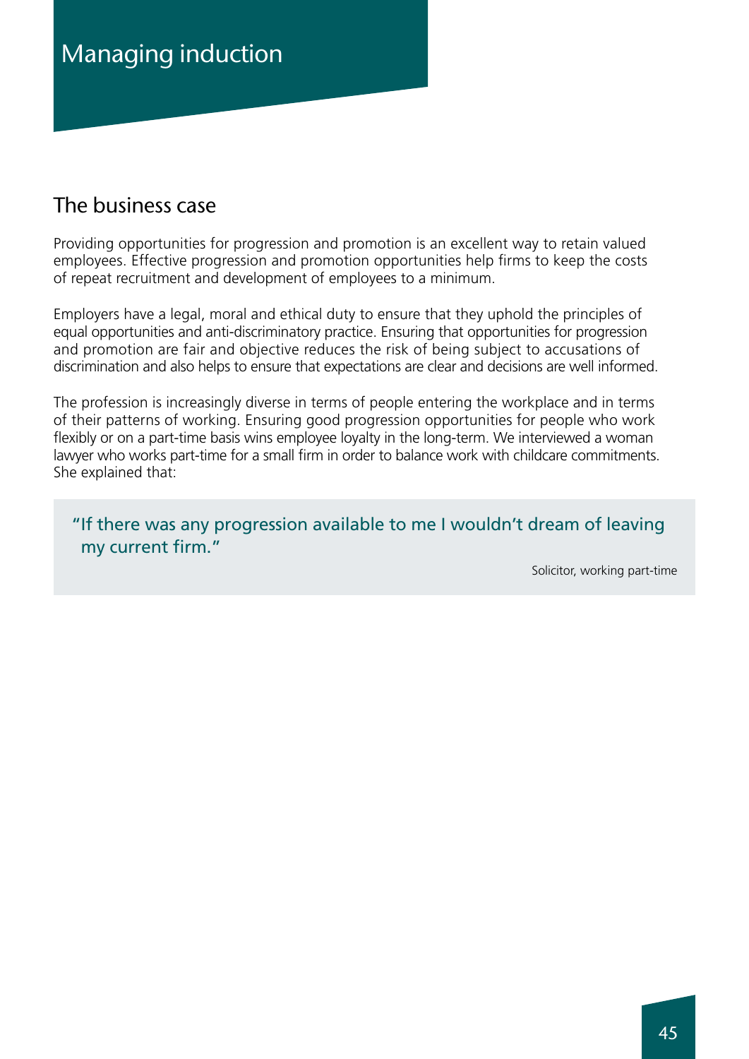# Managing induction

## The business case

Providing opportunities for progression and promotion is an excellent way to retain valued employees. Effective progression and promotion opportunities help firms to keep the costs of repeat recruitment and development of employees to a minimum.

Employers have a legal, moral and ethical duty to ensure that they uphold the principles of equal opportunities and anti-discriminatory practice. Ensuring that opportunities for progression and promotion are fair and objective reduces the risk of being subject to accusations of discrimination and also helps to ensure that expectations are clear and decisions are well informed.

The profession is increasingly diverse in terms of people entering the workplace and in terms of their patterns of working. Ensuring good progression opportunities for people who work flexibly or on a part-time basis wins employee loyalty in the long-term. We interviewed a woman lawyer who works part-time for a small firm in order to balance work with childcare commitments. She explained that:

> "If there was any progression available to me I wouldn't dream of leaving my current firm."
>
> Solicitor, working part-time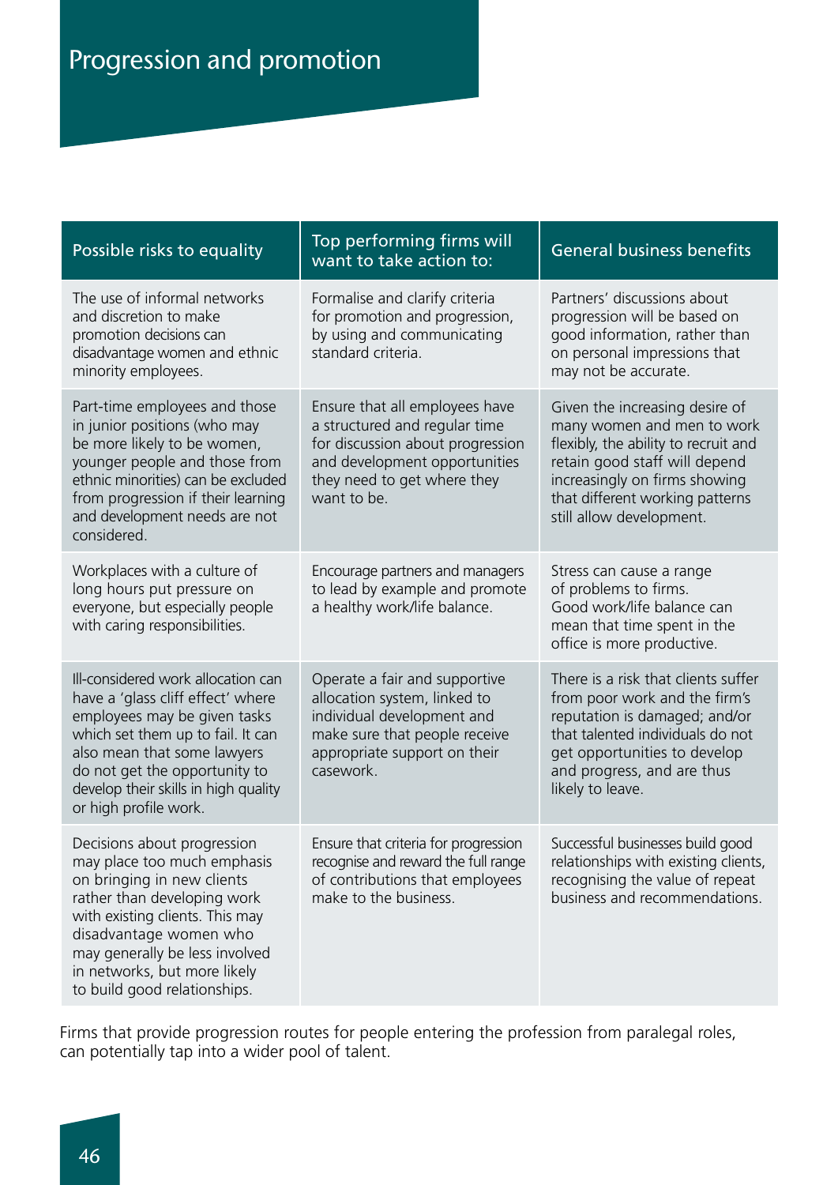# Progression and promotion

| Possible risks to equality | Top performing firms will want to take action to: | General business benefits |
|---|---|---|
| The use of informal networks and discretion to make promotion decisions can disadvantage women and ethnic minority employees. | Formalise and clarify criteria for promotion and progression, by using and communicating standard criteria. | Partners' discussions about progression will be based on good information, rather than on personal impressions that may not be accurate. |
| Part-time employees and those in junior positions (who may be more likely to be women, younger people and those from ethnic minorities) can be excluded from progression if their learning and development needs are not considered. | Ensure that all employees have a structured and regular time for discussion about progression and development opportunities they need to get where they want to be. | Given the increasing desire of many women and men to work flexibly, the ability to recruit and retain good staff will depend increasingly on firms showing that different working patterns still allow development. |
| Workplaces with a culture of long hours put pressure on everyone, but especially people with caring responsibilities. | Encourage partners and managers to lead by example and promote a healthy work/life balance. | Stress can cause a range of problems to firms. Good work/life balance can mean that time spent in the office is more productive. |
| Ill-considered work allocation can have a 'glass cliff effect' where employees may be given tasks which set them up to fail. It can also mean that some lawyers do not get the opportunity to develop their skills in high quality or high profile work. | Operate a fair and supportive allocation system, linked to individual development and make sure that people receive appropriate support on their casework. | There is a risk that clients suffer from poor work and the firm's reputation is damaged; and/or that talented individuals do not get opportunities to develop and progress, and are thus likely to leave. |
| Decisions about progression may place too much emphasis on bringing in new clients rather than developing work with existing clients. This may disadvantage women who may generally be less involved in networks, but more likely to build good relationships. | Ensure that criteria for progression recognise and reward the full range of contributions that employees make to the business. | Successful businesses build good relationships with existing clients, recognising the value of repeat business and recommendations. |

Firms that provide progression routes for people entering the profession from paralegal roles, can potentially tap into a wider pool of talent.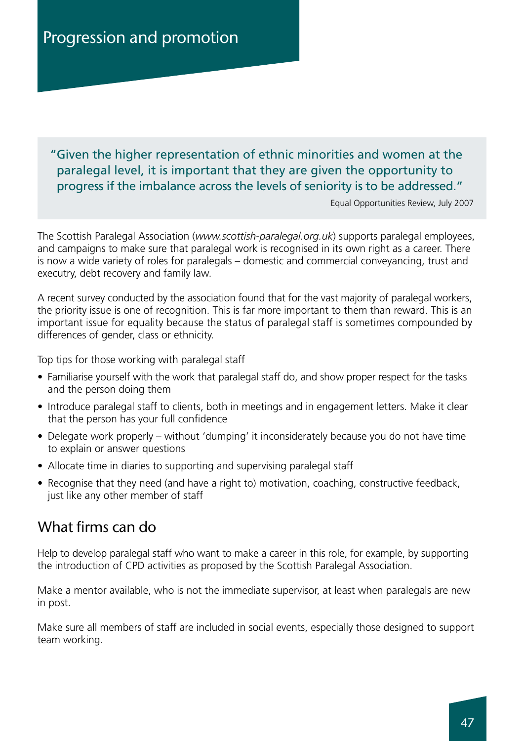# Progression and promotion

> "Given the higher representation of ethnic minorities and women at the paralegal level, it is important that they are given the opportunity to progress if the imbalance across the levels of seniority is to be addressed."
>
> Equal Opportunities Review, July 2007

The Scottish Paralegal Association (*www.scottish-paralegal.org.uk*) supports paralegal employees, and campaigns to make sure that paralegal work is recognised in its own right as a career. There is now a wide variety of roles for paralegals – domestic and commercial conveyancing, trust and executry, debt recovery and family law.

A recent survey conducted by the association found that for the vast majority of paralegal workers, the priority issue is one of recognition. This is far more important to them than reward. This is an important issue for equality because the status of paralegal staff is sometimes compounded by differences of gender, class or ethnicity.

Top tips for those working with paralegal staff

- Familiarise yourself with the work that paralegal staff do, and show proper respect for the tasks and the person doing them
- Introduce paralegal staff to clients, both in meetings and in engagement letters. Make it clear that the person has your full confidence
- Delegate work properly – without 'dumping' it inconsiderately because you do not have time to explain or answer questions
- Allocate time in diaries to supporting and supervising paralegal staff
- Recognise that they need (and have a right to) motivation, coaching, constructive feedback, just like any other member of staff

## What firms can do

Help to develop paralegal staff who want to make a career in this role, for example, by supporting the introduction of CPD activities as proposed by the Scottish Paralegal Association.

Make a mentor available, who is not the immediate supervisor, at least when paralegals are new in post.

Make sure all members of staff are included in social events, especially those designed to support team working.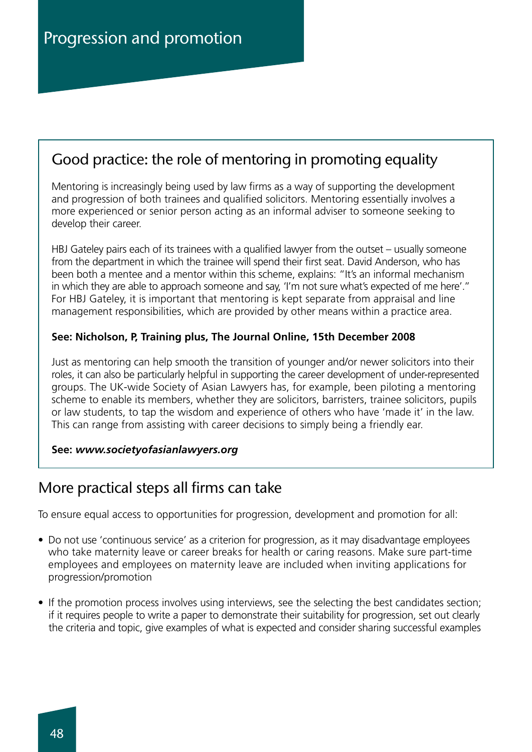# Progression and promotion

## Good practice: the role of mentoring in promoting equality

Mentoring is increasingly being used by law firms as a way of supporting the development and progression of both trainees and qualified solicitors. Mentoring essentially involves a more experienced or senior person acting as an informal adviser to someone seeking to develop their career.

HBJ Gateley pairs each of its trainees with a qualified lawyer from the outset – usually someone from the department in which the trainee will spend their first seat. David Anderson, who has been both a mentee and a mentor within this scheme, explains: "It's an informal mechanism in which they are able to approach someone and say, 'I'm not sure what's expected of me here'." For HBJ Gateley, it is important that mentoring is kept separate from appraisal and line management responsibilities, which are provided by other means within a practice area.

**See: Nicholson, P, Training plus, The Journal Online, 15th December 2008**

Just as mentoring can help smooth the transition of younger and/or newer solicitors into their roles, it can also be particularly helpful in supporting the career development of under-represented groups. The UK-wide Society of Asian Lawyers has, for example, been piloting a mentoring scheme to enable its members, whether they are solicitors, barristers, trainee solicitors, pupils or law students, to tap the wisdom and experience of others who have 'made it' in the law. This can range from assisting with career decisions to simply being a friendly ear.

**See:** ***www.societyofasianlawyers.org***

## More practical steps all firms can take

To ensure equal access to opportunities for progression, development and promotion for all:

- Do not use 'continuous service' as a criterion for progression, as it may disadvantage employees who take maternity leave or career breaks for health or caring reasons. Make sure part-time employees and employees on maternity leave are included when inviting applications for progression/promotion
- If the promotion process involves using interviews, see the selecting the best candidates section; if it requires people to write a paper to demonstrate their suitability for progression, set out clearly the criteria and topic, give examples of what is expected and consider sharing successful examples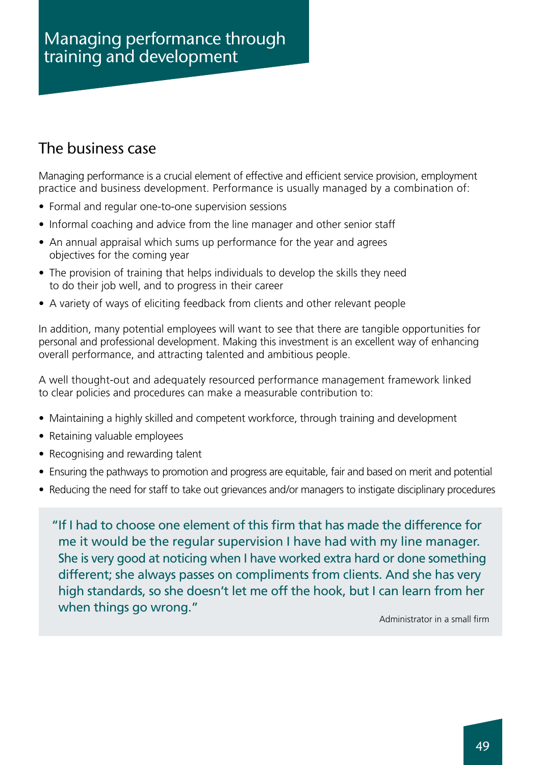# Managing performance through training and development

## The business case

Managing performance is a crucial element of effective and efficient service provision, employment practice and business development. Performance is usually managed by a combination of:

- Formal and regular one-to-one supervision sessions
- Informal coaching and advice from the line manager and other senior staff
- An annual appraisal which sums up performance for the year and agrees objectives for the coming year
- The provision of training that helps individuals to develop the skills they need to do their job well, and to progress in their career
- A variety of ways of eliciting feedback from clients and other relevant people

In addition, many potential employees will want to see that there are tangible opportunities for personal and professional development. Making this investment is an excellent way of enhancing overall performance, and attracting talented and ambitious people.

A well thought-out and adequately resourced performance management framework linked to clear policies and procedures can make a measurable contribution to:

- Maintaining a highly skilled and competent workforce, through training and development
- Retaining valuable employees
- Recognising and rewarding talent
- Ensuring the pathways to promotion and progress are equitable, fair and based on merit and potential
- Reducing the need for staff to take out grievances and/or managers to instigate disciplinary procedures

> "If I had to choose one element of this firm that has made the difference for me it would be the regular supervision I have had with my line manager. She is very good at noticing when I have worked extra hard or done something different; she always passes on compliments from clients. And she has very high standards, so she doesn't let me off the hook, but I can learn from her when things go wrong."
>
> Administrator in a small firm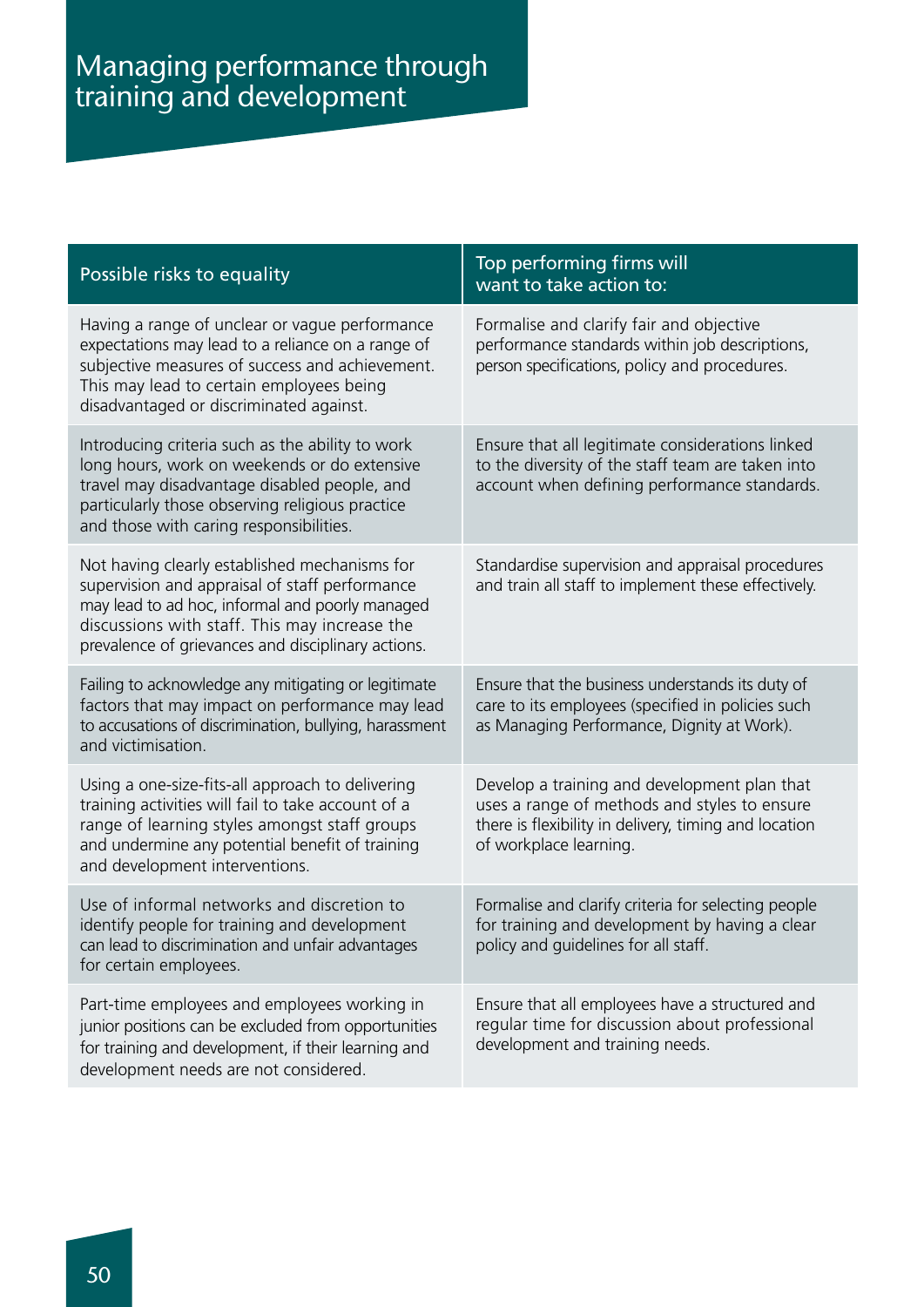# Managing performance through training and development

| Possible risks to equality | Top performing firms will want to take action to: |
|---|---|
| Having a range of unclear or vague performance expectations may lead to a reliance on a range of subjective measures of success and achievement. This may lead to certain employees being disadvantaged or discriminated against. | Formalise and clarify fair and objective performance standards within job descriptions, person specifications, policy and procedures. |
| Introducing criteria such as the ability to work long hours, work on weekends or do extensive travel may disadvantage disabled people, and particularly those observing religious practice and those with caring responsibilities. | Ensure that all legitimate considerations linked to the diversity of the staff team are taken into account when defining performance standards. |
| Not having clearly established mechanisms for supervision and appraisal of staff performance may lead to ad hoc, informal and poorly managed discussions with staff. This may increase the prevalence of grievances and disciplinary actions. | Standardise supervision and appraisal procedures and train all staff to implement these effectively. |
| Failing to acknowledge any mitigating or legitimate factors that may impact on performance may lead to accusations of discrimination, bullying, harassment and victimisation. | Ensure that the business understands its duty of care to its employees (specified in policies such as Managing Performance, Dignity at Work). |
| Using a one-size-fits-all approach to delivering training activities will fail to take account of a range of learning styles amongst staff groups and undermine any potential benefit of training and development interventions. | Develop a training and development plan that uses a range of methods and styles to ensure there is flexibility in delivery, timing and location of workplace learning. |
| Use of informal networks and discretion to identify people for training and development can lead to discrimination and unfair advantages for certain employees. | Formalise and clarify criteria for selecting people for training and development by having a clear policy and guidelines for all staff. |
| Part-time employees and employees working in junior positions can be excluded from opportunities for training and development, if their learning and development needs are not considered. | Ensure that all employees have a structured and regular time for discussion about professional development and training needs. |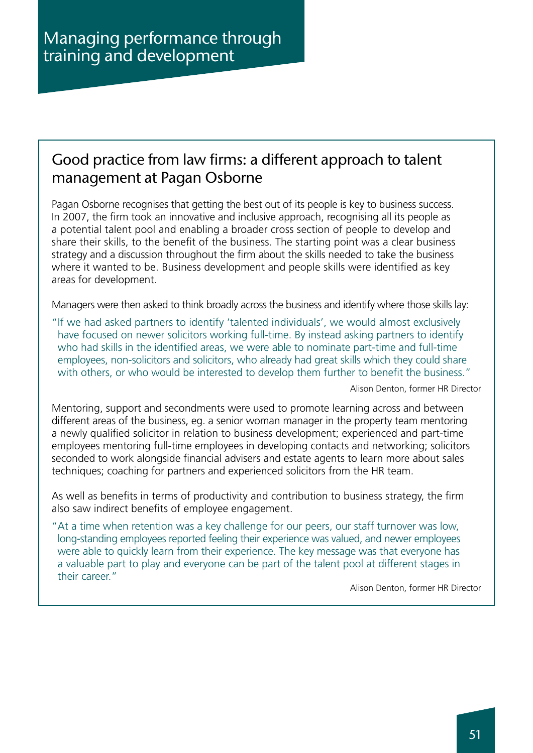# Managing performance through training and development

## Good practice from law firms: a different approach to talent management at Pagan Osborne

Pagan Osborne recognises that getting the best out of its people is key to business success. In 2007, the firm took an innovative and inclusive approach, recognising all its people as a potential talent pool and enabling a broader cross section of people to develop and share their skills, to the benefit of the business. The starting point was a clear business strategy and a discussion throughout the firm about the skills needed to take the business where it wanted to be. Business development and people skills were identified as key areas for development.

Managers were then asked to think broadly across the business and identify where those skills lay:

> "If we had asked partners to identify 'talented individuals', we would almost exclusively have focused on newer solicitors working full-time. By instead asking partners to identify who had skills in the identified areas, we were able to nominate part-time and full-time employees, non-solicitors and solicitors, who already had great skills which they could share with others, or who would be interested to develop them further to benefit the business."
>
> Alison Denton, former HR Director

Mentoring, support and secondments were used to promote learning across and between different areas of the business, eg. a senior woman manager in the property team mentoring a newly qualified solicitor in relation to business development; experienced and part-time employees mentoring full-time employees in developing contacts and networking; solicitors seconded to work alongside financial advisers and estate agents to learn more about sales techniques; coaching for partners and experienced solicitors from the HR team.

As well as benefits in terms of productivity and contribution to business strategy, the firm also saw indirect benefits of employee engagement.

> "At a time when retention was a key challenge for our peers, our staff turnover was low, long-standing employees reported feeling their experience was valued, and newer employees were able to quickly learn from their experience. The key message was that everyone has a valuable part to play and everyone can be part of the talent pool at different stages in their career."
>
> Alison Denton, former HR Director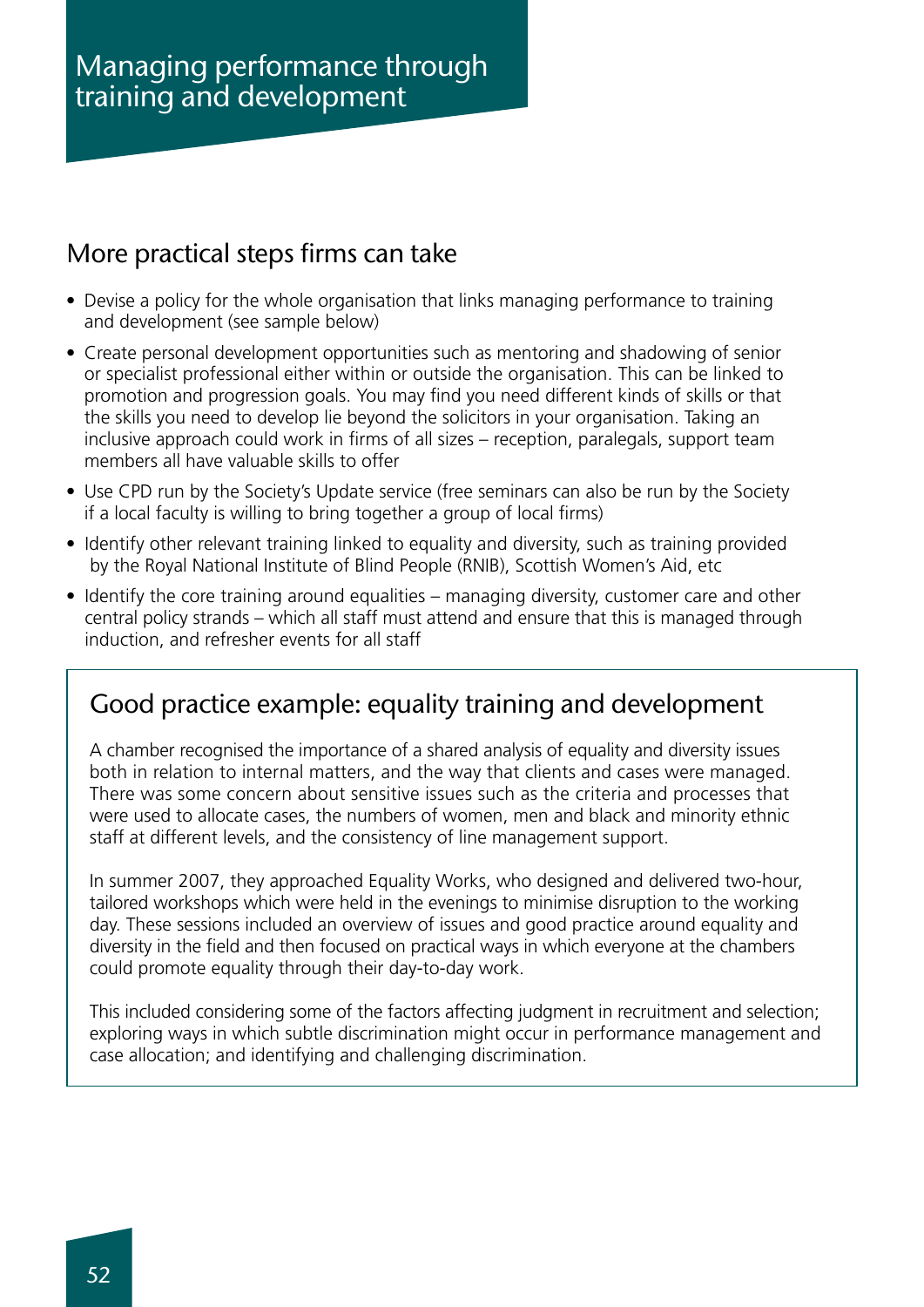# Managing performance through training and development

## More practical steps firms can take

- Devise a policy for the whole organisation that links managing performance to training and development (see sample below)
- Create personal development opportunities such as mentoring and shadowing of senior or specialist professional either within or outside the organisation. This can be linked to promotion and progression goals. You may find you need different kinds of skills or that the skills you need to develop lie beyond the solicitors in your organisation. Taking an inclusive approach could work in firms of all sizes – reception, paralegals, support team members all have valuable skills to offer
- Use CPD run by the Society's Update service (free seminars can also be run by the Society if a local faculty is willing to bring together a group of local firms)
- Identify other relevant training linked to equality and diversity, such as training provided by the Royal National Institute of Blind People (RNIB), Scottish Women's Aid, etc
- Identify the core training around equalities – managing diversity, customer care and other central policy strands – which all staff must attend and ensure that this is managed through induction, and refresher events for all staff

## Good practice example: equality training and development

A chamber recognised the importance of a shared analysis of equality and diversity issues both in relation to internal matters, and the way that clients and cases were managed. There was some concern about sensitive issues such as the criteria and processes that were used to allocate cases, the numbers of women, men and black and minority ethnic staff at different levels, and the consistency of line management support.

In summer 2007, they approached Equality Works, who designed and delivered two-hour, tailored workshops which were held in the evenings to minimise disruption to the working day. These sessions included an overview of issues and good practice around equality and diversity in the field and then focused on practical ways in which everyone at the chambers could promote equality through their day-to-day work.

This included considering some of the factors affecting judgment in recruitment and selection; exploring ways in which subtle discrimination might occur in performance management and case allocation; and identifying and challenging discrimination.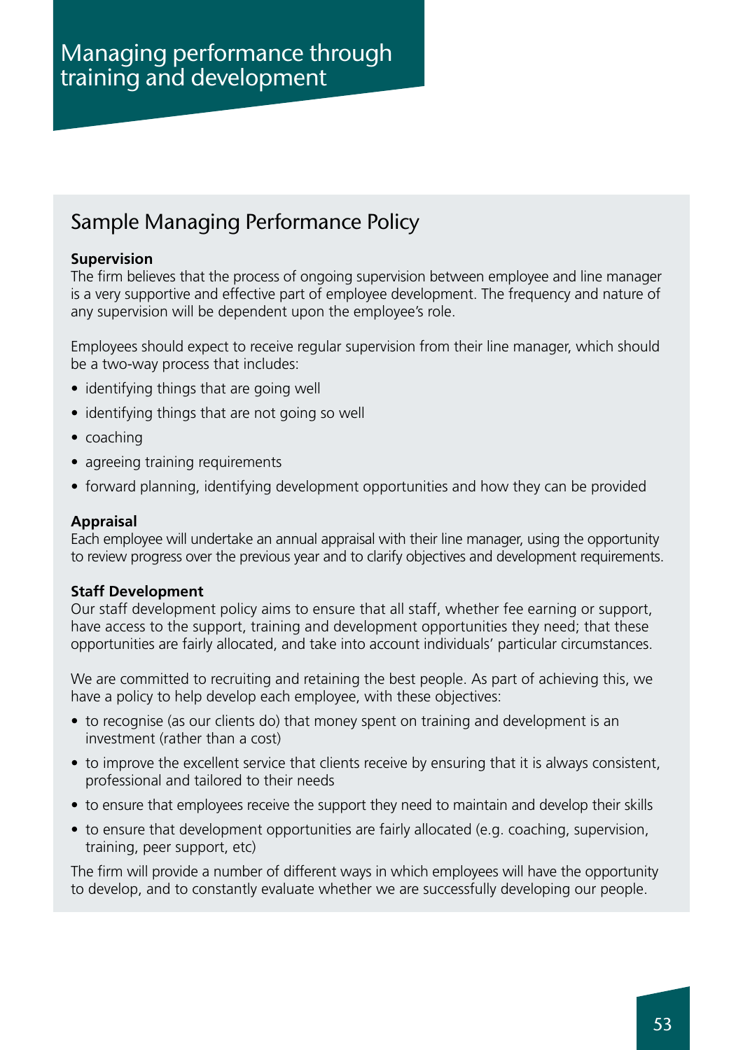# Managing performance through training and development

## Sample Managing Performance Policy

**Supervision**

The firm believes that the process of ongoing supervision between employee and line manager is a very supportive and effective part of employee development. The frequency and nature of any supervision will be dependent upon the employee's role.

Employees should expect to receive regular supervision from their line manager, which should be a two-way process that includes:

- identifying things that are going well
- identifying things that are not going so well
- coaching
- agreeing training requirements
- forward planning, identifying development opportunities and how they can be provided

**Appraisal**

Each employee will undertake an annual appraisal with their line manager, using the opportunity to review progress over the previous year and to clarify objectives and development requirements.

**Staff Development**

Our staff development policy aims to ensure that all staff, whether fee earning or support, have access to the support, training and development opportunities they need; that these opportunities are fairly allocated, and take into account individuals' particular circumstances.

We are committed to recruiting and retaining the best people. As part of achieving this, we have a policy to help develop each employee, with these objectives:

- to recognise (as our clients do) that money spent on training and development is an investment (rather than a cost)
- to improve the excellent service that clients receive by ensuring that it is always consistent, professional and tailored to their needs
- to ensure that employees receive the support they need to maintain and develop their skills
- to ensure that development opportunities are fairly allocated (e.g. coaching, supervision, training, peer support, etc)

The firm will provide a number of different ways in which employees will have the opportunity to develop, and to constantly evaluate whether we are successfully developing our people.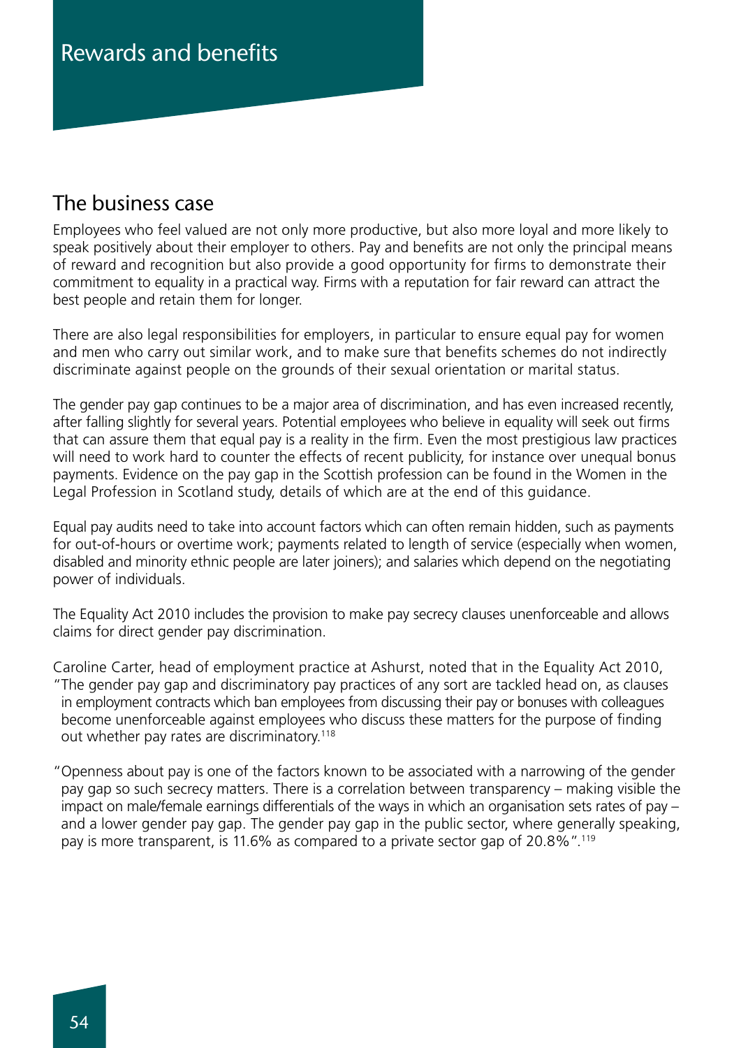# Rewards and benefits

## The business case

Employees who feel valued are not only more productive, but also more loyal and more likely to speak positively about their employer to others. Pay and benefits are not only the principal means of reward and recognition but also provide a good opportunity for firms to demonstrate their commitment to equality in a practical way. Firms with a reputation for fair reward can attract the best people and retain them for longer.

There are also legal responsibilities for employers, in particular to ensure equal pay for women and men who carry out similar work, and to make sure that benefits schemes do not indirectly discriminate against people on the grounds of their sexual orientation or marital status.

The gender pay gap continues to be a major area of discrimination, and has even increased recently, after falling slightly for several years. Potential employees who believe in equality will seek out firms that can assure them that equal pay is a reality in the firm. Even the most prestigious law practices will need to work hard to counter the effects of recent publicity, for instance over unequal bonus payments. Evidence on the pay gap in the Scottish profession can be found in the Women in the Legal Profession in Scotland study, details of which are at the end of this guidance.

Equal pay audits need to take into account factors which can often remain hidden, such as payments for out-of-hours or overtime work; payments related to length of service (especially when women, disabled and minority ethnic people are later joiners); and salaries which depend on the negotiating power of individuals.

The Equality Act 2010 includes the provision to make pay secrecy clauses unenforceable and allows claims for direct gender pay discrimination.

Caroline Carter, head of employment practice at Ashurst, noted that in the Equality Act 2010, "The gender pay gap and discriminatory pay practices of any sort are tackled head on, as clauses in employment contracts which ban employees from discussing their pay or bonuses with colleagues become unenforceable against employees who discuss these matters for the purpose of finding out whether pay rates are discriminatory.[118]

"Openness about pay is one of the factors known to be associated with a narrowing of the gender pay gap so such secrecy matters. There is a correlation between transparency – making visible the impact on male/female earnings differentials of the ways in which an organisation sets rates of pay – and a lower gender pay gap. The gender pay gap in the public sector, where generally speaking, pay is more transparent, is 11.6% as compared to a private sector gap of 20.8%".[119]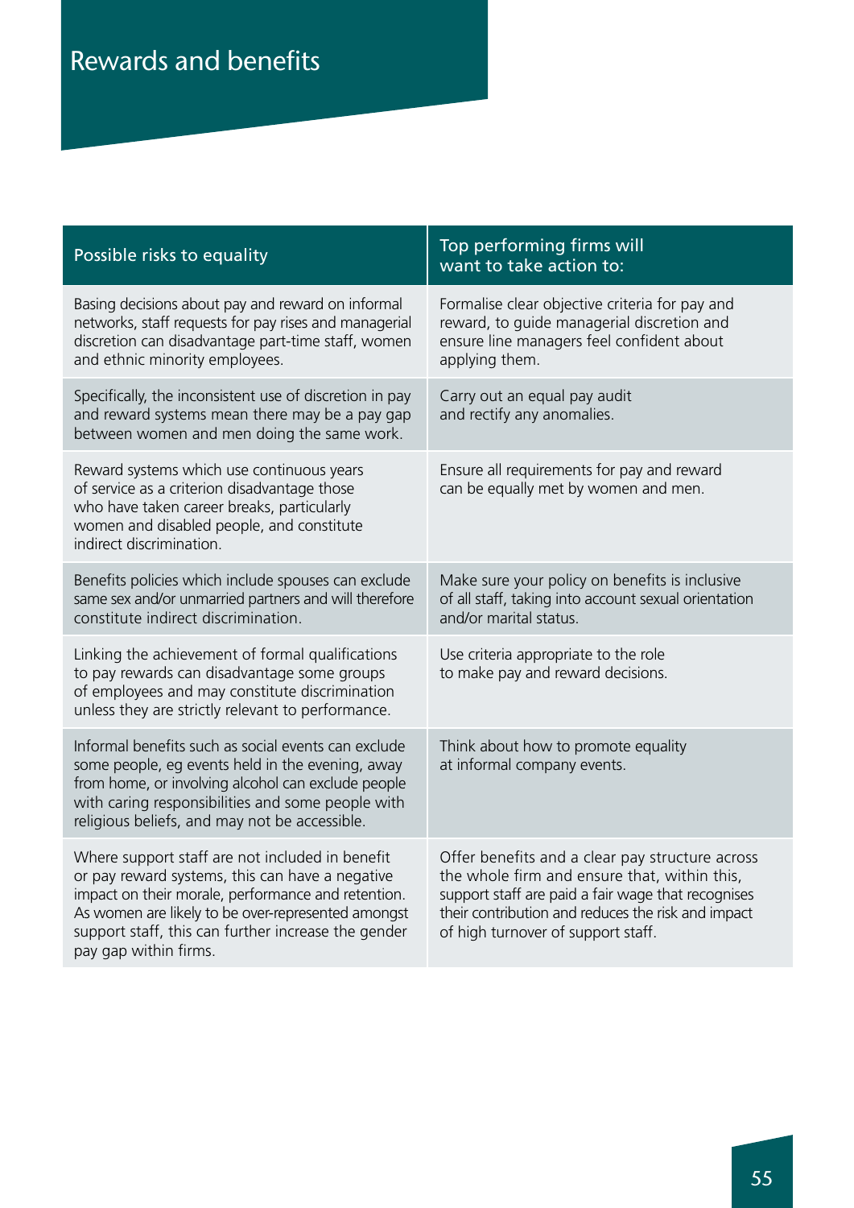# Rewards and benefits

| Possible risks to equality | Top performing firms will want to take action to: |
| --- | --- |
| Basing decisions about pay and reward on informal networks, staff requests for pay rises and managerial discretion can disadvantage part-time staff, women and ethnic minority employees. | Formalise clear objective criteria for pay and reward, to guide managerial discretion and ensure line managers feel confident about applying them. |
| Specifically, the inconsistent use of discretion in pay and reward systems mean there may be a pay gap between women and men doing the same work. | Carry out an equal pay audit and rectify any anomalies. |
| Reward systems which use continuous years of service as a criterion disadvantage those who have taken career breaks, particularly women and disabled people, and constitute indirect discrimination. | Ensure all requirements for pay and reward can be equally met by women and men. |
| Benefits policies which include spouses can exclude same sex and/or unmarried partners and will therefore constitute indirect discrimination. | Make sure your policy on benefits is inclusive of all staff, taking into account sexual orientation and/or marital status. |
| Linking the achievement of formal qualifications to pay rewards can disadvantage some groups of employees and may constitute discrimination unless they are strictly relevant to performance. | Use criteria appropriate to the role to make pay and reward decisions. |
| Informal benefits such as social events can exclude some people, eg events held in the evening, away from home, or involving alcohol can exclude people with caring responsibilities and some people with religious beliefs, and may not be accessible. | Think about how to promote equality at informal company events. |
| Where support staff are not included in benefit or pay reward systems, this can have a negative impact on their morale, performance and retention. As women are likely to be over-represented amongst support staff, this can further increase the gender pay gap within firms. | Offer benefits and a clear pay structure across the whole firm and ensure that, within this, support staff are paid a fair wage that recognises their contribution and reduces the risk and impact of high turnover of support staff. |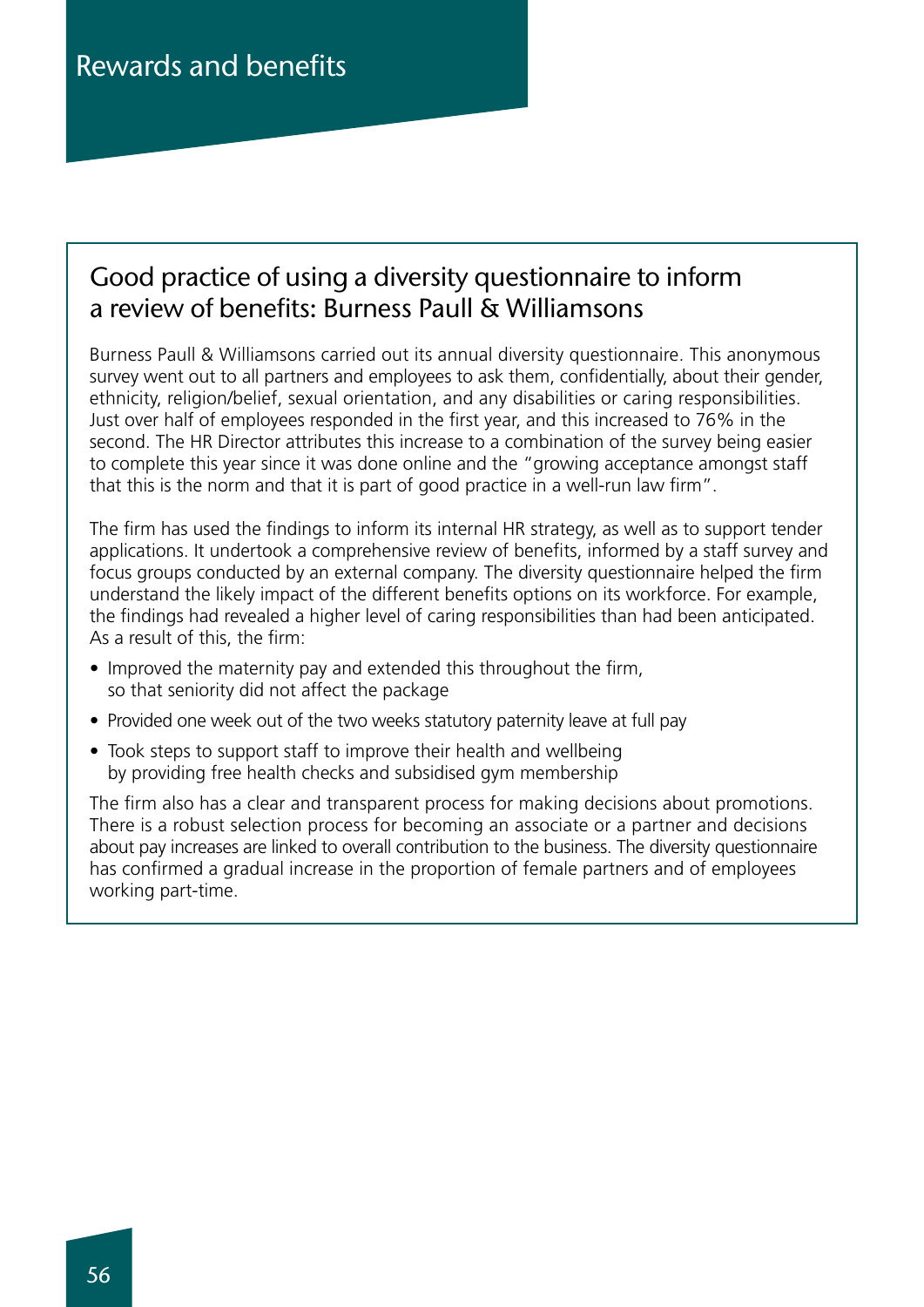# Rewards and benefits

## Good practice of using a diversity questionnaire to inform a review of benefits: Burness Paull & Williamsons

Burness Paull & Williamsons carried out its annual diversity questionnaire. This anonymous survey went out to all partners and employees to ask them, confidentially, about their gender, ethnicity, religion/belief, sexual orientation, and any disabilities or caring responsibilities. Just over half of employees responded in the first year, and this increased to 76% in the second. The HR Director attributes this increase to a combination of the survey being easier to complete this year since it was done online and the "growing acceptance amongst staff that this is the norm and that it is part of good practice in a well-run law firm".

The firm has used the findings to inform its internal HR strategy, as well as to support tender applications. It undertook a comprehensive review of benefits, informed by a staff survey and focus groups conducted by an external company. The diversity questionnaire helped the firm understand the likely impact of the different benefits options on its workforce. For example, the findings had revealed a higher level of caring responsibilities than had been anticipated. As a result of this, the firm:

- Improved the maternity pay and extended this throughout the firm, so that seniority did not affect the package
- Provided one week out of the two weeks statutory paternity leave at full pay
- Took steps to support staff to improve their health and wellbeing by providing free health checks and subsidised gym membership

The firm also has a clear and transparent process for making decisions about promotions. There is a robust selection process for becoming an associate or a partner and decisions about pay increases are linked to overall contribution to the business. The diversity questionnaire has confirmed a gradual increase in the proportion of female partners and of employees working part-time.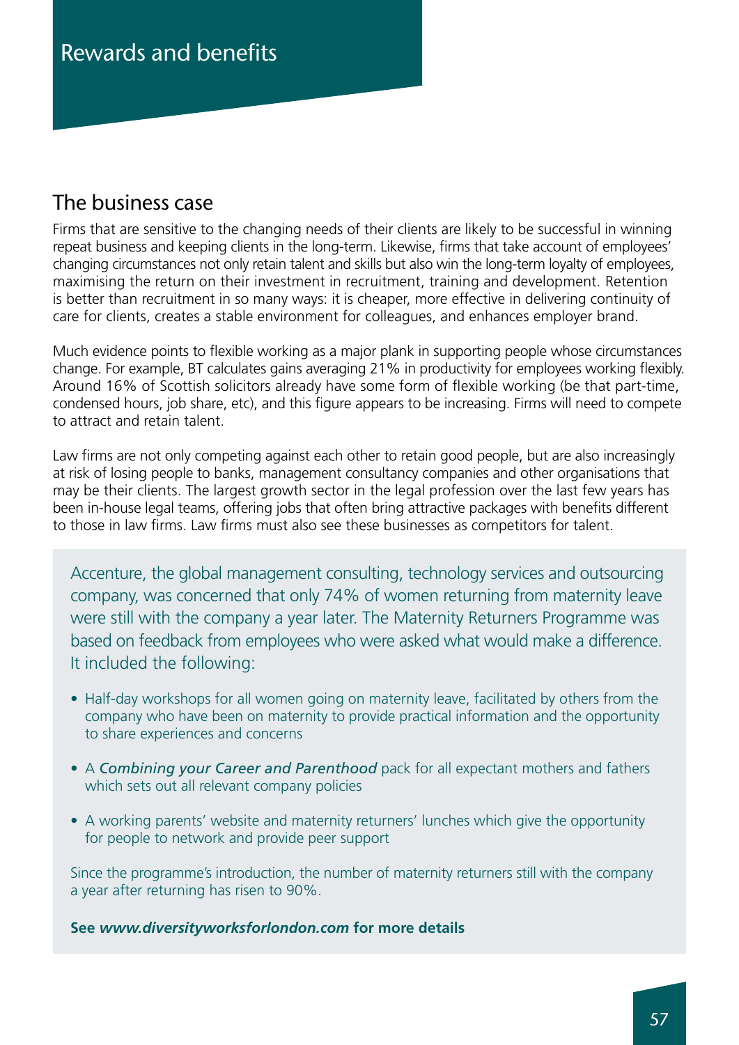# Rewards and benefits

## The business case

Firms that are sensitive to the changing needs of their clients are likely to be successful in winning repeat business and keeping clients in the long-term. Likewise, firms that take account of employees' changing circumstances not only retain talent and skills but also win the long-term loyalty of employees, maximising the return on their investment in recruitment, training and development. Retention is better than recruitment in so many ways: it is cheaper, more effective in delivering continuity of care for clients, creates a stable environment for colleagues, and enhances employer brand.

Much evidence points to flexible working as a major plank in supporting people whose circumstances change. For example, BT calculates gains averaging 21% in productivity for employees working flexibly. Around 16% of Scottish solicitors already have some form of flexible working (be that part-time, condensed hours, job share, etc), and this figure appears to be increasing. Firms will need to compete to attract and retain talent.

Law firms are not only competing against each other to retain good people, but are also increasingly at risk of losing people to banks, management consultancy companies and other organisations that may be their clients. The largest growth sector in the legal profession over the last few years has been in-house legal teams, offering jobs that often bring attractive packages with benefits different to those in law firms. Law firms must also see these businesses as competitors for talent.

Accenture, the global management consulting, technology services and outsourcing company, was concerned that only 74% of women returning from maternity leave were still with the company a year later. The Maternity Returners Programme was based on feedback from employees who were asked what would make a difference. It included the following:

- Half-day workshops for all women going on maternity leave, facilitated by others from the company who have been on maternity to provide practical information and the opportunity to share experiences and concerns
- A *Combining your Career and Parenthood* pack for all expectant mothers and fathers which sets out all relevant company policies
- A working parents' website and maternity returners' lunches which give the opportunity for people to network and provide peer support

Since the programme's introduction, the number of maternity returners still with the company a year after returning has risen to 90%.

**See *www.diversityworksforlondon.com* for more details**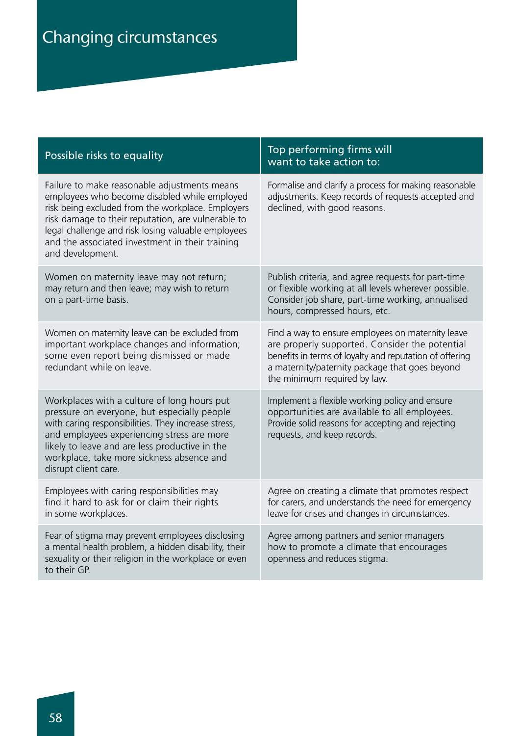# Changing circumstances

| Possible risks to equality | Top performing firms will want to take action to: |
| --- | --- |
| Failure to make reasonable adjustments means employees who become disabled while employed risk being excluded from the workplace. Employers risk damage to their reputation, are vulnerable to legal challenge and risk losing valuable employees and the associated investment in their training and development. | Formalise and clarify a process for making reasonable adjustments. Keep records of requests accepted and declined, with good reasons. |
| Women on maternity leave may not return; may return and then leave; may wish to return on a part-time basis. | Publish criteria, and agree requests for part-time or flexible working at all levels wherever possible. Consider job share, part-time working, annualised hours, compressed hours, etc. |
| Women on maternity leave can be excluded from important workplace changes and information; some even report being dismissed or made redundant while on leave. | Find a way to ensure employees on maternity leave are properly supported. Consider the potential benefits in terms of loyalty and reputation of offering a maternity/paternity package that goes beyond the minimum required by law. |
| Workplaces with a culture of long hours put pressure on everyone, but especially people with caring responsibilities. They increase stress, and employees experiencing stress are more likely to leave and are less productive in the workplace, take more sickness absence and disrupt client care. | Implement a flexible working policy and ensure opportunities are available to all employees. Provide solid reasons for accepting and rejecting requests, and keep records. |
| Employees with caring responsibilities may find it hard to ask for or claim their rights in some workplaces. | Agree on creating a climate that promotes respect for carers, and understands the need for emergency leave for crises and changes in circumstances. |
| Fear of stigma may prevent employees disclosing a mental health problem, a hidden disability, their sexuality or their religion in the workplace or even to their GP. | Agree among partners and senior managers how to promote a climate that encourages openness and reduces stigma. |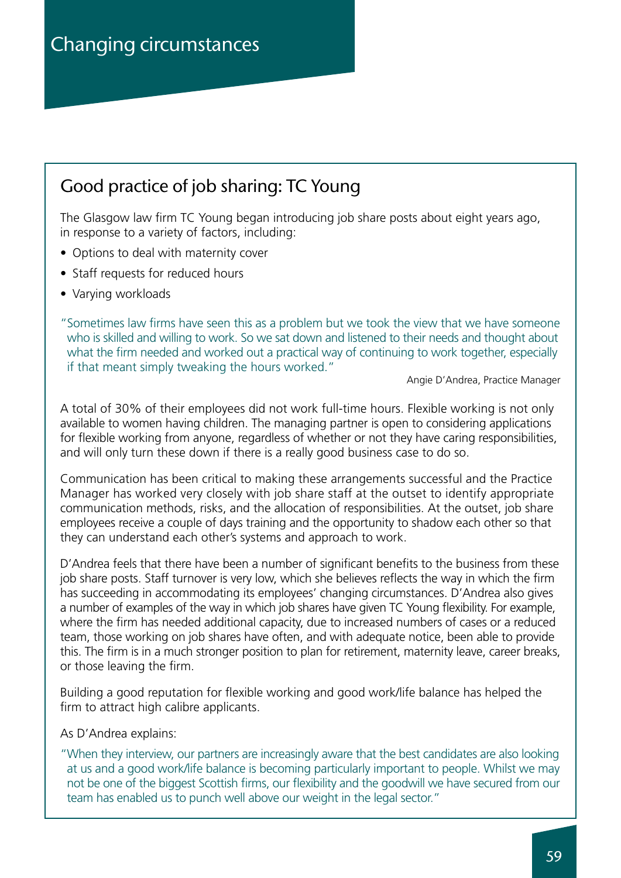# Changing circumstances

## Good practice of job sharing: TC Young

The Glasgow law firm TC Young began introducing job share posts about eight years ago, in response to a variety of factors, including:

- Options to deal with maternity cover
- Staff requests for reduced hours
- Varying workloads

"Sometimes law firms have seen this as a problem but we took the view that we have someone who is skilled and willing to work. So we sat down and listened to their needs and thought about what the firm needed and worked out a practical way of continuing to work together, especially if that meant simply tweaking the hours worked."

Angie D'Andrea, Practice Manager

A total of 30% of their employees did not work full-time hours. Flexible working is not only available to women having children. The managing partner is open to considering applications for flexible working from anyone, regardless of whether or not they have caring responsibilities, and will only turn these down if there is a really good business case to do so.

Communication has been critical to making these arrangements successful and the Practice Manager has worked very closely with job share staff at the outset to identify appropriate communication methods, risks, and the allocation of responsibilities. At the outset, job share employees receive a couple of days training and the opportunity to shadow each other so that they can understand each other's systems and approach to work.

D'Andrea feels that there have been a number of significant benefits to the business from these job share posts. Staff turnover is very low, which she believes reflects the way in which the firm has succeeding in accommodating its employees' changing circumstances. D'Andrea also gives a number of examples of the way in which job shares have given TC Young flexibility. For example, where the firm has needed additional capacity, due to increased numbers of cases or a reduced team, those working on job shares have often, and with adequate notice, been able to provide this. The firm is in a much stronger position to plan for retirement, maternity leave, career breaks, or those leaving the firm.

Building a good reputation for flexible working and good work/life balance has helped the firm to attract high calibre applicants.

As D'Andrea explains:

"When they interview, our partners are increasingly aware that the best candidates are also looking at us and a good work/life balance is becoming particularly important to people. Whilst we may not be one of the biggest Scottish firms, our flexibility and the goodwill we have secured from our team has enabled us to punch well above our weight in the legal sector."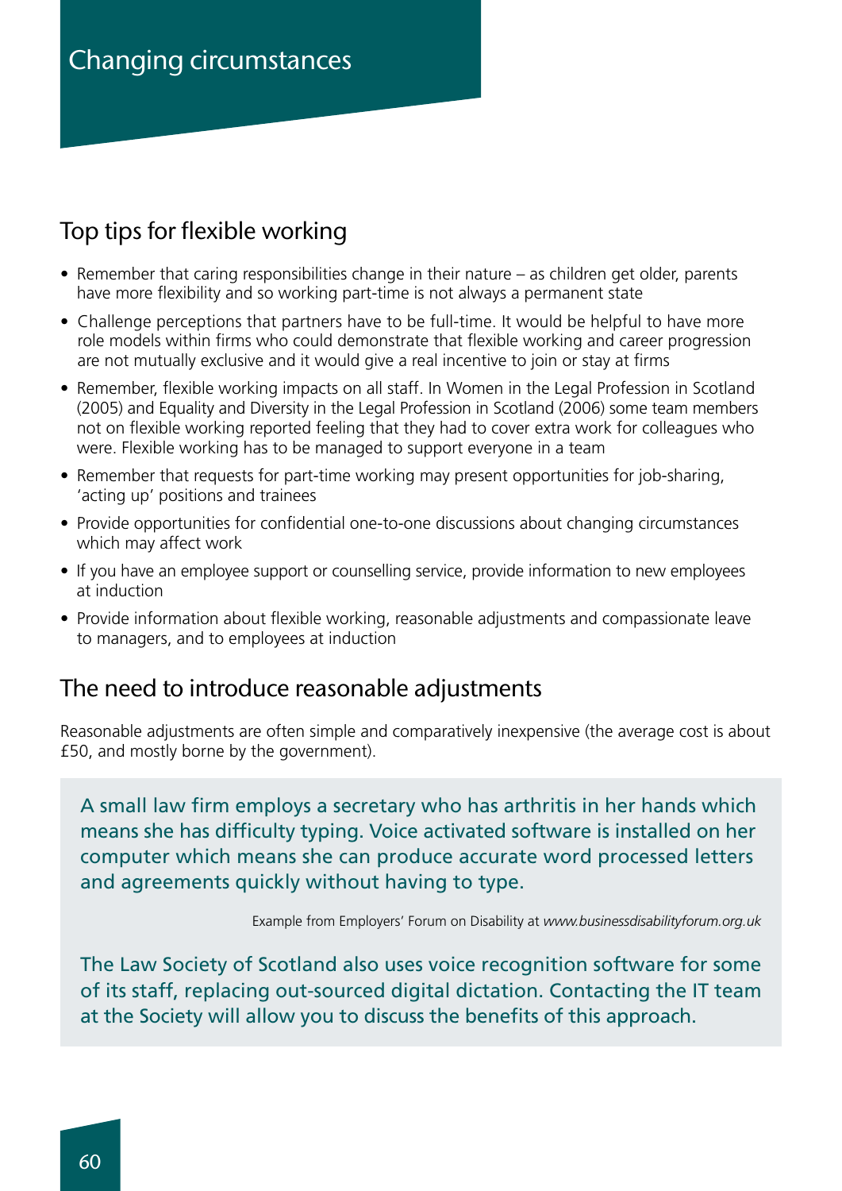# Changing circumstances

## Top tips for flexible working

- Remember that caring responsibilities change in their nature – as children get older, parents have more flexibility and so working part-time is not always a permanent state
- Challenge perceptions that partners have to be full-time. It would be helpful to have more role models within firms who could demonstrate that flexible working and career progression are not mutually exclusive and it would give a real incentive to join or stay at firms
- Remember, flexible working impacts on all staff. In Women in the Legal Profession in Scotland (2005) and Equality and Diversity in the Legal Profession in Scotland (2006) some team members not on flexible working reported feeling that they had to cover extra work for colleagues who were. Flexible working has to be managed to support everyone in a team
- Remember that requests for part-time working may present opportunities for job-sharing, 'acting up' positions and trainees
- Provide opportunities for confidential one-to-one discussions about changing circumstances which may affect work
- If you have an employee support or counselling service, provide information to new employees at induction
- Provide information about flexible working, reasonable adjustments and compassionate leave to managers, and to employees at induction

## The need to introduce reasonable adjustments

Reasonable adjustments are often simple and comparatively inexpensive (the average cost is about £50, and mostly borne by the government).

A small law firm employs a secretary who has arthritis in her hands which means she has difficulty typing. Voice activated software is installed on her computer which means she can produce accurate word processed letters and agreements quickly without having to type.

Example from Employers' Forum on Disability at *www.businessdisabilityforum.org.uk*

The Law Society of Scotland also uses voice recognition software for some of its staff, replacing out-sourced digital dictation. Contacting the IT team at the Society will allow you to discuss the benefits of this approach.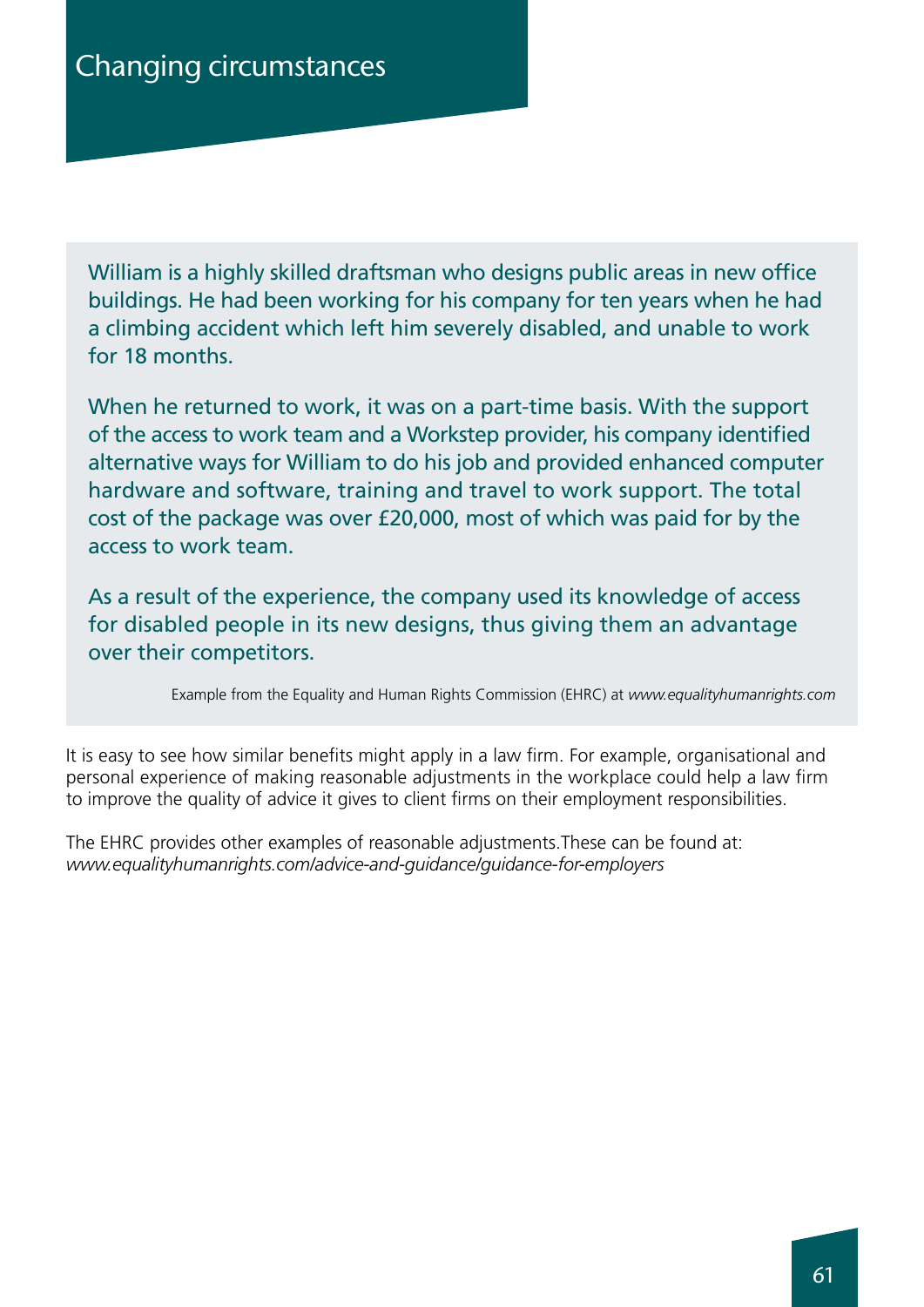# Changing circumstances

William is a highly skilled draftsman who designs public areas in new office buildings. He had been working for his company for ten years when he had a climbing accident which left him severely disabled, and unable to work for 18 months.

When he returned to work, it was on a part-time basis. With the support of the access to work team and a Workstep provider, his company identified alternative ways for William to do his job and provided enhanced computer hardware and software, training and travel to work support. The total cost of the package was over £20,000, most of which was paid for by the access to work team.

As a result of the experience, the company used its knowledge of access for disabled people in its new designs, thus giving them an advantage over their competitors.

Example from the Equality and Human Rights Commission (EHRC) at *www.equalityhumanrights.com*

It is easy to see how similar benefits might apply in a law firm. For example, organisational and personal experience of making reasonable adjustments in the workplace could help a law firm to improve the quality of advice it gives to client firms on their employment responsibilities.

The EHRC provides other examples of reasonable adjustments.These can be found at: *www.equalityhumanrights.com/advice-and-guidance/guidance-for-employers*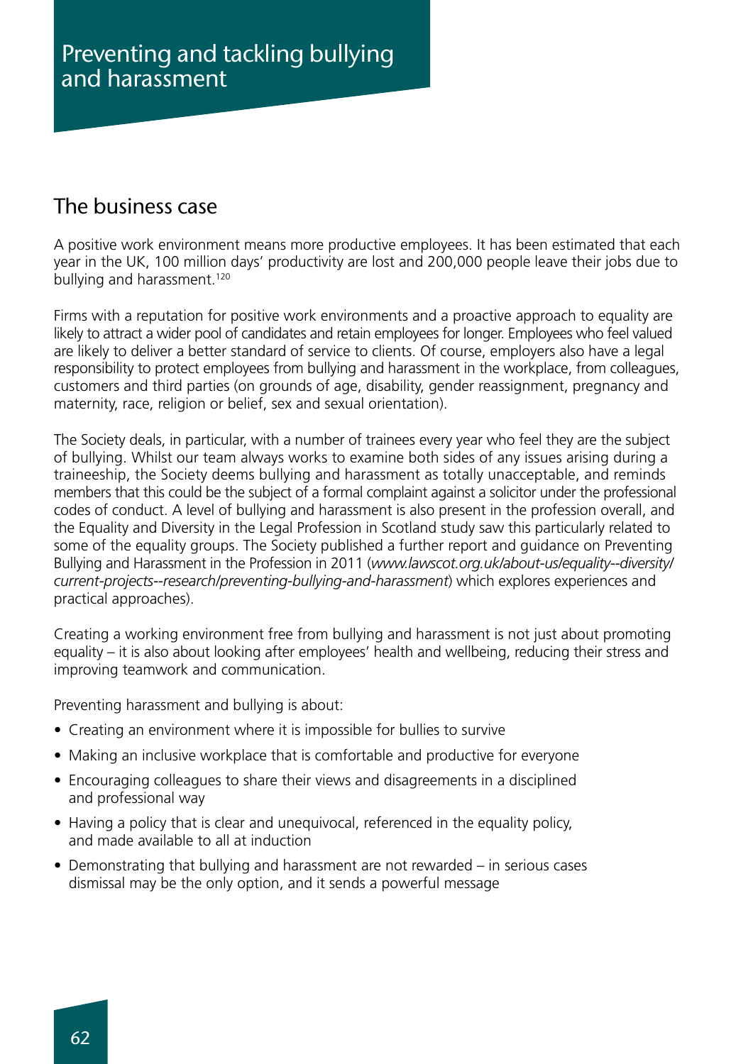# Preventing and tackling bullying and harassment

## The business case

A positive work environment means more productive employees. It has been estimated that each year in the UK, 100 million days' productivity are lost and 200,000 people leave their jobs due to bullying and harassment.[120]

Firms with a reputation for positive work environments and a proactive approach to equality are likely to attract a wider pool of candidates and retain employees for longer. Employees who feel valued are likely to deliver a better standard of service to clients. Of course, employers also have a legal responsibility to protect employees from bullying and harassment in the workplace, from colleagues, customers and third parties (on grounds of age, disability, gender reassignment, pregnancy and maternity, race, religion or belief, sex and sexual orientation).

The Society deals, in particular, with a number of trainees every year who feel they are the subject of bullying. Whilst our team always works to examine both sides of any issues arising during a traineeship, the Society deems bullying and harassment as totally unacceptable, and reminds members that this could be the subject of a formal complaint against a solicitor under the professional codes of conduct. A level of bullying and harassment is also present in the profession overall, and the Equality and Diversity in the Legal Profession in Scotland study saw this particularly related to some of the equality groups. The Society published a further report and guidance on Preventing Bullying and Harassment in the Profession in 2011 (*www.lawscot.org.uk/about-us/equality--diversity/current-projects--research/preventing-bullying-and-harassment*) which explores experiences and practical approaches).

Creating a working environment free from bullying and harassment is not just about promoting equality – it is also about looking after employees' health and wellbeing, reducing their stress and improving teamwork and communication.

Preventing harassment and bullying is about:

- Creating an environment where it is impossible for bullies to survive
- Making an inclusive workplace that is comfortable and productive for everyone
- Encouraging colleagues to share their views and disagreements in a disciplined and professional way
- Having a policy that is clear and unequivocal, referenced in the equality policy, and made available to all at induction
- Demonstrating that bullying and harassment are not rewarded – in serious cases dismissal may be the only option, and it sends a powerful message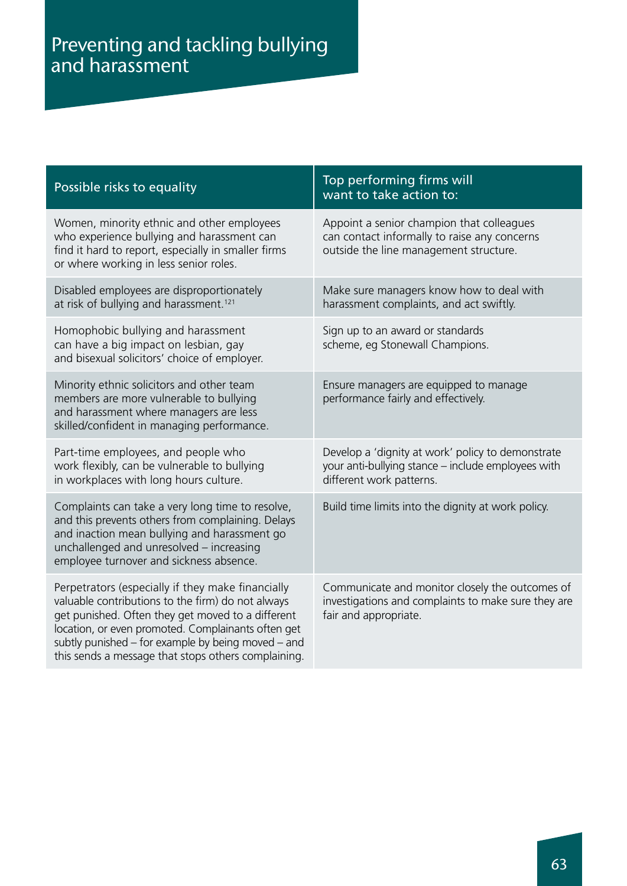# Preventing and tackling bullying and harassment

| Possible risks to equality | Top performing firms will want to take action to: |
| --- | --- |
| Women, minority ethnic and other employees who experience bullying and harassment can find it hard to report, especially in smaller firms or where working in less senior roles. | Appoint a senior champion that colleagues can contact informally to raise any concerns outside the line management structure. |
| Disabled employees are disproportionately at risk of bullying and harassment.[121] | Make sure managers know how to deal with harassment complaints, and act swiftly. |
| Homophobic bullying and harassment can have a big impact on lesbian, gay and bisexual solicitors' choice of employer. | Sign up to an award or standards scheme, eg Stonewall Champions. |
| Minority ethnic solicitors and other team members are more vulnerable to bullying and harassment where managers are less skilled/confident in managing performance. | Ensure managers are equipped to manage performance fairly and effectively. |
| Part-time employees, and people who work flexibly, can be vulnerable to bullying in workplaces with long hours culture. | Develop a 'dignity at work' policy to demonstrate your anti-bullying stance – include employees with different work patterns. |
| Complaints can take a very long time to resolve, and this prevents others from complaining. Delays and inaction mean bullying and harassment go unchallenged and unresolved – increasing employee turnover and sickness absence. | Build time limits into the dignity at work policy. |
| Perpetrators (especially if they make financially valuable contributions to the firm) do not always get punished. Often they get moved to a different location, or even promoted. Complainants often get subtly punished – for example by being moved – and this sends a message that stops others complaining. | Communicate and monitor closely the outcomes of investigations and complaints to make sure they are fair and appropriate. |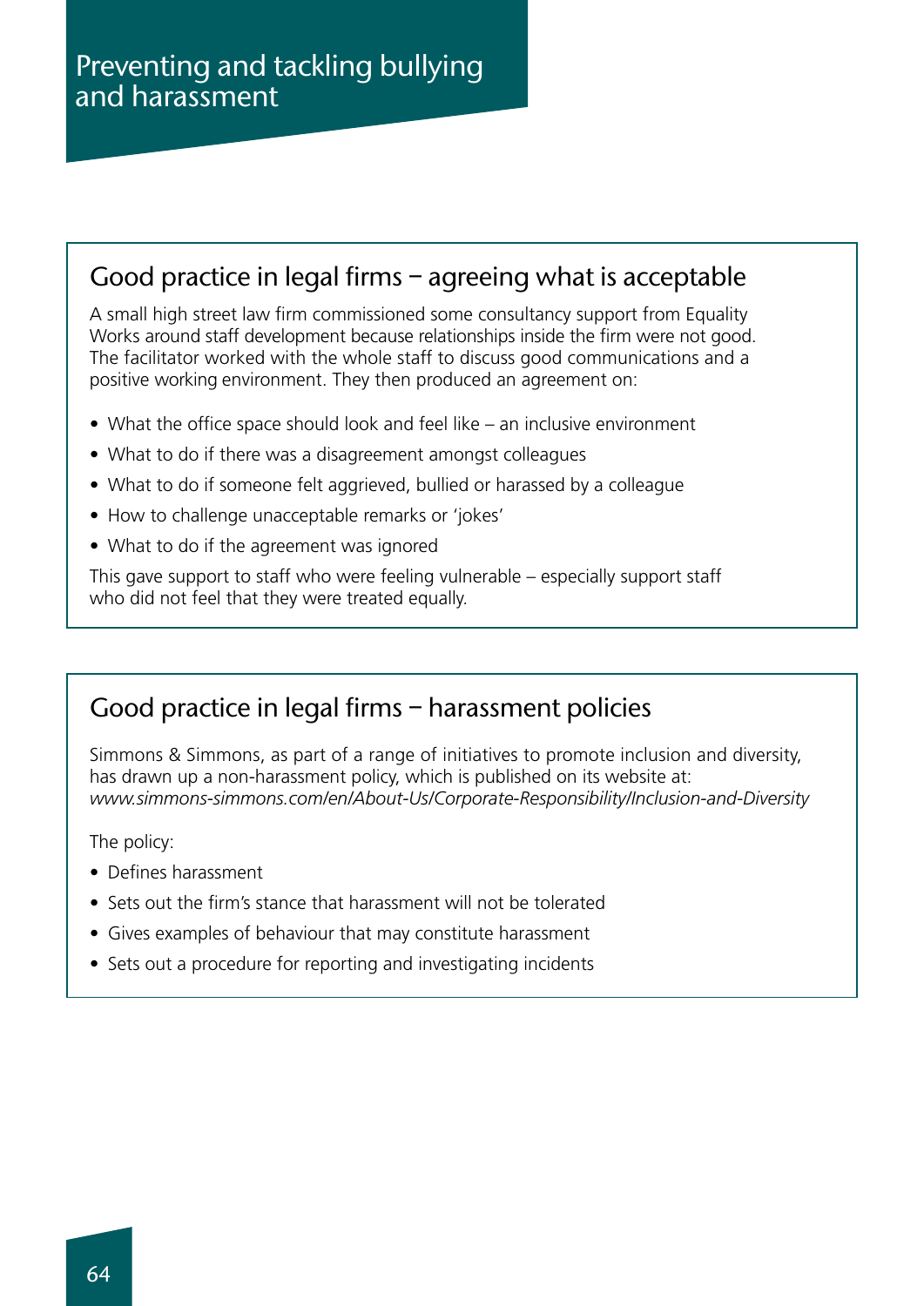# Preventing and tackling bullying and harassment

## Good practice in legal firms – agreeing what is acceptable

A small high street law firm commissioned some consultancy support from Equality Works around staff development because relationships inside the firm were not good. The facilitator worked with the whole staff to discuss good communications and a positive working environment. They then produced an agreement on:

- What the office space should look and feel like – an inclusive environment
- What to do if there was a disagreement amongst colleagues
- What to do if someone felt aggrieved, bullied or harassed by a colleague
- How to challenge unacceptable remarks or 'jokes'
- What to do if the agreement was ignored

This gave support to staff who were feeling vulnerable – especially support staff who did not feel that they were treated equally.

## Good practice in legal firms – harassment policies

Simmons & Simmons, as part of a range of initiatives to promote inclusion and diversity, has drawn up a non-harassment policy, which is published on its website at: *www.simmons-simmons.com/en/About-Us/Corporate-Responsibility/Inclusion-and-Diversity*

The policy:

- Defines harassment
- Sets out the firm's stance that harassment will not be tolerated
- Gives examples of behaviour that may constitute harassment
- Sets out a procedure for reporting and investigating incidents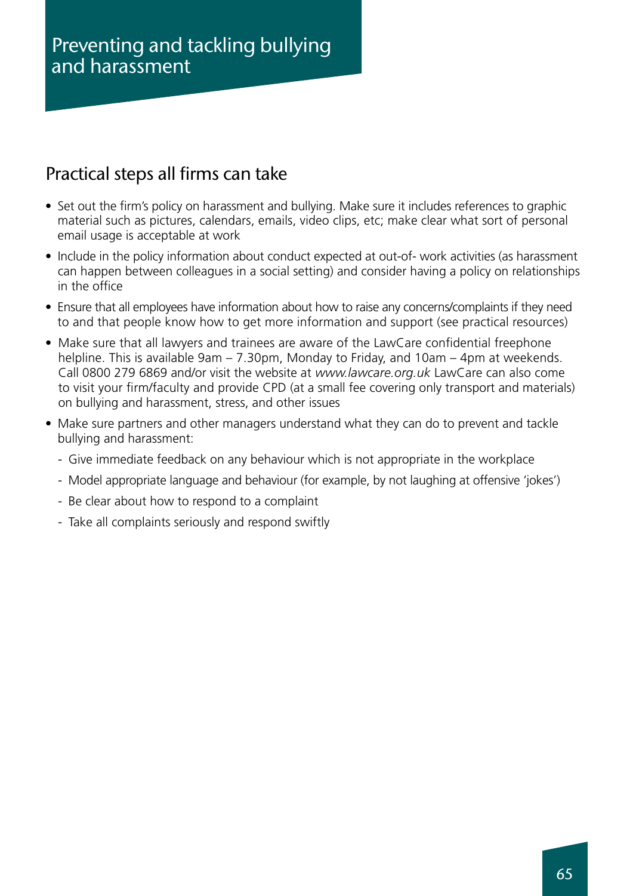# Preventing and tackling bullying and harassment

## Practical steps all firms can take

- Set out the firm's policy on harassment and bullying. Make sure it includes references to graphic material such as pictures, calendars, emails, video clips, etc; make clear what sort of personal email usage is acceptable at work
- Include in the policy information about conduct expected at out-of- work activities (as harassment can happen between colleagues in a social setting) and consider having a policy on relationships in the office
- Ensure that all employees have information about how to raise any concerns/complaints if they need to and that people know how to get more information and support (see practical resources)
- Make sure that all lawyers and trainees are aware of the LawCare confidential freephone helpline. This is available 9am – 7.30pm, Monday to Friday, and 10am – 4pm at weekends. Call 0800 279 6869 and/or visit the website at *www.lawcare.org.uk* LawCare can also come to visit your firm/faculty and provide CPD (at a small fee covering only transport and materials) on bullying and harassment, stress, and other issues
- Make sure partners and other managers understand what they can do to prevent and tackle bullying and harassment:
  - Give immediate feedback on any behaviour which is not appropriate in the workplace
  - Model appropriate language and behaviour (for example, by not laughing at offensive 'jokes')
  - Be clear about how to respond to a complaint
  - Take all complaints seriously and respond swiftly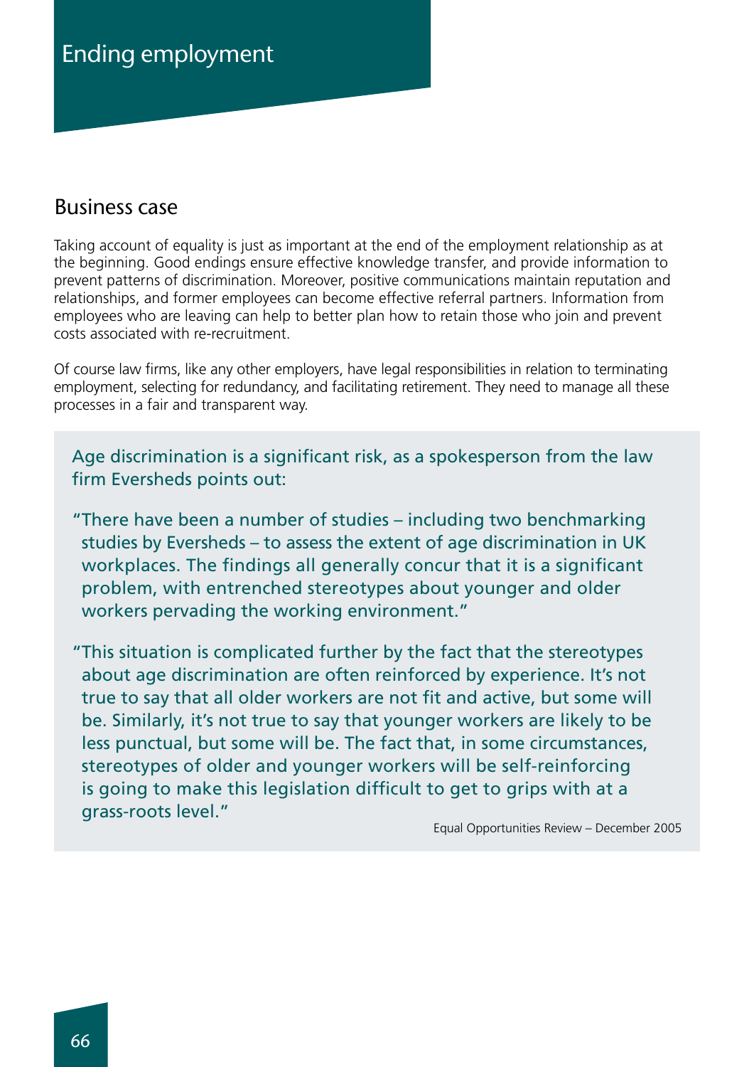# Ending employment

## Business case

Taking account of equality is just as important at the end of the employment relationship as at the beginning. Good endings ensure effective knowledge transfer, and provide information to prevent patterns of discrimination. Moreover, positive communications maintain reputation and relationships, and former employees can become effective referral partners. Information from employees who are leaving can help to better plan how to retain those who join and prevent costs associated with re-recruitment.

Of course law firms, like any other employers, have legal responsibilities in relation to terminating employment, selecting for redundancy, and facilitating retirement. They need to manage all these processes in a fair and transparent way.

> Age discrimination is a significant risk, as a spokesperson from the law firm Eversheds points out:
>
> "There have been a number of studies – including two benchmarking studies by Eversheds – to assess the extent of age discrimination in UK workplaces. The findings all generally concur that it is a significant problem, with entrenched stereotypes about younger and older workers pervading the working environment."
>
> "This situation is complicated further by the fact that the stereotypes about age discrimination are often reinforced by experience. It's not true to say that all older workers are not fit and active, but some will be. Similarly, it's not true to say that younger workers are likely to be less punctual, but some will be. The fact that, in some circumstances, stereotypes of older and younger workers will be self-reinforcing is going to make this legislation difficult to get to grips with at a grass-roots level."
>
> Equal Opportunities Review – December 2005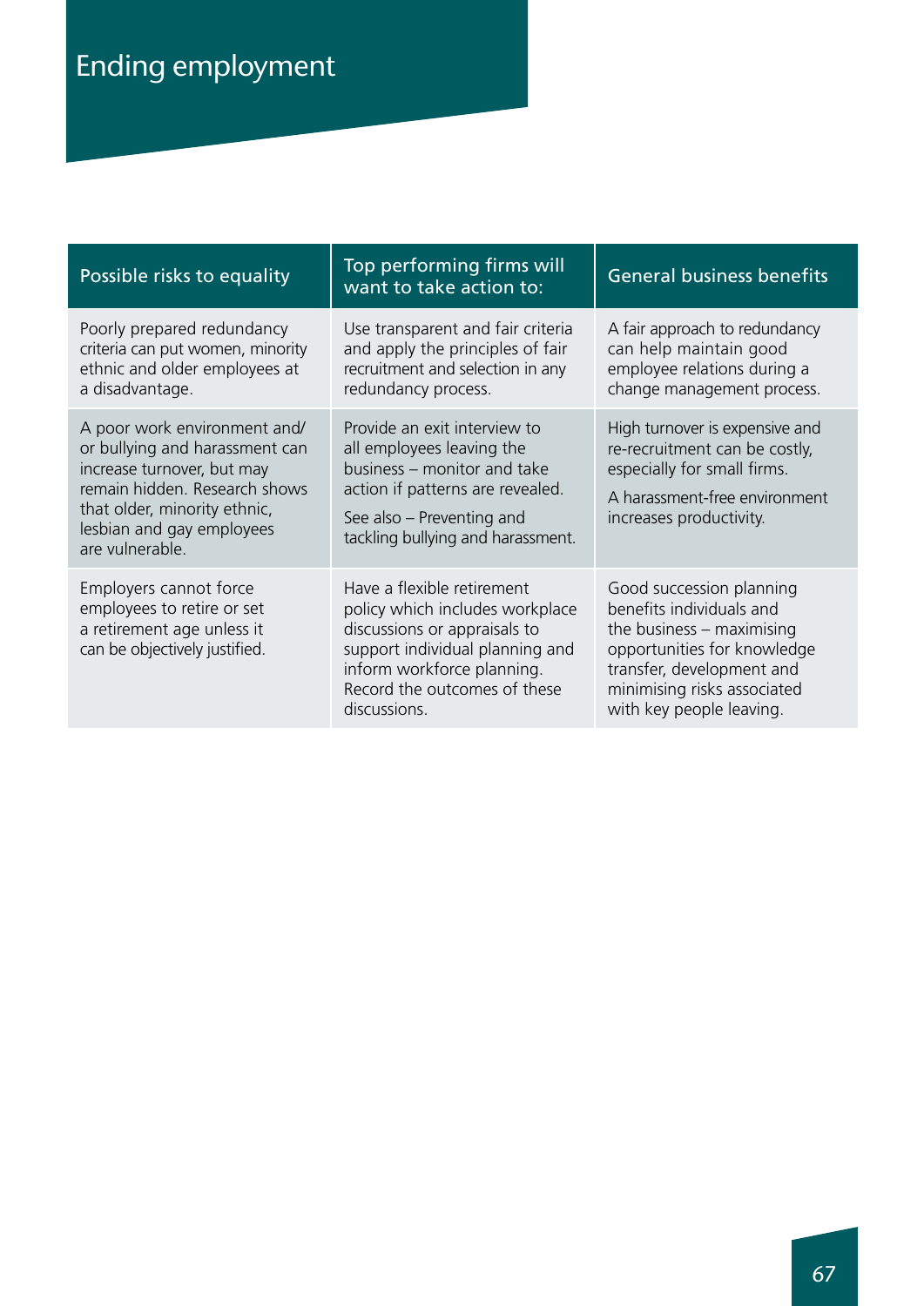# Ending employment

| Possible risks to equality | Top performing firms will want to take action to: | General business benefits |
|---|---|---|
| Poorly prepared redundancy criteria can put women, minority ethnic and older employees at a disadvantage. | Use transparent and fair criteria and apply the principles of fair recruitment and selection in any redundancy process. | A fair approach to redundancy can help maintain good employee relations during a change management process. |
| A poor work environment and/or bullying and harassment can increase turnover, but may remain hidden. Research shows that older, minority ethnic, lesbian and gay employees are vulnerable. | Provide an exit interview to all employees leaving the business – monitor and take action if patterns are revealed. See also – Preventing and tackling bullying and harassment. | High turnover is expensive and re-recruitment can be costly, especially for small firms. A harassment-free environment increases productivity. |
| Employers cannot force employees to retire or set a retirement age unless it can be objectively justified. | Have a flexible retirement policy which includes workplace discussions or appraisals to support individual planning and inform workforce planning. Record the outcomes of these discussions. | Good succession planning benefits individuals and the business – maximising opportunities for knowledge transfer, development and minimising risks associated with key people leaving. |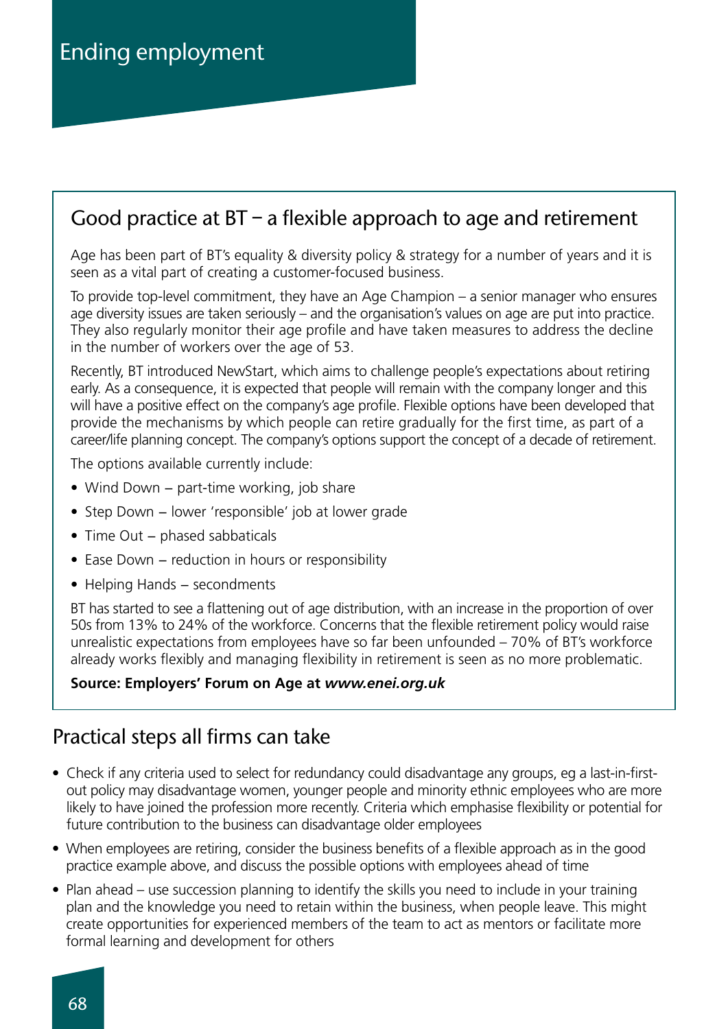# Ending employment

## Good practice at BT – a flexible approach to age and retirement

Age has been part of BT's equality & diversity policy & strategy for a number of years and it is seen as a vital part of creating a customer-focused business.

To provide top-level commitment, they have an Age Champion – a senior manager who ensures age diversity issues are taken seriously – and the organisation's values on age are put into practice. They also regularly monitor their age profile and have taken measures to address the decline in the number of workers over the age of 53.

Recently, BT introduced NewStart, which aims to challenge people's expectations about retiring early. As a consequence, it is expected that people will remain with the company longer and this will have a positive effect on the company's age profile. Flexible options have been developed that provide the mechanisms by which people can retire gradually for the first time, as part of a career/life planning concept. The company's options support the concept of a decade of retirement.

The options available currently include:

- Wind Down – part-time working, job share
- Step Down – lower 'responsible' job at lower grade
- Time Out – phased sabbaticals
- Ease Down – reduction in hours or responsibility
- Helping Hands – secondments

BT has started to see a flattening out of age distribution, with an increase in the proportion of over 50s from 13% to 24% of the workforce. Concerns that the flexible retirement policy would raise unrealistic expectations from employees have so far been unfounded – 70% of BT's workforce already works flexibly and managing flexibility in retirement is seen as no more problematic.

**Source: Employers' Forum on Age at *www.enei.org.uk***

## Practical steps all firms can take

- Check if any criteria used to select for redundancy could disadvantage any groups, eg a last-in-first-out policy may disadvantage women, younger people and minority ethnic employees who are more likely to have joined the profession more recently. Criteria which emphasise flexibility or potential for future contribution to the business can disadvantage older employees
- When employees are retiring, consider the business benefits of a flexible approach as in the good practice example above, and discuss the possible options with employees ahead of time
- Plan ahead – use succession planning to identify the skills you need to include in your training plan and the knowledge you need to retain within the business, when people leave. This might create opportunities for experienced members of the team to act as mentors or facilitate more formal learning and development for others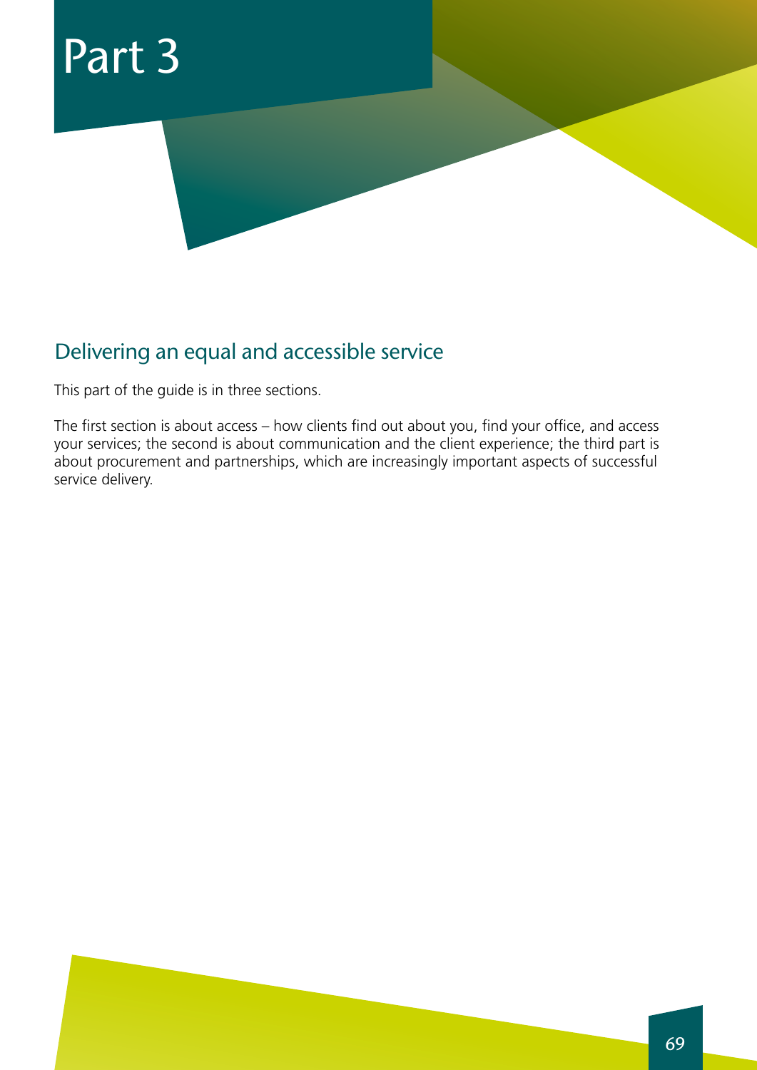# Part 3

## Delivering an equal and accessible service

This part of the guide is in three sections.

The first section is about access – how clients find out about you, find your office, and access your services; the second is about communication and the client experience; the third part is about procurement and partnerships, which are increasingly important aspects of successful service delivery.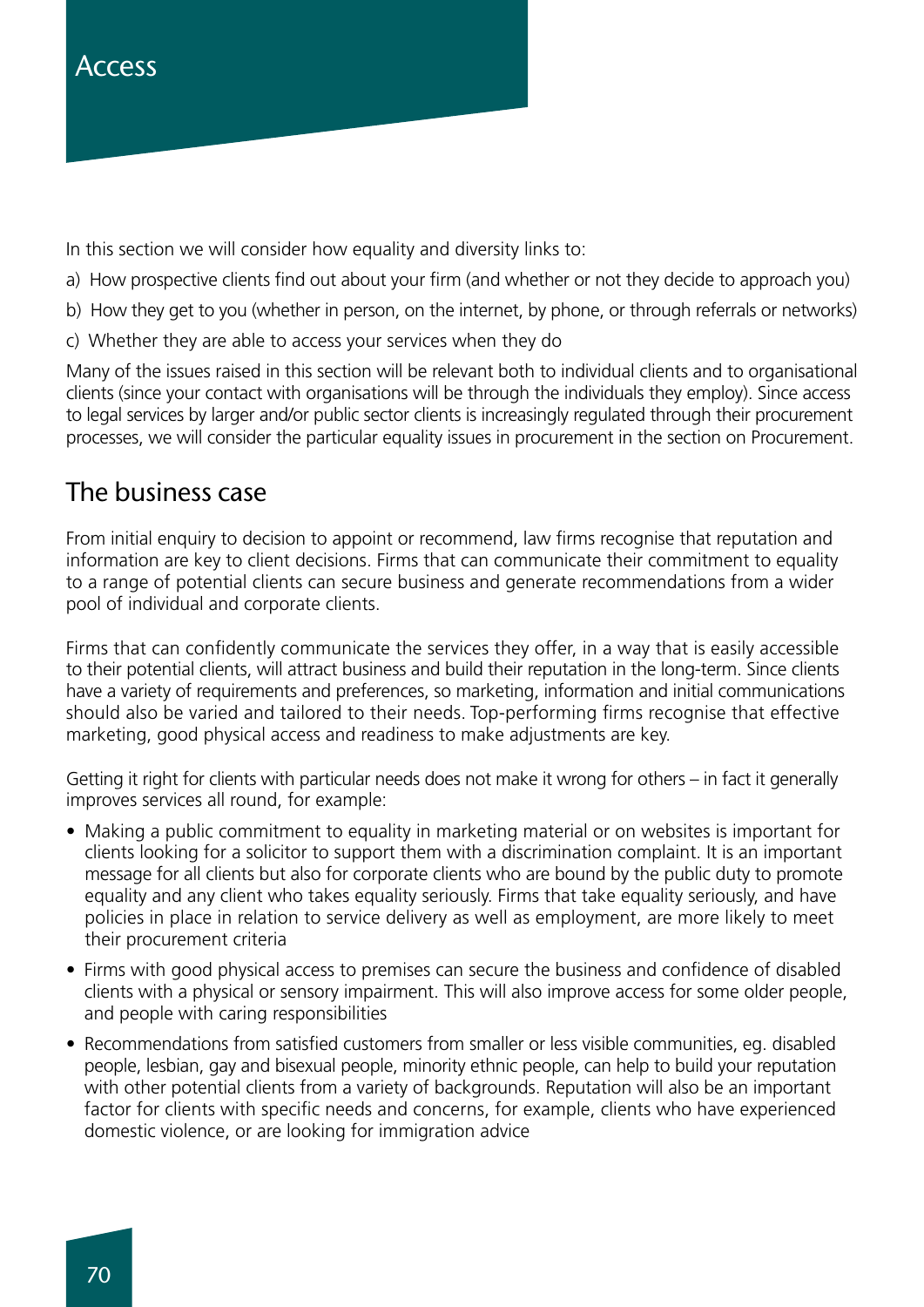# Access

In this section we will consider how equality and diversity links to:

a) How prospective clients find out about your firm (and whether or not they decide to approach you)

b) How they get to you (whether in person, on the internet, by phone, or through referrals or networks)

c) Whether they are able to access your services when they do

Many of the issues raised in this section will be relevant both to individual clients and to organisational clients (since your contact with organisations will be through the individuals they employ). Since access to legal services by larger and/or public sector clients is increasingly regulated through their procurement processes, we will consider the particular equality issues in procurement in the section on Procurement.

## The business case

From initial enquiry to decision to appoint or recommend, law firms recognise that reputation and information are key to client decisions. Firms that can communicate their commitment to equality to a range of potential clients can secure business and generate recommendations from a wider pool of individual and corporate clients.

Firms that can confidently communicate the services they offer, in a way that is easily accessible to their potential clients, will attract business and build their reputation in the long-term. Since clients have a variety of requirements and preferences, so marketing, information and initial communications should also be varied and tailored to their needs. Top-performing firms recognise that effective marketing, good physical access and readiness to make adjustments are key.

Getting it right for clients with particular needs does not make it wrong for others – in fact it generally improves services all round, for example:

- Making a public commitment to equality in marketing material or on websites is important for clients looking for a solicitor to support them with a discrimination complaint. It is an important message for all clients but also for corporate clients who are bound by the public duty to promote equality and any client who takes equality seriously. Firms that take equality seriously, and have policies in place in relation to service delivery as well as employment, are more likely to meet their procurement criteria
- Firms with good physical access to premises can secure the business and confidence of disabled clients with a physical or sensory impairment. This will also improve access for some older people, and people with caring responsibilities
- Recommendations from satisfied customers from smaller or less visible communities, eg. disabled people, lesbian, gay and bisexual people, minority ethnic people, can help to build your reputation with other potential clients from a variety of backgrounds. Reputation will also be an important factor for clients with specific needs and concerns, for example, clients who have experienced domestic violence, or are looking for immigration advice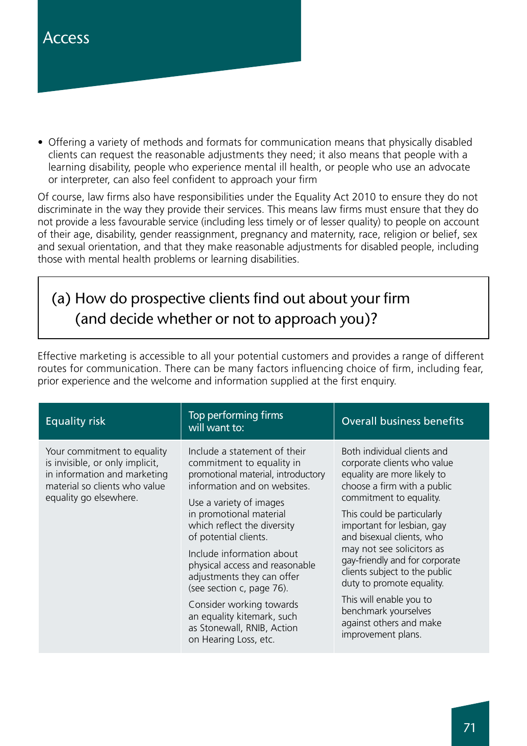- Offering a variety of methods and formats for communication means that physically disabled clients can request the reasonable adjustments they need; it also means that people with a learning disability, people who experience mental ill health, or people who use an advocate or interpreter, can also feel confident to approach your firm

Of course, law firms also have responsibilities under the Equality Act 2010 to ensure they do not discriminate in the way they provide their services. This means law firms must ensure that they do not provide a less favourable service (including less timely or of lesser quality) to people on account of their age, disability, gender reassignment, pregnancy and maternity, race, religion or belief, sex and sexual orientation, and that they make reasonable adjustments for disabled people, including those with mental health problems or learning disabilities.

## (a) How do prospective clients find out about your firm (and decide whether or not to approach you)?

Effective marketing is accessible to all your potential customers and provides a range of different routes for communication. There can be many factors influencing choice of firm, including fear, prior experience and the welcome and information supplied at the first enquiry.

| Equality risk | Top performing firms will want to: | Overall business benefits |
|---|---|---|
| Your commitment to equality is invisible, or only implicit, in information and marketing material so clients who value equality go elsewhere. | Include a statement of their commitment to equality in promotional material, introductory information and on websites.<br><br>Use a variety of images in promotional material which reflect the diversity of potential clients.<br><br>Include information about physical access and reasonable adjustments they can offer (see section c, page 76).<br><br>Consider working towards an equality kitemark, such as Stonewall, RNIB, Action on Hearing Loss, etc. | Both individual clients and corporate clients who value equality are more likely to choose a firm with a public commitment to equality.<br><br>This could be particularly important for lesbian, gay and bisexual clients, who may not see solicitors as gay-friendly and for corporate clients subject to the public duty to promote equality.<br><br>This will enable you to benchmark yourselves against others and make improvement plans. |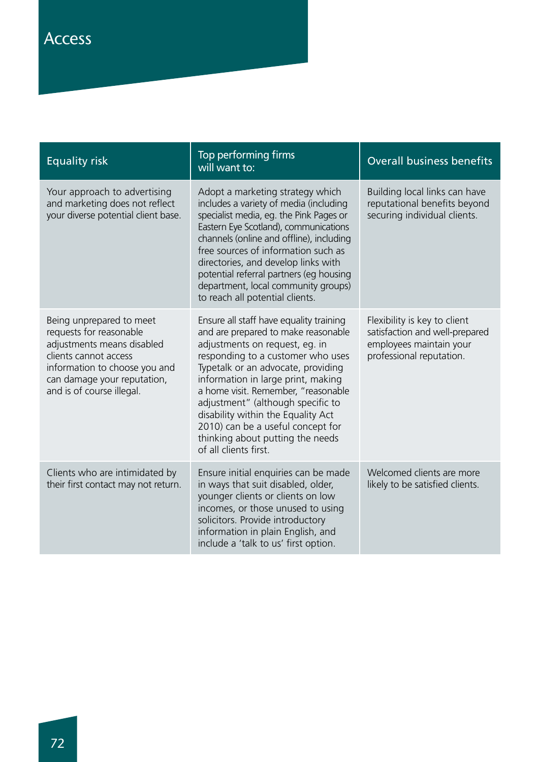# Access

| Equality risk | Top performing firms will want to: | Overall business benefits |
|---|---|---|
| Your approach to advertising and marketing does not reflect your diverse potential client base. | Adopt a marketing strategy which includes a variety of media (including specialist media, eg. the Pink Pages or Eastern Eye Scotland), communications channels (online and offline), including free sources of information such as directories, and develop links with potential referral partners (eg housing department, local community groups) to reach all potential clients. | Building local links can have reputational benefits beyond securing individual clients. |
| Being unprepared to meet requests for reasonable adjustments means disabled clients cannot access information to choose you and can damage your reputation, and is of course illegal. | Ensure all staff have equality training and are prepared to make reasonable adjustments on request, eg. in responding to a customer who uses Typetalk or an advocate, providing information in large print, making a home visit. Remember, "reasonable adjustment" (although specific to disability within the Equality Act 2010) can be a useful concept for thinking about putting the needs of all clients first. | Flexibility is key to client satisfaction and well-prepared employees maintain your professional reputation. |
| Clients who are intimidated by their first contact may not return. | Ensure initial enquiries can be made in ways that suit disabled, older, younger clients or clients on low incomes, or those unused to using solicitors. Provide introductory information in plain English, and include a 'talk to us' first option. | Welcomed clients are more likely to be satisfied clients. |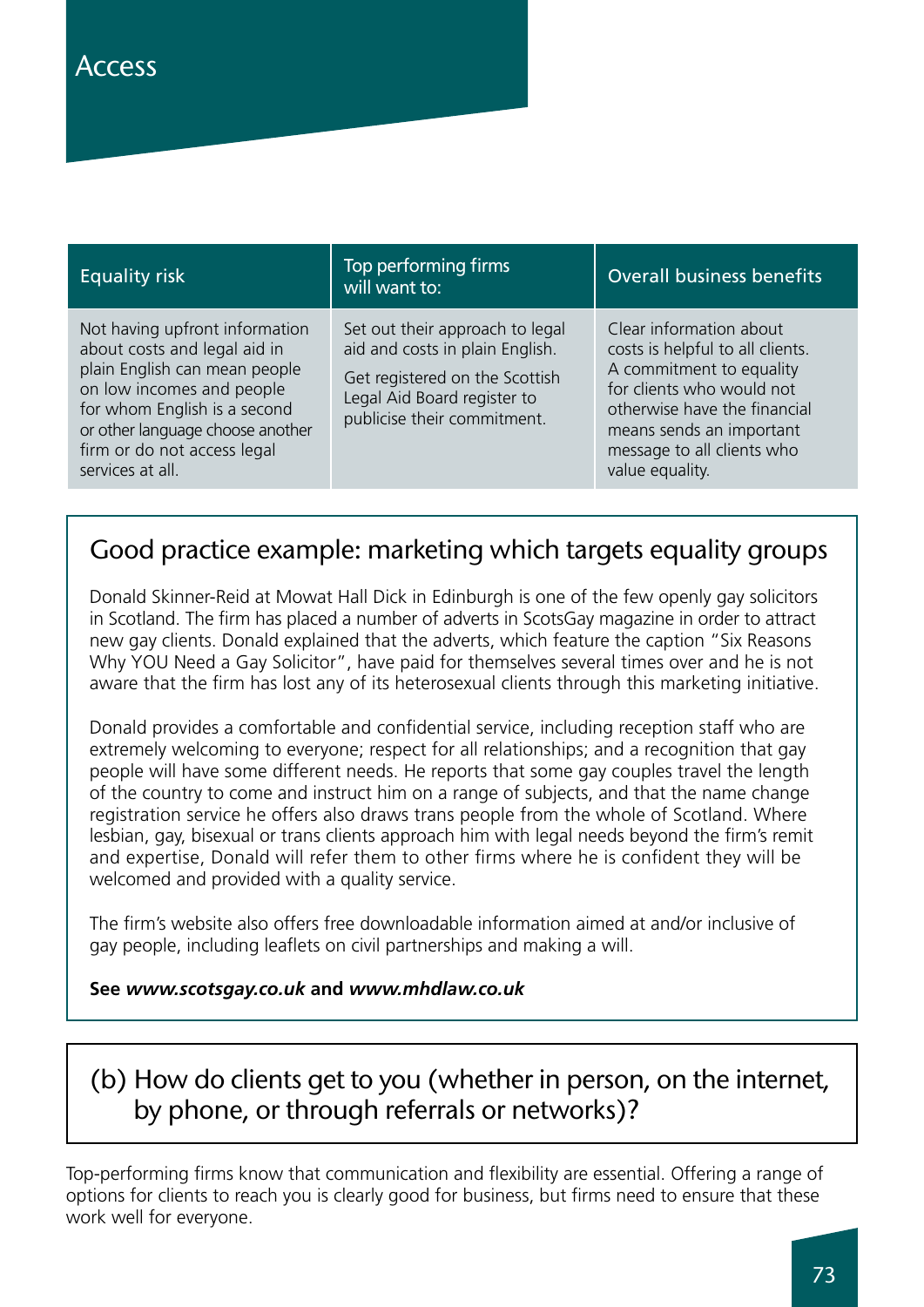# Access

| Equality risk | Top performing firms will want to: | Overall business benefits |
| --- | --- | --- |
| Not having upfront information about costs and legal aid in plain English can mean people on low incomes and people for whom English is a second or other language choose another firm or do not access legal services at all. | Set out their approach to legal aid and costs in plain English. Get registered on the Scottish Legal Aid Board register to publicise their commitment. | Clear information about costs is helpful to all clients. A commitment to equality for clients who would not otherwise have the financial means sends an important message to all clients who value equality. |

## Good practice example: marketing which targets equality groups

Donald Skinner-Reid at Mowat Hall Dick in Edinburgh is one of the few openly gay solicitors in Scotland. The firm has placed a number of adverts in ScotsGay magazine in order to attract new gay clients. Donald explained that the adverts, which feature the caption "Six Reasons Why YOU Need a Gay Solicitor", have paid for themselves several times over and he is not aware that the firm has lost any of its heterosexual clients through this marketing initiative.

Donald provides a comfortable and confidential service, including reception staff who are extremely welcoming to everyone; respect for all relationships; and a recognition that gay people will have some different needs. He reports that some gay couples travel the length of the country to come and instruct him on a range of subjects, and that the name change registration service he offers also draws trans people from the whole of Scotland. Where lesbian, gay, bisexual or trans clients approach him with legal needs beyond the firm's remit and expertise, Donald will refer them to other firms where he is confident they will be welcomed and provided with a quality service.

The firm's website also offers free downloadable information aimed at and/or inclusive of gay people, including leaflets on civil partnerships and making a will.

**See *www.scotsgay.co.uk* and *www.mhdlaw.co.uk***

## (b) How do clients get to you (whether in person, on the internet, by phone, or through referrals or networks)?

Top-performing firms know that communication and flexibility are essential. Offering a range of options for clients to reach you is clearly good for business, but firms need to ensure that these work well for everyone.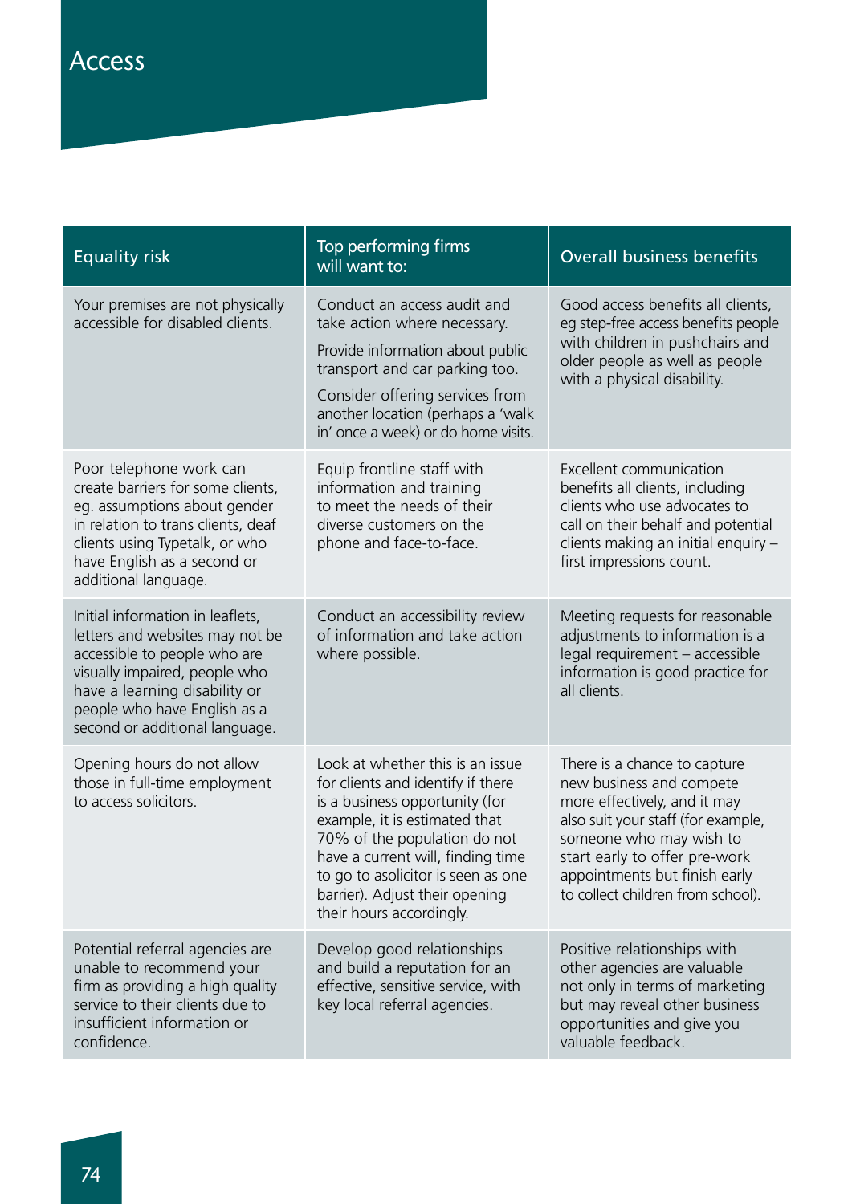# Access

| Equality risk | Top performing firms will want to: | Overall business benefits |
|---|---|---|
| Your premises are not physically accessible for disabled clients. | Conduct an access audit and take action where necessary. Provide information about public transport and car parking too. Consider offering services from another location (perhaps a 'walk in' once a week) or do home visits. | Good access benefits all clients, eg step-free access benefits people with children in pushchairs and older people as well as people with a physical disability. |
| Poor telephone work can create barriers for some clients, eg. assumptions about gender in relation to trans clients, deaf clients using Typetalk, or who have English as a second or additional language. | Equip frontline staff with information and training to meet the needs of their diverse customers on the phone and face-to-face. | Excellent communication benefits all clients, including clients who use advocates to call on their behalf and potential clients making an initial enquiry – first impressions count. |
| Initial information in leaflets, letters and websites may not be accessible to people who are visually impaired, people who have a learning disability or people who have English as a second or additional language. | Conduct an accessibility review of information and take action where possible. | Meeting requests for reasonable adjustments to information is a legal requirement – accessible information is good practice for all clients. |
| Opening hours do not allow those in full-time employment to access solicitors. | Look at whether this is an issue for clients and identify if there is a business opportunity (for example, it is estimated that 70% of the population do not have a current will, finding time to go to asolicitor is seen as one barrier). Adjust their opening their hours accordingly. | There is a chance to capture new business and compete more effectively, and it may also suit your staff (for example, someone who may wish to start early to offer pre-work appointments but finish early to collect children from school). |
| Potential referral agencies are unable to recommend your firm as providing a high quality service to their clients due to insufficient information or confidence. | Develop good relationships and build a reputation for an effective, sensitive service, with key local referral agencies. | Positive relationships with other agencies are valuable not only in terms of marketing but may reveal other business opportunities and give you valuable feedback. |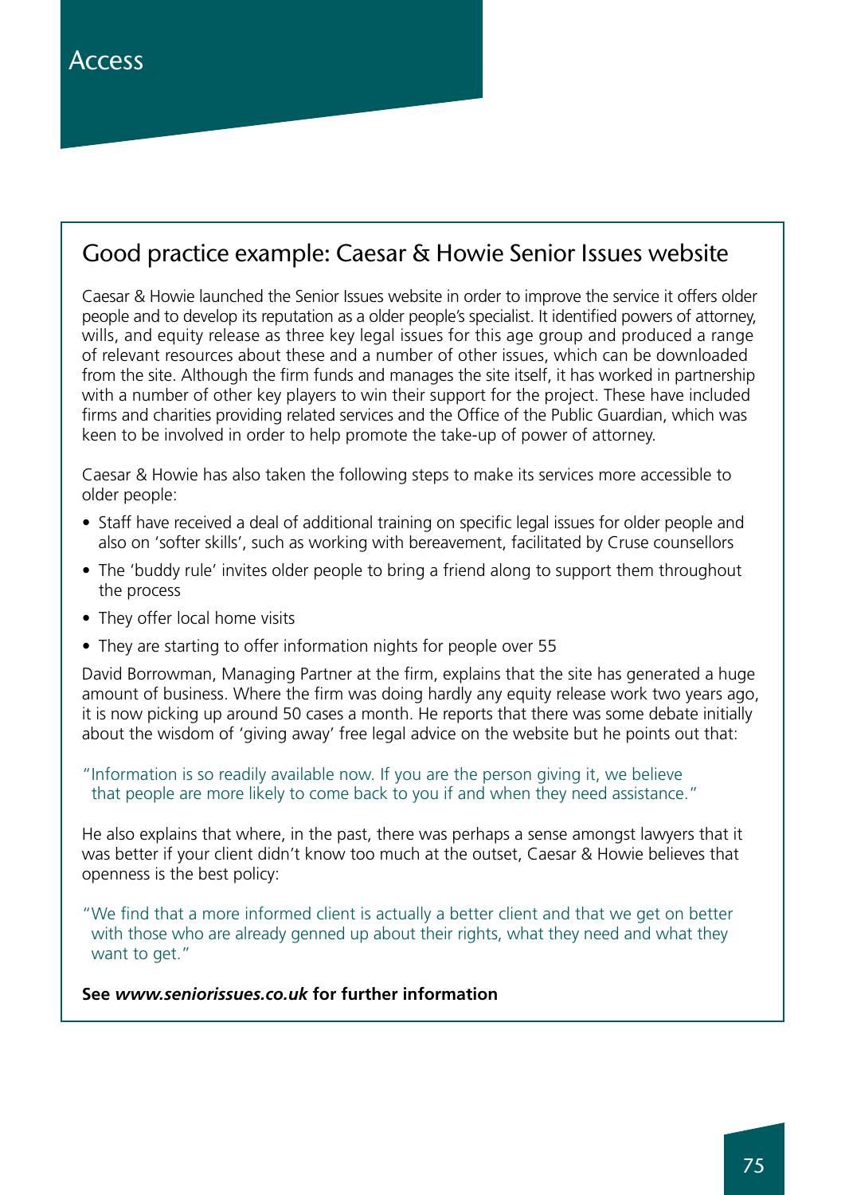## Good practice example: Caesar & Howie Senior Issues website

Caesar & Howie launched the Senior Issues website in order to improve the service it offers older people and to develop its reputation as a older people's specialist. It identified powers of attorney, wills, and equity release as three key legal issues for this age group and produced a range of relevant resources about these and a number of other issues, which can be downloaded from the site. Although the firm funds and manages the site itself, it has worked in partnership with a number of other key players to win their support for the project. These have included firms and charities providing related services and the Office of the Public Guardian, which was keen to be involved in order to help promote the take-up of power of attorney.

Caesar & Howie has also taken the following steps to make its services more accessible to older people:

- Staff have received a deal of additional training on specific legal issues for older people and also on 'softer skills', such as working with bereavement, facilitated by Cruse counsellors
- The 'buddy rule' invites older people to bring a friend along to support them throughout the process
- They offer local home visits
- They are starting to offer information nights for people over 55

David Borrowman, Managing Partner at the firm, explains that the site has generated a huge amount of business. Where the firm was doing hardly any equity release work two years ago, it is now picking up around 50 cases a month. He reports that there was some debate initially about the wisdom of 'giving away' free legal advice on the website but he points out that:

> "Information is so readily available now. If you are the person giving it, we believe that people are more likely to come back to you if and when they need assistance."

He also explains that where, in the past, there was perhaps a sense amongst lawyers that it was better if your client didn't know too much at the outset, Caesar & Howie believes that openness is the best policy:

> "We find that a more informed client is actually a better client and that we get on better with those who are already genned up about their rights, what they need and what they want to get."

**See *www.seniorissues.co.uk* for further information**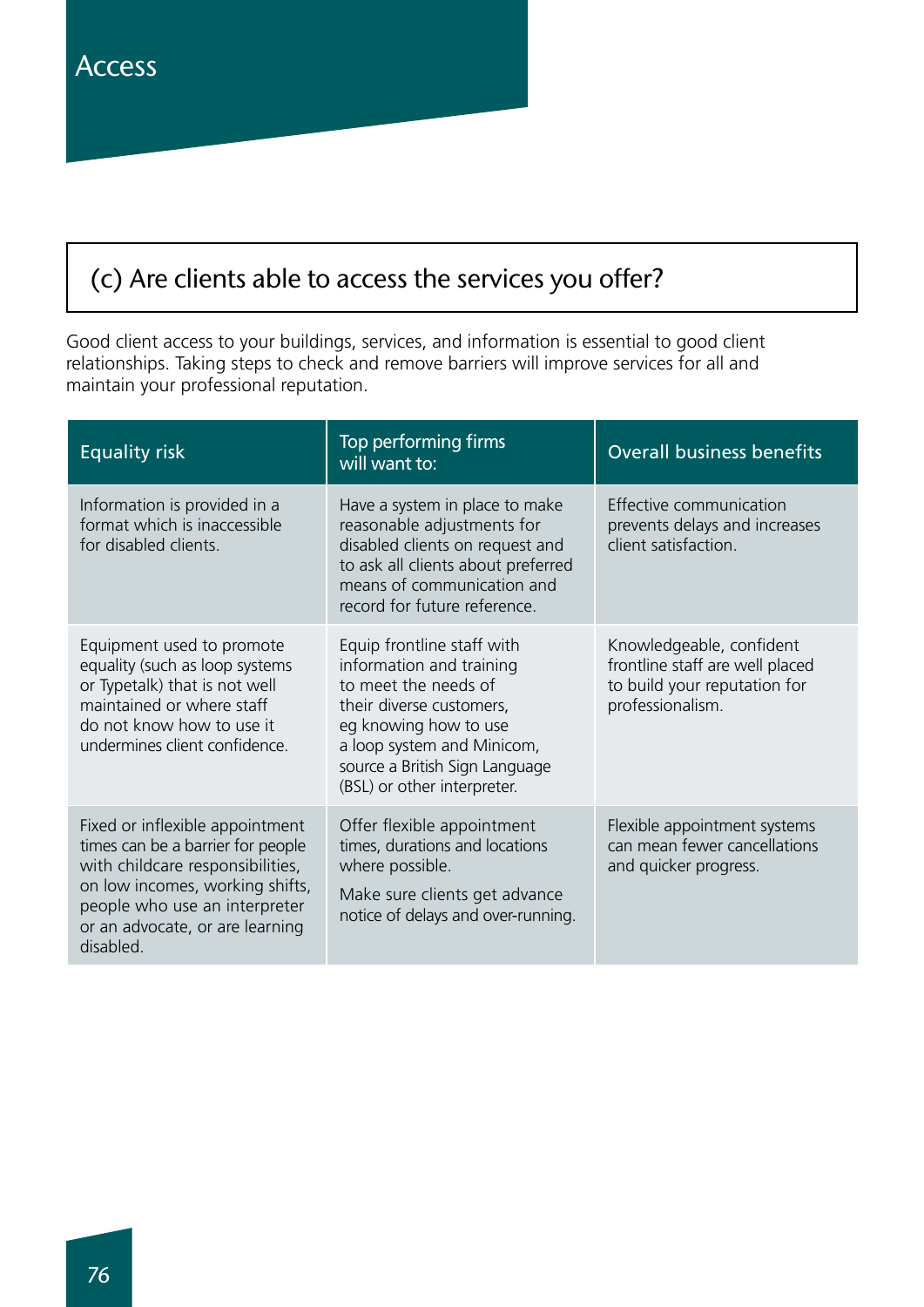# Access

## (c) Are clients able to access the services you offer?

Good client access to your buildings, services, and information is essential to good client relationships. Taking steps to check and remove barriers will improve services for all and maintain your professional reputation.

| Equality risk | Top performing firms will want to: | Overall business benefits |
| --- | --- | --- |
| Information is provided in a format which is inaccessible for disabled clients. | Have a system in place to make reasonable adjustments for disabled clients on request and to ask all clients about preferred means of communication and record for future reference. | Effective communication prevents delays and increases client satisfaction. |
| Equipment used to promote equality (such as loop systems or Typetalk) that is not well maintained or where staff do not know how to use it undermines client confidence. | Equip frontline staff with information and training to meet the needs of their diverse customers, eg knowing how to use a loop system and Minicom, source a British Sign Language (BSL) or other interpreter. | Knowledgeable, confident frontline staff are well placed to build your reputation for professionalism. |
| Fixed or inflexible appointment times can be a barrier for people with childcare responsibilities, on low incomes, working shifts, people who use an interpreter or an advocate, or are learning disabled. | Offer flexible appointment times, durations and locations where possible.<br><br>Make sure clients get advance notice of delays and over-running. | Flexible appointment systems can mean fewer cancellations and quicker progress. |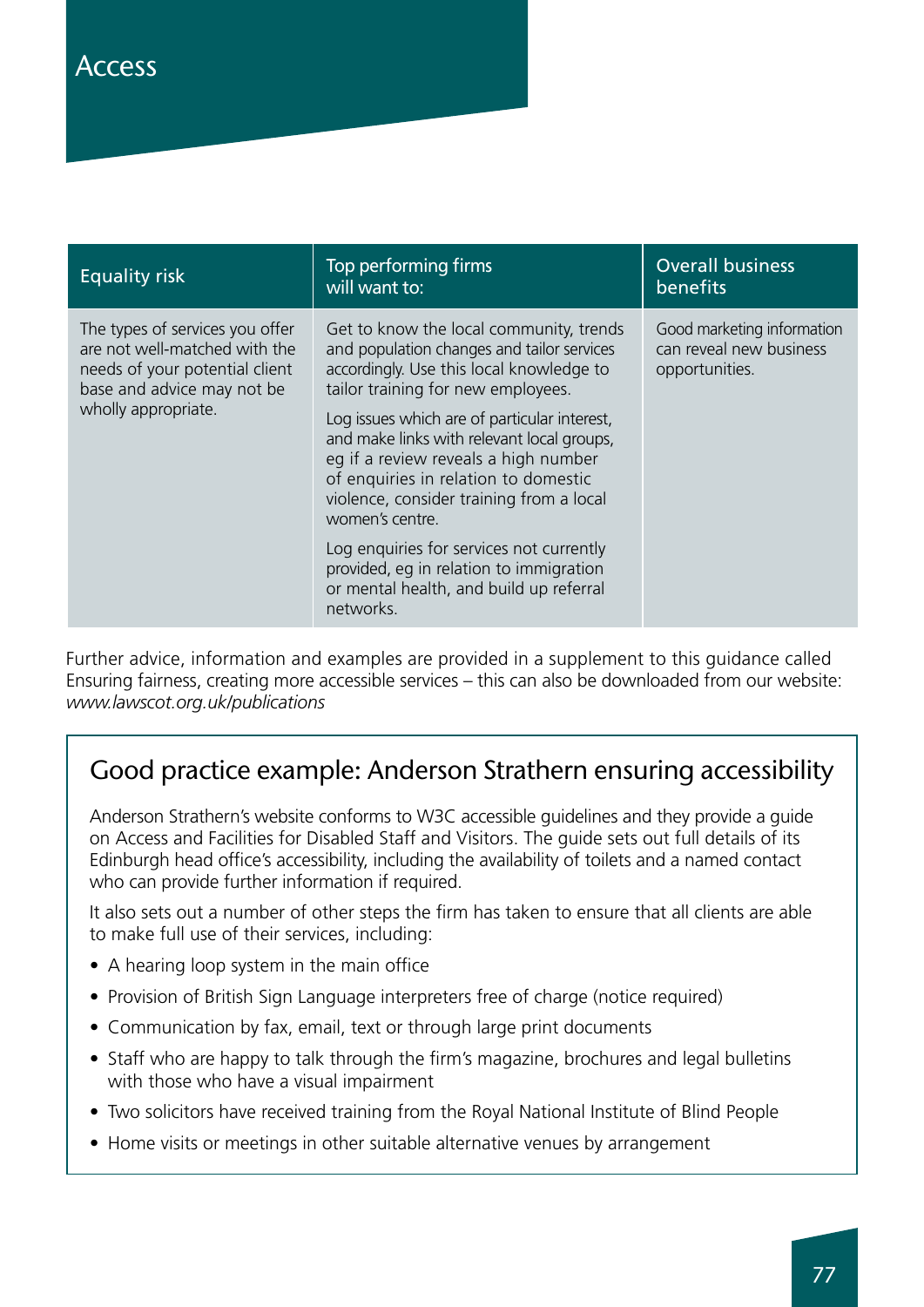# Access

| Equality risk | Top performing firms will want to: | Overall business benefits |
|---|---|---|
| The types of services you offer are not well-matched with the needs of your potential client base and advice may not be wholly appropriate. | Get to know the local community, trends and population changes and tailor services accordingly. Use this local knowledge to tailor training for new employees.<br><br>Log issues which are of particular interest, and make links with relevant local groups, eg if a review reveals a high number of enquiries in relation to domestic violence, consider training from a local women's centre.<br><br>Log enquiries for services not currently provided, eg in relation to immigration or mental health, and build up referral networks. | Good marketing information can reveal new business opportunities. |

Further advice, information and examples are provided in a supplement to this guidance called Ensuring fairness, creating more accessible services – this can also be downloaded from our website: *www.lawscot.org.uk/publications*

## Good practice example: Anderson Strathern ensuring accessibility

Anderson Strathern's website conforms to W3C accessible guidelines and they provide a guide on Access and Facilities for Disabled Staff and Visitors. The guide sets out full details of its Edinburgh head office's accessibility, including the availability of toilets and a named contact who can provide further information if required.

It also sets out a number of other steps the firm has taken to ensure that all clients are able to make full use of their services, including:

- A hearing loop system in the main office
- Provision of British Sign Language interpreters free of charge (notice required)
- Communication by fax, email, text or through large print documents
- Staff who are happy to talk through the firm's magazine, brochures and legal bulletins with those who have a visual impairment
- Two solicitors have received training from the Royal National Institute of Blind People
- Home visits or meetings in other suitable alternative venues by arrangement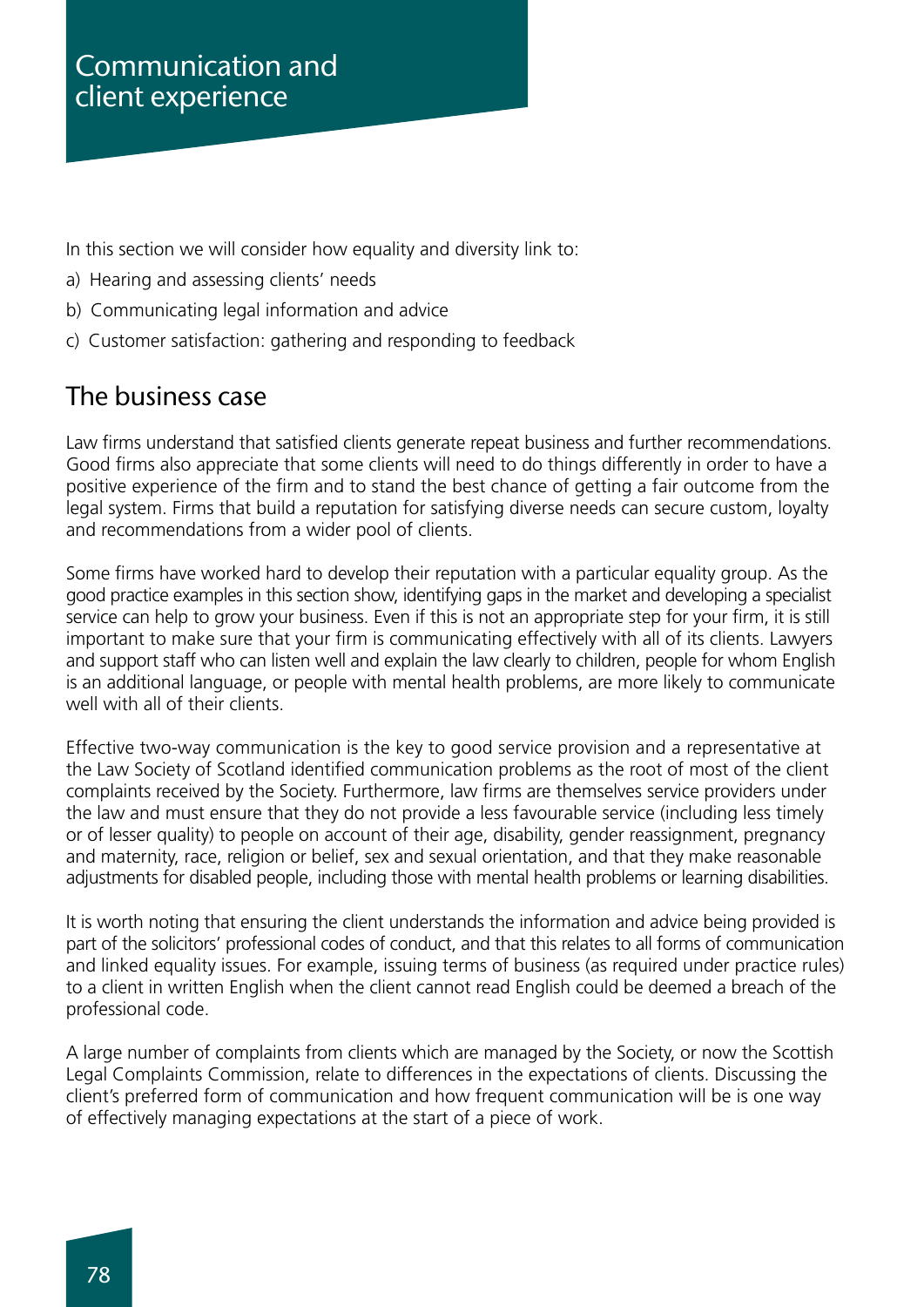# Communication and client experience

In this section we will consider how equality and diversity link to:

a) Hearing and assessing clients' needs

b) Communicating legal information and advice

c) Customer satisfaction: gathering and responding to feedback

## The business case

Law firms understand that satisfied clients generate repeat business and further recommendations. Good firms also appreciate that some clients will need to do things differently in order to have a positive experience of the firm and to stand the best chance of getting a fair outcome from the legal system. Firms that build a reputation for satisfying diverse needs can secure custom, loyalty and recommendations from a wider pool of clients.

Some firms have worked hard to develop their reputation with a particular equality group. As the good practice examples in this section show, identifying gaps in the market and developing a specialist service can help to grow your business. Even if this is not an appropriate step for your firm, it is still important to make sure that your firm is communicating effectively with all of its clients. Lawyers and support staff who can listen well and explain the law clearly to children, people for whom English is an additional language, or people with mental health problems, are more likely to communicate well with all of their clients.

Effective two-way communication is the key to good service provision and a representative at the Law Society of Scotland identified communication problems as the root of most of the client complaints received by the Society. Furthermore, law firms are themselves service providers under the law and must ensure that they do not provide a less favourable service (including less timely or of lesser quality) to people on account of their age, disability, gender reassignment, pregnancy and maternity, race, religion or belief, sex and sexual orientation, and that they make reasonable adjustments for disabled people, including those with mental health problems or learning disabilities.

It is worth noting that ensuring the client understands the information and advice being provided is part of the solicitors' professional codes of conduct, and that this relates to all forms of communication and linked equality issues. For example, issuing terms of business (as required under practice rules) to a client in written English when the client cannot read English could be deemed a breach of the professional code.

A large number of complaints from clients which are managed by the Society, or now the Scottish Legal Complaints Commission, relate to differences in the expectations of clients. Discussing the client's preferred form of communication and how frequent communication will be is one way of effectively managing expectations at the start of a piece of work.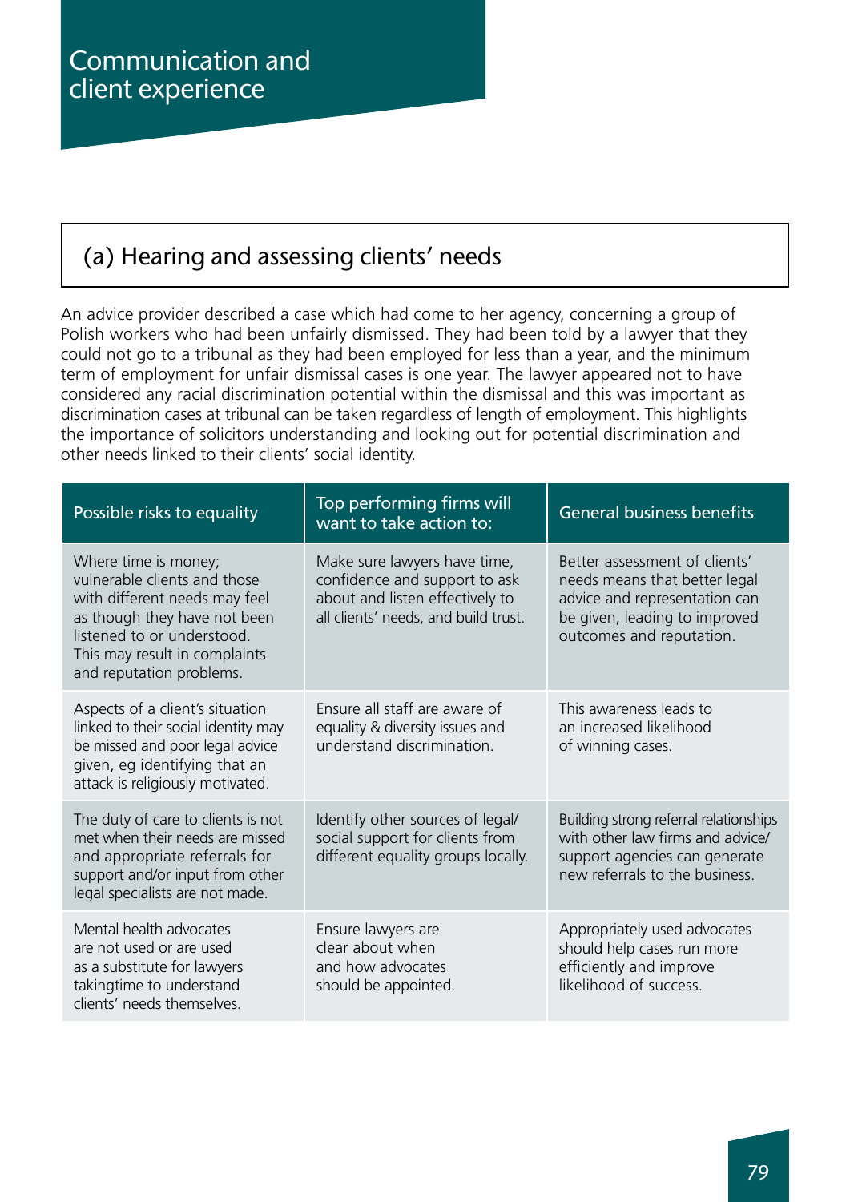# Communication and client experience

## (a) Hearing and assessing clients' needs

An advice provider described a case which had come to her agency, concerning a group of Polish workers who had been unfairly dismissed. They had been told by a lawyer that they could not go to a tribunal as they had been employed for less than a year, and the minimum term of employment for unfair dismissal cases is one year. The lawyer appeared not to have considered any racial discrimination potential within the dismissal and this was important as discrimination cases at tribunal can be taken regardless of length of employment. This highlights the importance of solicitors understanding and looking out for potential discrimination and other needs linked to their clients' social identity.

| Possible risks to equality | Top performing firms will want to take action to: | General business benefits |
|---|---|---|
| Where time is money; vulnerable clients and those with different needs may feel as though they have not been listened to or understood. This may result in complaints and reputation problems. | Make sure lawyers have time, confidence and support to ask about and listen effectively to all clients' needs, and build trust. | Better assessment of clients' needs means that better legal advice and representation can be given, leading to improved outcomes and reputation. |
| Aspects of a client's situation linked to their social identity may be missed and poor legal advice given, eg identifying that an attack is religiously motivated. | Ensure all staff are aware of equality & diversity issues and understand discrimination. | This awareness leads to an increased likelihood of winning cases. |
| The duty of care to clients is not met when their needs are missed and appropriate referrals for support and/or input from other legal specialists are not made. | Identify other sources of legal/ social support for clients from different equality groups locally. | Building strong referral relationships with other law firms and advice/ support agencies can generate new referrals to the business. |
| Mental health advocates are not used or are used as a substitute for lawyers takingtime to understand clients' needs themselves. | Ensure lawyers are clear about when and how advocates should be appointed. | Appropriately used advocates should help cases run more efficiently and improve likelihood of success. |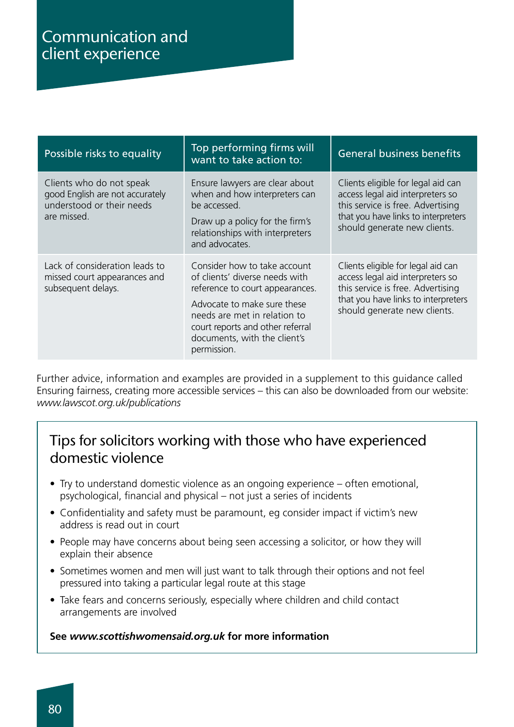# Communication and client experience

| Possible risks to equality | Top performing firms will want to take action to: | General business benefits |
|---|---|---|
| Clients who do not speak good English are not accurately understood or their needs are missed. | Ensure lawyers are clear about when and how interpreters can be accessed.<br><br>Draw up a policy for the firm's relationships with interpreters and advocates. | Clients eligible for legal aid can access legal aid interpreters so this service is free. Advertising that you have links to interpreters should generate new clients. |
| Lack of consideration leads to missed court appearances and subsequent delays. | Consider how to take account of clients' diverse needs with reference to court appearances.<br><br>Advocate to make sure these needs are met in relation to court reports and other referral documents, with the client's permission. | Clients eligible for legal aid can access legal aid interpreters so this service is free. Advertising that you have links to interpreters should generate new clients. |

Further advice, information and examples are provided in a supplement to this guidance called Ensuring fairness, creating more accessible services – this can also be downloaded from our website: *www.lawscot.org.uk/publications*

## Tips for solicitors working with those who have experienced domestic violence

- Try to understand domestic violence as an ongoing experience – often emotional, psychological, financial and physical – not just a series of incidents
- Confidentiality and safety must be paramount, eg consider impact if victim's new address is read out in court
- People may have concerns about being seen accessing a solicitor, or how they will explain their absence
- Sometimes women and men will just want to talk through their options and not feel pressured into taking a particular legal route at this stage
- Take fears and concerns seriously, especially where children and child contact arrangements are involved

**See *www.scottishwomensaid.org.uk* for more information**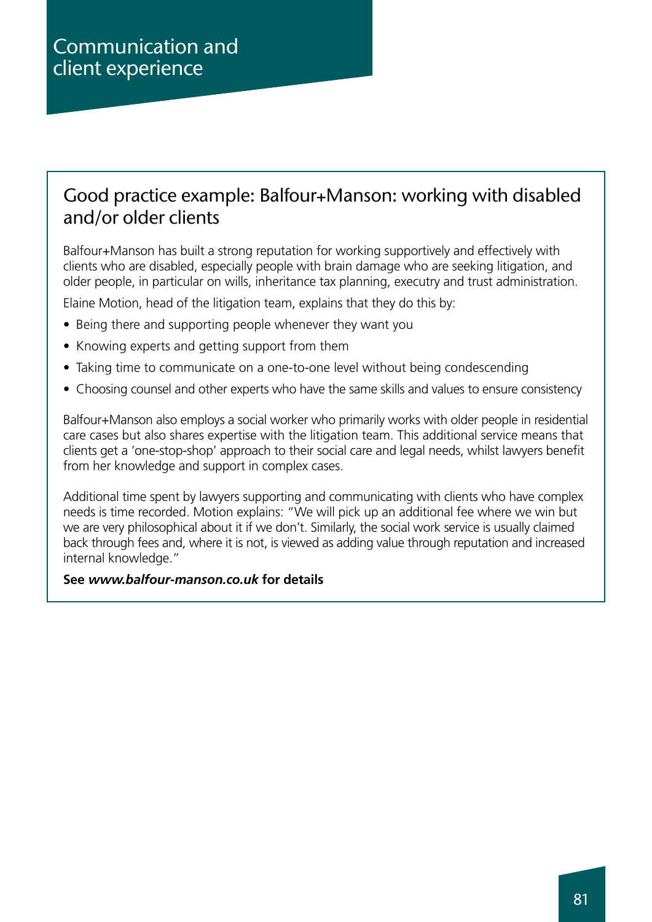# Communication and client experience

## Good practice example: Balfour+Manson: working with disabled and/or older clients

Balfour+Manson has built a strong reputation for working supportively and effectively with clients who are disabled, especially people with brain damage who are seeking litigation, and older people, in particular on wills, inheritance tax planning, executry and trust administration.

Elaine Motion, head of the litigation team, explains that they do this by:

- Being there and supporting people whenever they want you
- Knowing experts and getting support from them
- Taking time to communicate on a one-to-one level without being condescending
- Choosing counsel and other experts who have the same skills and values to ensure consistency

Balfour+Manson also employs a social worker who primarily works with older people in residential care cases but also shares expertise with the litigation team. This additional service means that clients get a 'one-stop-shop' approach to their social care and legal needs, whilst lawyers benefit from her knowledge and support in complex cases.

Additional time spent by lawyers supporting and communicating with clients who have complex needs is time recorded. Motion explains: "We will pick up an additional fee where we win but we are very philosophical about it if we don't. Similarly, the social work service is usually claimed back through fees and, where it is not, is viewed as adding value through reputation and increased internal knowledge."

**See *www.balfour-manson.co.uk* for details**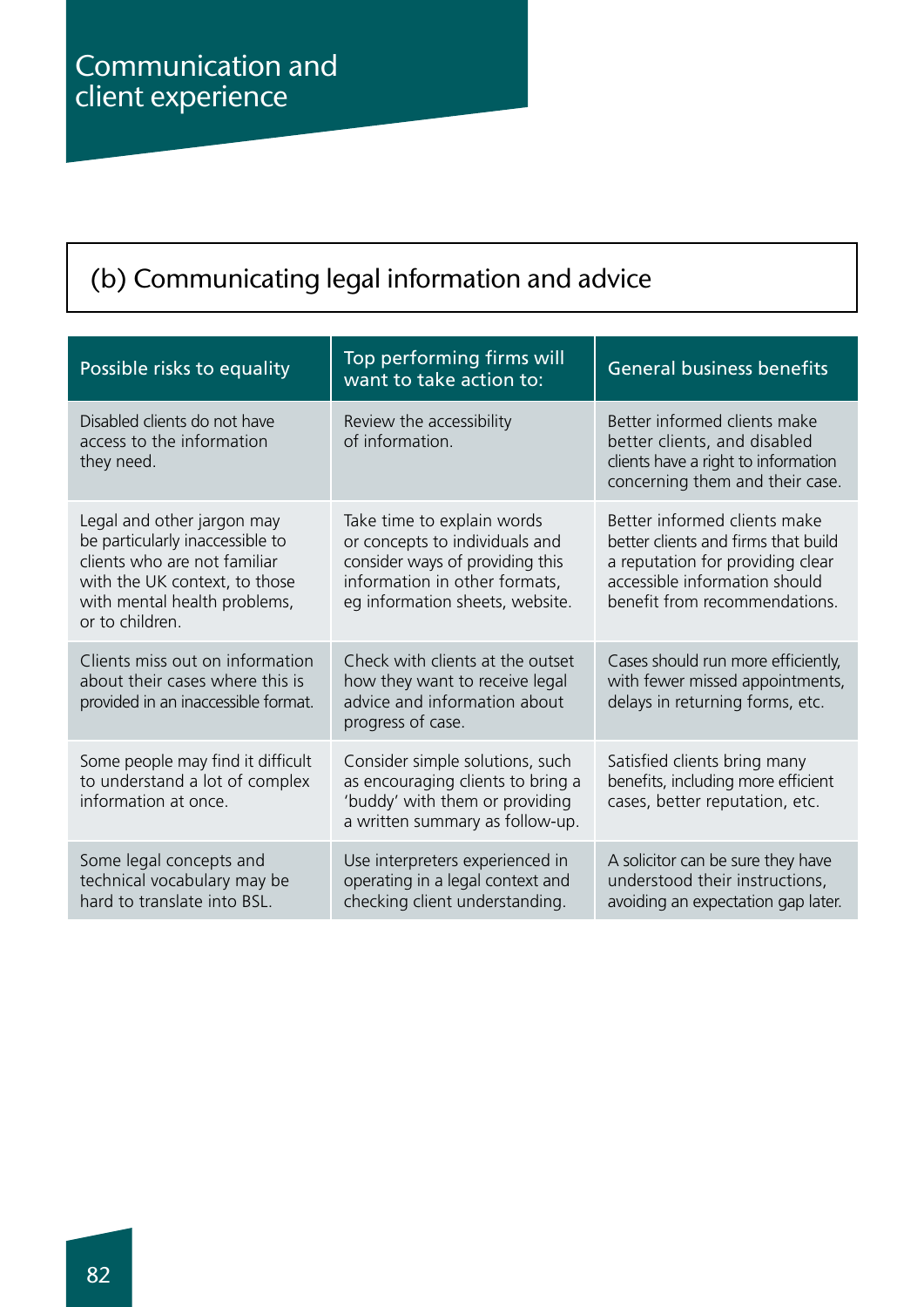# Communication and client experience

## (b) Communicating legal information and advice

| Possible risks to equality | Top performing firms will want to take action to: | General business benefits |
| --- | --- | --- |
| Disabled clients do not have access to the information they need. | Review the accessibility of information. | Better informed clients make better clients, and disabled clients have a right to information concerning them and their case. |
| Legal and other jargon may be particularly inaccessible to clients who are not familiar with the UK context, to those with mental health problems, or to children. | Take time to explain words or concepts to individuals and consider ways of providing this information in other formats, eg information sheets, website. | Better informed clients make better clients and firms that build a reputation for providing clear accessible information should benefit from recommendations. |
| Clients miss out on information about their cases where this is provided in an inaccessible format. | Check with clients at the outset how they want to receive legal advice and information about progress of case. | Cases should run more efficiently, with fewer missed appointments, delays in returning forms, etc. |
| Some people may find it difficult to understand a lot of complex information at once. | Consider simple solutions, such as encouraging clients to bring a 'buddy' with them or providing a written summary as follow-up. | Satisfied clients bring many benefits, including more efficient cases, better reputation, etc. |
| Some legal concepts and technical vocabulary may be hard to translate into BSL. | Use interpreters experienced in operating in a legal context and checking client understanding. | A solicitor can be sure they have understood their instructions, avoiding an expectation gap later. |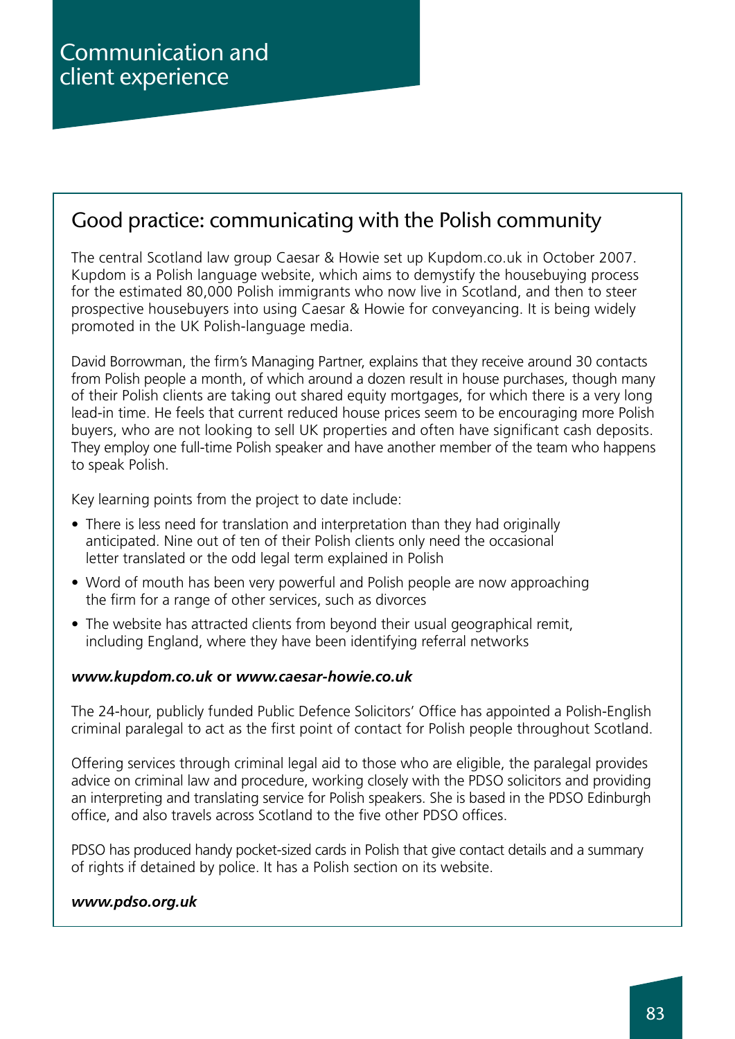# Communication and client experience

## Good practice: communicating with the Polish community

The central Scotland law group Caesar & Howie set up Kupdom.co.uk in October 2007. Kupdom is a Polish language website, which aims to demystify the housebuying process for the estimated 80,000 Polish immigrants who now live in Scotland, and then to steer prospective housebuyers into using Caesar & Howie for conveyancing. It is being widely promoted in the UK Polish-language media.

David Borrowman, the firm's Managing Partner, explains that they receive around 30 contacts from Polish people a month, of which around a dozen result in house purchases, though many of their Polish clients are taking out shared equity mortgages, for which there is a very long lead-in time. He feels that current reduced house prices seem to be encouraging more Polish buyers, who are not looking to sell UK properties and often have significant cash deposits. They employ one full-time Polish speaker and have another member of the team who happens to speak Polish.

Key learning points from the project to date include:

- There is less need for translation and interpretation than they had originally anticipated. Nine out of ten of their Polish clients only need the occasional letter translated or the odd legal term explained in Polish
- Word of mouth has been very powerful and Polish people are now approaching the firm for a range of other services, such as divorces
- The website has attracted clients from beyond their usual geographical remit, including England, where they have been identifying referral networks

***www.kupdom.co.uk* or *www.caesar-howie.co.uk***

The 24-hour, publicly funded Public Defence Solicitors' Office has appointed a Polish-English criminal paralegal to act as the first point of contact for Polish people throughout Scotland.

Offering services through criminal legal aid to those who are eligible, the paralegal provides advice on criminal law and procedure, working closely with the PDSO solicitors and providing an interpreting and translating service for Polish speakers. She is based in the PDSO Edinburgh office, and also travels across Scotland to the five other PDSO offices.

PDSO has produced handy pocket-sized cards in Polish that give contact details and a summary of rights if detained by police. It has a Polish section on its website.

***www.pdso.org.uk***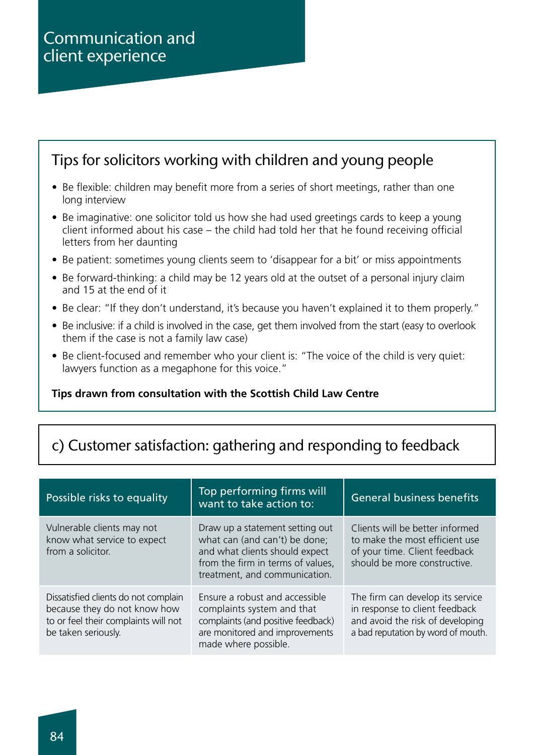# Communication and client experience

## Tips for solicitors working with children and young people

- Be flexible: children may benefit more from a series of short meetings, rather than one long interview
- Be imaginative: one solicitor told us how she had used greetings cards to keep a young client informed about his case – the child had told her that he found receiving official letters from her daunting
- Be patient: sometimes young clients seem to 'disappear for a bit' or miss appointments
- Be forward-thinking: a child may be 12 years old at the outset of a personal injury claim and 15 at the end of it
- Be clear: "If they don't understand, it's because you haven't explained it to them properly."
- Be inclusive: if a child is involved in the case, get them involved from the start (easy to overlook them if the case is not a family law case)
- Be client-focused and remember who your client is: "The voice of the child is very quiet: lawyers function as a megaphone for this voice."

**Tips drawn from consultation with the Scottish Child Law Centre**

## c) Customer satisfaction: gathering and responding to feedback

| Possible risks to equality | Top performing firms will want to take action to: | General business benefits |
|---|---|---|
| Vulnerable clients may not know what service to expect from a solicitor. | Draw up a statement setting out what can (and can't) be done; and what clients should expect from the firm in terms of values, treatment, and communication. | Clients will be better informed to make the most efficient use of your time. Client feedback should be more constructive. |
| Dissatisfied clients do not complain because they do not know how to or feel their complaints will not be taken seriously. | Ensure a robust and accessible complaints system and that complaints (and positive feedback) are monitored and improvements made where possible. | The firm can develop its service in response to client feedback and avoid the risk of developing a bad reputation by word of mouth. |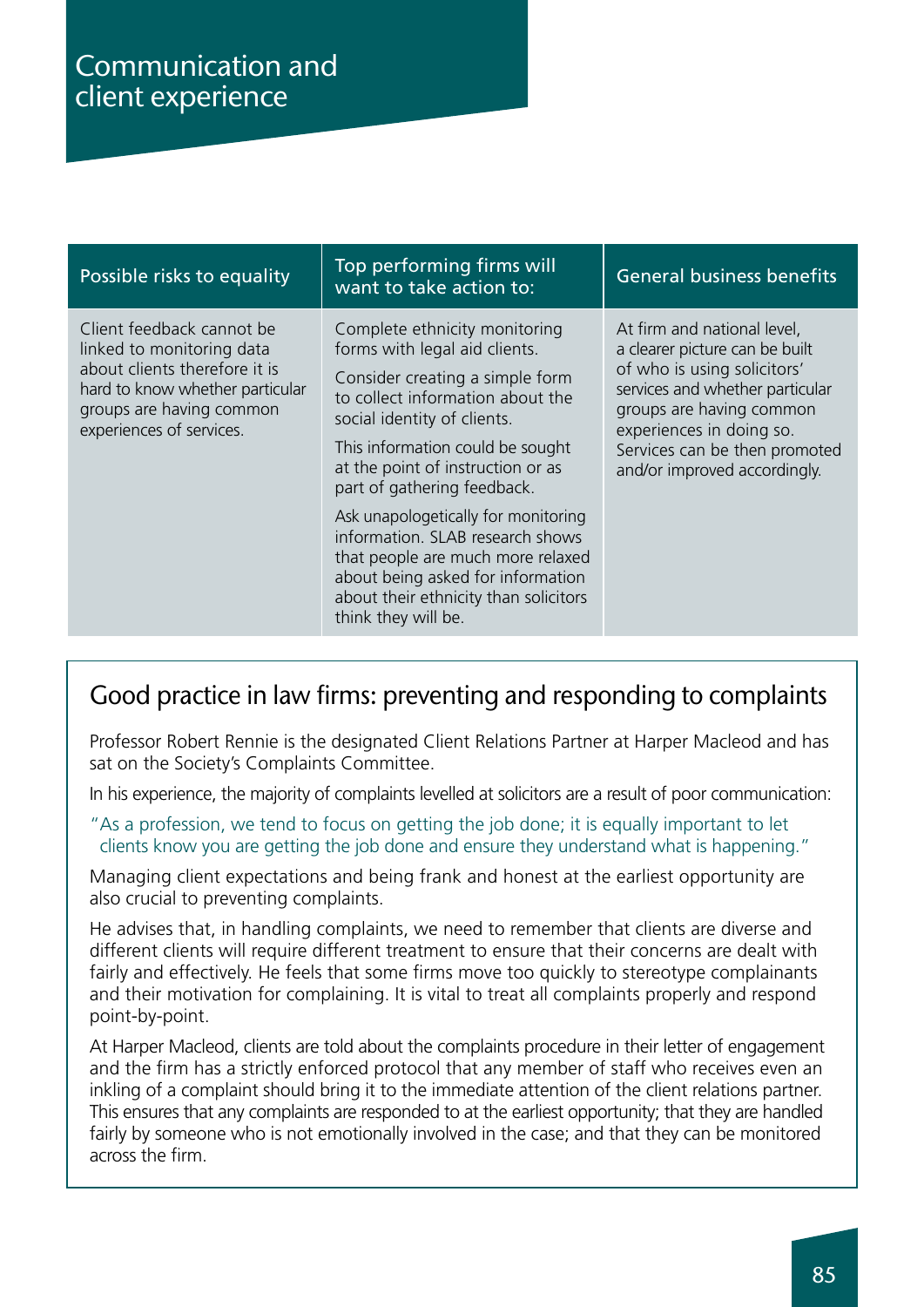# Communication and client experience

| Possible risks to equality | Top performing firms will want to take action to: | General business benefits |
|---|---|---|
| Client feedback cannot be linked to monitoring data about clients therefore it is hard to know whether particular groups are having common experiences of services. | Complete ethnicity monitoring forms with legal aid clients.<br><br>Consider creating a simple form to collect information about the social identity of clients.<br><br>This information could be sought at the point of instruction or as part of gathering feedback.<br><br>Ask unapologetically for monitoring information. SLAB research shows that people are much more relaxed about being asked for information about their ethnicity than solicitors think they will be. | At firm and national level, a clearer picture can be built of who is using solicitors' services and whether particular groups are having common experiences in doing so. Services can be then promoted and/or improved accordingly. |

## Good practice in law firms: preventing and responding to complaints

Professor Robert Rennie is the designated Client Relations Partner at Harper Macleod and has sat on the Society's Complaints Committee.

In his experience, the majority of complaints levelled at solicitors are a result of poor communication:

> "As a profession, we tend to focus on getting the job done; it is equally important to let clients know you are getting the job done and ensure they understand what is happening."

Managing client expectations and being frank and honest at the earliest opportunity are also crucial to preventing complaints.

He advises that, in handling complaints, we need to remember that clients are diverse and different clients will require different treatment to ensure that their concerns are dealt with fairly and effectively. He feels that some firms move too quickly to stereotype complainants and their motivation for complaining. It is vital to treat all complaints properly and respond point-by-point.

At Harper Macleod, clients are told about the complaints procedure in their letter of engagement and the firm has a strictly enforced protocol that any member of staff who receives even an inkling of a complaint should bring it to the immediate attention of the client relations partner. This ensures that any complaints are responded to at the earliest opportunity; that they are handled fairly by someone who is not emotionally involved in the case; and that they can be monitored across the firm.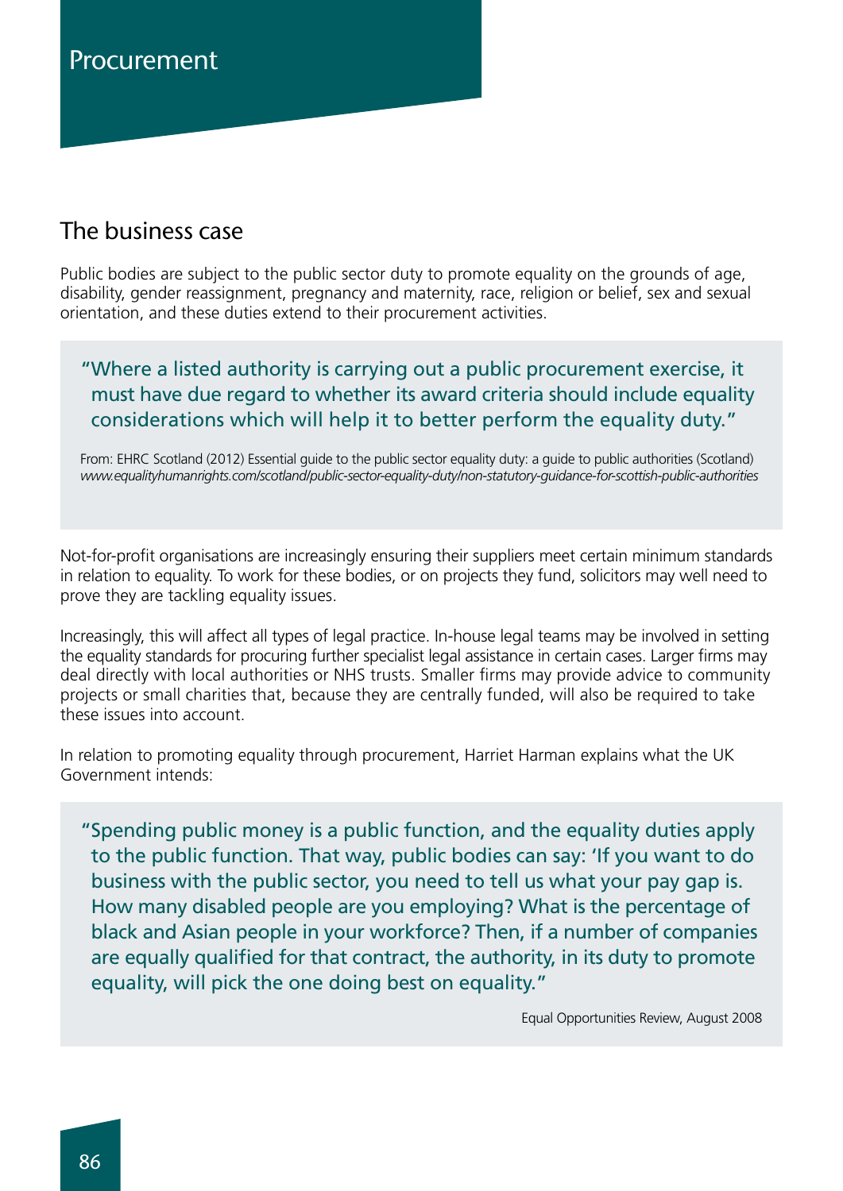# Procurement

## The business case

Public bodies are subject to the public sector duty to promote equality on the grounds of age, disability, gender reassignment, pregnancy and maternity, race, religion or belief, sex and sexual orientation, and these duties extend to their procurement activities.

> "Where a listed authority is carrying out a public procurement exercise, it must have due regard to whether its award criteria should include equality considerations which will help it to better perform the equality duty."
>
> From: EHRC Scotland (2012) Essential guide to the public sector equality duty: a guide to public authorities (Scotland) *www.equalityhumanrights.com/scotland/public-sector-equality-duty/non-statutory-guidance-for-scottish-public-authorities*

Not-for-profit organisations are increasingly ensuring their suppliers meet certain minimum standards in relation to equality. To work for these bodies, or on projects they fund, solicitors may well need to prove they are tackling equality issues.

Increasingly, this will affect all types of legal practice. In-house legal teams may be involved in setting the equality standards for procuring further specialist legal assistance in certain cases. Larger firms may deal directly with local authorities or NHS trusts. Smaller firms may provide advice to community projects or small charities that, because they are centrally funded, will also be required to take these issues into account.

In relation to promoting equality through procurement, Harriet Harman explains what the UK Government intends:

> "Spending public money is a public function, and the equality duties apply to the public function. That way, public bodies can say: 'If you want to do business with the public sector, you need to tell us what your pay gap is. How many disabled people are you employing? What is the percentage of black and Asian people in your workforce? Then, if a number of companies are equally qualified for that contract, the authority, in its duty to promote equality, will pick the one doing best on equality."
>
> Equal Opportunities Review, August 2008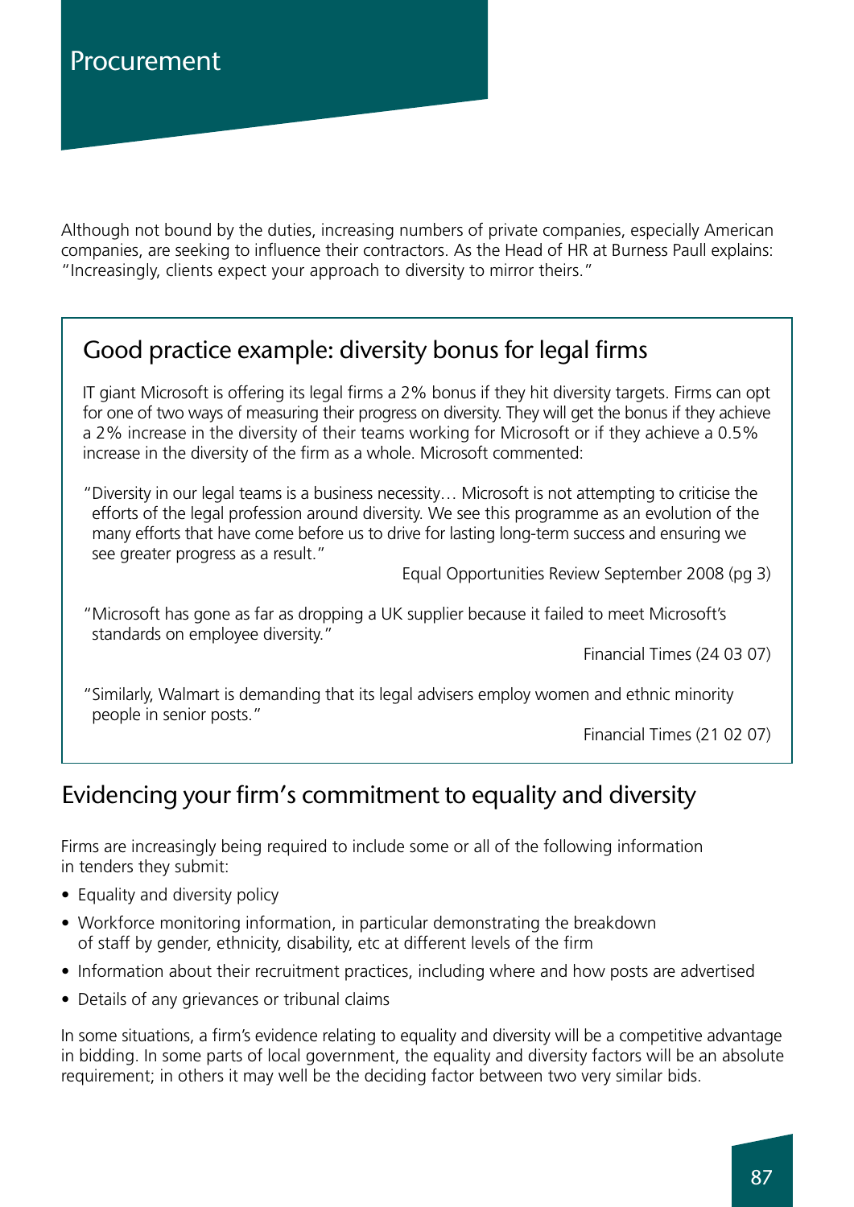# Procurement

Although not bound by the duties, increasing numbers of private companies, especially American companies, are seeking to influence their contractors. As the Head of HR at Burness Paull explains: "Increasingly, clients expect your approach to diversity to mirror theirs."

## Good practice example: diversity bonus for legal firms

IT giant Microsoft is offering its legal firms a 2% bonus if they hit diversity targets. Firms can opt for one of two ways of measuring their progress on diversity. They will get the bonus if they achieve a 2% increase in the diversity of their teams working for Microsoft or if they achieve a 0.5% increase in the diversity of the firm as a whole. Microsoft commented:

"Diversity in our legal teams is a business necessity… Microsoft is not attempting to criticise the efforts of the legal profession around diversity. We see this programme as an evolution of the many efforts that have come before us to drive for lasting long-term success and ensuring we see greater progress as a result."

Equal Opportunities Review September 2008 (pg 3)

"Microsoft has gone as far as dropping a UK supplier because it failed to meet Microsoft's standards on employee diversity."

Financial Times (24 03 07)

"Similarly, Walmart is demanding that its legal advisers employ women and ethnic minority people in senior posts."

Financial Times (21 02 07)

## Evidencing your firm's commitment to equality and diversity

Firms are increasingly being required to include some or all of the following information in tenders they submit:

- Equality and diversity policy
- Workforce monitoring information, in particular demonstrating the breakdown of staff by gender, ethnicity, disability, etc at different levels of the firm
- Information about their recruitment practices, including where and how posts are advertised
- Details of any grievances or tribunal claims

In some situations, a firm's evidence relating to equality and diversity will be a competitive advantage in bidding. In some parts of local government, the equality and diversity factors will be an absolute requirement; in others it may well be the deciding factor between two very similar bids.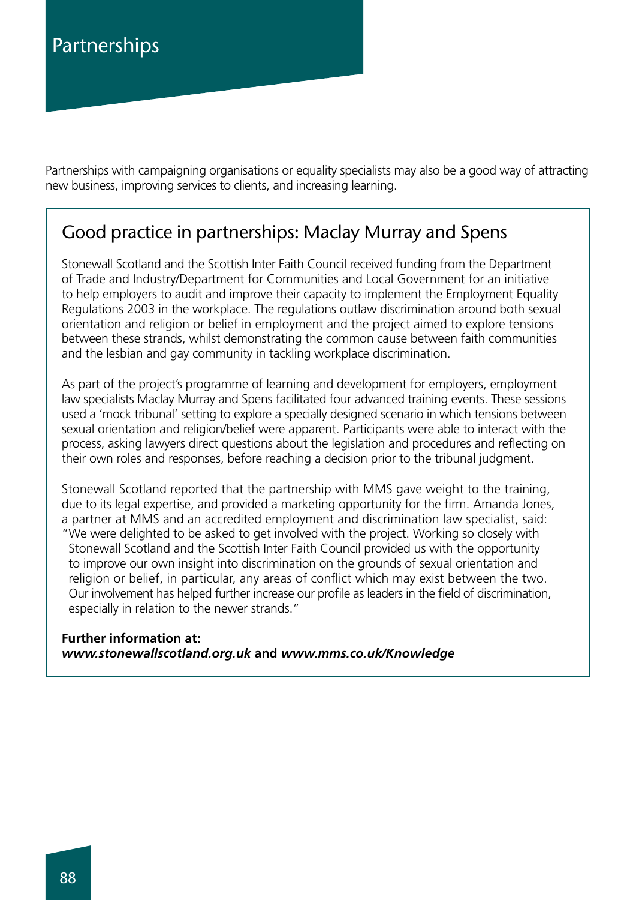# Partnerships

Partnerships with campaigning organisations or equality specialists may also be a good way of attracting new business, improving services to clients, and increasing learning.

## Good practice in partnerships: Maclay Murray and Spens

Stonewall Scotland and the Scottish Inter Faith Council received funding from the Department of Trade and Industry/Department for Communities and Local Government for an initiative to help employers to audit and improve their capacity to implement the Employment Equality Regulations 2003 in the workplace. The regulations outlaw discrimination around both sexual orientation and religion or belief in employment and the project aimed to explore tensions between these strands, whilst demonstrating the common cause between faith communities and the lesbian and gay community in tackling workplace discrimination.

As part of the project's programme of learning and development for employers, employment law specialists Maclay Murray and Spens facilitated four advanced training events. These sessions used a 'mock tribunal' setting to explore a specially designed scenario in which tensions between sexual orientation and religion/belief were apparent. Participants were able to interact with the process, asking lawyers direct questions about the legislation and procedures and reflecting on their own roles and responses, before reaching a decision prior to the tribunal judgment.

Stonewall Scotland reported that the partnership with MMS gave weight to the training, due to its legal expertise, and provided a marketing opportunity for the firm. Amanda Jones, a partner at MMS and an accredited employment and discrimination law specialist, said:

> "We were delighted to be asked to get involved with the project. Working so closely with Stonewall Scotland and the Scottish Inter Faith Council provided us with the opportunity to improve our own insight into discrimination on the grounds of sexual orientation and religion or belief, in particular, any areas of conflict which may exist between the two. Our involvement has helped further increase our profile as leaders in the field of discrimination, especially in relation to the newer strands."

**Further information at:**
***www.stonewallscotland.org.uk*** **and** ***www.mms.co.uk/Knowledge***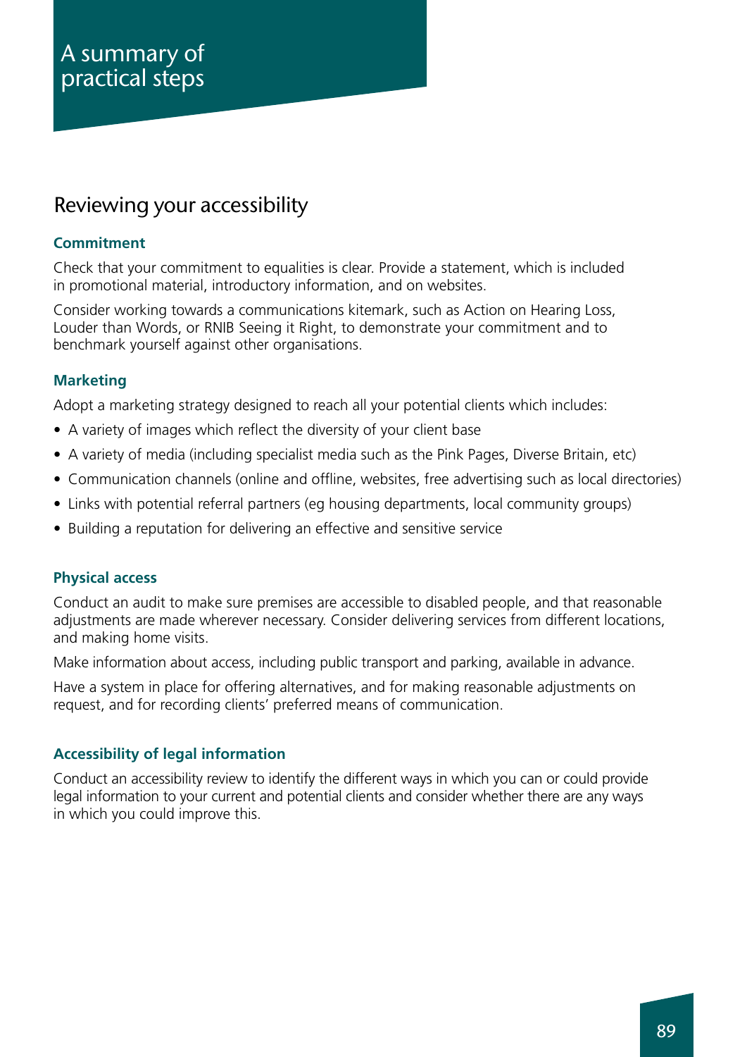# A summary of practical steps

## Reviewing your accessibility

### Commitment

Check that your commitment to equalities is clear. Provide a statement, which is included in promotional material, introductory information, and on websites.

Consider working towards a communications kitemark, such as Action on Hearing Loss, Louder than Words, or RNIB Seeing it Right, to demonstrate your commitment and to benchmark yourself against other organisations.

### Marketing

Adopt a marketing strategy designed to reach all your potential clients which includes:

- A variety of images which reflect the diversity of your client base
- A variety of media (including specialist media such as the Pink Pages, Diverse Britain, etc)
- Communication channels (online and offline, websites, free advertising such as local directories)
- Links with potential referral partners (eg housing departments, local community groups)
- Building a reputation for delivering an effective and sensitive service

### Physical access

Conduct an audit to make sure premises are accessible to disabled people, and that reasonable adjustments are made wherever necessary. Consider delivering services from different locations, and making home visits.

Make information about access, including public transport and parking, available in advance.

Have a system in place for offering alternatives, and for making reasonable adjustments on request, and for recording clients' preferred means of communication.

### Accessibility of legal information

Conduct an accessibility review to identify the different ways in which you can or could provide legal information to your current and potential clients and consider whether there are any ways in which you could improve this.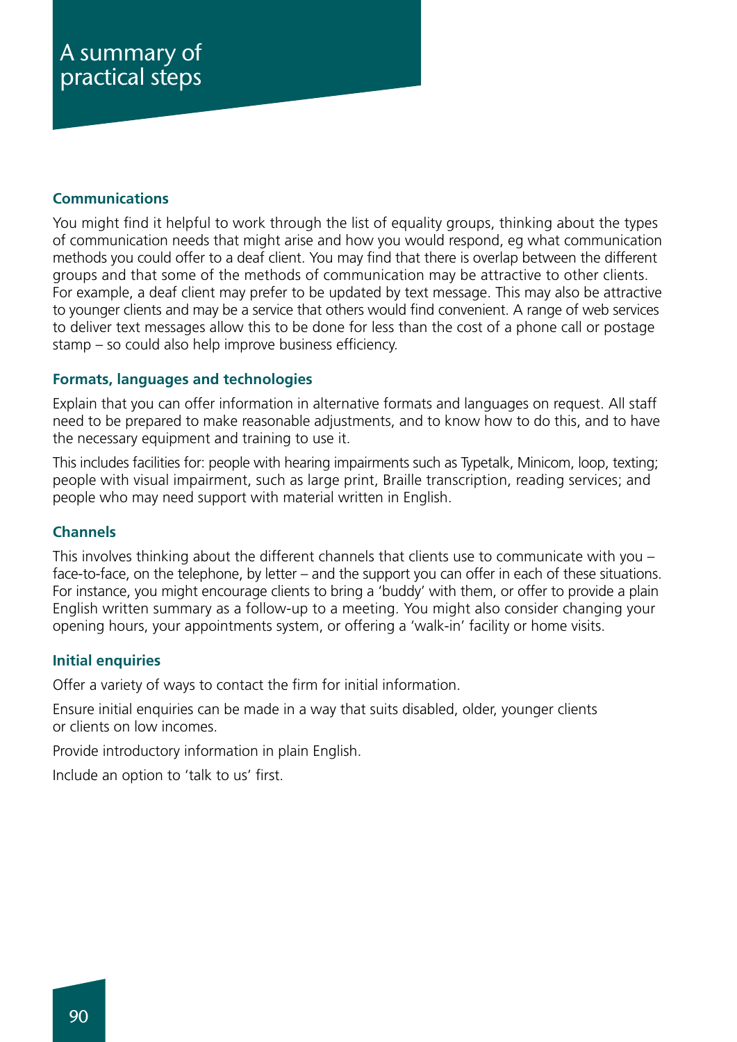# A summary of practical steps

### Communications

You might find it helpful to work through the list of equality groups, thinking about the types of communication needs that might arise and how you would respond, eg what communication methods you could offer to a deaf client. You may find that there is overlap between the different groups and that some of the methods of communication may be attractive to other clients. For example, a deaf client may prefer to be updated by text message. This may also be attractive to younger clients and may be a service that others would find convenient. A range of web services to deliver text messages allow this to be done for less than the cost of a phone call or postage stamp – so could also help improve business efficiency.

### Formats, languages and technologies

Explain that you can offer information in alternative formats and languages on request. All staff need to be prepared to make reasonable adjustments, and to know how to do this, and to have the necessary equipment and training to use it.

This includes facilities for: people with hearing impairments such as Typetalk, Minicom, loop, texting; people with visual impairment, such as large print, Braille transcription, reading services; and people who may need support with material written in English.

### Channels

This involves thinking about the different channels that clients use to communicate with you – face-to-face, on the telephone, by letter – and the support you can offer in each of these situations. For instance, you might encourage clients to bring a 'buddy' with them, or offer to provide a plain English written summary as a follow-up to a meeting. You might also consider changing your opening hours, your appointments system, or offering a 'walk-in' facility or home visits.

### Initial enquiries

Offer a variety of ways to contact the firm for initial information.

Ensure initial enquiries can be made in a way that suits disabled, older, younger clients or clients on low incomes.

Provide introductory information in plain English.

Include an option to 'talk to us' first.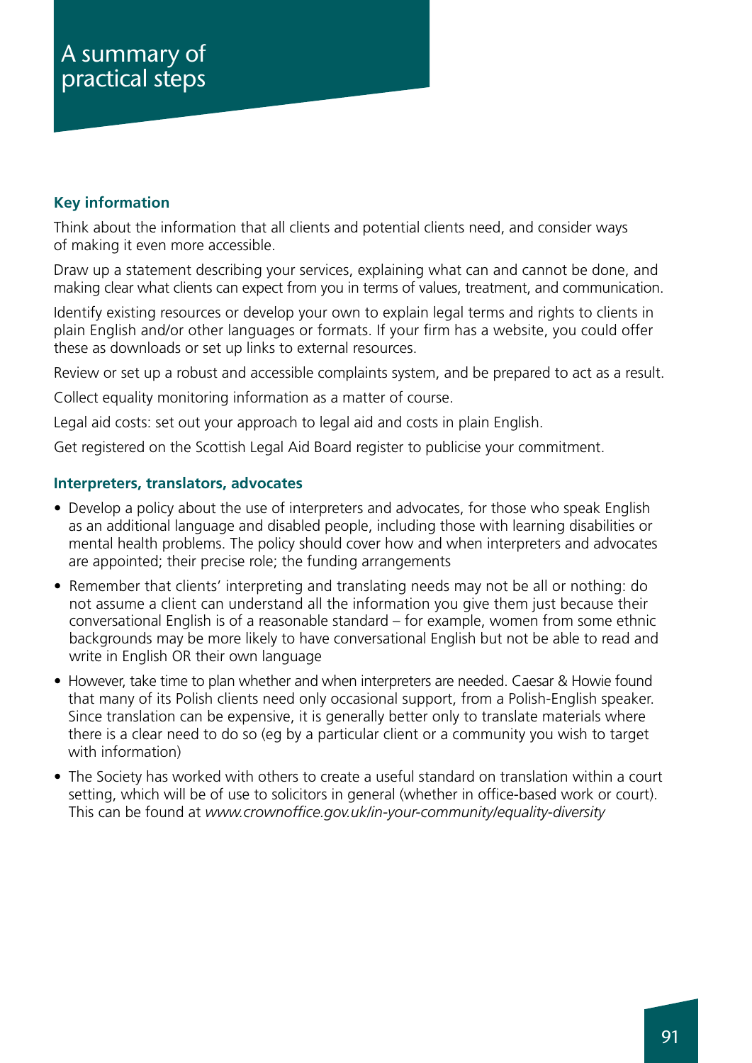# A summary of practical steps

### Key information

Think about the information that all clients and potential clients need, and consider ways of making it even more accessible.

Draw up a statement describing your services, explaining what can and cannot be done, and making clear what clients can expect from you in terms of values, treatment, and communication.

Identify existing resources or develop your own to explain legal terms and rights to clients in plain English and/or other languages or formats. If your firm has a website, you could offer these as downloads or set up links to external resources.

Review or set up a robust and accessible complaints system, and be prepared to act as a result.

Collect equality monitoring information as a matter of course.

Legal aid costs: set out your approach to legal aid and costs in plain English.

Get registered on the Scottish Legal Aid Board register to publicise your commitment.

### Interpreters, translators, advocates

- Develop a policy about the use of interpreters and advocates, for those who speak English as an additional language and disabled people, including those with learning disabilities or mental health problems. The policy should cover how and when interpreters and advocates are appointed; their precise role; the funding arrangements
- Remember that clients' interpreting and translating needs may not be all or nothing: do not assume a client can understand all the information you give them just because their conversational English is of a reasonable standard – for example, women from some ethnic backgrounds may be more likely to have conversational English but not be able to read and write in English OR their own language
- However, take time to plan whether and when interpreters are needed. Caesar & Howie found that many of its Polish clients need only occasional support, from a Polish-English speaker. Since translation can be expensive, it is generally better only to translate materials where there is a clear need to do so (eg by a particular client or a community you wish to target with information)
- The Society has worked with others to create a useful standard on translation within a court setting, which will be of use to solicitors in general (whether in office-based work or court). This can be found at *www.crownoffice.gov.uk/in-your-community/equality-diversity*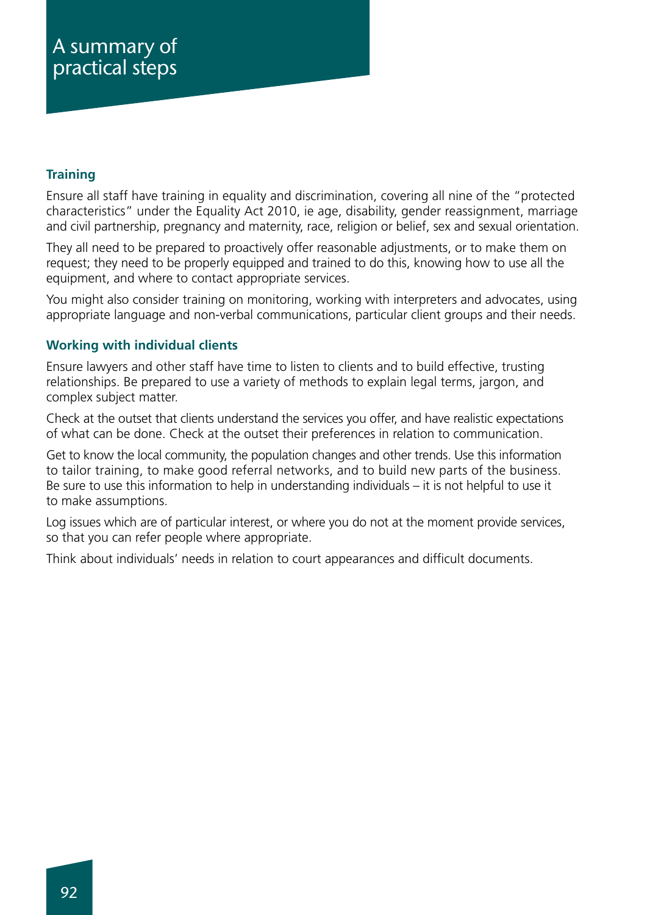# A summary of practical steps

### Training

Ensure all staff have training in equality and discrimination, covering all nine of the "protected characteristics" under the Equality Act 2010, ie age, disability, gender reassignment, marriage and civil partnership, pregnancy and maternity, race, religion or belief, sex and sexual orientation.

They all need to be prepared to proactively offer reasonable adjustments, or to make them on request; they need to be properly equipped and trained to do this, knowing how to use all the equipment, and where to contact appropriate services.

You might also consider training on monitoring, working with interpreters and advocates, using appropriate language and non-verbal communications, particular client groups and their needs.

### Working with individual clients

Ensure lawyers and other staff have time to listen to clients and to build effective, trusting relationships. Be prepared to use a variety of methods to explain legal terms, jargon, and complex subject matter.

Check at the outset that clients understand the services you offer, and have realistic expectations of what can be done. Check at the outset their preferences in relation to communication.

Get to know the local community, the population changes and other trends. Use this information to tailor training, to make good referral networks, and to build new parts of the business. Be sure to use this information to help in understanding individuals – it is not helpful to use it to make assumptions.

Log issues which are of particular interest, or where you do not at the moment provide services, so that you can refer people where appropriate.

Think about individuals' needs in relation to court appearances and difficult documents.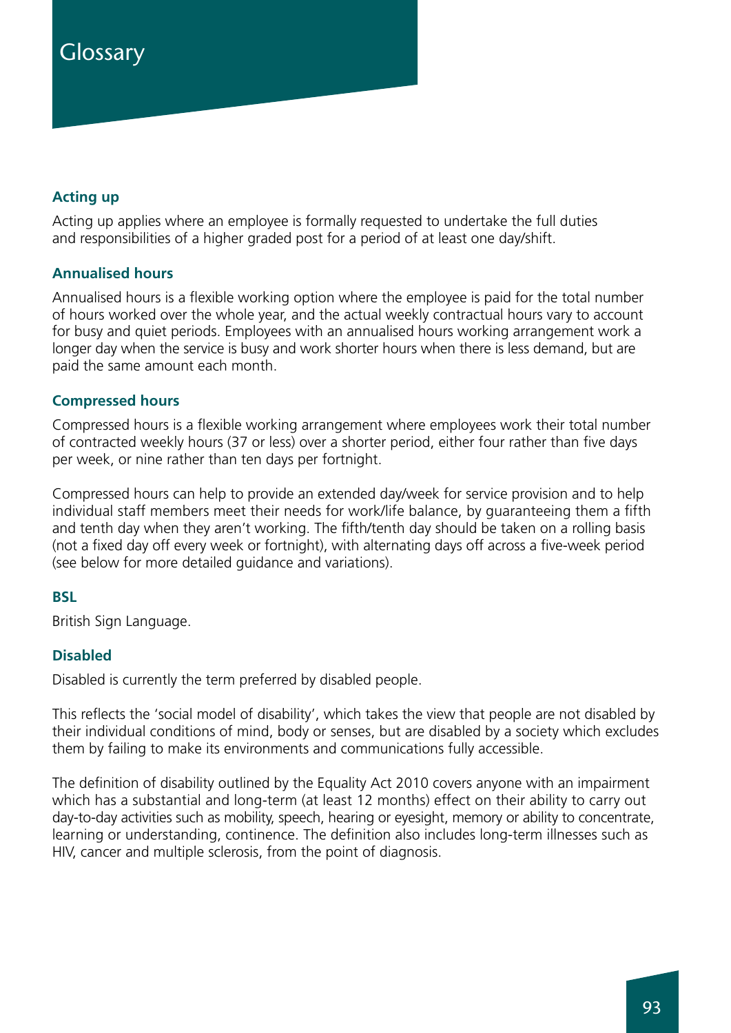# Glossary

### Acting up

Acting up applies where an employee is formally requested to undertake the full duties and responsibilities of a higher graded post for a period of at least one day/shift.

### Annualised hours

Annualised hours is a flexible working option where the employee is paid for the total number of hours worked over the whole year, and the actual weekly contractual hours vary to account for busy and quiet periods. Employees with an annualised hours working arrangement work a longer day when the service is busy and work shorter hours when there is less demand, but are paid the same amount each month.

### Compressed hours

Compressed hours is a flexible working arrangement where employees work their total number of contracted weekly hours (37 or less) over a shorter period, either four rather than five days per week, or nine rather than ten days per fortnight.

Compressed hours can help to provide an extended day/week for service provision and to help individual staff members meet their needs for work/life balance, by guaranteeing them a fifth and tenth day when they aren't working. The fifth/tenth day should be taken on a rolling basis (not a fixed day off every week or fortnight), with alternating days off across a five-week period (see below for more detailed guidance and variations).

### BSL

British Sign Language.

### Disabled

Disabled is currently the term preferred by disabled people.

This reflects the 'social model of disability', which takes the view that people are not disabled by their individual conditions of mind, body or senses, but are disabled by a society which excludes them by failing to make its environments and communications fully accessible.

The definition of disability outlined by the Equality Act 2010 covers anyone with an impairment which has a substantial and long-term (at least 12 months) effect on their ability to carry out day-to-day activities such as mobility, speech, hearing or eyesight, memory or ability to concentrate, learning or understanding, continence. The definition also includes long-term illnesses such as HIV, cancer and multiple sclerosis, from the point of diagnosis.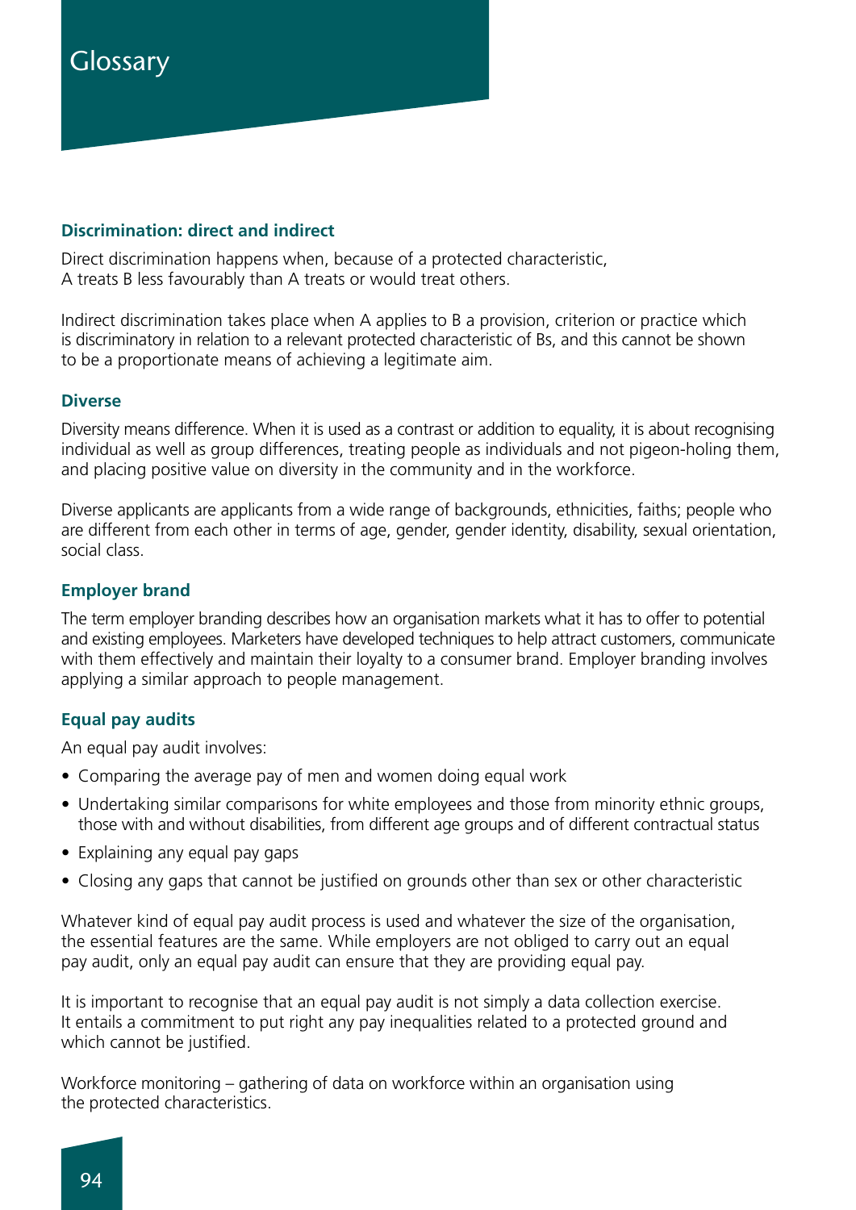# Glossary

### Discrimination: direct and indirect

Direct discrimination happens when, because of a protected characteristic, A treats B less favourably than A treats or would treat others.

Indirect discrimination takes place when A applies to B a provision, criterion or practice which is discriminatory in relation to a relevant protected characteristic of Bs, and this cannot be shown to be a proportionate means of achieving a legitimate aim.

### Diverse

Diversity means difference. When it is used as a contrast or addition to equality, it is about recognising individual as well as group differences, treating people as individuals and not pigeon-holing them, and placing positive value on diversity in the community and in the workforce.

Diverse applicants are applicants from a wide range of backgrounds, ethnicities, faiths; people who are different from each other in terms of age, gender, gender identity, disability, sexual orientation, social class.

### Employer brand

The term employer branding describes how an organisation markets what it has to offer to potential and existing employees. Marketers have developed techniques to help attract customers, communicate with them effectively and maintain their loyalty to a consumer brand. Employer branding involves applying a similar approach to people management.

### Equal pay audits

An equal pay audit involves:

- Comparing the average pay of men and women doing equal work
- Undertaking similar comparisons for white employees and those from minority ethnic groups, those with and without disabilities, from different age groups and of different contractual status
- Explaining any equal pay gaps
- Closing any gaps that cannot be justified on grounds other than sex or other characteristic

Whatever kind of equal pay audit process is used and whatever the size of the organisation, the essential features are the same. While employers are not obliged to carry out an equal pay audit, only an equal pay audit can ensure that they are providing equal pay.

It is important to recognise that an equal pay audit is not simply a data collection exercise. It entails a commitment to put right any pay inequalities related to a protected ground and which cannot be justified.

Workforce monitoring – gathering of data on workforce within an organisation using the protected characteristics.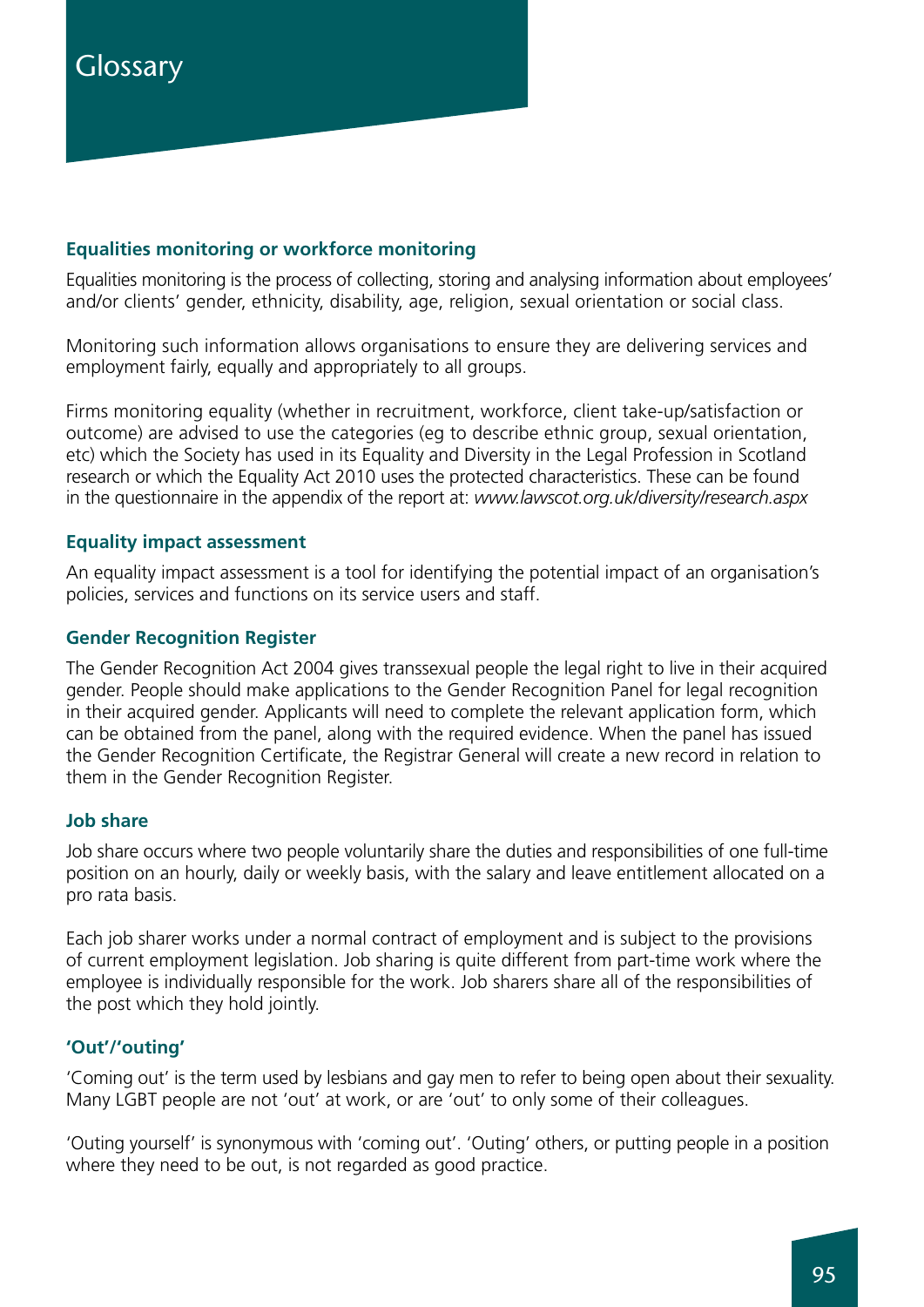# Glossary

### Equalities monitoring or workforce monitoring

Equalities monitoring is the process of collecting, storing and analysing information about employees' and/or clients' gender, ethnicity, disability, age, religion, sexual orientation or social class.

Monitoring such information allows organisations to ensure they are delivering services and employment fairly, equally and appropriately to all groups.

Firms monitoring equality (whether in recruitment, workforce, client take-up/satisfaction or outcome) are advised to use the categories (eg to describe ethnic group, sexual orientation, etc) which the Society has used in its Equality and Diversity in the Legal Profession in Scotland research or which the Equality Act 2010 uses the protected characteristics. These can be found in the questionnaire in the appendix of the report at: *www.lawscot.org.uk/diversity/research.aspx*

### Equality impact assessment

An equality impact assessment is a tool for identifying the potential impact of an organisation's policies, services and functions on its service users and staff.

### Gender Recognition Register

The Gender Recognition Act 2004 gives transsexual people the legal right to live in their acquired gender. People should make applications to the Gender Recognition Panel for legal recognition in their acquired gender. Applicants will need to complete the relevant application form, which can be obtained from the panel, along with the required evidence. When the panel has issued the Gender Recognition Certificate, the Registrar General will create a new record in relation to them in the Gender Recognition Register.

### Job share

Job share occurs where two people voluntarily share the duties and responsibilities of one full-time position on an hourly, daily or weekly basis, with the salary and leave entitlement allocated on a pro rata basis.

Each job sharer works under a normal contract of employment and is subject to the provisions of current employment legislation. Job sharing is quite different from part-time work where the employee is individually responsible for the work. Job sharers share all of the responsibilities of the post which they hold jointly.

### 'Out'/'outing'

'Coming out' is the term used by lesbians and gay men to refer to being open about their sexuality. Many LGBT people are not 'out' at work, or are 'out' to only some of their colleagues.

'Outing yourself' is synonymous with 'coming out'. 'Outing' others, or putting people in a position where they need to be out, is not regarded as good practice.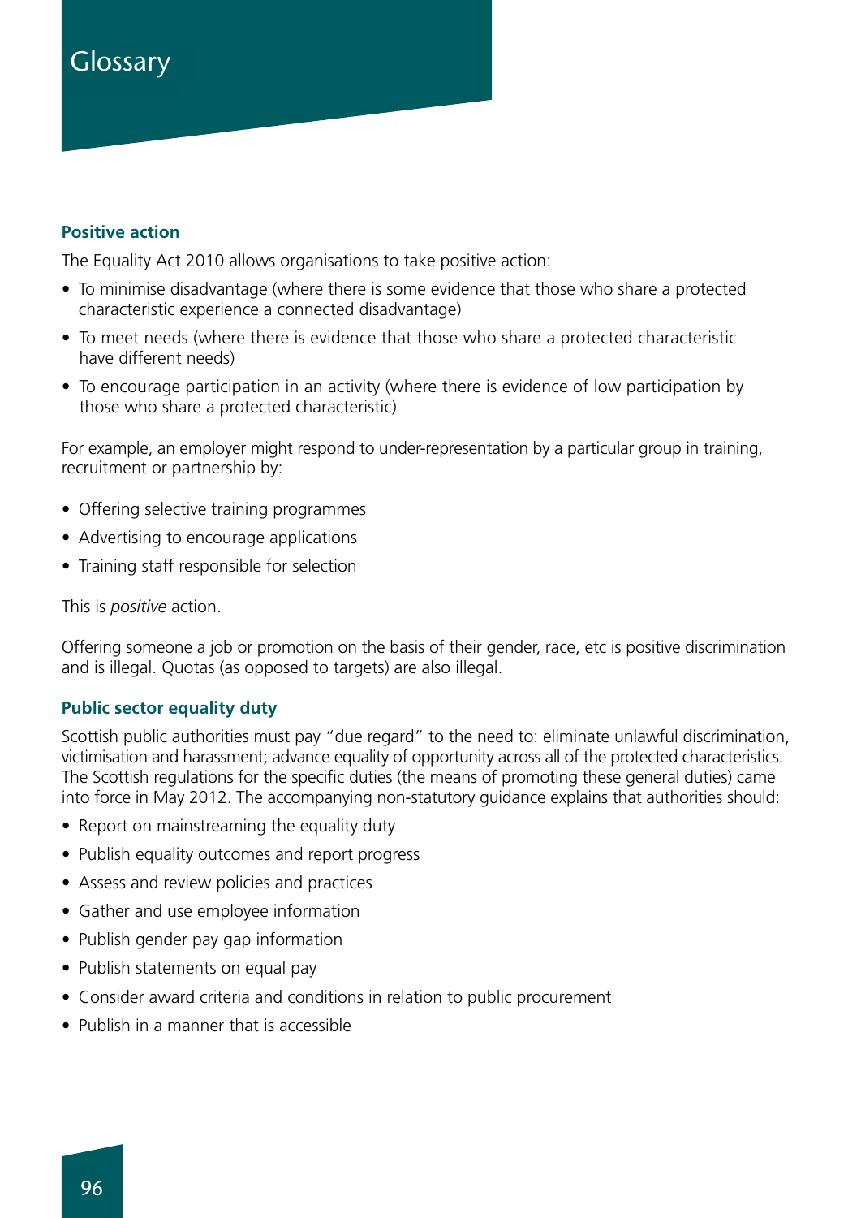# Glossary

### Positive action

The Equality Act 2010 allows organisations to take positive action:

- To minimise disadvantage (where there is some evidence that those who share a protected characteristic experience a connected disadvantage)
- To meet needs (where there is evidence that those who share a protected characteristic have different needs)
- To encourage participation in an activity (where there is evidence of low participation by those who share a protected characteristic)

For example, an employer might respond to under-representation by a particular group in training, recruitment or partnership by:

- Offering selective training programmes
- Advertising to encourage applications
- Training staff responsible for selection

This is *positive* action.

Offering someone a job or promotion on the basis of their gender, race, etc is positive discrimination and is illegal. Quotas (as opposed to targets) are also illegal.

### Public sector equality duty

Scottish public authorities must pay "due regard" to the need to: eliminate unlawful discrimination, victimisation and harassment; advance equality of opportunity across all of the protected characteristics. The Scottish regulations for the specific duties (the means of promoting these general duties) came into force in May 2012. The accompanying non-statutory guidance explains that authorities should:

- Report on mainstreaming the equality duty
- Publish equality outcomes and report progress
- Assess and review policies and practices
- Gather and use employee information
- Publish gender pay gap information
- Publish statements on equal pay
- Consider award criteria and conditions in relation to public procurement
- Publish in a manner that is accessible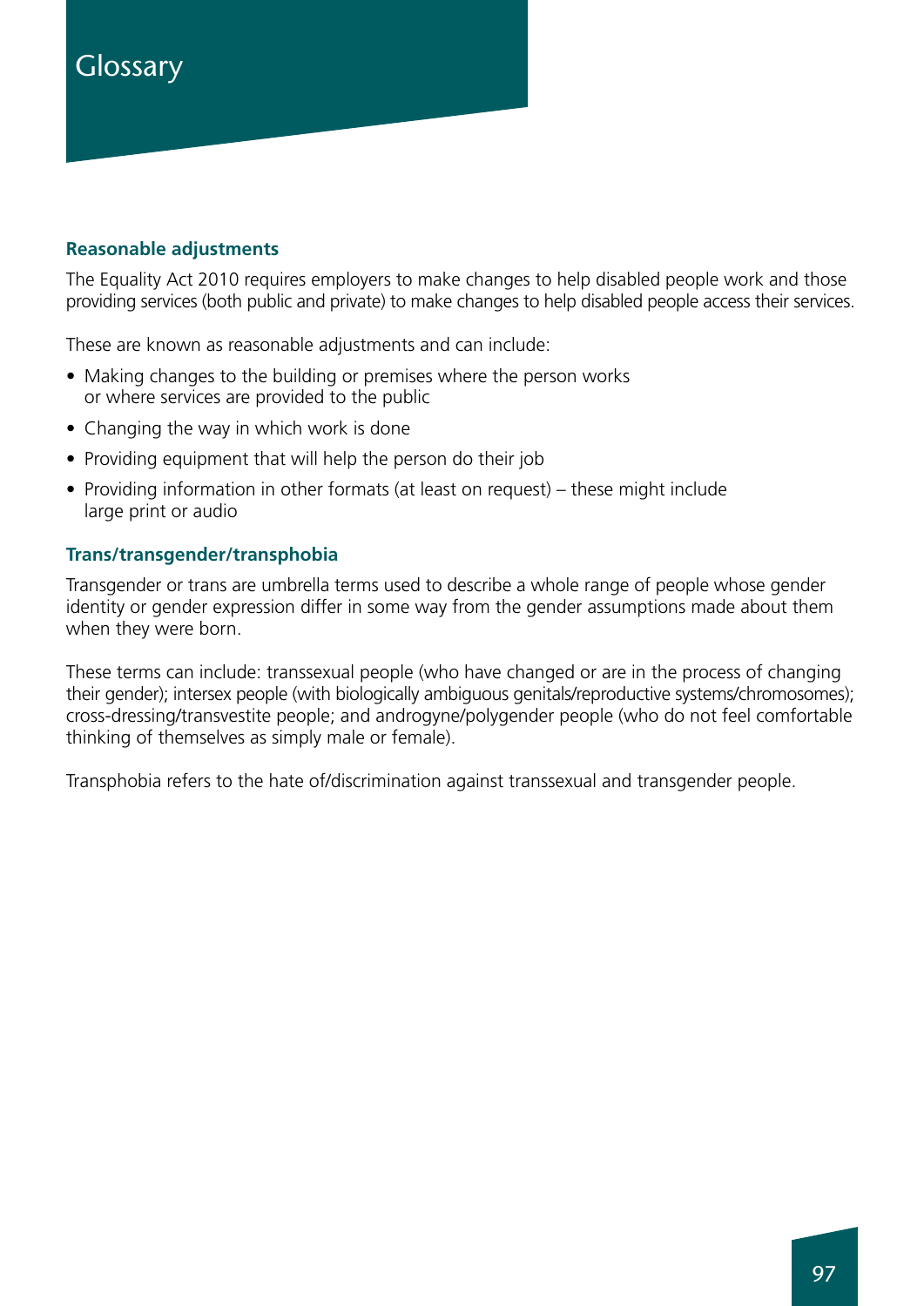# Glossary

### Reasonable adjustments

The Equality Act 2010 requires employers to make changes to help disabled people work and those providing services (both public and private) to make changes to help disabled people access their services.

These are known as reasonable adjustments and can include:

- Making changes to the building or premises where the person works or where services are provided to the public
- Changing the way in which work is done
- Providing equipment that will help the person do their job
- Providing information in other formats (at least on request) – these might include large print or audio

### Trans/transgender/transphobia

Transgender or trans are umbrella terms used to describe a whole range of people whose gender identity or gender expression differ in some way from the gender assumptions made about them when they were born.

These terms can include: transsexual people (who have changed or are in the process of changing their gender); intersex people (with biologically ambiguous genitals/reproductive systems/chromosomes); cross-dressing/transvestite people; and androgyne/polygender people (who do not feel comfortable thinking of themselves as simply male or female).

Transphobia refers to the hate of/discrimination against transsexual and transgender people.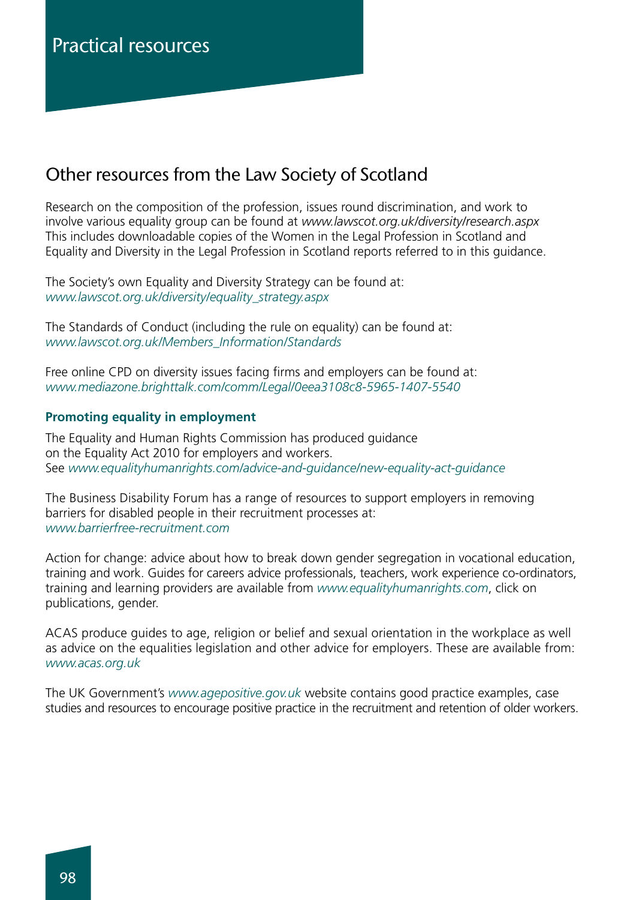# Practical resources

## Other resources from the Law Society of Scotland

Research on the composition of the profession, issues round discrimination, and work to involve various equality group can be found at *www.lawscot.org.uk/diversity/research.aspx* This includes downloadable copies of the Women in the Legal Profession in Scotland and Equality and Diversity in the Legal Profession in Scotland reports referred to in this guidance.

The Society's own Equality and Diversity Strategy can be found at:
*www.lawscot.org.uk/diversity/equality_strategy.aspx*

The Standards of Conduct (including the rule on equality) can be found at:
*www.lawscot.org.uk/Members_Information/Standards*

Free online CPD on diversity issues facing firms and employers can be found at:
*www.mediazone.brighttalk.com/comm/Legal/0eea3108c8-5965-1407-5540*

### Promoting equality in employment

The Equality and Human Rights Commission has produced guidance on the Equality Act 2010 for employers and workers.
See *www.equalityhumanrights.com/advice-and-guidance/new-equality-act-guidance*

The Business Disability Forum has a range of resources to support employers in removing barriers for disabled people in their recruitment processes at:
*www.barrierfree-recruitment.com*

Action for change: advice about how to break down gender segregation in vocational education, training and work. Guides for careers advice professionals, teachers, work experience co-ordinators, training and learning providers are available from *www.equalityhumanrights.com*, click on publications, gender.

ACAS produce guides to age, religion or belief and sexual orientation in the workplace as well as advice on the equalities legislation and other advice for employers. These are available from:
*www.acas.org.uk*

The UK Government's *www.agepositive.gov.uk* website contains good practice examples, case studies and resources to encourage positive practice in the recruitment and retention of older workers.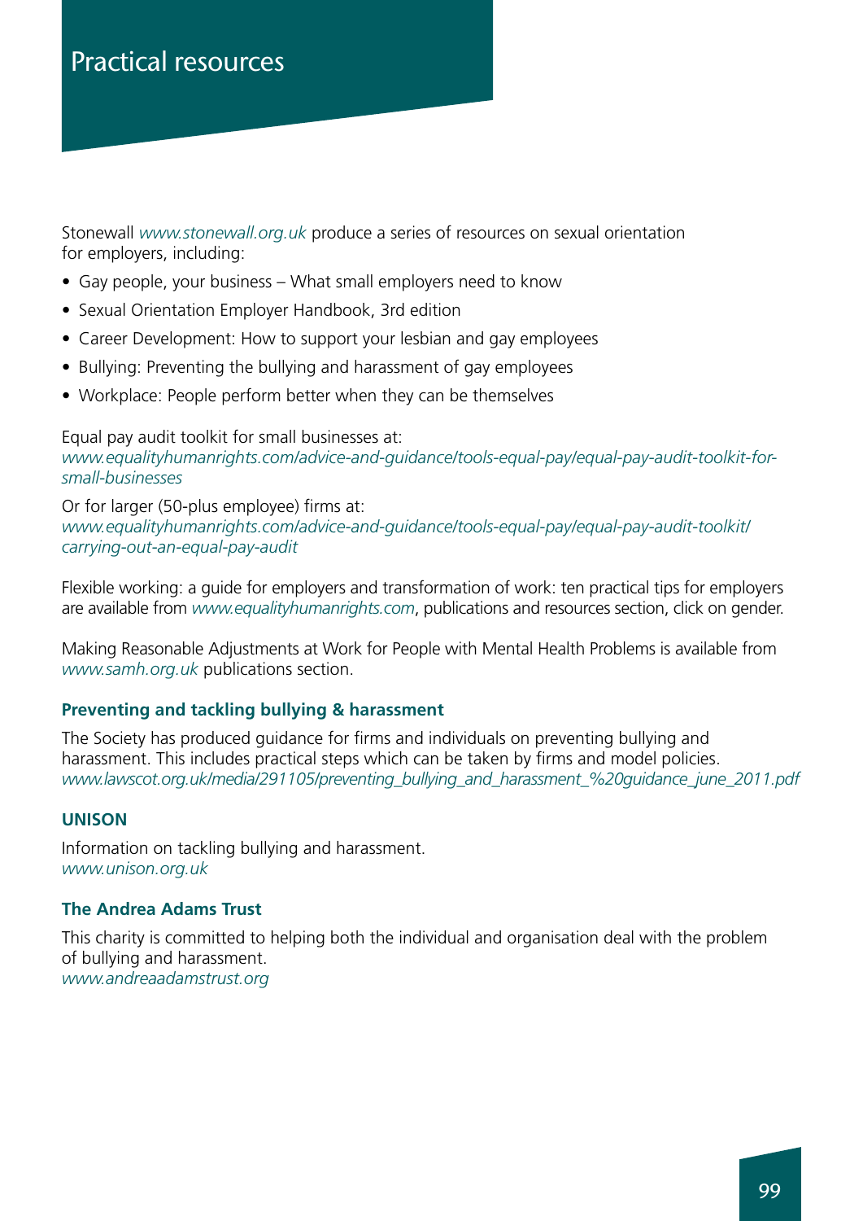# Practical resources

Stonewall *www.stonewall.org.uk* produce a series of resources on sexual orientation for employers, including:

- Gay people, your business – What small employers need to know
- Sexual Orientation Employer Handbook, 3rd edition
- Career Development: How to support your lesbian and gay employees
- Bullying: Preventing the bullying and harassment of gay employees
- Workplace: People perform better when they can be themselves

Equal pay audit toolkit for small businesses at:
*www.equalityhumanrights.com/advice-and-guidance/tools-equal-pay/equal-pay-audit-toolkit-for-small-businesses*

Or for larger (50-plus employee) firms at:
*www.equalityhumanrights.com/advice-and-guidance/tools-equal-pay/equal-pay-audit-toolkit/carrying-out-an-equal-pay-audit*

Flexible working: a guide for employers and transformation of work: ten practical tips for employers are available from *www.equalityhumanrights.com*, publications and resources section, click on gender.

Making Reasonable Adjustments at Work for People with Mental Health Problems is available from *www.samh.org.uk* publications section.

### Preventing and tackling bullying & harassment

The Society has produced guidance for firms and individuals on preventing bullying and harassment. This includes practical steps which can be taken by firms and model policies.
*www.lawscot.org.uk/media/291105/preventing_bullying_and_harassment_%20guidance_june_2011.pdf*

### UNISON

Information on tackling bullying and harassment.
*www.unison.org.uk*

### The Andrea Adams Trust

This charity is committed to helping both the individual and organisation deal with the problem of bullying and harassment.
*www.andreaadamstrust.org*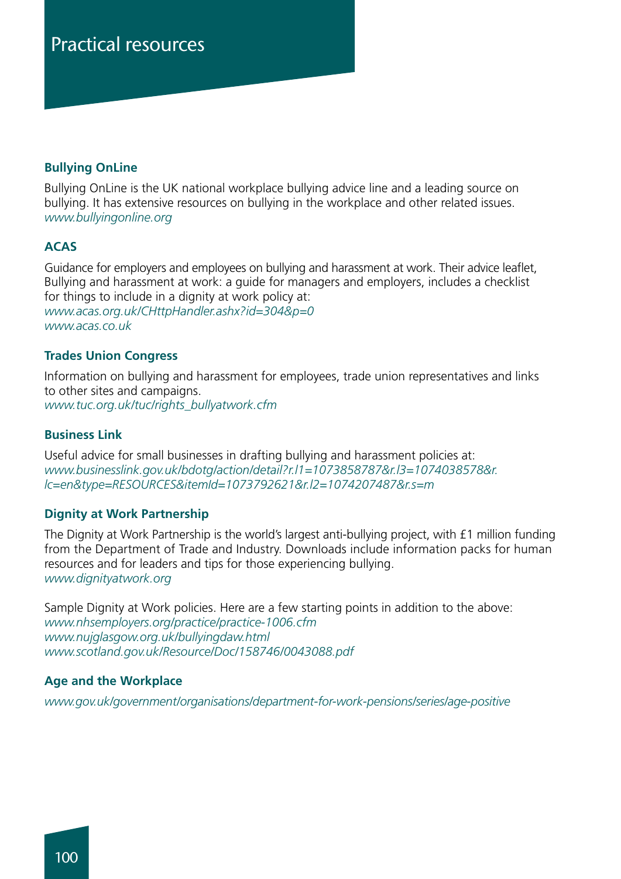# Practical resources

### Bullying OnLine

Bullying OnLine is the UK national workplace bullying advice line and a leading source on bullying. It has extensive resources on bullying in the workplace and other related issues.
*www.bullyingonline.org*

### ACAS

Guidance for employers and employees on bullying and harassment at work. Their advice leaflet, Bullying and harassment at work: a guide for managers and employers, includes a checklist for things to include in a dignity at work policy at:
*www.acas.org.uk/CHttpHandler.ashx?id=304&p=0*
*www.acas.co.uk*

### Trades Union Congress

Information on bullying and harassment for employees, trade union representatives and links to other sites and campaigns.
*www.tuc.org.uk/tuc/rights_bullyatwork.cfm*

### Business Link

Useful advice for small businesses in drafting bullying and harassment policies at:
*www.businesslink.gov.uk/bdotg/action/detail?r.l1=1073858787&r.l3=1074038578&r.lc=en&type=RESOURCES&itemId=1073792621&r.l2=1074207487&r.s=m*

### Dignity at Work Partnership

The Dignity at Work Partnership is the world's largest anti-bullying project, with £1 million funding from the Department of Trade and Industry. Downloads include information packs for human resources and for leaders and tips for those experiencing bullying.
*www.dignityatwork.org*

Sample Dignity at Work policies. Here are a few starting points in addition to the above:
*www.nhsemployers.org/practice/practice-1006.cfm*
*www.nujglasgow.org.uk/bullyingdaw.html*
*www.scotland.gov.uk/Resource/Doc/158746/0043088.pdf*

### Age and the Workplace

*www.gov.uk/government/organisations/department-for-work-pensions/series/age-positive*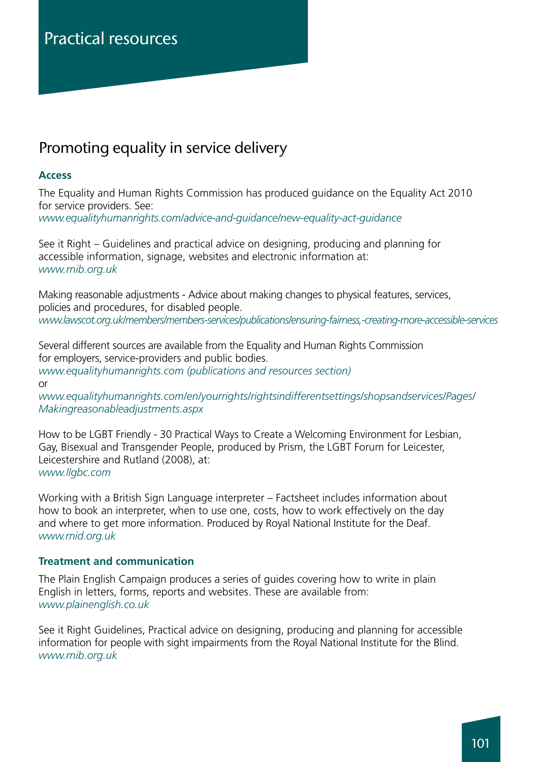# Practical resources

## Promoting equality in service delivery

### Access

The Equality and Human Rights Commission has produced guidance on the Equality Act 2010 for service providers. See:
*www.equalityhumanrights.com/advice-and-guidance/new-equality-act-guidance*

See it Right – Guidelines and practical advice on designing, producing and planning for accessible information, signage, websites and electronic information at:
*www.rnib.org.uk*

Making reasonable adjustments - Advice about making changes to physical features, services, policies and procedures, for disabled people.
*www.lawscot.org.uk/members/members-services/publications/ensuring-fairness,-creating-more-accessible-services*

Several different sources are available from the Equality and Human Rights Commission for employers, service-providers and public bodies.
*www.equalityhumanrights.com (publications and resources section)*
or
*www.equalityhumanrights.com/en/yourrights/rightsindifferentsettings/shopsandservices/Pages/Makingreasonableadjustments.aspx*

How to be LGBT Friendly - 30 Practical Ways to Create a Welcoming Environment for Lesbian, Gay, Bisexual and Transgender People, produced by Prism, the LGBT Forum for Leicester, Leicestershire and Rutland (2008), at:
*www.llgbc.com*

Working with a British Sign Language interpreter – Factsheet includes information about how to book an interpreter, when to use one, costs, how to work effectively on the day and where to get more information. Produced by Royal National Institute for the Deaf.
*www.rnid.org.uk*

### Treatment and communication

The Plain English Campaign produces a series of guides covering how to write in plain English in letters, forms, reports and websites. These are available from:
*www.plainenglish.co.uk*

See it Right Guidelines, Practical advice on designing, producing and planning for accessible information for people with sight impairments from the Royal National Institute for the Blind.
*www.rnib.org.uk*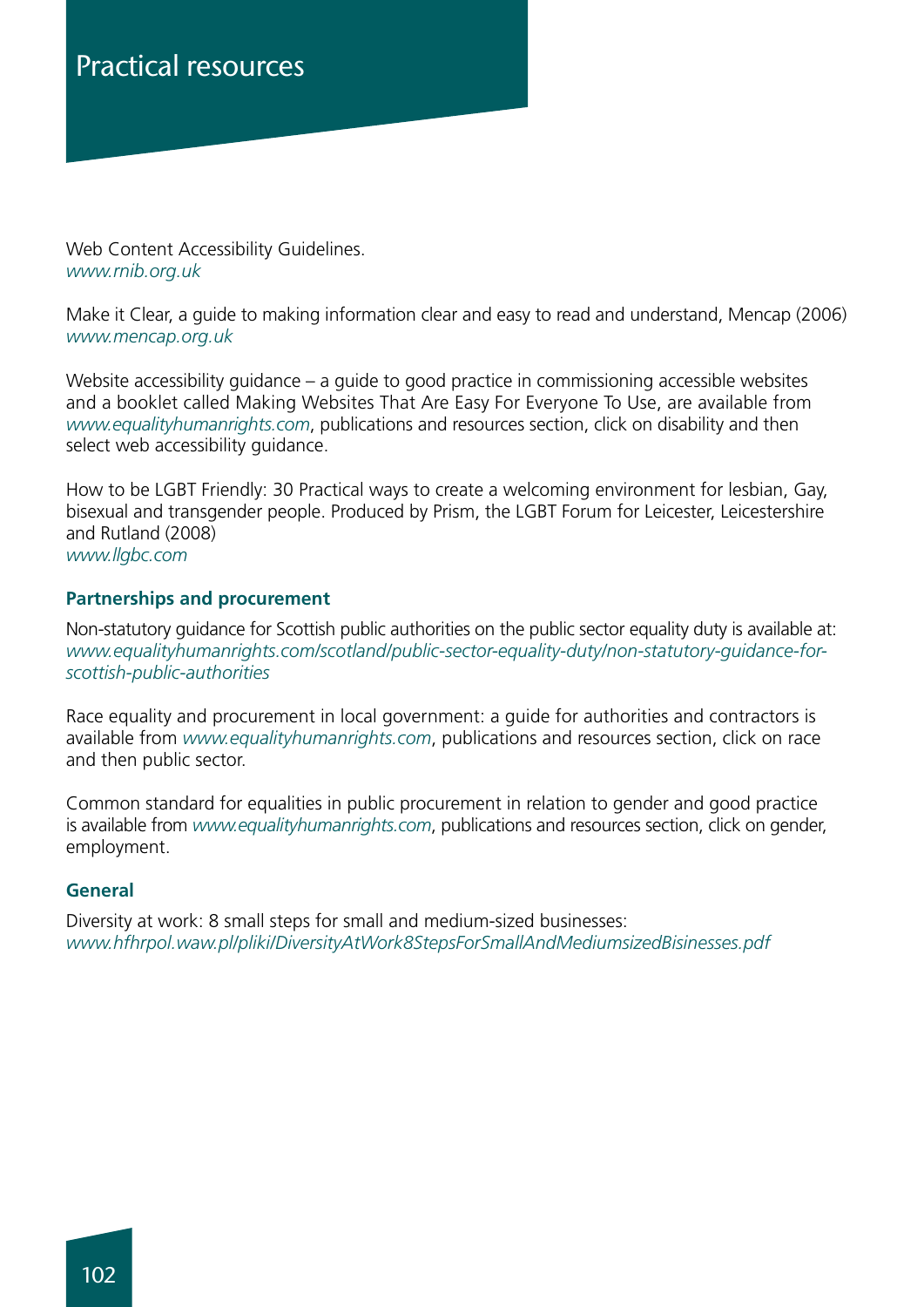# Practical resources

Web Content Accessibility Guidelines.
*www.rnib.org.uk*

Make it Clear, a guide to making information clear and easy to read and understand, Mencap (2006)
*www.mencap.org.uk*

Website accessibility guidance – a guide to good practice in commissioning accessible websites and a booklet called Making Websites That Are Easy For Everyone To Use, are available from *www.equalityhumanrights.com*, publications and resources section, click on disability and then select web accessibility guidance.

How to be LGBT Friendly: 30 Practical ways to create a welcoming environment for lesbian, Gay, bisexual and transgender people. Produced by Prism, the LGBT Forum for Leicester, Leicestershire and Rutland (2008)
*www.llgbc.com*

### Partnerships and procurement

Non-statutory guidance for Scottish public authorities on the public sector equality duty is available at: *www.equalityhumanrights.com/scotland/public-sector-equality-duty/non-statutory-guidance-for-scottish-public-authorities*

Race equality and procurement in local government: a guide for authorities and contractors is available from *www.equalityhumanrights.com*, publications and resources section, click on race and then public sector.

Common standard for equalities in public procurement in relation to gender and good practice is available from *www.equalityhumanrights.com*, publications and resources section, click on gender, employment.

### General

Diversity at work: 8 small steps for small and medium-sized businesses:
*www.hfhrpol.waw.pl/pliki/DiversityAtWork8StepsForSmallAndMediumsizedBisinesses.pdf*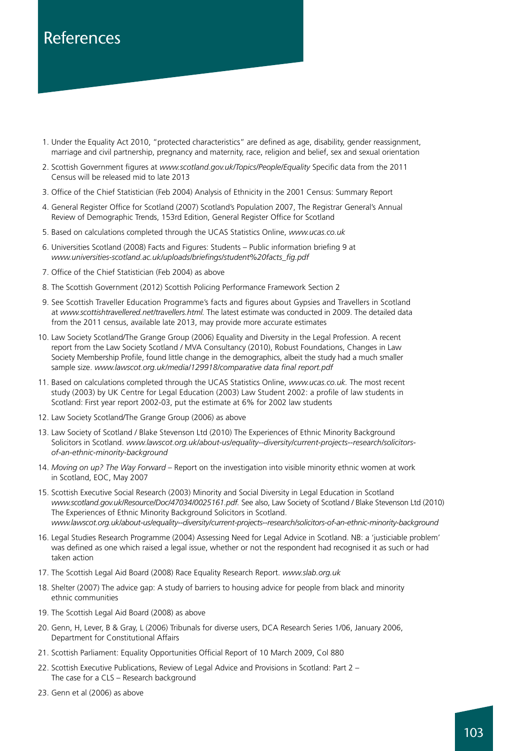# References

1. Under the Equality Act 2010, "protected characteristics" are defined as age, disability, gender reassignment, marriage and civil partnership, pregnancy and maternity, race, religion and belief, sex and sexual orientation
2. Scottish Government figures at *www.scotland.gov.uk/Topics/People/Equality* Specific data from the 2011 Census will be released mid to late 2013
3. Office of the Chief Statistician (Feb 2004) Analysis of Ethnicity in the 2001 Census: Summary Report
4. General Register Office for Scotland (2007) Scotland's Population 2007, The Registrar General's Annual Review of Demographic Trends, 153rd Edition, General Register Office for Scotland
5. Based on calculations completed through the UCAS Statistics Online, *www.ucas.co.uk*
6. Universities Scotland (2008) Facts and Figures: Students – Public information briefing 9 at *www.universities-scotland.ac.uk/uploads/briefings/student%20facts_fig.pdf*
7. Office of the Chief Statistician (Feb 2004) as above
8. The Scottish Government (2012) Scottish Policing Performance Framework Section 2
9. See Scottish Traveller Education Programme's facts and figures about Gypsies and Travellers in Scotland at *www.scottishtravellered.net/travellers.html.* The latest estimate was conducted in 2009. The detailed data from the 2011 census, available late 2013, may provide more accurate estimates
10. Law Society Scotland/The Grange Group (2006) Equality and Diversity in the Legal Profession. A recent report from the Law Society Scotland / MVA Consultancy (2010), Robust Foundations, Changes in Law Society Membership Profile, found little change in the demographics, albeit the study had a much smaller sample size. *www.lawscot.org.uk/media/129918/comparative data final report.pdf*
11. Based on calculations completed through the UCAS Statistics Online, *www.ucas.co.uk.* The most recent study (2003) by UK Centre for Legal Education (2003) Law Student 2002: a profile of law students in Scotland: First year report 2002-03, put the estimate at 6% for 2002 law students
12. Law Society Scotland/The Grange Group (2006) as above
13. Law Society of Scotland / Blake Stevenson Ltd (2010) The Experiences of Ethnic Minority Background Solicitors in Scotland. *www.lawscot.org.uk/about-us/equality--diversity/current-projects--research/solicitors-of-an-ethnic-minority-background*
14. *Moving on up? The Way Forward* – Report on the investigation into visible minority ethnic women at work in Scotland, EOC, May 2007
15. Scottish Executive Social Research (2003) Minority and Social Diversity in Legal Education in Scotland *www.scotland.gov.uk/Resource/Doc/47034/0025161.pdf.* See also, Law Society of Scotland / Blake Stevenson Ltd (2010) The Experiences of Ethnic Minority Background Solicitors in Scotland. *www.lawscot.org.uk/about-us/equality--diversity/current-projects--research/solicitors-of-an-ethnic-minority-background*
16. Legal Studies Research Programme (2004) Assessing Need for Legal Advice in Scotland. NB: a 'justiciable problem' was defined as one which raised a legal issue, whether or not the respondent had recognised it as such or had taken action
17. The Scottish Legal Aid Board (2008) Race Equality Research Report. *www.slab.org.uk*
18. Shelter (2007) The advice gap: A study of barriers to housing advice for people from black and minority ethnic communities
19. The Scottish Legal Aid Board (2008) as above
20. Genn, H, Lever, B & Gray, L (2006) Tribunals for diverse users, DCA Research Series 1/06, January 2006, Department for Constitutional Affairs
21. Scottish Parliament: Equality Opportunities Official Report of 10 March 2009, Col 880
22. Scottish Executive Publications, Review of Legal Advice and Provisions in Scotland: Part 2 – The case for a CLS – Research background
23. Genn et al (2006) as above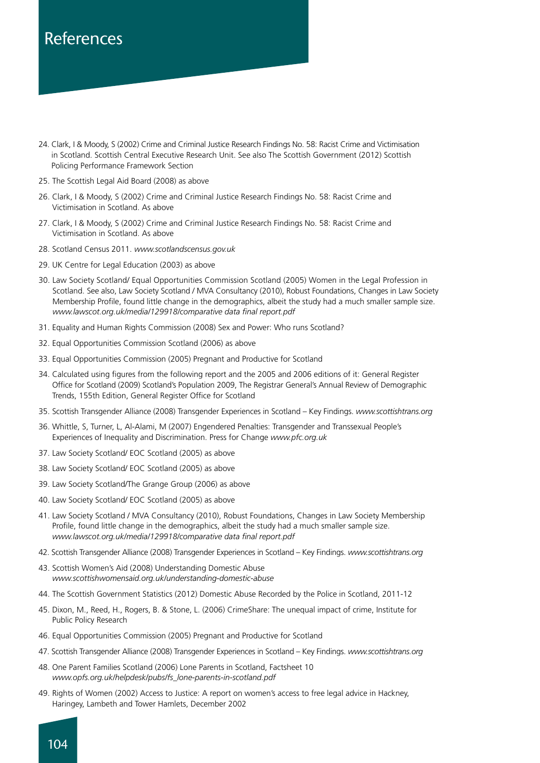# References

24. Clark, I & Moody, S (2002) Crime and Criminal Justice Research Findings No. 58: Racist Crime and Victimisation in Scotland. Scottish Central Executive Research Unit. See also The Scottish Government (2012) Scottish Policing Performance Framework Section

25. The Scottish Legal Aid Board (2008) as above

26. Clark, I & Moody, S (2002) Crime and Criminal Justice Research Findings No. 58: Racist Crime and Victimisation in Scotland. As above

27. Clark, I & Moody, S (2002) Crime and Criminal Justice Research Findings No. 58: Racist Crime and Victimisation in Scotland. As above

28. Scotland Census 2011. *www.scotlandscensus.gov.uk*

29. UK Centre for Legal Education (2003) as above

30. Law Society Scotland/ Equal Opportunities Commission Scotland (2005) Women in the Legal Profession in Scotland. See also, Law Society Scotland / MVA Consultancy (2010), Robust Foundations, Changes in Law Society Membership Profile, found little change in the demographics, albeit the study had a much smaller sample size. *www.lawscot.org.uk/media/129918/comparative data final report.pdf*

31. Equality and Human Rights Commission (2008) Sex and Power: Who runs Scotland?

32. Equal Opportunities Commission Scotland (2006) as above

33. Equal Opportunities Commission (2005) Pregnant and Productive for Scotland

34. Calculated using figures from the following report and the 2005 and 2006 editions of it: General Register Office for Scotland (2009) Scotland's Population 2009, The Registrar General's Annual Review of Demographic Trends, 155th Edition, General Register Office for Scotland

35. Scottish Transgender Alliance (2008) Transgender Experiences in Scotland – Key Findings. *www.scottishtrans.org*

36. Whittle, S, Turner, L, Al-Alami, M (2007) Engendered Penalties: Transgender and Transsexual People's Experiences of Inequality and Discrimination. Press for Change *www.pfc.org.uk*

37. Law Society Scotland/ EOC Scotland (2005) as above

38. Law Society Scotland/ EOC Scotland (2005) as above

39. Law Society Scotland/The Grange Group (2006) as above

40. Law Society Scotland/ EOC Scotland (2005) as above

41. Law Society Scotland / MVA Consultancy (2010), Robust Foundations, Changes in Law Society Membership Profile, found little change in the demographics, albeit the study had a much smaller sample size. *www.lawscot.org.uk/media/129918/comparative data final report.pdf*

42. Scottish Transgender Alliance (2008) Transgender Experiences in Scotland – Key Findings. *www.scottishtrans.org*

43. Scottish Women's Aid (2008) Understanding Domestic Abuse *www.scottishwomensaid.org.uk/understanding-domestic-abuse*

44. The Scottish Government Statistics (2012) Domestic Abuse Recorded by the Police in Scotland, 2011-12

45. Dixon, M., Reed, H., Rogers, B. & Stone, L. (2006) CrimeShare: The unequal impact of crime, Institute for Public Policy Research

46. Equal Opportunities Commission (2005) Pregnant and Productive for Scotland

47. Scottish Transgender Alliance (2008) Transgender Experiences in Scotland – Key Findings. *www.scottishtrans.org*

48. One Parent Families Scotland (2006) Lone Parents in Scotland, Factsheet 10 *www.opfs.org.uk/helpdesk/pubs/fs_lone-parents-in-scotland.pdf*

49. Rights of Women (2002) Access to Justice: A report on women's access to free legal advice in Hackney, Haringey, Lambeth and Tower Hamlets, December 2002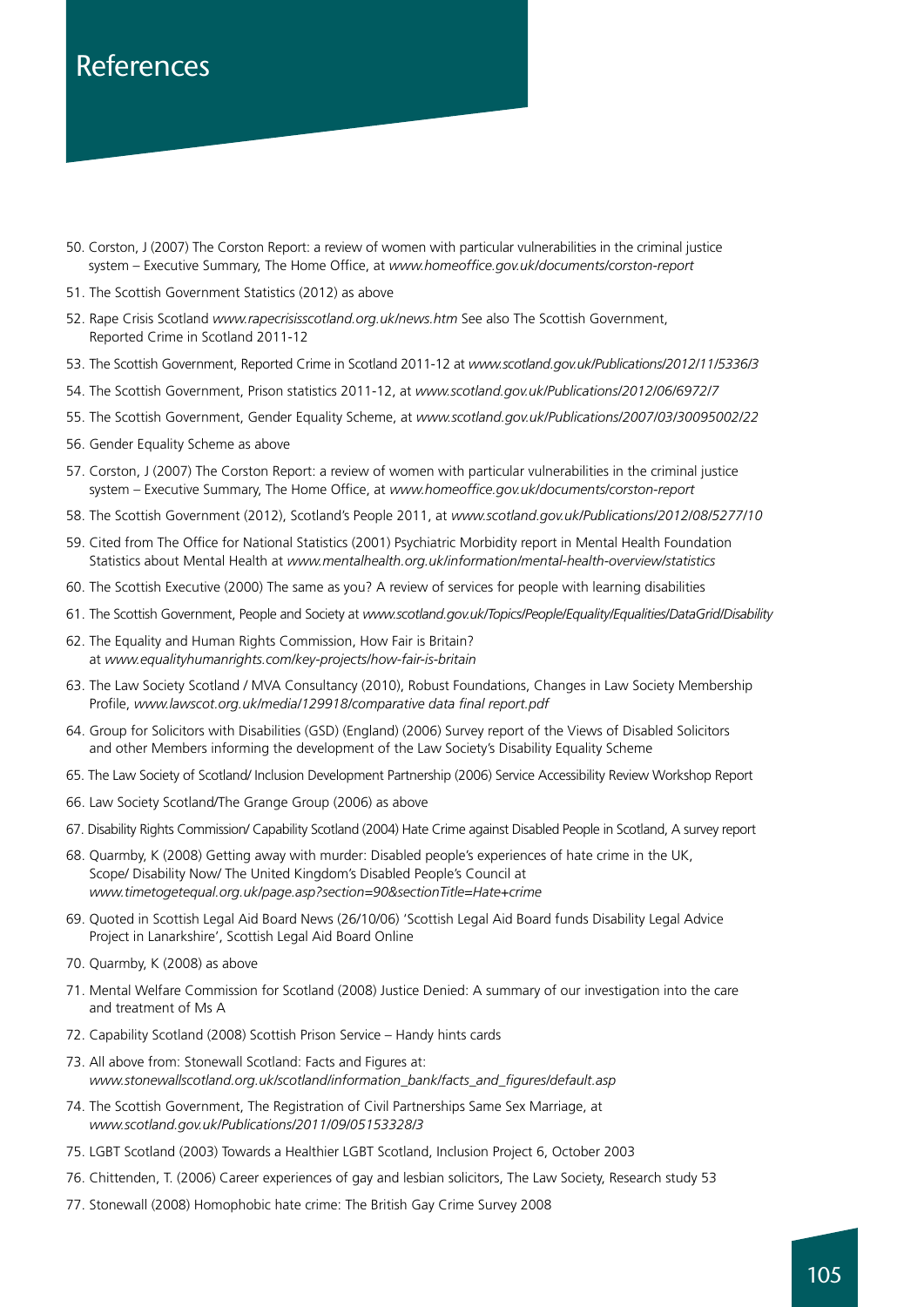# References

50. Corston, J (2007) The Corston Report: a review of women with particular vulnerabilities in the criminal justice system – Executive Summary, The Home Office, at *www.homeoffice.gov.uk/documents/corston-report*
51. The Scottish Government Statistics (2012) as above
52. Rape Crisis Scotland *www.rapecrisisscotland.org.uk/news.htm* See also The Scottish Government, Reported Crime in Scotland 2011-12
53. The Scottish Government, Reported Crime in Scotland 2011-12 at *www.scotland.gov.uk/Publications/2012/11/5336/3*
54. The Scottish Government, Prison statistics 2011-12, at *www.scotland.gov.uk/Publications/2012/06/6972/7*
55. The Scottish Government, Gender Equality Scheme, at *www.scotland.gov.uk/Publications/2007/03/30095002/22*
56. Gender Equality Scheme as above
57. Corston, J (2007) The Corston Report: a review of women with particular vulnerabilities in the criminal justice system – Executive Summary, The Home Office, at *www.homeoffice.gov.uk/documents/corston-report*
58. The Scottish Government (2012), Scotland's People 2011, at *www.scotland.gov.uk/Publications/2012/08/5277/10*
59. Cited from The Office for National Statistics (2001) Psychiatric Morbidity report in Mental Health Foundation Statistics about Mental Health at *www.mentalhealth.org.uk/information/mental-health-overview/statistics*
60. The Scottish Executive (2000) The same as you? A review of services for people with learning disabilities
61. The Scottish Government, People and Society at *www.scotland.gov.uk/Topics/People/Equality/Equalities/DataGrid/Disability*
62. The Equality and Human Rights Commission, How Fair is Britain? at *www.equalityhumanrights.com/key-projects/how-fair-is-britain*
63. The Law Society Scotland / MVA Consultancy (2010), Robust Foundations, Changes in Law Society Membership Profile, *www.lawscot.org.uk/media/129918/comparative data final report.pdf*
64. Group for Solicitors with Disabilities (GSD) (England) (2006) Survey report of the Views of Disabled Solicitors and other Members informing the development of the Law Society's Disability Equality Scheme
65. The Law Society of Scotland/ Inclusion Development Partnership (2006) Service Accessibility Review Workshop Report
66. Law Society Scotland/The Grange Group (2006) as above
67. Disability Rights Commission/ Capability Scotland (2004) Hate Crime against Disabled People in Scotland, A survey report
68. Quarmby, K (2008) Getting away with murder: Disabled people's experiences of hate crime in the UK, Scope/ Disability Now/ The United Kingdom's Disabled People's Council at *www.timetogetequal.org.uk/page.asp?section=90&sectionTitle=Hate+crime*
69. Quoted in Scottish Legal Aid Board News (26/10/06) 'Scottish Legal Aid Board funds Disability Legal Advice Project in Lanarkshire', Scottish Legal Aid Board Online
70. Quarmby, K (2008) as above
71. Mental Welfare Commission for Scotland (2008) Justice Denied: A summary of our investigation into the care and treatment of Ms A
72. Capability Scotland (2008) Scottish Prison Service – Handy hints cards
73. All above from: Stonewall Scotland: Facts and Figures at: *www.stonewallscotland.org.uk/scotland/information_bank/facts_and_figures/default.asp*
74. The Scottish Government, The Registration of Civil Partnerships Same Sex Marriage, at *www.scotland.gov.uk/Publications/2011/09/05153328/3*
75. LGBT Scotland (2003) Towards a Healthier LGBT Scotland, Inclusion Project 6, October 2003
76. Chittenden, T. (2006) Career experiences of gay and lesbian solicitors, The Law Society, Research study 53
77. Stonewall (2008) Homophobic hate crime: The British Gay Crime Survey 2008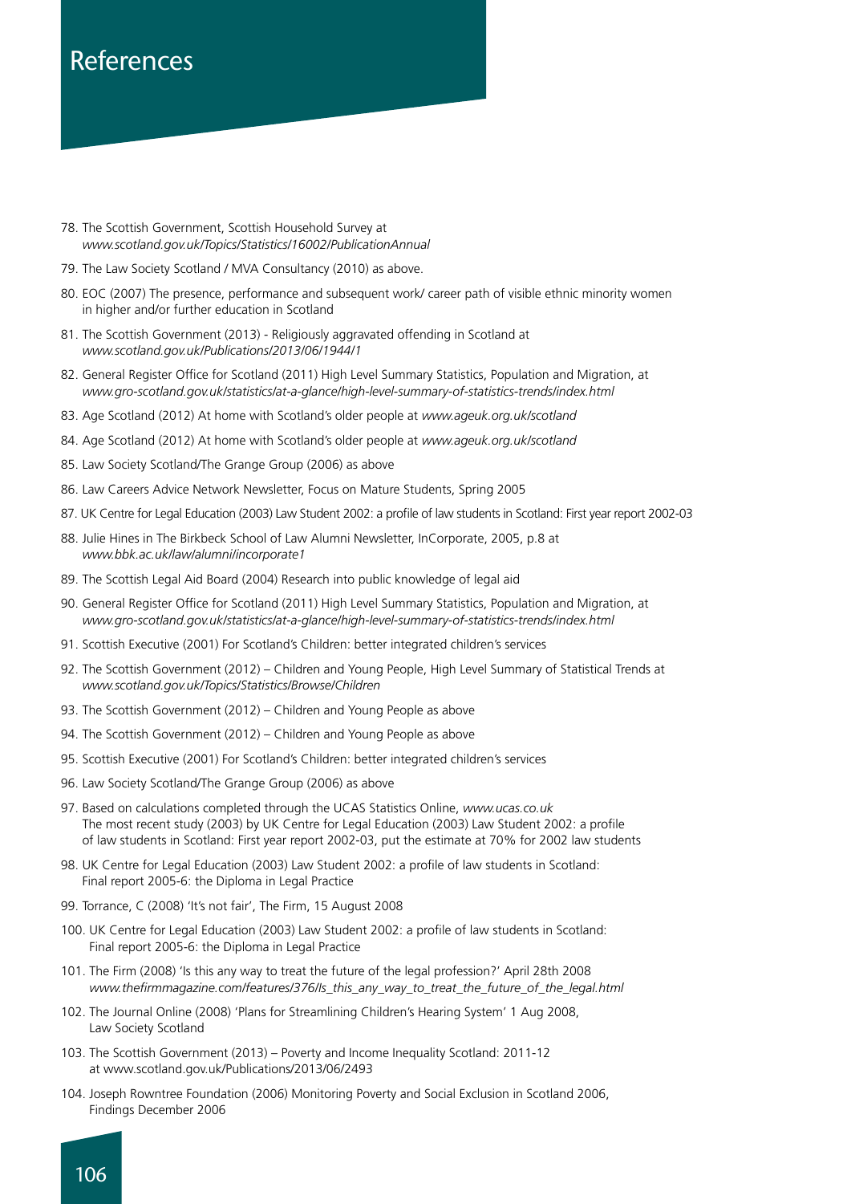# References

78. The Scottish Government, Scottish Household Survey at *www.scotland.gov.uk/Topics/Statistics/16002/PublicationAnnual*
79. The Law Society Scotland / MVA Consultancy (2010) as above.
80. EOC (2007) The presence, performance and subsequent work/ career path of visible ethnic minority women in higher and/or further education in Scotland
81. The Scottish Government (2013) - Religiously aggravated offending in Scotland at *www.scotland.gov.uk/Publications/2013/06/1944/1*
82. General Register Office for Scotland (2011) High Level Summary Statistics, Population and Migration, at *www.gro-scotland.gov.uk/statistics/at-a-glance/high-level-summary-of-statistics-trends/index.html*
83. Age Scotland (2012) At home with Scotland's older people at *www.ageuk.org.uk/scotland*
84. Age Scotland (2012) At home with Scotland's older people at *www.ageuk.org.uk/scotland*
85. Law Society Scotland/The Grange Group (2006) as above
86. Law Careers Advice Network Newsletter, Focus on Mature Students, Spring 2005
87. UK Centre for Legal Education (2003) Law Student 2002: a profile of law students in Scotland: First year report 2002-03
88. Julie Hines in The Birkbeck School of Law Alumni Newsletter, InCorporate, 2005, p.8 at *www.bbk.ac.uk/law/alumni/incorporate1*
89. The Scottish Legal Aid Board (2004) Research into public knowledge of legal aid
90. General Register Office for Scotland (2011) High Level Summary Statistics, Population and Migration, at *www.gro-scotland.gov.uk/statistics/at-a-glance/high-level-summary-of-statistics-trends/index.html*
91. Scottish Executive (2001) For Scotland's Children: better integrated children's services
92. The Scottish Government (2012) – Children and Young People, High Level Summary of Statistical Trends at *www.scotland.gov.uk/Topics/Statistics/Browse/Children*
93. The Scottish Government (2012) – Children and Young People as above
94. The Scottish Government (2012) – Children and Young People as above
95. Scottish Executive (2001) For Scotland's Children: better integrated children's services
96. Law Society Scotland/The Grange Group (2006) as above
97. Based on calculations completed through the UCAS Statistics Online, *www.ucas.co.uk* The most recent study (2003) by UK Centre for Legal Education (2003) Law Student 2002: a profile of law students in Scotland: First year report 2002-03, put the estimate at 70% for 2002 law students
98. UK Centre for Legal Education (2003) Law Student 2002: a profile of law students in Scotland: Final report 2005-6: the Diploma in Legal Practice
99. Torrance, C (2008) 'It's not fair', The Firm, 15 August 2008
100. UK Centre for Legal Education (2003) Law Student 2002: a profile of law students in Scotland: Final report 2005-6: the Diploma in Legal Practice
101. The Firm (2008) 'Is this any way to treat the future of the legal profession?' April 28th 2008 *www.thefirmmagazine.com/features/376/Is_this_any_way_to_treat_the_future_of_the_legal.html*
102. The Journal Online (2008) 'Plans for Streamlining Children's Hearing System' 1 Aug 2008, Law Society Scotland
103. The Scottish Government (2013) – Poverty and Income Inequality Scotland: 2011-12 at www.scotland.gov.uk/Publications/2013/06/2493
104. Joseph Rowntree Foundation (2006) Monitoring Poverty and Social Exclusion in Scotland 2006, Findings December 2006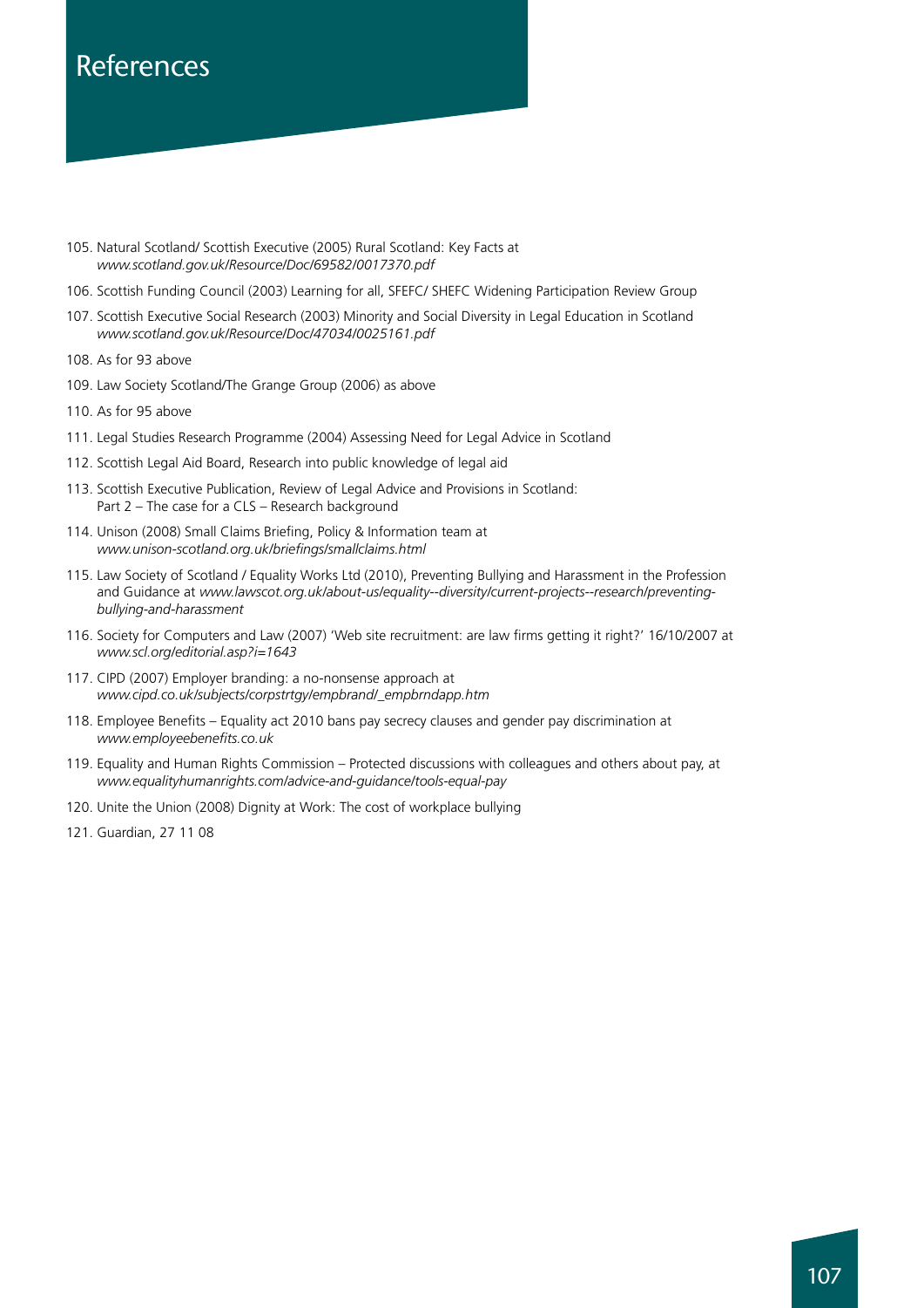# References

105. Natural Scotland/ Scottish Executive (2005) Rural Scotland: Key Facts at *www.scotland.gov.uk/Resource/Doc/69582/0017370.pdf*

106. Scottish Funding Council (2003) Learning for all, SFEFC/ SHEFC Widening Participation Review Group

107. Scottish Executive Social Research (2003) Minority and Social Diversity in Legal Education in Scotland *www.scotland.gov.uk/Resource/Doc/47034/0025161.pdf*

108. As for 93 above

109. Law Society Scotland/The Grange Group (2006) as above

110. As for 95 above

111. Legal Studies Research Programme (2004) Assessing Need for Legal Advice in Scotland

112. Scottish Legal Aid Board, Research into public knowledge of legal aid

113. Scottish Executive Publication, Review of Legal Advice and Provisions in Scotland: Part 2 – The case for a CLS – Research background

114. Unison (2008) Small Claims Briefing, Policy & Information team at *www.unison-scotland.org.uk/briefings/smallclaims.html*

115. Law Society of Scotland / Equality Works Ltd (2010), Preventing Bullying and Harassment in the Profession and Guidance at *www.lawscot.org.uk/about-us/equality--diversity/current-projects--research/preventing-bullying-and-harassment*

116. Society for Computers and Law (2007) 'Web site recruitment: are law firms getting it right?' 16/10/2007 at *www.scl.org/editorial.asp?i=1643*

117. CIPD (2007) Employer branding: a no-nonsense approach at *www.cipd.co.uk/subjects/corpstrtgy/empbrand/_empbrndapp.htm*

118. Employee Benefits – Equality act 2010 bans pay secrecy clauses and gender pay discrimination at *www.employeebenefits.co.uk*

119. Equality and Human Rights Commission – Protected discussions with colleagues and others about pay, at *www.equalityhumanrights.com/advice-and-guidance/tools-equal-pay*

120. Unite the Union (2008) Dignity at Work: The cost of workplace bullying

121. Guardian, 27 11 08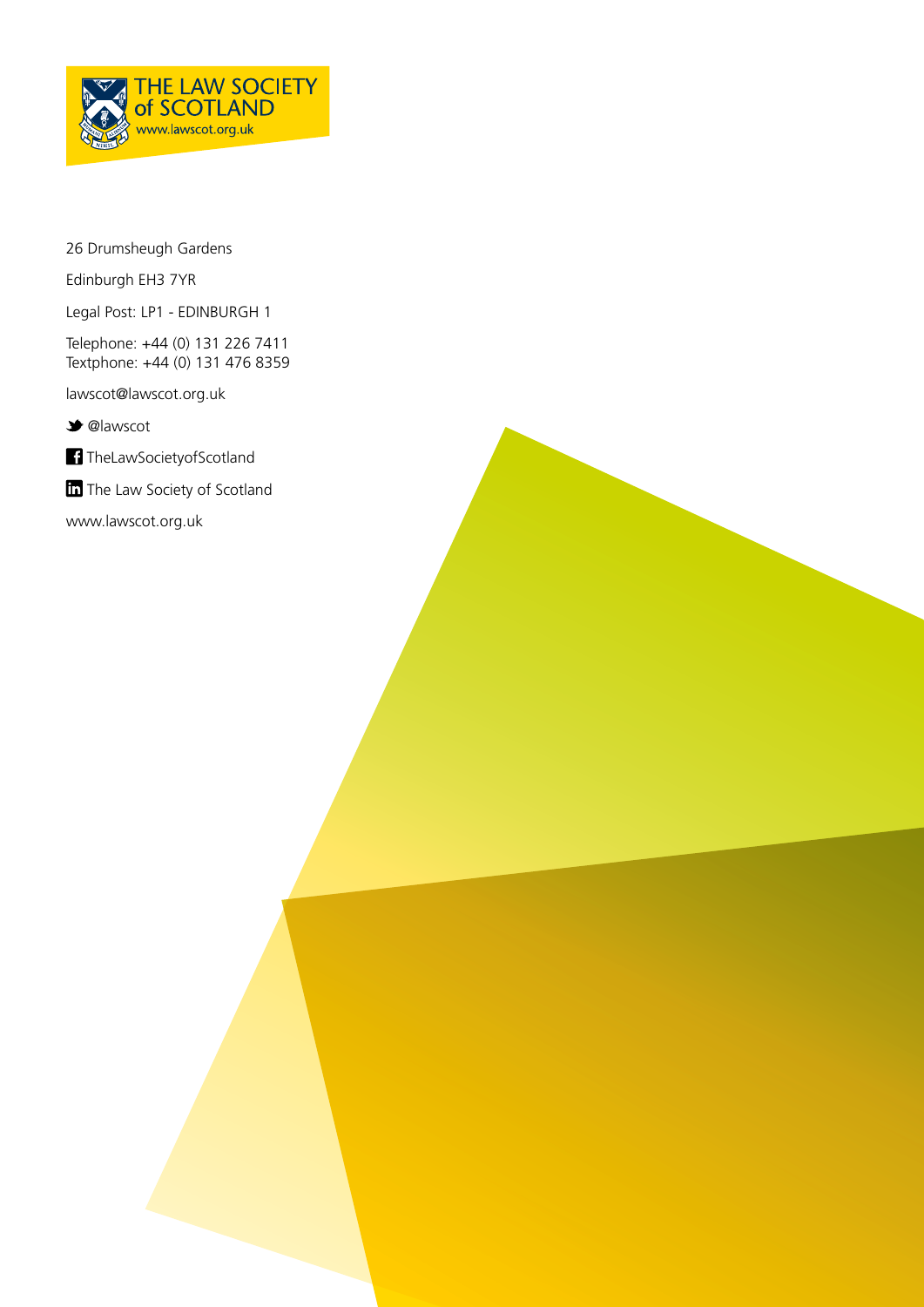THE LAW SOCIETY of SCOTLAND
www.lawscot.org.uk

26 Drumsheugh Gardens

Edinburgh EH3 7YR

Legal Post: LP1 - EDINBURGH 1

Telephone: +44 (0) 131 226 7411
Textphone: +44 (0) 131 476 8359

lawscot@lawscot.org.uk

@lawscot

TheLawSocietyofScotland

The Law Society of Scotland

www.lawscot.org.uk